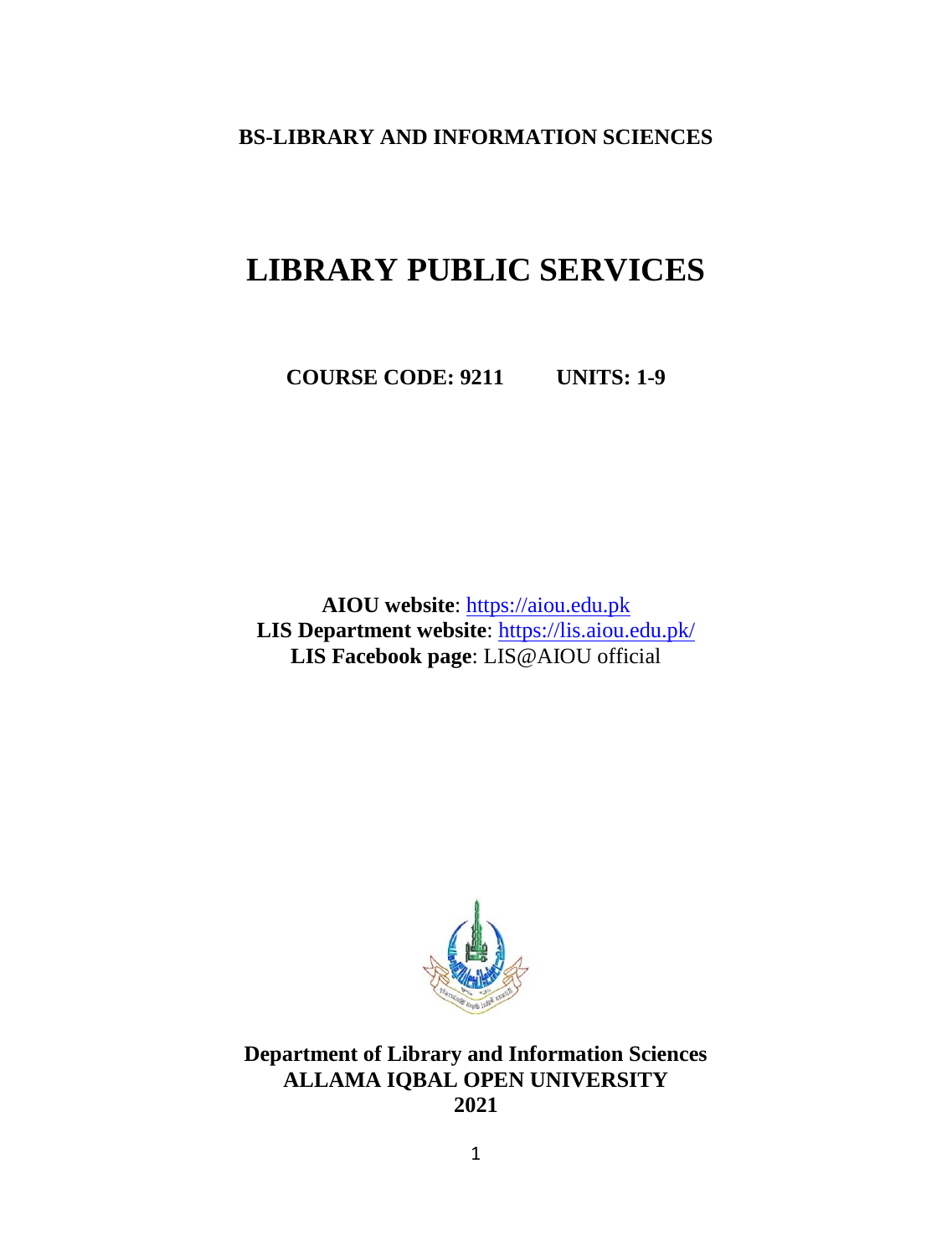**BS-LIBRARY AND INFORMATION SCIENCES**

# LIBRARY PUBLIC SERVICES

**COURSE CODE: 9211 UNITS: 1-9**

**AIOU website**: https://aiou.edu.pk
**LIS Department website**: https://lis.aiou.edu.pk/
**LIS Facebook page**: LIS@AIOU official

**Department of Library and Information Sciences**
**ALLAMA IQBAL OPEN UNIVERSITY**
**2021**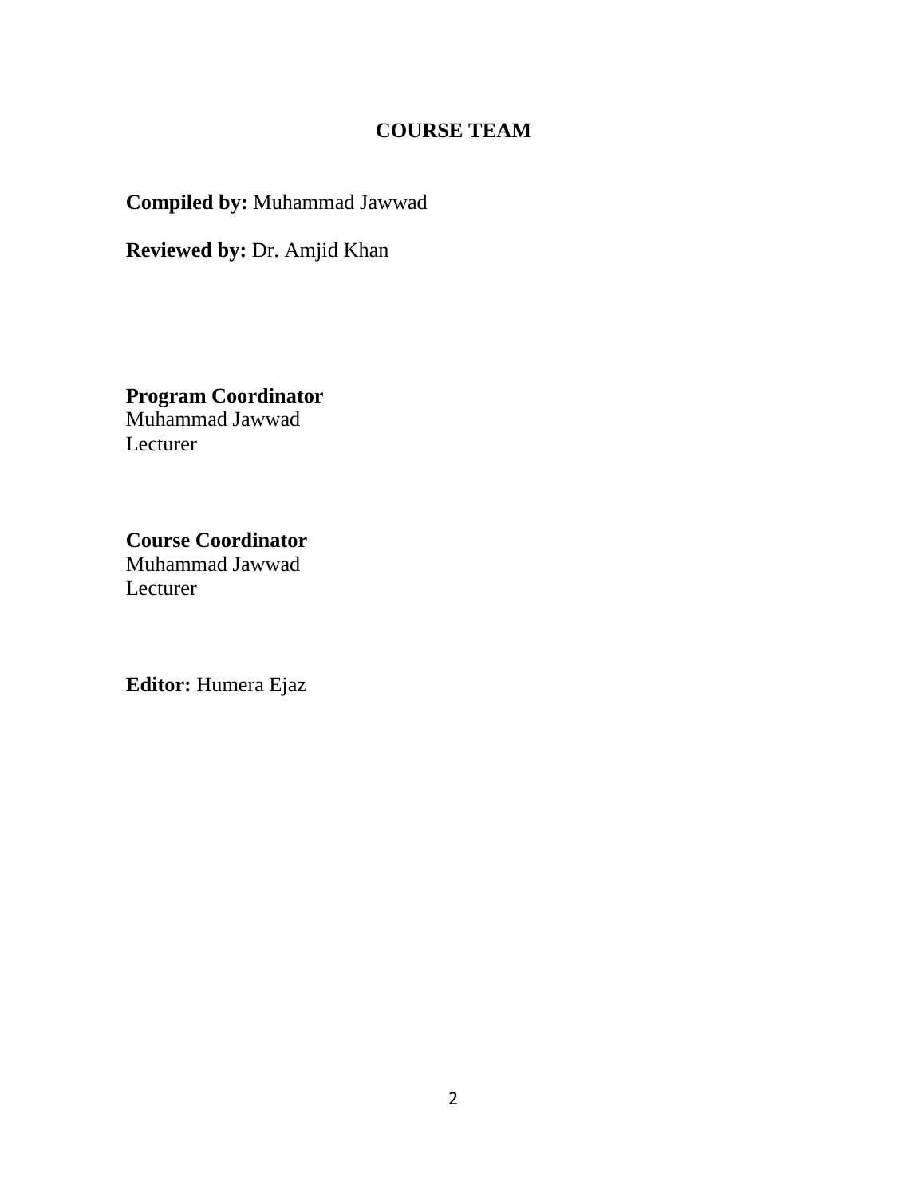# COURSE TEAM

**Compiled by:** Muhammad Jawwad

**Reviewed by:** Dr. Amjid Khan

**Program Coordinator**
Muhammad Jawwad
Lecturer

**Course Coordinator**
Muhammad Jawwad
Lecturer

**Editor:** Humera Ejaz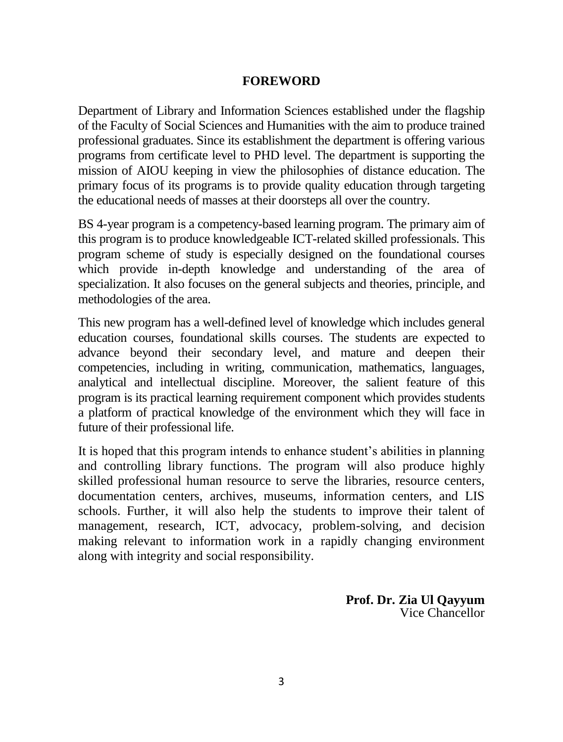# FOREWORD

Department of Library and Information Sciences established under the flagship of the Faculty of Social Sciences and Humanities with the aim to produce trained professional graduates. Since its establishment the department is offering various programs from certificate level to PHD level. The department is supporting the mission of AIOU keeping in view the philosophies of distance education. The primary focus of its programs is to provide quality education through targeting the educational needs of masses at their doorsteps all over the country.

BS 4-year program is a competency-based learning program. The primary aim of this program is to produce knowledgeable ICT-related skilled professionals. This program scheme of study is especially designed on the foundational courses which provide in-depth knowledge and understanding of the area of specialization. It also focuses on the general subjects and theories, principle, and methodologies of the area.

This new program has a well-defined level of knowledge which includes general education courses, foundational skills courses. The students are expected to advance beyond their secondary level, and mature and deepen their competencies, including in writing, communication, mathematics, languages, analytical and intellectual discipline. Moreover, the salient feature of this program is its practical learning requirement component which provides students a platform of practical knowledge of the environment which they will face in future of their professional life.

It is hoped that this program intends to enhance student's abilities in planning and controlling library functions. The program will also produce highly skilled professional human resource to serve the libraries, resource centers, documentation centers, archives, museums, information centers, and LIS schools. Further, it will also help the students to improve their talent of management, research, ICT, advocacy, problem-solving, and decision making relevant to information work in a rapidly changing environment along with integrity and social responsibility.

**Prof. Dr. Zia Ul Qayyum**
Vice Chancellor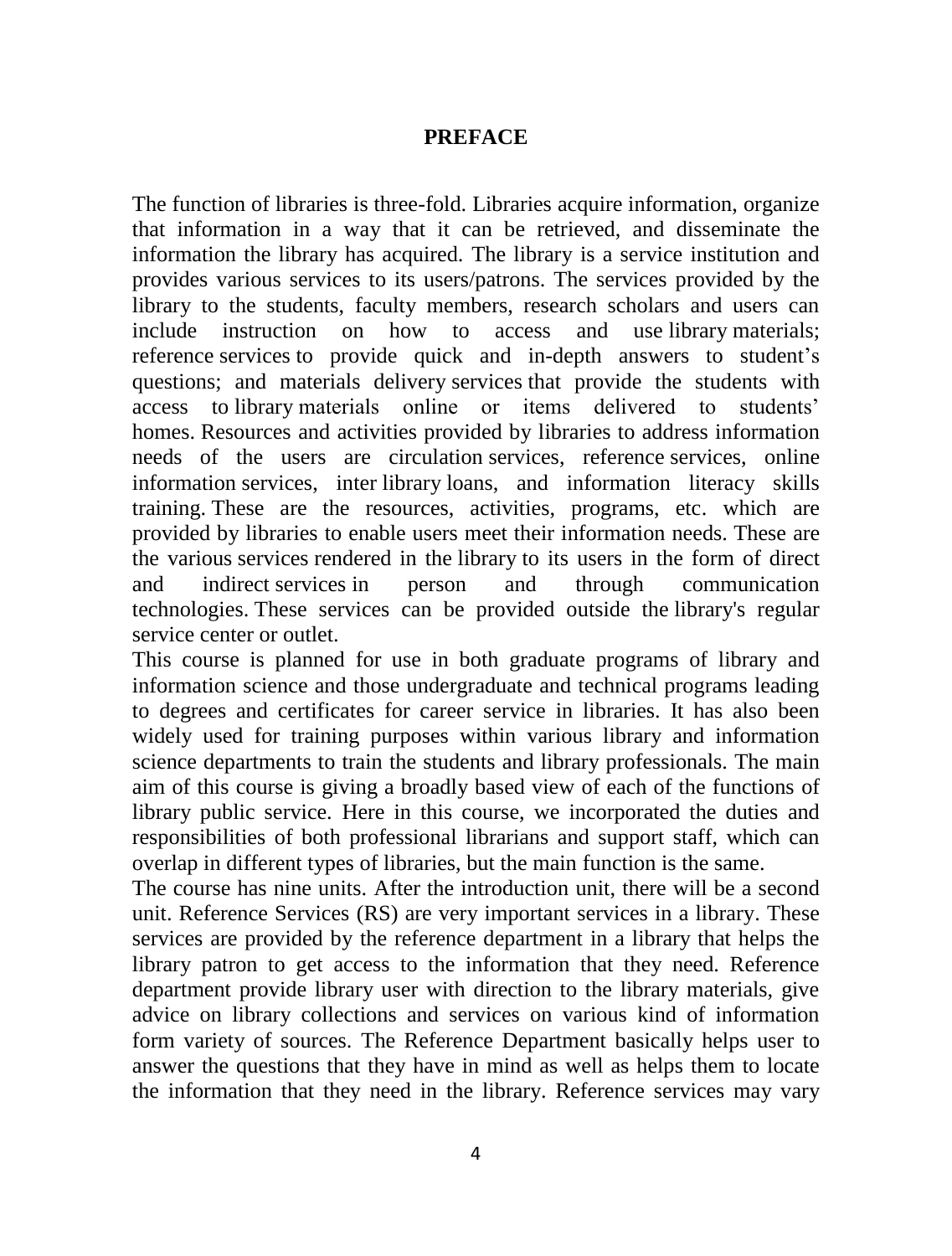# PREFACE

The function of libraries is three-fold. Libraries acquire information, organize that information in a way that it can be retrieved, and disseminate the information the library has acquired. The library is a service institution and provides various services to its users/patrons. The services provided by the library to the students, faculty members, research scholars and users can include instruction on how to access and use library materials; reference services to provide quick and in-depth answers to student's questions; and materials delivery services that provide the students with access to library materials online or items delivered to students' homes. Resources and activities provided by libraries to address information needs of the users are circulation services, reference services, online information services, inter library loans, and information literacy skills training. These are the resources, activities, programs, etc. which are provided by libraries to enable users meet their information needs. These are the various services rendered in the library to its users in the form of direct and indirect services in person and through communication technologies. These services can be provided outside the library's regular service center or outlet.

This course is planned for use in both graduate programs of library and information science and those undergraduate and technical programs leading to degrees and certificates for career service in libraries. It has also been widely used for training purposes within various library and information science departments to train the students and library professionals. The main aim of this course is giving a broadly based view of each of the functions of library public service. Here in this course, we incorporated the duties and responsibilities of both professional librarians and support staff, which can overlap in different types of libraries, but the main function is the same.

The course has nine units. After the introduction unit, there will be a second unit. Reference Services (RS) are very important services in a library. These services are provided by the reference department in a library that helps the library patron to get access to the information that they need. Reference department provide library user with direction to the library materials, give advice on library collections and services on various kind of information form variety of sources. The Reference Department basically helps user to answer the questions that they have in mind as well as helps them to locate the information that they need in the library. Reference services may vary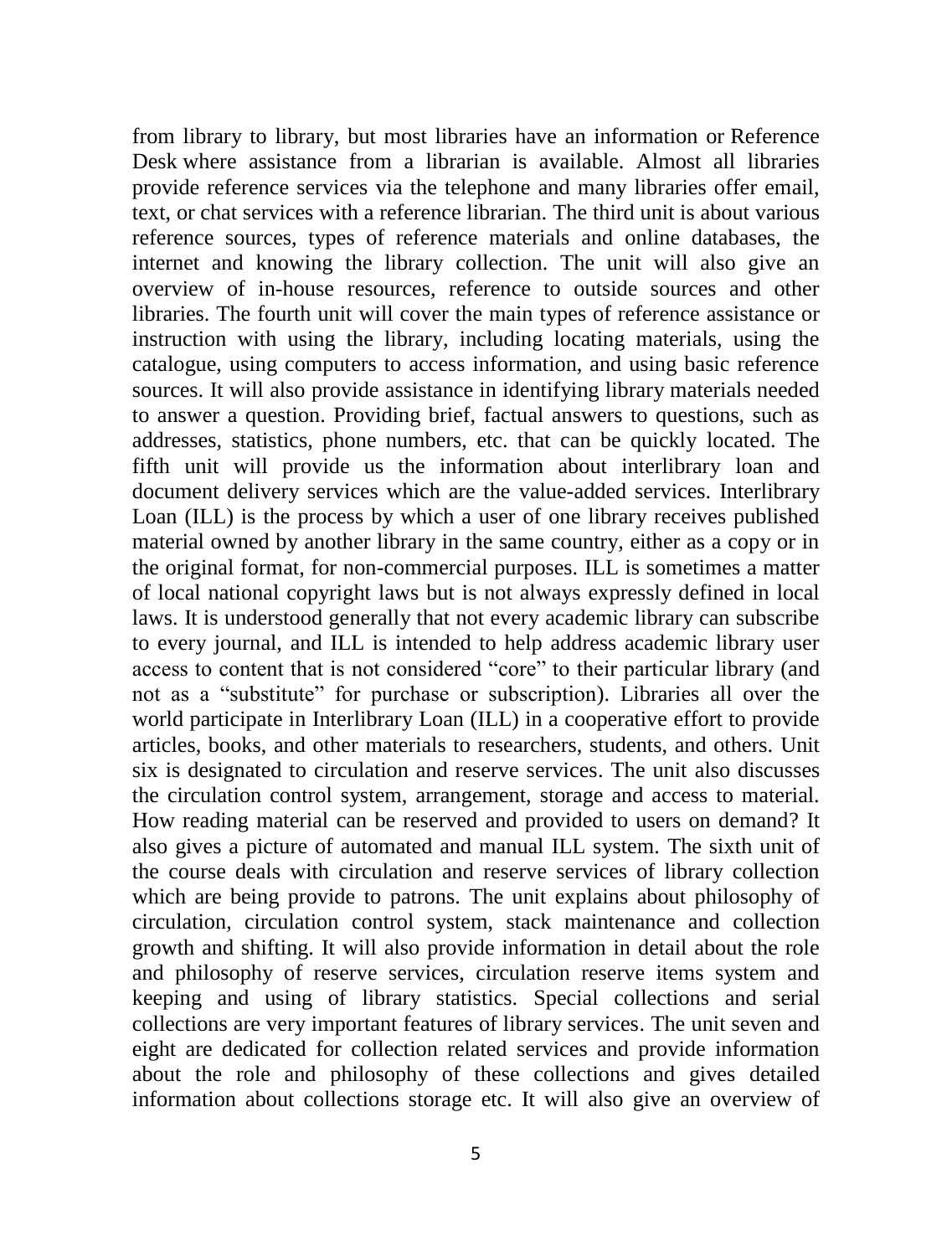from library to library, but most libraries have an information or Reference Desk where assistance from a librarian is available. Almost all libraries provide reference services via the telephone and many libraries offer email, text, or chat services with a reference librarian. The third unit is about various reference sources, types of reference materials and online databases, the internet and knowing the library collection. The unit will also give an overview of in-house resources, reference to outside sources and other libraries. The fourth unit will cover the main types of reference assistance or instruction with using the library, including locating materials, using the catalogue, using computers to access information, and using basic reference sources. It will also provide assistance in identifying library materials needed to answer a question. Providing brief, factual answers to questions, such as addresses, statistics, phone numbers, etc. that can be quickly located. The fifth unit will provide us the information about interlibrary loan and document delivery services which are the value-added services. Interlibrary Loan (ILL) is the process by which a user of one library receives published material owned by another library in the same country, either as a copy or in the original format, for non-commercial purposes. ILL is sometimes a matter of local national copyright laws but is not always expressly defined in local laws. It is understood generally that not every academic library can subscribe to every journal, and ILL is intended to help address academic library user access to content that is not considered "core" to their particular library (and not as a "substitute" for purchase or subscription). Libraries all over the world participate in Interlibrary Loan (ILL) in a cooperative effort to provide articles, books, and other materials to researchers, students, and others. Unit six is designated to circulation and reserve services. The unit also discusses the circulation control system, arrangement, storage and access to material. How reading material can be reserved and provided to users on demand? It also gives a picture of automated and manual ILL system. The sixth unit of the course deals with circulation and reserve services of library collection which are being provide to patrons. The unit explains about philosophy of circulation, circulation control system, stack maintenance and collection growth and shifting. It will also provide information in detail about the role and philosophy of reserve services, circulation reserve items system and keeping and using of library statistics. Special collections and serial collections are very important features of library services. The unit seven and eight are dedicated for collection related services and provide information about the role and philosophy of these collections and gives detailed information about collections storage etc. It will also give an overview of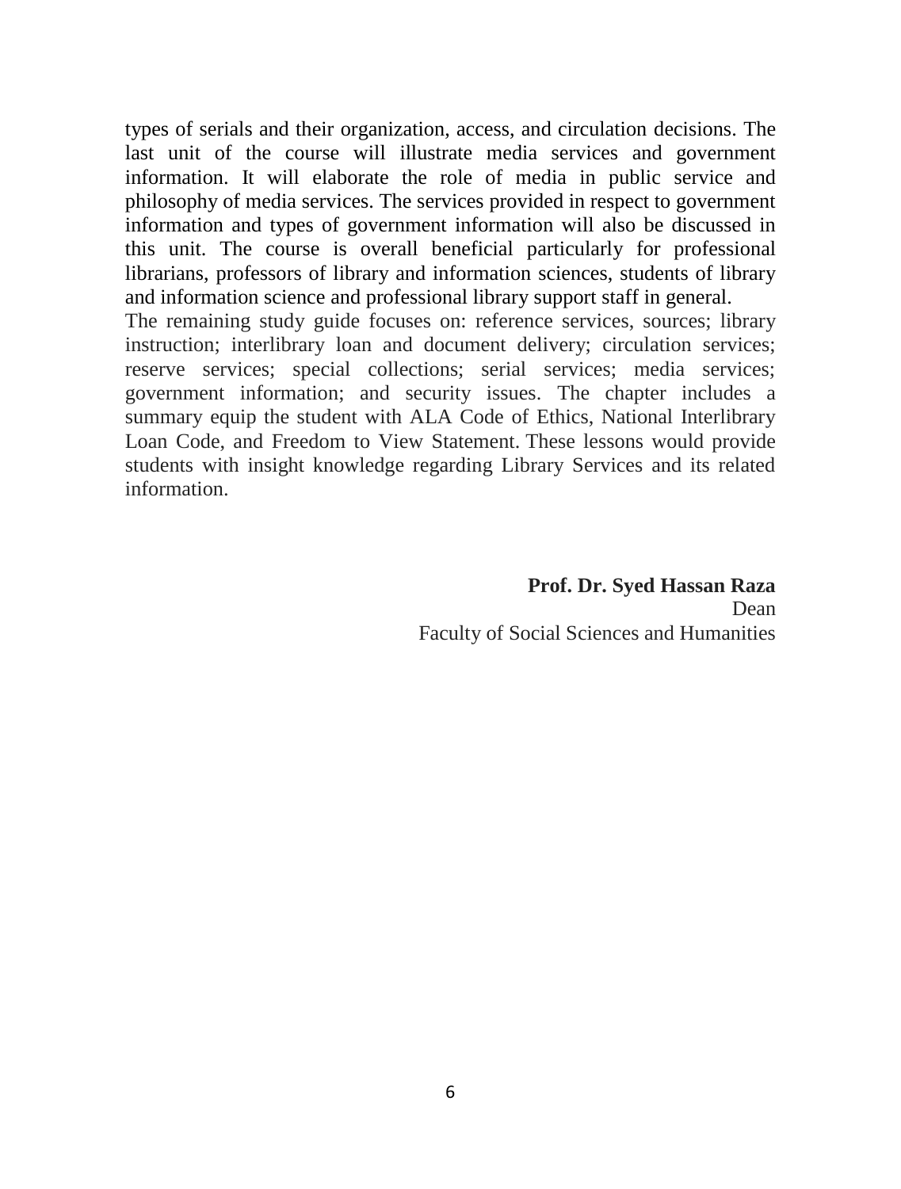types of serials and their organization, access, and circulation decisions. The last unit of the course will illustrate media services and government information. It will elaborate the role of media in public service and philosophy of media services. The services provided in respect to government information and types of government information will also be discussed in this unit. The course is overall beneficial particularly for professional librarians, professors of library and information sciences, students of library and information science and professional library support staff in general.

The remaining study guide focuses on: reference services, sources; library instruction; interlibrary loan and document delivery; circulation services; reserve services; special collections; serial services; media services; government information; and security issues. The chapter includes a summary equip the student with ALA Code of Ethics, National Interlibrary Loan Code, and Freedom to View Statement. These lessons would provide students with insight knowledge regarding Library Services and its related information.

**Prof. Dr. Syed Hassan Raza**
Dean
Faculty of Social Sciences and Humanities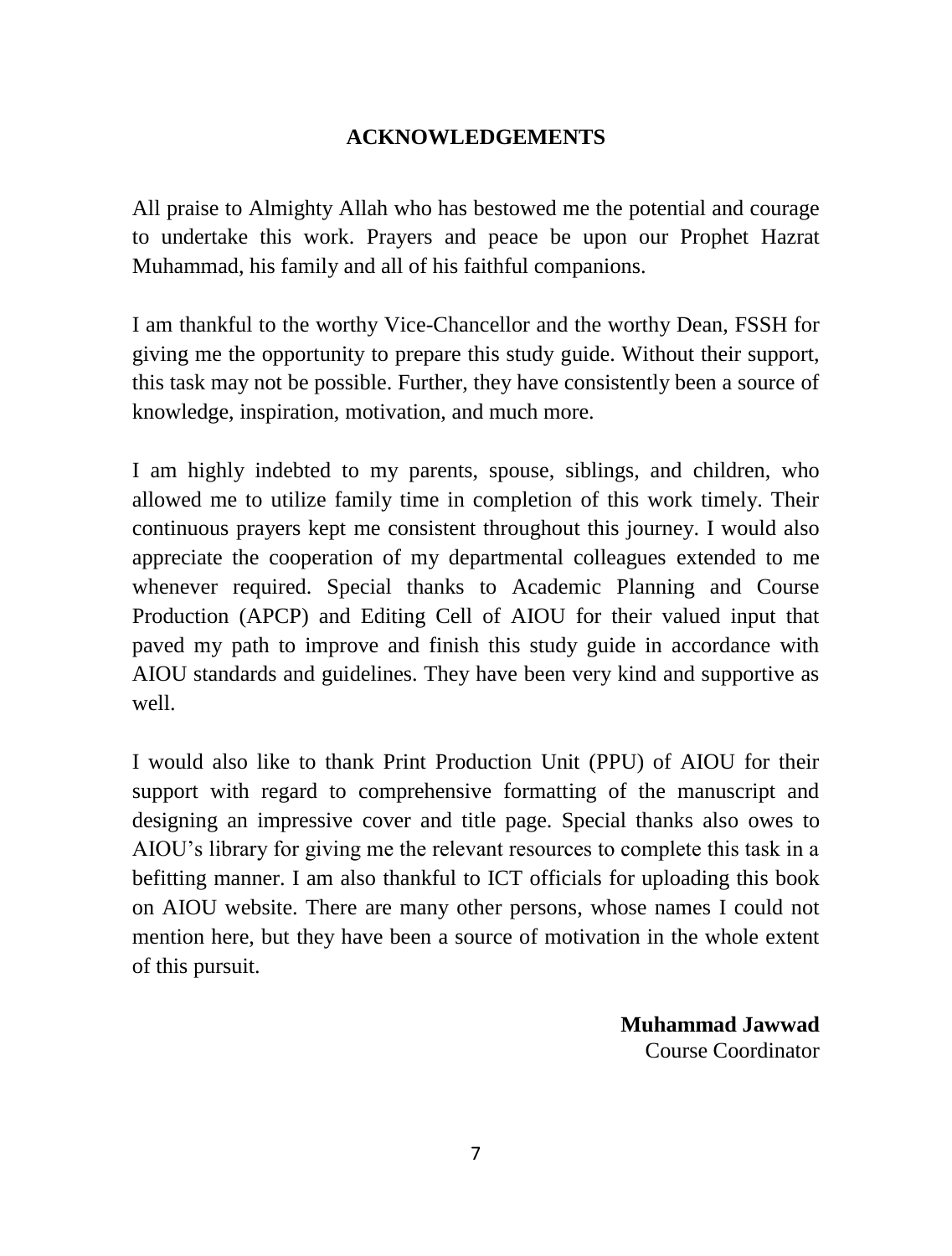# ACKNOWLEDGEMENTS

All praise to Almighty Allah who has bestowed me the potential and courage to undertake this work. Prayers and peace be upon our Prophet Hazrat Muhammad, his family and all of his faithful companions.

I am thankful to the worthy Vice-Chancellor and the worthy Dean, FSSH for giving me the opportunity to prepare this study guide. Without their support, this task may not be possible. Further, they have consistently been a source of knowledge, inspiration, motivation, and much more.

I am highly indebted to my parents, spouse, siblings, and children, who allowed me to utilize family time in completion of this work timely. Their continuous prayers kept me consistent throughout this journey. I would also appreciate the cooperation of my departmental colleagues extended to me whenever required. Special thanks to Academic Planning and Course Production (APCP) and Editing Cell of AIOU for their valued input that paved my path to improve and finish this study guide in accordance with AIOU standards and guidelines. They have been very kind and supportive as well.

I would also like to thank Print Production Unit (PPU) of AIOU for their support with regard to comprehensive formatting of the manuscript and designing an impressive cover and title page. Special thanks also owes to AIOU's library for giving me the relevant resources to complete this task in a befitting manner. I am also thankful to ICT officials for uploading this book on AIOU website. There are many other persons, whose names I could not mention here, but they have been a source of motivation in the whole extent of this pursuit.

**Muhammad Jawwad**
Course Coordinator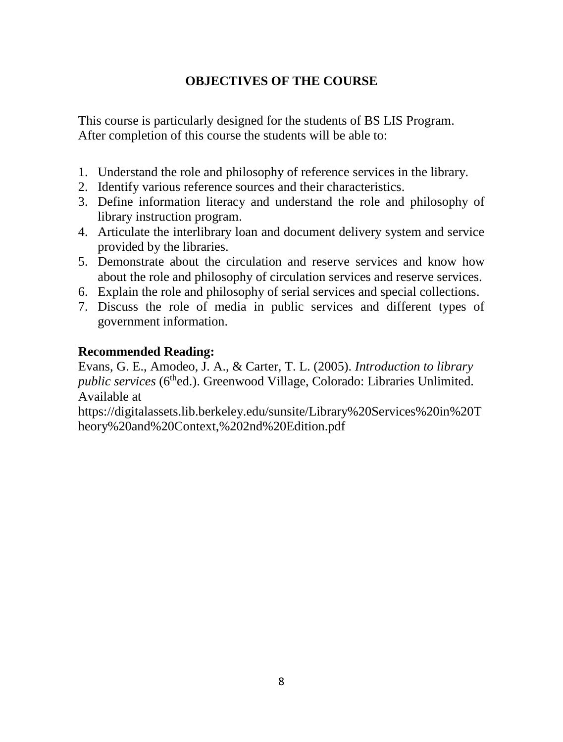## OBJECTIVES OF THE COURSE

This course is particularly designed for the students of BS LIS Program. After completion of this course the students will be able to:

1. Understand the role and philosophy of reference services in the library.
2. Identify various reference sources and their characteristics.
3. Define information literacy and understand the role and philosophy of library instruction program.
4. Articulate the interlibrary loan and document delivery system and service provided by the libraries.
5. Demonstrate about the circulation and reserve services and know how about the role and philosophy of circulation services and reserve services.
6. Explain the role and philosophy of serial services and special collections.
7. Discuss the role of media in public services and different types of government information.

**Recommended Reading:**

Evans, G. E., Amodeo, J. A., & Carter, T. L. (2005). *Introduction to library public services* (6thed.). Greenwood Village, Colorado: Libraries Unlimited. Available at https://digitalassets.lib.berkeley.edu/sunsite/Library%20Services%20in%20Theory%20and%20Context,%202nd%20Edition.pdf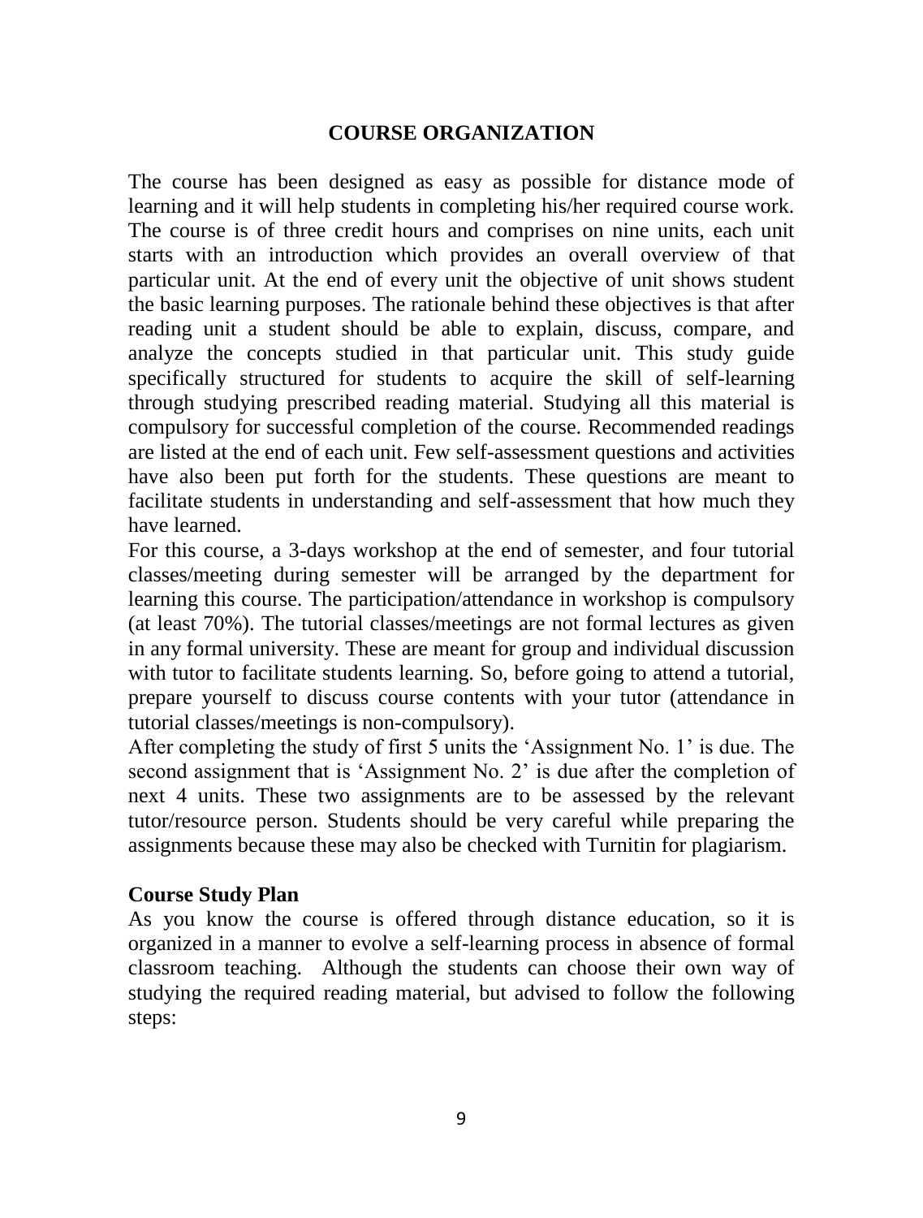## COURSE ORGANIZATION

The course has been designed as easy as possible for distance mode of learning and it will help students in completing his/her required course work. The course is of three credit hours and comprises on nine units, each unit starts with an introduction which provides an overall overview of that particular unit. At the end of every unit the objective of unit shows student the basic learning purposes. The rationale behind these objectives is that after reading unit a student should be able to explain, discuss, compare, and analyze the concepts studied in that particular unit. This study guide specifically structured for students to acquire the skill of self-learning through studying prescribed reading material. Studying all this material is compulsory for successful completion of the course. Recommended readings are listed at the end of each unit. Few self-assessment questions and activities have also been put forth for the students. These questions are meant to facilitate students in understanding and self-assessment that how much they have learned.

For this course, a 3-days workshop at the end of semester, and four tutorial classes/meeting during semester will be arranged by the department for learning this course. The participation/attendance in workshop is compulsory (at least 70%). The tutorial classes/meetings are not formal lectures as given in any formal university. These are meant for group and individual discussion with tutor to facilitate students learning. So, before going to attend a tutorial, prepare yourself to discuss course contents with your tutor (attendance in tutorial classes/meetings is non-compulsory).

After completing the study of first 5 units the 'Assignment No. 1' is due. The second assignment that is 'Assignment No. 2' is due after the completion of next 4 units. These two assignments are to be assessed by the relevant tutor/resource person. Students should be very careful while preparing the assignments because these may also be checked with Turnitin for plagiarism.

### Course Study Plan

As you know the course is offered through distance education, so it is organized in a manner to evolve a self-learning process in absence of formal classroom teaching. Although the students can choose their own way of studying the required reading material, but advised to follow the following steps: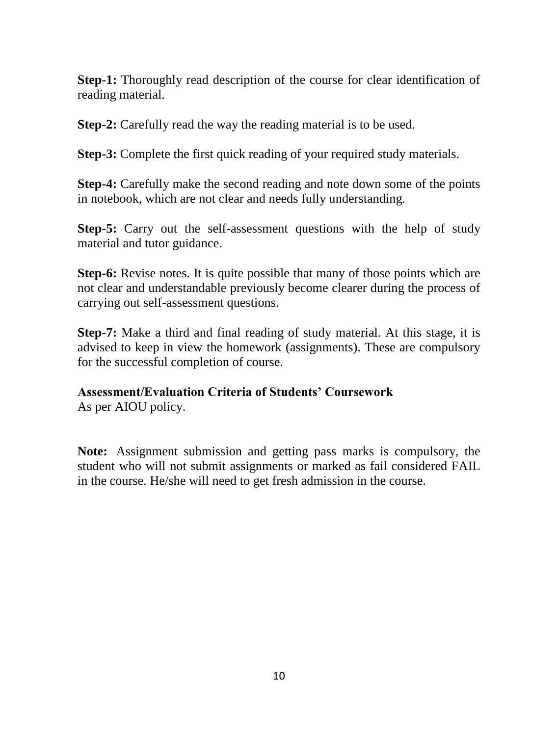**Step-1:** Thoroughly read description of the course for clear identification of reading material.

**Step-2:** Carefully read the way the reading material is to be used.

**Step-3:** Complete the first quick reading of your required study materials.

**Step-4:** Carefully make the second reading and note down some of the points in notebook, which are not clear and needs fully understanding.

**Step-5:** Carry out the self-assessment questions with the help of study material and tutor guidance.

**Step-6:** Revise notes. It is quite possible that many of those points which are not clear and understandable previously become clearer during the process of carrying out self-assessment questions.

**Step-7:** Make a third and final reading of study material. At this stage, it is advised to keep in view the homework (assignments). These are compulsory for the successful completion of course.

**Assessment/Evaluation Criteria of Students' Coursework**
As per AIOU policy.

**Note:** Assignment submission and getting pass marks is compulsory, the student who will not submit assignments or marked as fail considered FAIL in the course. He/she will need to get fresh admission in the course.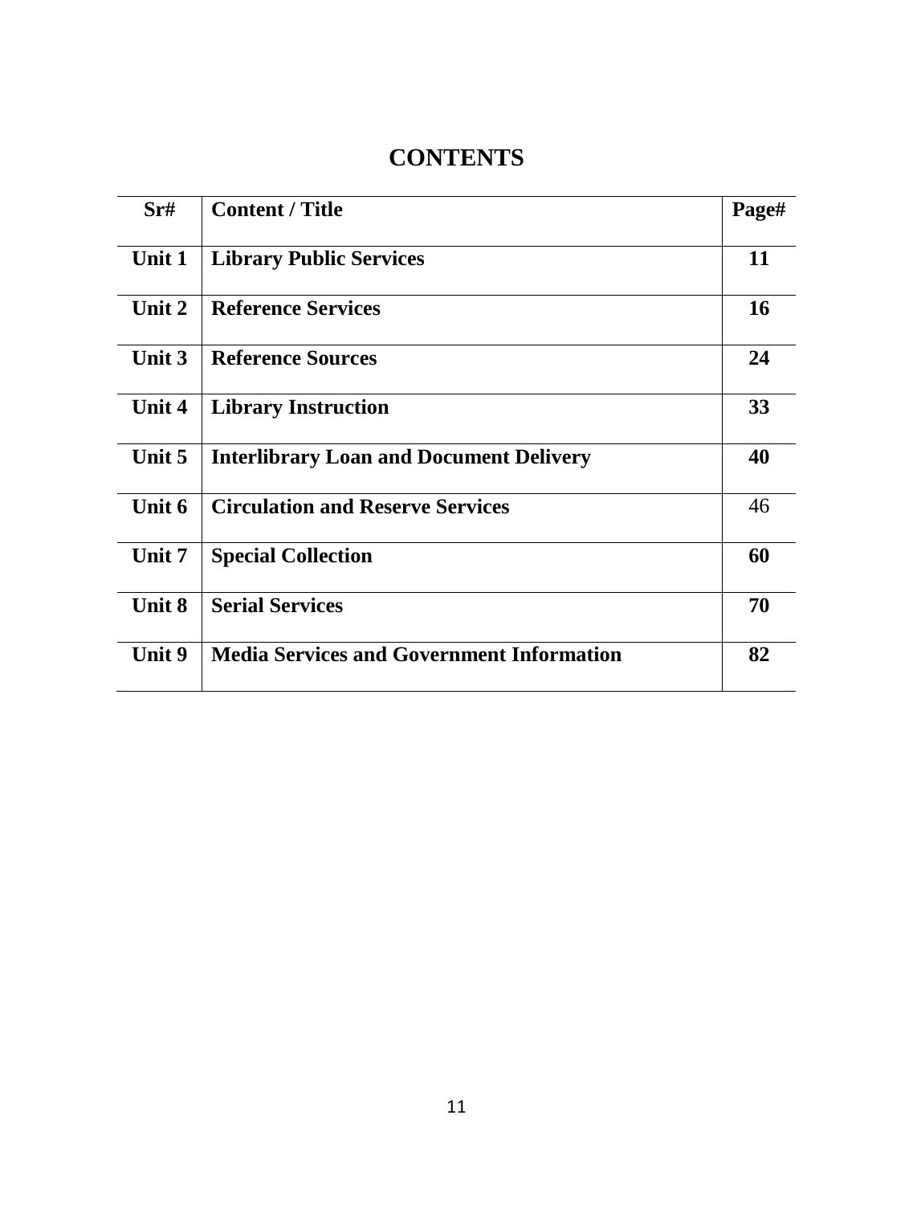# CONTENTS

| Sr# | Content / Title | Page# |
|---|---|---|
| Unit 1 | Library Public Services | 11 |
| Unit 2 | Reference Services | 16 |
| Unit 3 | Reference Sources | 24 |
| Unit 4 | Library Instruction | 33 |
| Unit 5 | Interlibrary Loan and Document Delivery | 40 |
| Unit 6 | Circulation and Reserve Services | 46 |
| Unit 7 | Special Collection | 60 |
| Unit 8 | Serial Services | 70 |
| Unit 9 | Media Services and Government Information | 82 |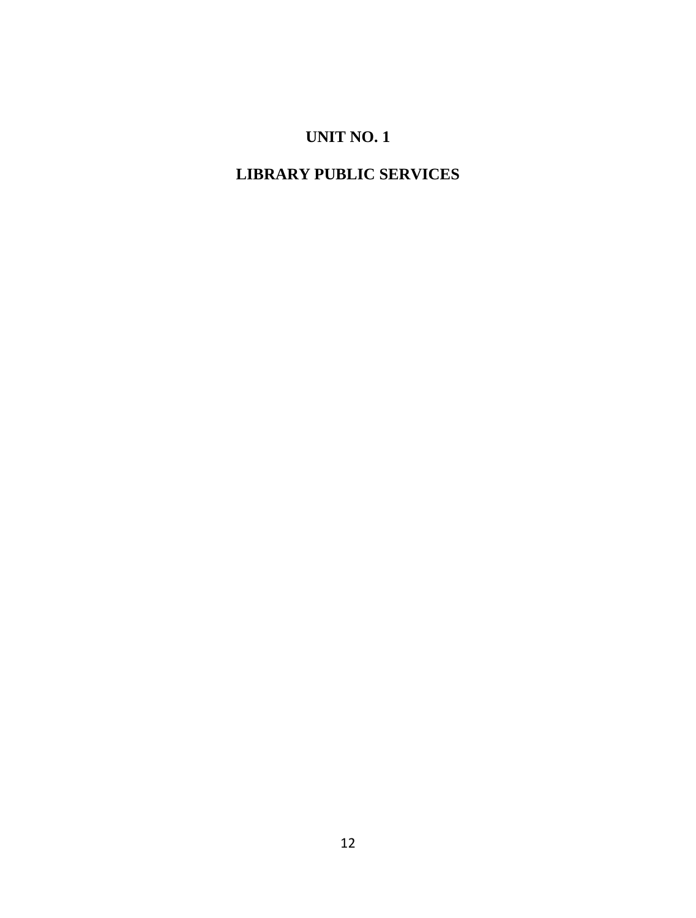# UNIT NO. 1

# LIBRARY PUBLIC SERVICES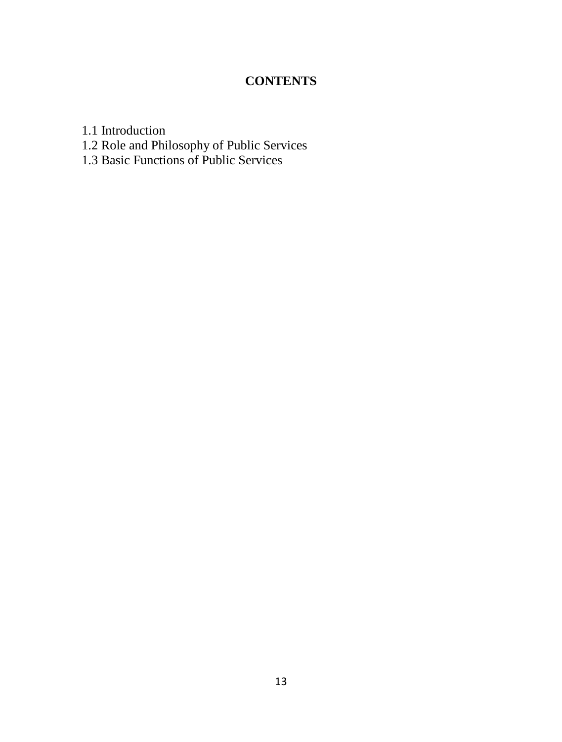## CONTENTS

1.1 Introduction
1.2 Role and Philosophy of Public Services
1.3 Basic Functions of Public Services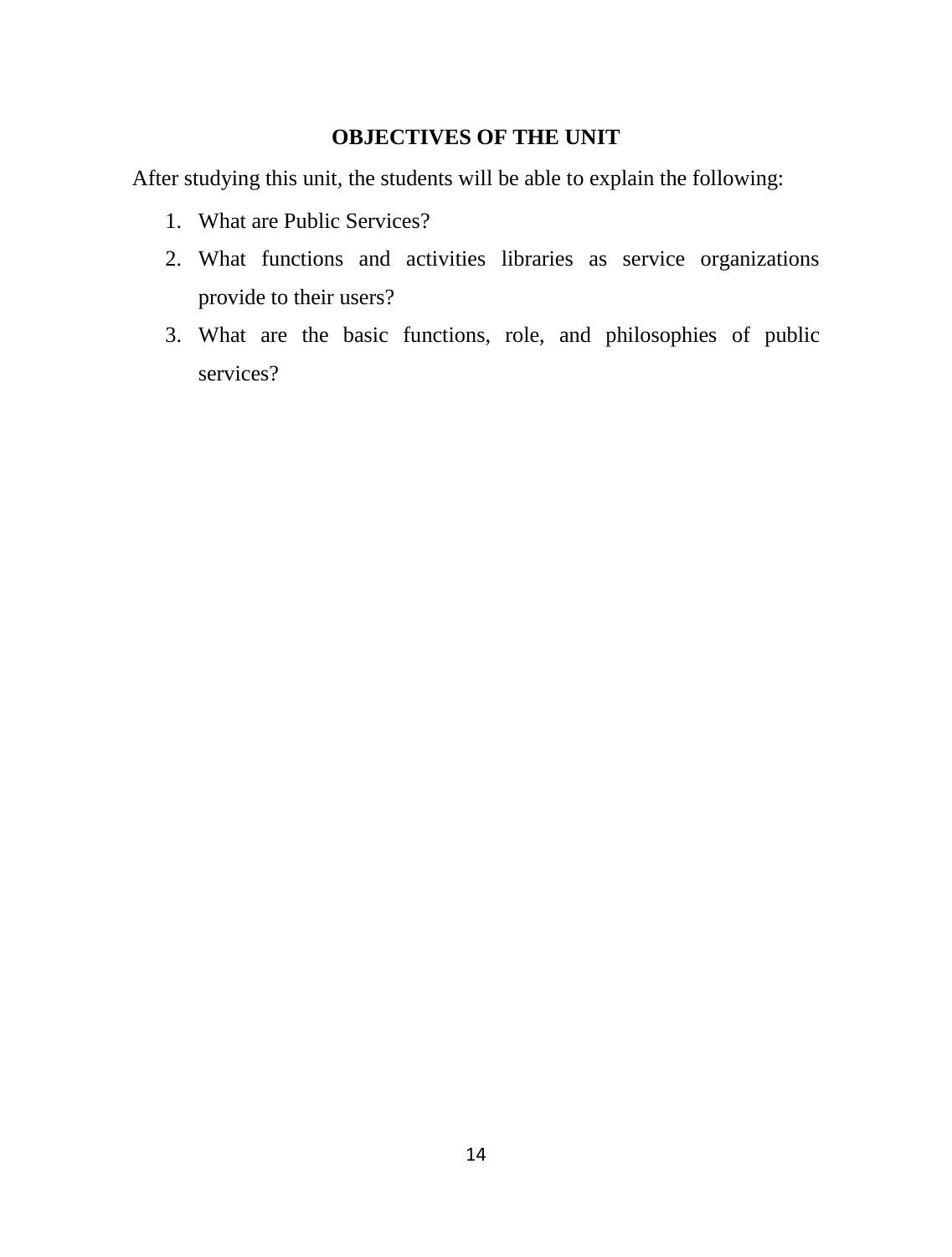## OBJECTIVES OF THE UNIT

After studying this unit, the students will be able to explain the following:

1. What are Public Services?
2. What functions and activities libraries as service organizations provide to their users?
3. What are the basic functions, role, and philosophies of public services?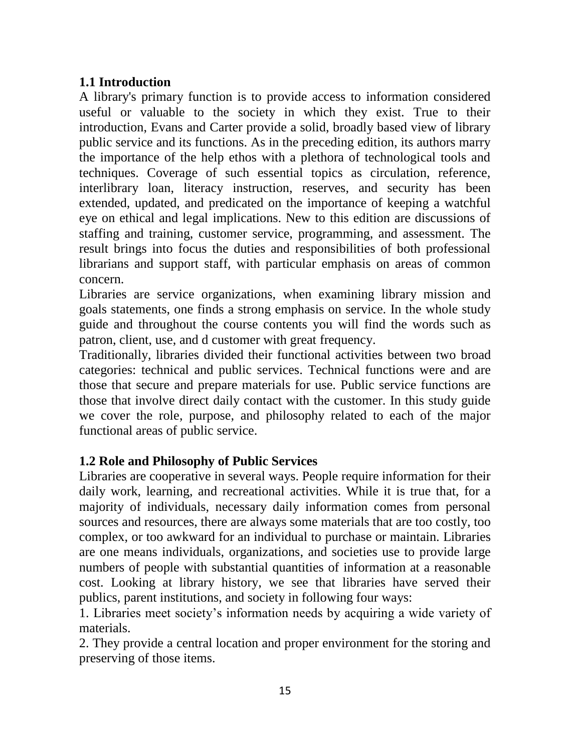## 1.1 Introduction

A library's primary function is to provide access to information considered useful or valuable to the society in which they exist. True to their introduction, Evans and Carter provide a solid, broadly based view of library public service and its functions. As in the preceding edition, its authors marry the importance of the help ethos with a plethora of technological tools and techniques. Coverage of such essential topics as circulation, reference, interlibrary loan, literacy instruction, reserves, and security has been extended, updated, and predicated on the importance of keeping a watchful eye on ethical and legal implications. New to this edition are discussions of staffing and training, customer service, programming, and assessment. The result brings into focus the duties and responsibilities of both professional librarians and support staff, with particular emphasis on areas of common concern.

Libraries are service organizations, when examining library mission and goals statements, one finds a strong emphasis on service. In the whole study guide and throughout the course contents you will find the words such as patron, client, use, and d customer with great frequency.

Traditionally, libraries divided their functional activities between two broad categories: technical and public services. Technical functions were and are those that secure and prepare materials for use. Public service functions are those that involve direct daily contact with the customer. In this study guide we cover the role, purpose, and philosophy related to each of the major functional areas of public service.

## 1.2 Role and Philosophy of Public Services

Libraries are cooperative in several ways. People require information for their daily work, learning, and recreational activities. While it is true that, for a majority of individuals, necessary daily information comes from personal sources and resources, there are always some materials that are too costly, too complex, or too awkward for an individual to purchase or maintain. Libraries are one means individuals, organizations, and societies use to provide large numbers of people with substantial quantities of information at a reasonable cost. Looking at library history, we see that libraries have served their publics, parent institutions, and society in following four ways:

1. Libraries meet society's information needs by acquiring a wide variety of materials.
2. They provide a central location and proper environment for the storing and preserving of those items.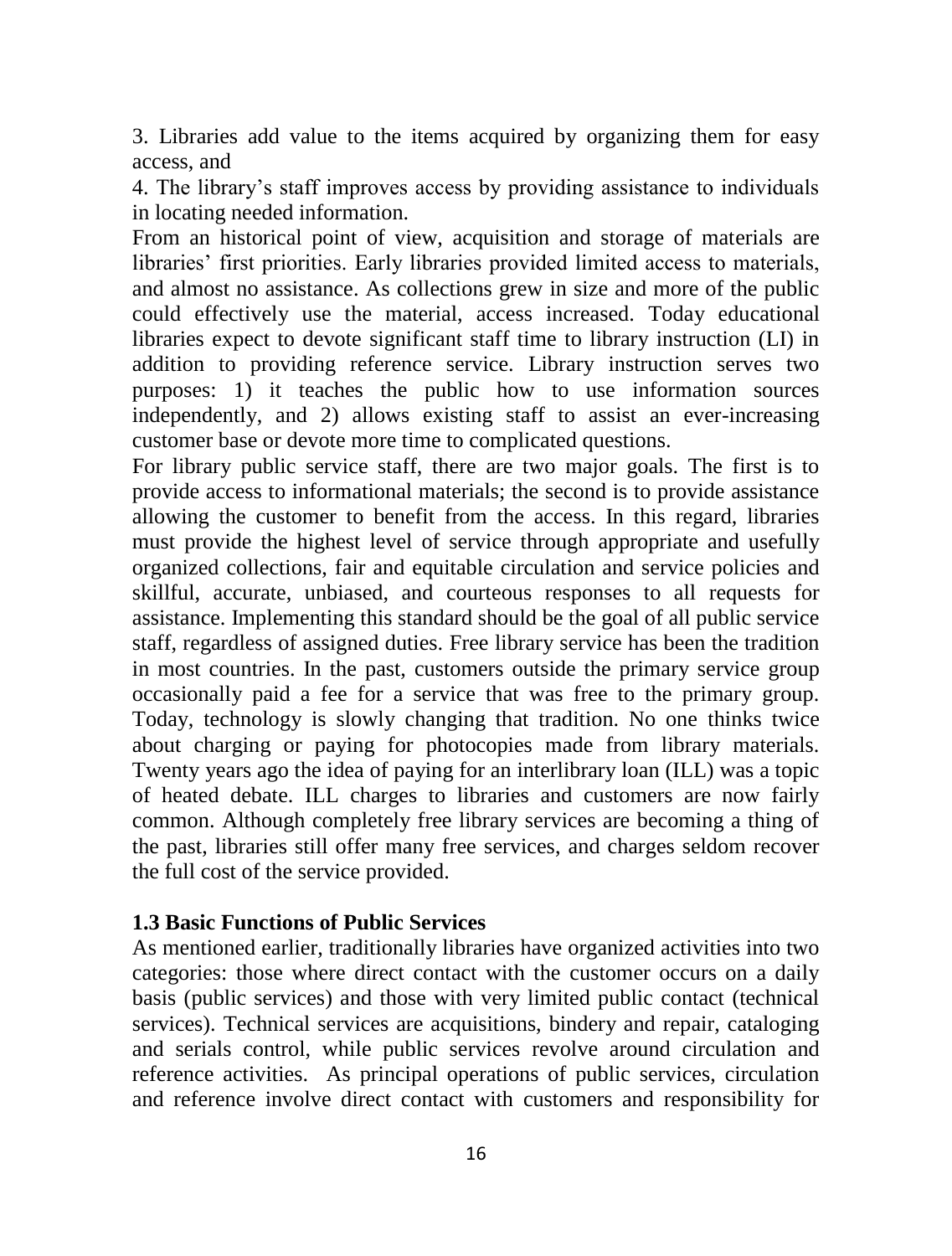3. Libraries add value to the items acquired by organizing them for easy access, and

4. The library's staff improves access by providing assistance to individuals in locating needed information.

From an historical point of view, acquisition and storage of materials are libraries' first priorities. Early libraries provided limited access to materials, and almost no assistance. As collections grew in size and more of the public could effectively use the material, access increased. Today educational libraries expect to devote significant staff time to library instruction (LI) in addition to providing reference service. Library instruction serves two purposes: 1) it teaches the public how to use information sources independently, and 2) allows existing staff to assist an ever-increasing customer base or devote more time to complicated questions.

For library public service staff, there are two major goals. The first is to provide access to informational materials; the second is to provide assistance allowing the customer to benefit from the access. In this regard, libraries must provide the highest level of service through appropriate and usefully organized collections, fair and equitable circulation and service policies and skillful, accurate, unbiased, and courteous responses to all requests for assistance. Implementing this standard should be the goal of all public service staff, regardless of assigned duties. Free library service has been the tradition in most countries. In the past, customers outside the primary service group occasionally paid a fee for a service that was free to the primary group. Today, technology is slowly changing that tradition. No one thinks twice about charging or paying for photocopies made from library materials. Twenty years ago the idea of paying for an interlibrary loan (ILL) was a topic of heated debate. ILL charges to libraries and customers are now fairly common. Although completely free library services are becoming a thing of the past, libraries still offer many free services, and charges seldom recover the full cost of the service provided.

### 1.3 Basic Functions of Public Services

As mentioned earlier, traditionally libraries have organized activities into two categories: those where direct contact with the customer occurs on a daily basis (public services) and those with very limited public contact (technical services). Technical services are acquisitions, bindery and repair, cataloging and serials control, while public services revolve around circulation and reference activities. As principal operations of public services, circulation and reference involve direct contact with customers and responsibility for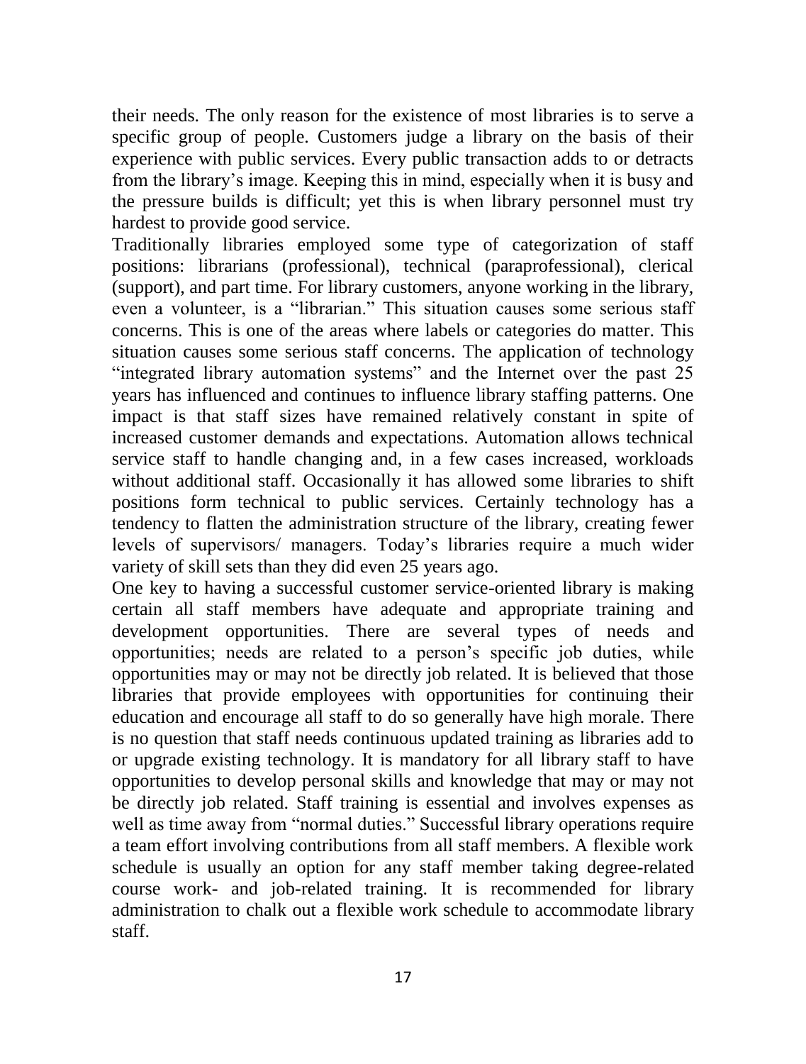their needs. The only reason for the existence of most libraries is to serve a specific group of people. Customers judge a library on the basis of their experience with public services. Every public transaction adds to or detracts from the library's image. Keeping this in mind, especially when it is busy and the pressure builds is difficult; yet this is when library personnel must try hardest to provide good service.

Traditionally libraries employed some type of categorization of staff positions: librarians (professional), technical (paraprofessional), clerical (support), and part time. For library customers, anyone working in the library, even a volunteer, is a "librarian." This situation causes some serious staff concerns. This is one of the areas where labels or categories do matter. This situation causes some serious staff concerns. The application of technology "integrated library automation systems" and the Internet over the past 25 years has influenced and continues to influence library staffing patterns. One impact is that staff sizes have remained relatively constant in spite of increased customer demands and expectations. Automation allows technical service staff to handle changing and, in a few cases increased, workloads without additional staff. Occasionally it has allowed some libraries to shift positions form technical to public services. Certainly technology has a tendency to flatten the administration structure of the library, creating fewer levels of supervisors/ managers. Today's libraries require a much wider variety of skill sets than they did even 25 years ago.

One key to having a successful customer service-oriented library is making certain all staff members have adequate and appropriate training and development opportunities. There are several types of needs and opportunities; needs are related to a person's specific job duties, while opportunities may or may not be directly job related. It is believed that those libraries that provide employees with opportunities for continuing their education and encourage all staff to do so generally have high morale. There is no question that staff needs continuous updated training as libraries add to or upgrade existing technology. It is mandatory for all library staff to have opportunities to develop personal skills and knowledge that may or may not be directly job related. Staff training is essential and involves expenses as well as time away from "normal duties." Successful library operations require a team effort involving contributions from all staff members. A flexible work schedule is usually an option for any staff member taking degree-related course work- and job-related training. It is recommended for library administration to chalk out a flexible work schedule to accommodate library staff.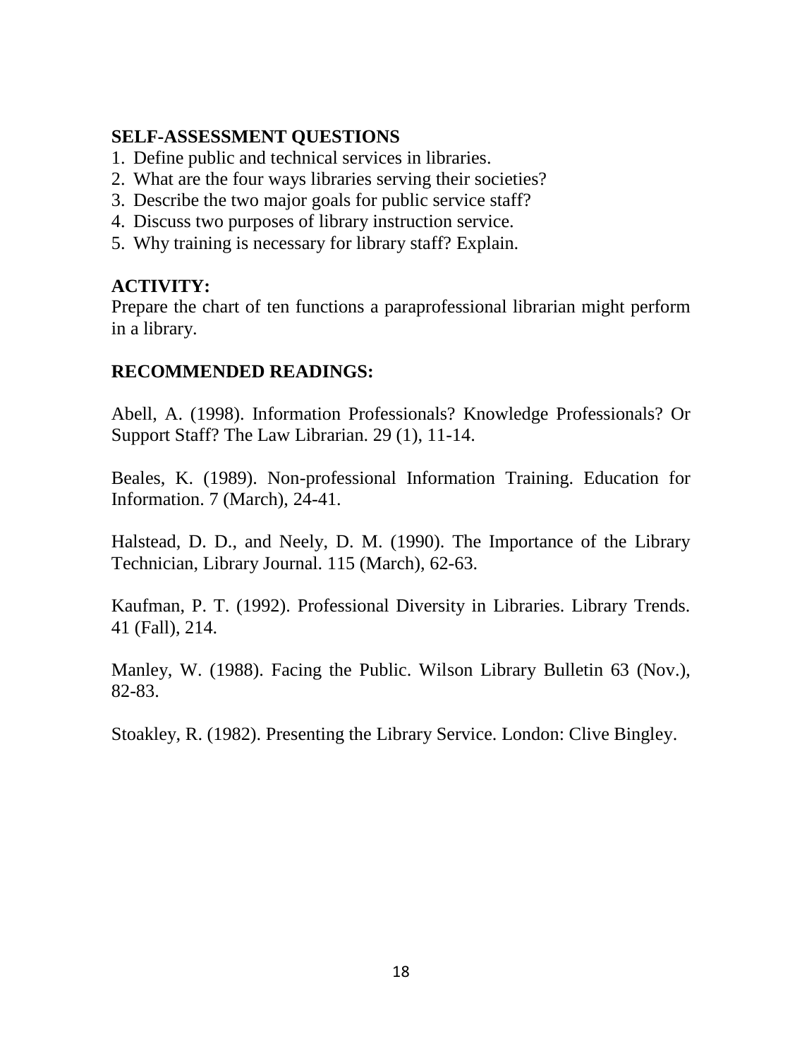**SELF-ASSESSMENT QUESTIONS**

1. Define public and technical services in libraries.
2. What are the four ways libraries serving their societies?
3. Describe the two major goals for public service staff?
4. Discuss two purposes of library instruction service.
5. Why training is necessary for library staff? Explain.

**ACTIVITY:**

Prepare the chart of ten functions a paraprofessional librarian might perform in a library.

**RECOMMENDED READINGS:**

Abell, A. (1998). Information Professionals? Knowledge Professionals? Or Support Staff? The Law Librarian. 29 (1), 11-14.

Beales, K. (1989). Non-professional Information Training. Education for Information. 7 (March), 24-41.

Halstead, D. D., and Neely, D. M. (1990). The Importance of the Library Technician, Library Journal. 115 (March), 62-63.

Kaufman, P. T. (1992). Professional Diversity in Libraries. Library Trends. 41 (Fall), 214.

Manley, W. (1988). Facing the Public. Wilson Library Bulletin 63 (Nov.), 82-83.

Stoakley, R. (1982). Presenting the Library Service. London: Clive Bingley.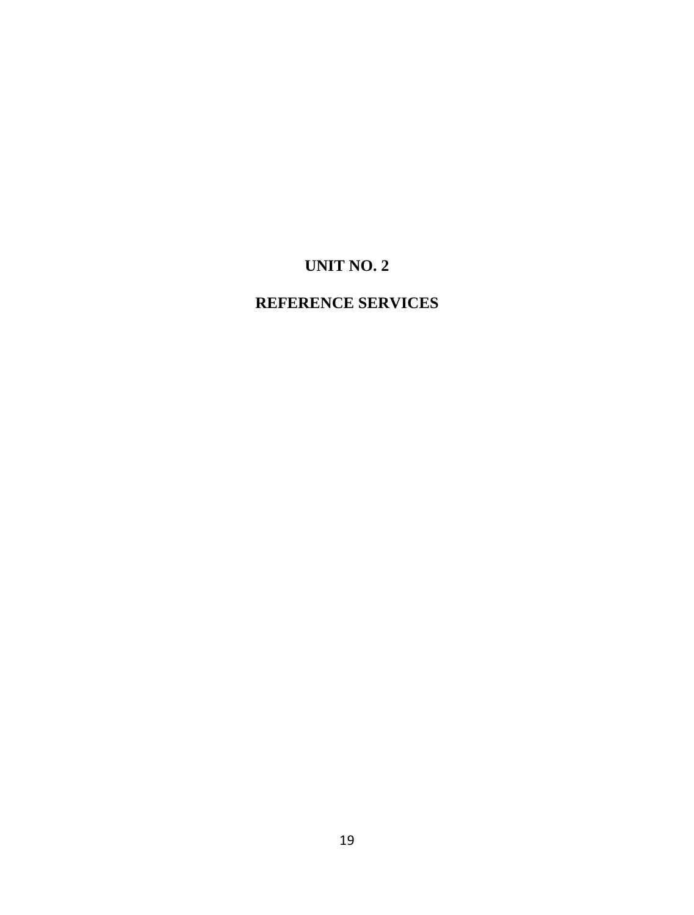# UNIT NO. 2

# REFERENCE SERVICES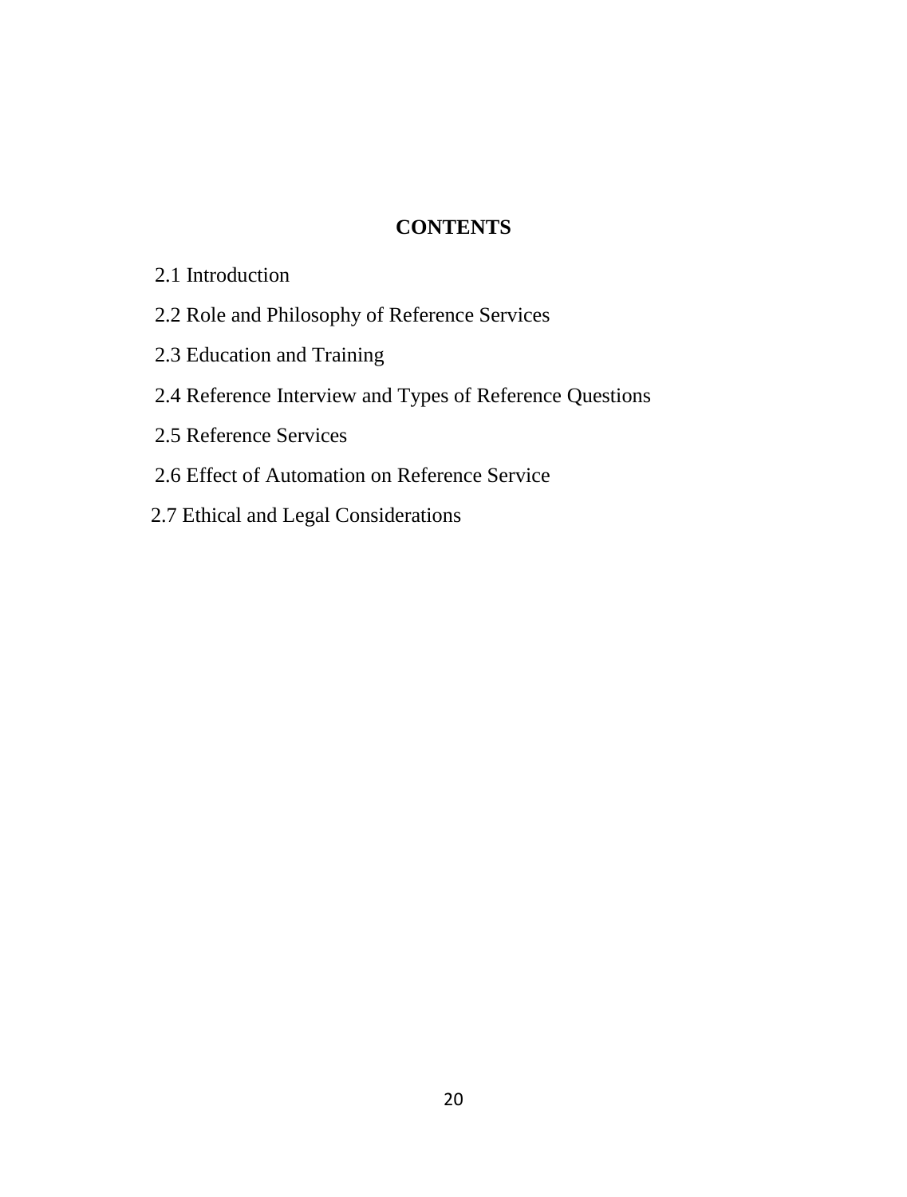## CONTENTS

2.1 Introduction

2.2 Role and Philosophy of Reference Services

2.3 Education and Training

2.4 Reference Interview and Types of Reference Questions

2.5 Reference Services

2.6 Effect of Automation on Reference Service

2.7 Ethical and Legal Considerations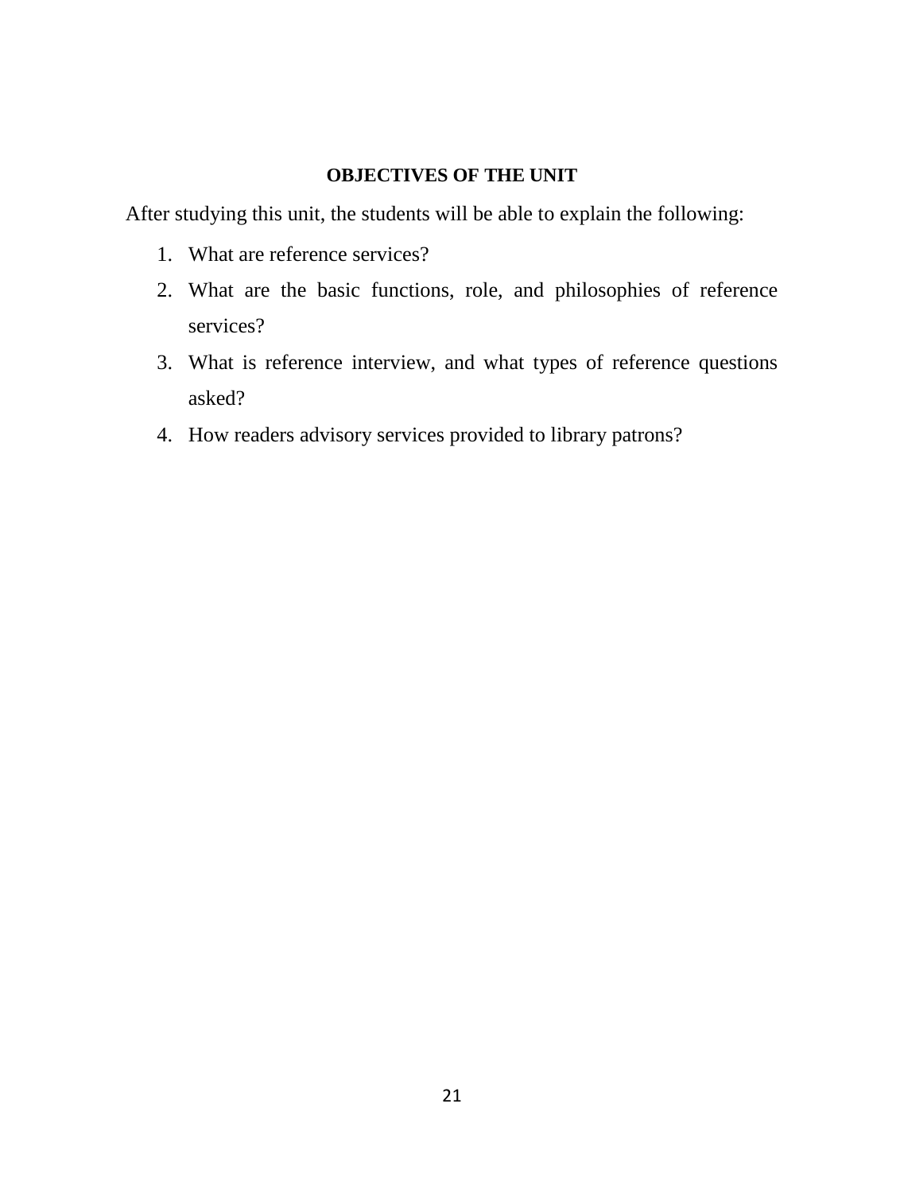## OBJECTIVES OF THE UNIT

After studying this unit, the students will be able to explain the following:

1. What are reference services?
2. What are the basic functions, role, and philosophies of reference services?
3. What is reference interview, and what types of reference questions asked?
4. How readers advisory services provided to library patrons?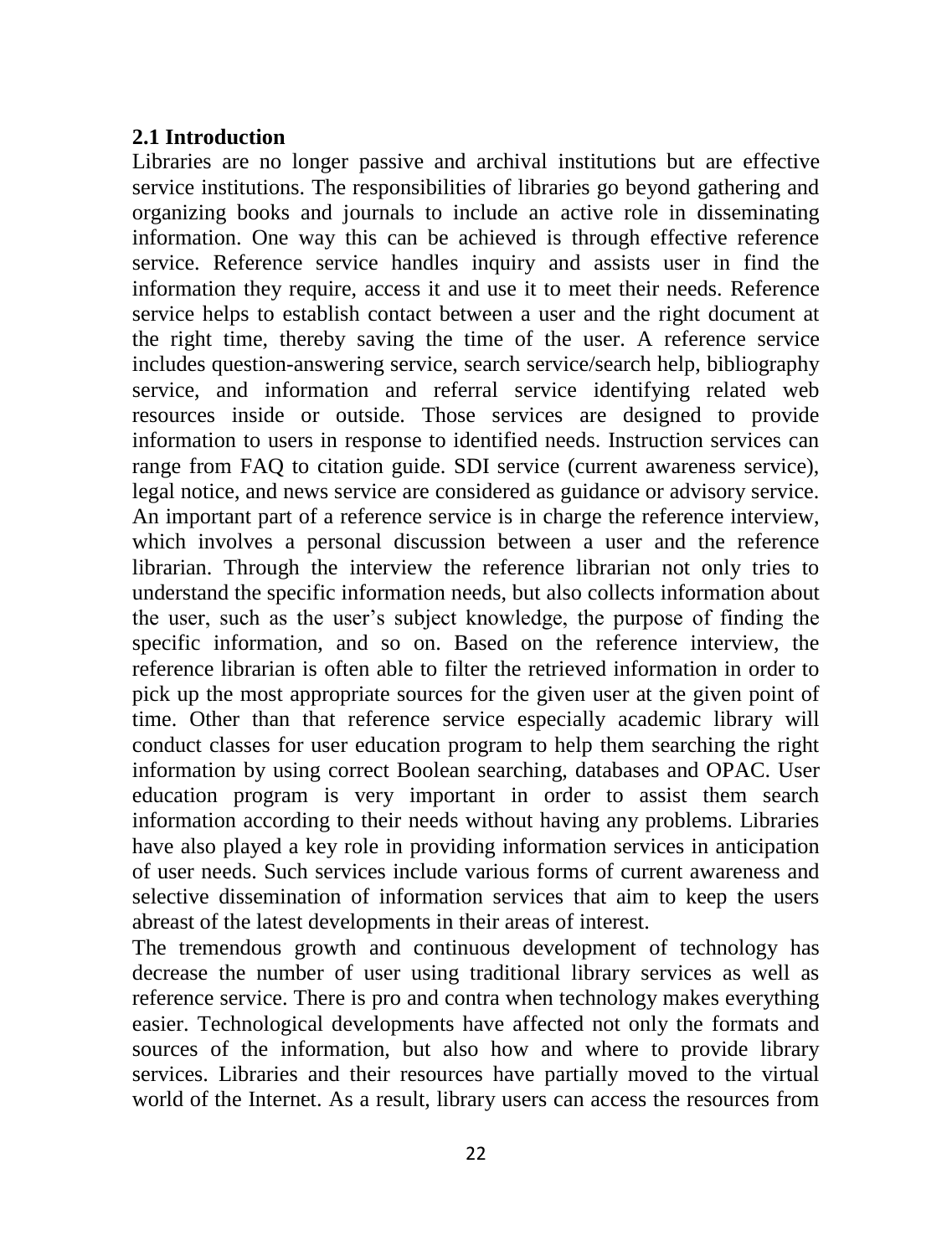## 2.1 Introduction

Libraries are no longer passive and archival institutions but are effective service institutions. The responsibilities of libraries go beyond gathering and organizing books and journals to include an active role in disseminating information. One way this can be achieved is through effective reference service. Reference service handles inquiry and assists user in find the information they require, access it and use it to meet their needs. Reference service helps to establish contact between a user and the right document at the right time, thereby saving the time of the user. A reference service includes question-answering service, search service/search help, bibliography service, and information and referral service identifying related web resources inside or outside. Those services are designed to provide information to users in response to identified needs. Instruction services can range from FAQ to citation guide. SDI service (current awareness service), legal notice, and news service are considered as guidance or advisory service. An important part of a reference service is in charge the reference interview, which involves a personal discussion between a user and the reference librarian. Through the interview the reference librarian not only tries to understand the specific information needs, but also collects information about the user, such as the user's subject knowledge, the purpose of finding the specific information, and so on. Based on the reference interview, the reference librarian is often able to filter the retrieved information in order to pick up the most appropriate sources for the given user at the given point of time. Other than that reference service especially academic library will conduct classes for user education program to help them searching the right information by using correct Boolean searching, databases and OPAC. User education program is very important in order to assist them search information according to their needs without having any problems. Libraries have also played a key role in providing information services in anticipation of user needs. Such services include various forms of current awareness and selective dissemination of information services that aim to keep the users abreast of the latest developments in their areas of interest.

The tremendous growth and continuous development of technology has decrease the number of user using traditional library services as well as reference service. There is pro and contra when technology makes everything easier. Technological developments have affected not only the formats and sources of the information, but also how and where to provide library services. Libraries and their resources have partially moved to the virtual world of the Internet. As a result, library users can access the resources from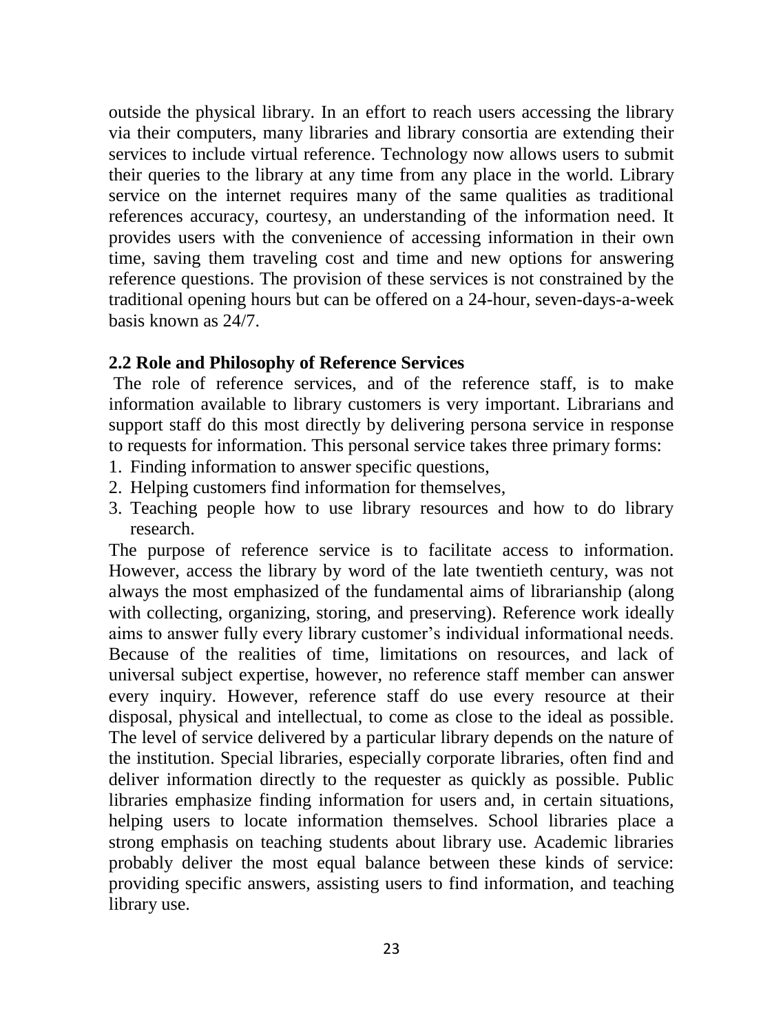outside the physical library. In an effort to reach users accessing the library via their computers, many libraries and library consortia are extending their services to include virtual reference. Technology now allows users to submit their queries to the library at any time from any place in the world. Library service on the internet requires many of the same qualities as traditional references accuracy, courtesy, an understanding of the information need. It provides users with the convenience of accessing information in their own time, saving them traveling cost and time and new options for answering reference questions. The provision of these services is not constrained by the traditional opening hours but can be offered on a 24-hour, seven-days-a-week basis known as 24/7.

### 2.2 Role and Philosophy of Reference Services

The role of reference services, and of the reference staff, is to make information available to library customers is very important. Librarians and support staff do this most directly by delivering persona service in response to requests for information. This personal service takes three primary forms:

1. Finding information to answer specific questions,
2. Helping customers find information for themselves,
3. Teaching people how to use library resources and how to do library research.

The purpose of reference service is to facilitate access to information. However, access the library by word of the late twentieth century, was not always the most emphasized of the fundamental aims of librarianship (along with collecting, organizing, storing, and preserving). Reference work ideally aims to answer fully every library customer's individual informational needs. Because of the realities of time, limitations on resources, and lack of universal subject expertise, however, no reference staff member can answer every inquiry. However, reference staff do use every resource at their disposal, physical and intellectual, to come as close to the ideal as possible. The level of service delivered by a particular library depends on the nature of the institution. Special libraries, especially corporate libraries, often find and deliver information directly to the requester as quickly as possible. Public libraries emphasize finding information for users and, in certain situations, helping users to locate information themselves. School libraries place a strong emphasis on teaching students about library use. Academic libraries probably deliver the most equal balance between these kinds of service: providing specific answers, assisting users to find information, and teaching library use.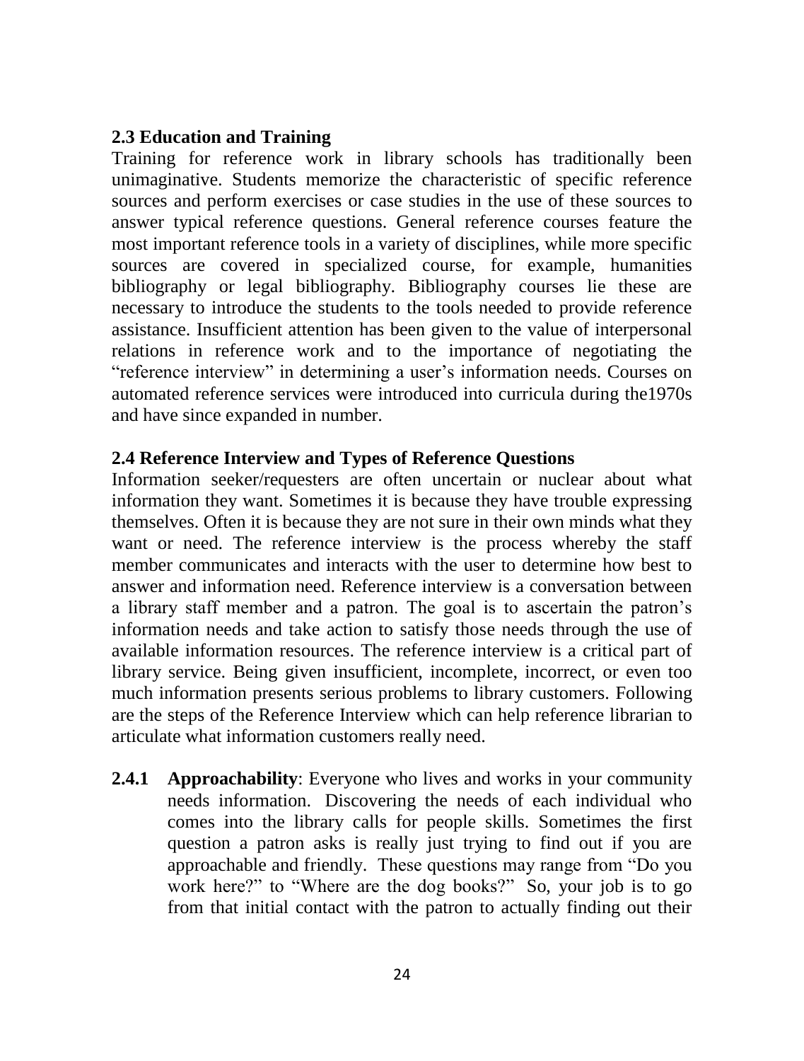## 2.3 Education and Training

Training for reference work in library schools has traditionally been unimaginative. Students memorize the characteristic of specific reference sources and perform exercises or case studies in the use of these sources to answer typical reference questions. General reference courses feature the most important reference tools in a variety of disciplines, while more specific sources are covered in specialized course, for example, humanities bibliography or legal bibliography. Bibliography courses lie these are necessary to introduce the students to the tools needed to provide reference assistance. Insufficient attention has been given to the value of interpersonal relations in reference work and to the importance of negotiating the "reference interview" in determining a user's information needs. Courses on automated reference services were introduced into curricula during the1970s and have since expanded in number.

## 2.4 Reference Interview and Types of Reference Questions

Information seeker/requesters are often uncertain or nuclear about what information they want. Sometimes it is because they have trouble expressing themselves. Often it is because they are not sure in their own minds what they want or need. The reference interview is the process whereby the staff member communicates and interacts with the user to determine how best to answer and information need. Reference interview is a conversation between a library staff member and a patron. The goal is to ascertain the patron's information needs and take action to satisfy those needs through the use of available information resources. The reference interview is a critical part of library service. Being given insufficient, incomplete, incorrect, or even too much information presents serious problems to library customers. Following are the steps of the Reference Interview which can help reference librarian to articulate what information customers really need.

**2.4.1 Approachability**: Everyone who lives and works in your community needs information. Discovering the needs of each individual who comes into the library calls for people skills. Sometimes the first question a patron asks is really just trying to find out if you are approachable and friendly. These questions may range from "Do you work here?" to "Where are the dog books?" So, your job is to go from that initial contact with the patron to actually finding out their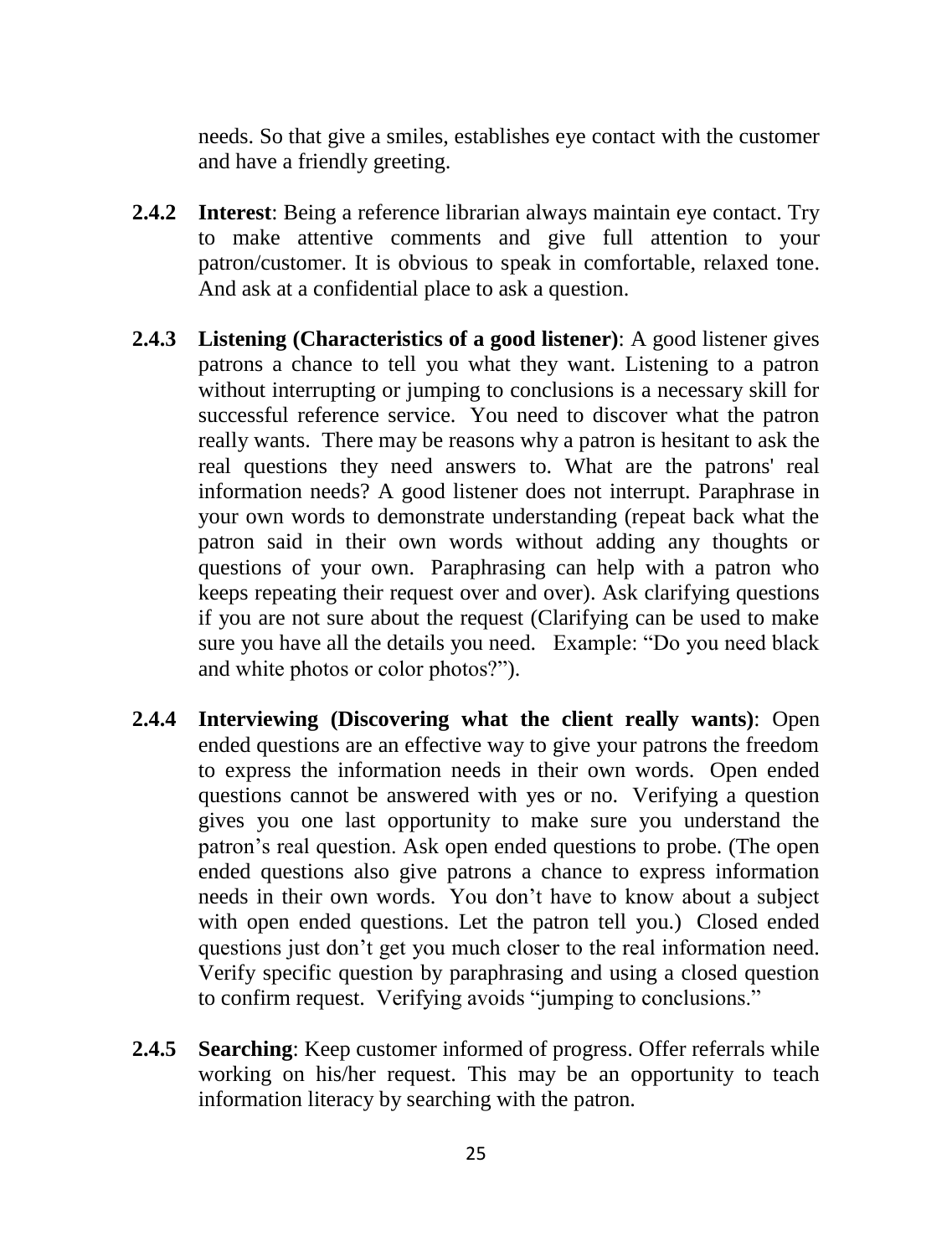needs. So that give a smiles, establishes eye contact with the customer and have a friendly greeting.

**2.4.2 Interest**: Being a reference librarian always maintain eye contact. Try to make attentive comments and give full attention to your patron/customer. It is obvious to speak in comfortable, relaxed tone. And ask at a confidential place to ask a question.

**2.4.3 Listening (Characteristics of a good listener)**: A good listener gives patrons a chance to tell you what they want. Listening to a patron without interrupting or jumping to conclusions is a necessary skill for successful reference service. You need to discover what the patron really wants. There may be reasons why a patron is hesitant to ask the real questions they need answers to. What are the patrons' real information needs? A good listener does not interrupt. Paraphrase in your own words to demonstrate understanding (repeat back what the patron said in their own words without adding any thoughts or questions of your own. Paraphrasing can help with a patron who keeps repeating their request over and over). Ask clarifying questions if you are not sure about the request (Clarifying can be used to make sure you have all the details you need. Example: "Do you need black and white photos or color photos?").

**2.4.4 Interviewing (Discovering what the client really wants)**: Open ended questions are an effective way to give your patrons the freedom to express the information needs in their own words. Open ended questions cannot be answered with yes or no. Verifying a question gives you one last opportunity to make sure you understand the patron's real question. Ask open ended questions to probe. (The open ended questions also give patrons a chance to express information needs in their own words. You don't have to know about a subject with open ended questions. Let the patron tell you.) Closed ended questions just don't get you much closer to the real information need. Verify specific question by paraphrasing and using a closed question to confirm request. Verifying avoids "jumping to conclusions."

**2.4.5 Searching**: Keep customer informed of progress. Offer referrals while working on his/her request. This may be an opportunity to teach information literacy by searching with the patron.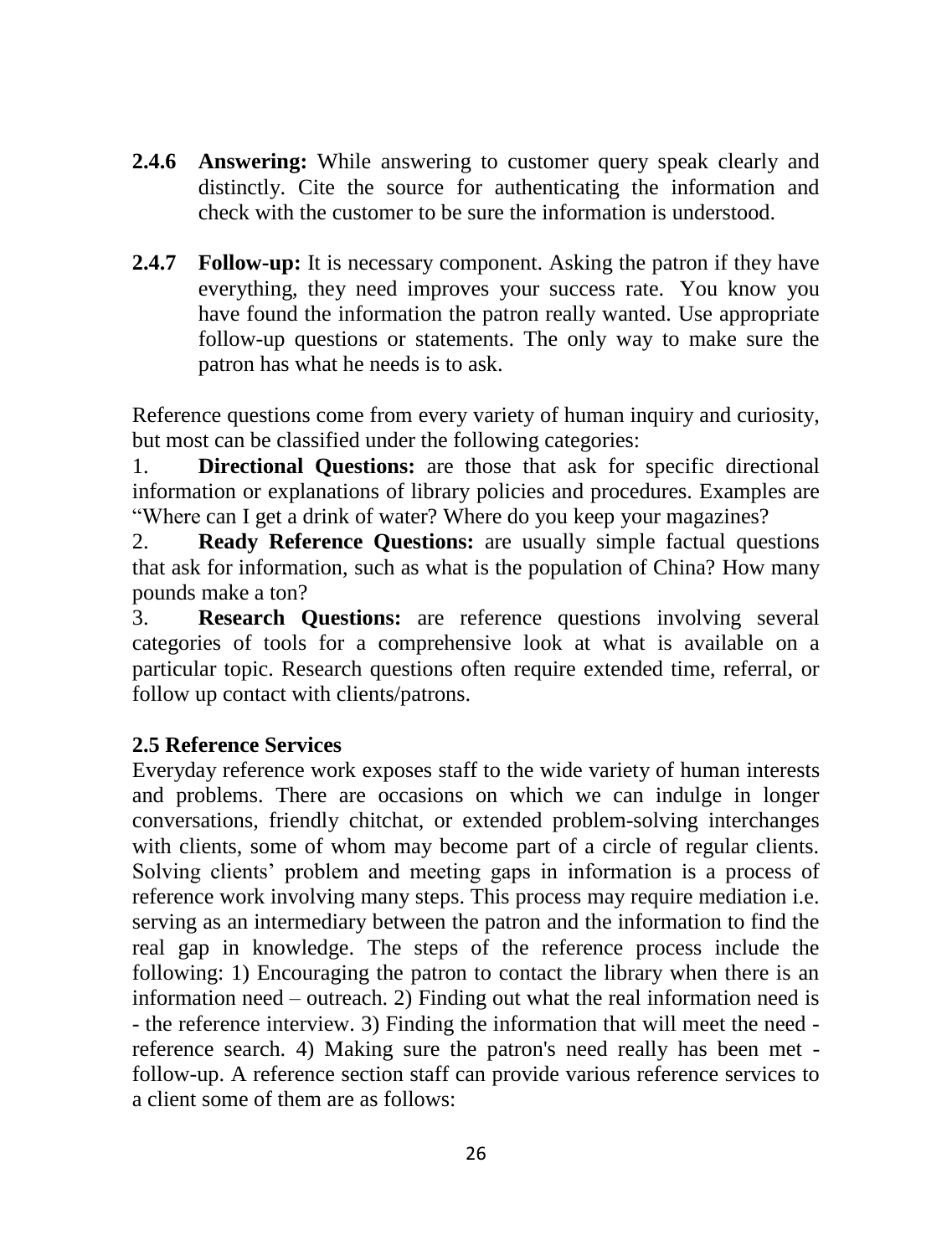**2.4.6 Answering:** While answering to customer query speak clearly and distinctly. Cite the source for authenticating the information and check with the customer to be sure the information is understood.

**2.4.7 Follow-up:** It is necessary component. Asking the patron if they have everything, they need improves your success rate. You know you have found the information the patron really wanted. Use appropriate follow-up questions or statements. The only way to make sure the patron has what he needs is to ask.

Reference questions come from every variety of human inquiry and curiosity, but most can be classified under the following categories:

1. **Directional Questions:** are those that ask for specific directional information or explanations of library policies and procedures. Examples are "Where can I get a drink of water? Where do you keep your magazines?
2. **Ready Reference Questions:** are usually simple factual questions that ask for information, such as what is the population of China? How many pounds make a ton?
3. **Research Questions:** are reference questions involving several categories of tools for a comprehensive look at what is available on a particular topic. Research questions often require extended time, referral, or follow up contact with clients/patrons.

**2.5 Reference Services**

Everyday reference work exposes staff to the wide variety of human interests and problems. There are occasions on which we can indulge in longer conversations, friendly chitchat, or extended problem-solving interchanges with clients, some of whom may become part of a circle of regular clients. Solving clients' problem and meeting gaps in information is a process of reference work involving many steps. This process may require mediation i.e. serving as an intermediary between the patron and the information to find the real gap in knowledge. The steps of the reference process include the following: 1) Encouraging the patron to contact the library when there is an information need – outreach. 2) Finding out what the real information need is - the reference interview. 3) Finding the information that will meet the need - reference search. 4) Making sure the patron's need really has been met - follow-up. A reference section staff can provide various reference services to a client some of them are as follows: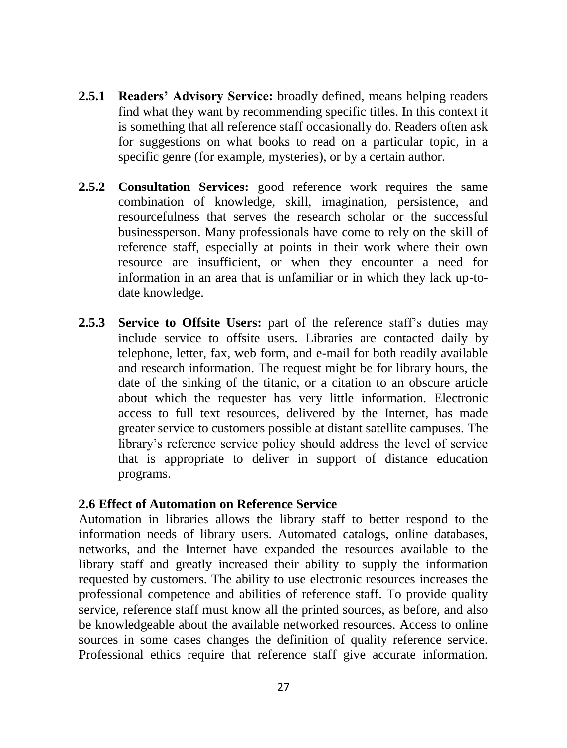**2.5.1 Readers' Advisory Service:** broadly defined, means helping readers find what they want by recommending specific titles. In this context it is something that all reference staff occasionally do. Readers often ask for suggestions on what books to read on a particular topic, in a specific genre (for example, mysteries), or by a certain author.

**2.5.2 Consultation Services:** good reference work requires the same combination of knowledge, skill, imagination, persistence, and resourcefulness that serves the research scholar or the successful businessperson. Many professionals have come to rely on the skill of reference staff, especially at points in their work where their own resource are insufficient, or when they encounter a need for information in an area that is unfamiliar or in which they lack up-to-date knowledge.

**2.5.3 Service to Offsite Users:** part of the reference staff's duties may include service to offsite users. Libraries are contacted daily by telephone, letter, fax, web form, and e-mail for both readily available and research information. The request might be for library hours, the date of the sinking of the titanic, or a citation to an obscure article about which the requester has very little information. Electronic access to full text resources, delivered by the Internet, has made greater service to customers possible at distant satellite campuses. The library's reference service policy should address the level of service that is appropriate to deliver in support of distance education programs.

### 2.6 Effect of Automation on Reference Service

Automation in libraries allows the library staff to better respond to the information needs of library users. Automated catalogs, online databases, networks, and the Internet have expanded the resources available to the library staff and greatly increased their ability to supply the information requested by customers. The ability to use electronic resources increases the professional competence and abilities of reference staff. To provide quality service, reference staff must know all the printed sources, as before, and also be knowledgeable about the available networked resources. Access to online sources in some cases changes the definition of quality reference service. Professional ethics require that reference staff give accurate information.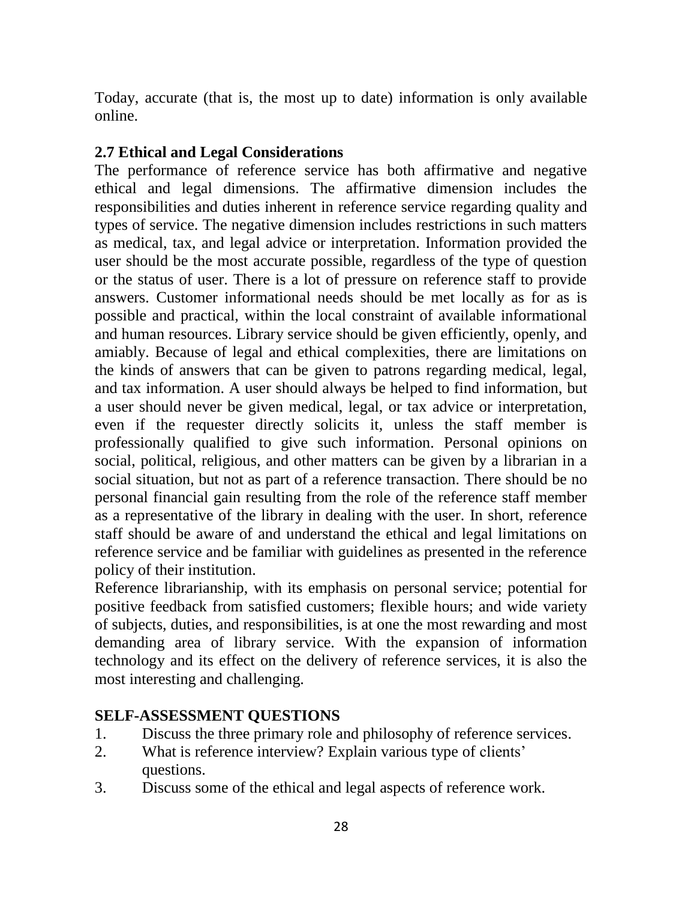Today, accurate (that is, the most up to date) information is only available online.

## 2.7 Ethical and Legal Considerations

The performance of reference service has both affirmative and negative ethical and legal dimensions. The affirmative dimension includes the responsibilities and duties inherent in reference service regarding quality and types of service. The negative dimension includes restrictions in such matters as medical, tax, and legal advice or interpretation. Information provided the user should be the most accurate possible, regardless of the type of question or the status of user. There is a lot of pressure on reference staff to provide answers. Customer informational needs should be met locally as for as is possible and practical, within the local constraint of available informational and human resources. Library service should be given efficiently, openly, and amiably. Because of legal and ethical complexities, there are limitations on the kinds of answers that can be given to patrons regarding medical, legal, and tax information. A user should always be helped to find information, but a user should never be given medical, legal, or tax advice or interpretation, even if the requester directly solicits it, unless the staff member is professionally qualified to give such information. Personal opinions on social, political, religious, and other matters can be given by a librarian in a social situation, but not as part of a reference transaction. There should be no personal financial gain resulting from the role of the reference staff member as a representative of the library in dealing with the user. In short, reference staff should be aware of and understand the ethical and legal limitations on reference service and be familiar with guidelines as presented in the reference policy of their institution.

Reference librarianship, with its emphasis on personal service; potential for positive feedback from satisfied customers; flexible hours; and wide variety of subjects, duties, and responsibilities, is at one the most rewarding and most demanding area of library service. With the expansion of information technology and its effect on the delivery of reference services, it is also the most interesting and challenging.

## SELF-ASSESSMENT QUESTIONS

1. Discuss the three primary role and philosophy of reference services.
2. What is reference interview? Explain various type of clients' questions.
3. Discuss some of the ethical and legal aspects of reference work.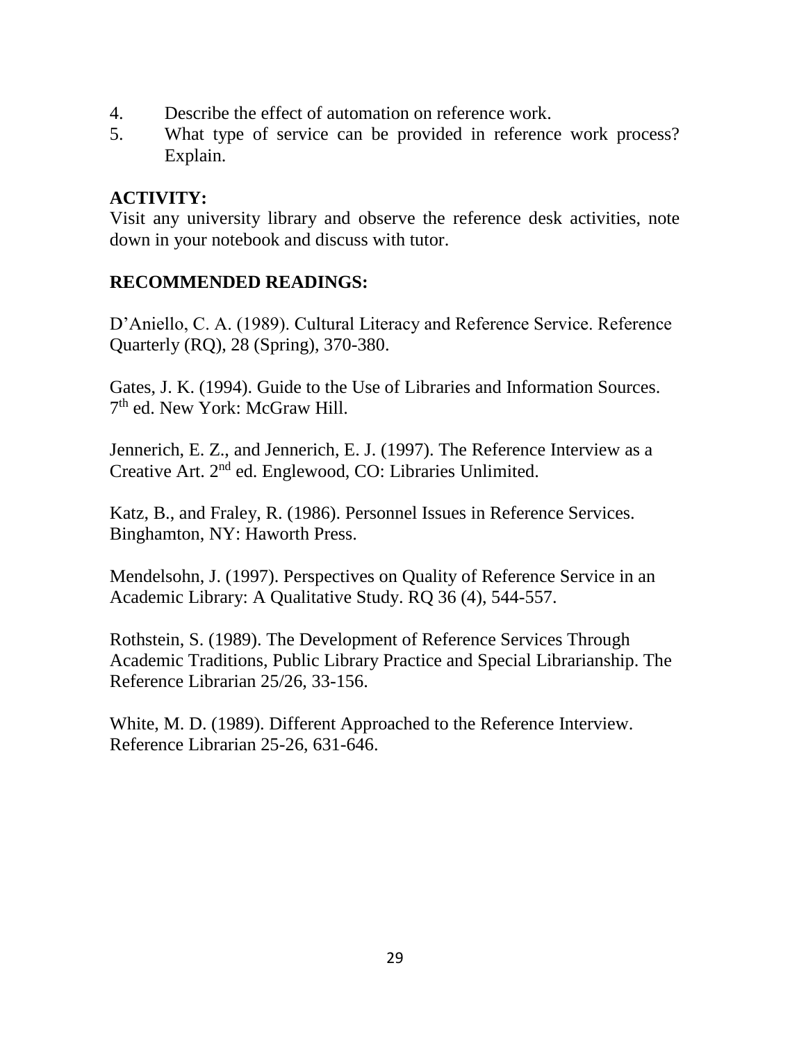4. Describe the effect of automation on reference work.
5. What type of service can be provided in reference work process? Explain.

**ACTIVITY:**

Visit any university library and observe the reference desk activities, note down in your notebook and discuss with tutor.

**RECOMMENDED READINGS:**

D'Aniello, C. A. (1989). Cultural Literacy and Reference Service. Reference Quarterly (RQ), 28 (Spring), 370-380.

Gates, J. K. (1994). Guide to the Use of Libraries and Information Sources. 7th ed. New York: McGraw Hill.

Jennerich, E. Z., and Jennerich, E. J. (1997). The Reference Interview as a Creative Art. 2nd ed. Englewood, CO: Libraries Unlimited.

Katz, B., and Fraley, R. (1986). Personnel Issues in Reference Services. Binghamton, NY: Haworth Press.

Mendelsohn, J. (1997). Perspectives on Quality of Reference Service in an Academic Library: A Qualitative Study. RQ 36 (4), 544-557.

Rothstein, S. (1989). The Development of Reference Services Through Academic Traditions, Public Library Practice and Special Librarianship. The Reference Librarian 25/26, 33-156.

White, M. D. (1989). Different Approached to the Reference Interview. Reference Librarian 25-26, 631-646.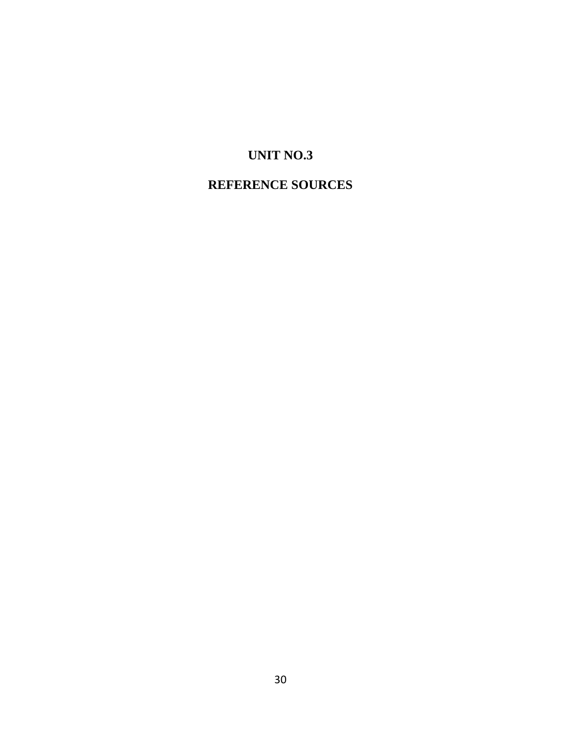# UNIT NO.3

# REFERENCE SOURCES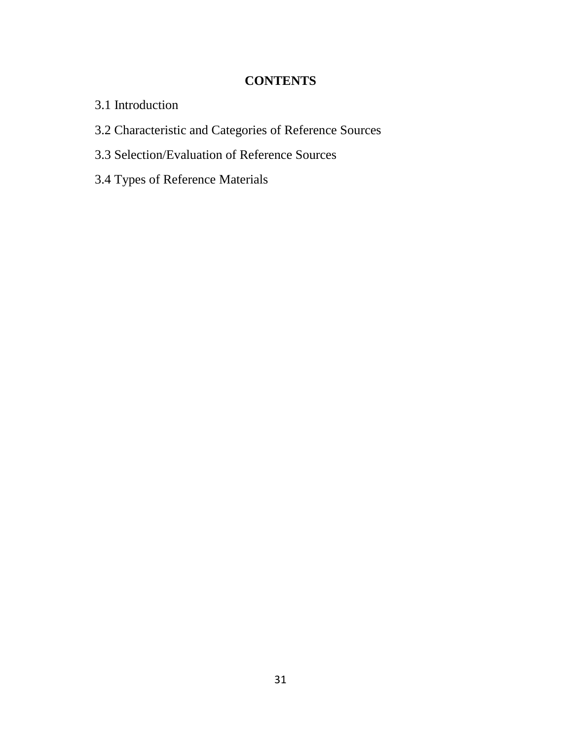## CONTENTS

3.1 Introduction

3.2 Characteristic and Categories of Reference Sources

3.3 Selection/Evaluation of Reference Sources

3.4 Types of Reference Materials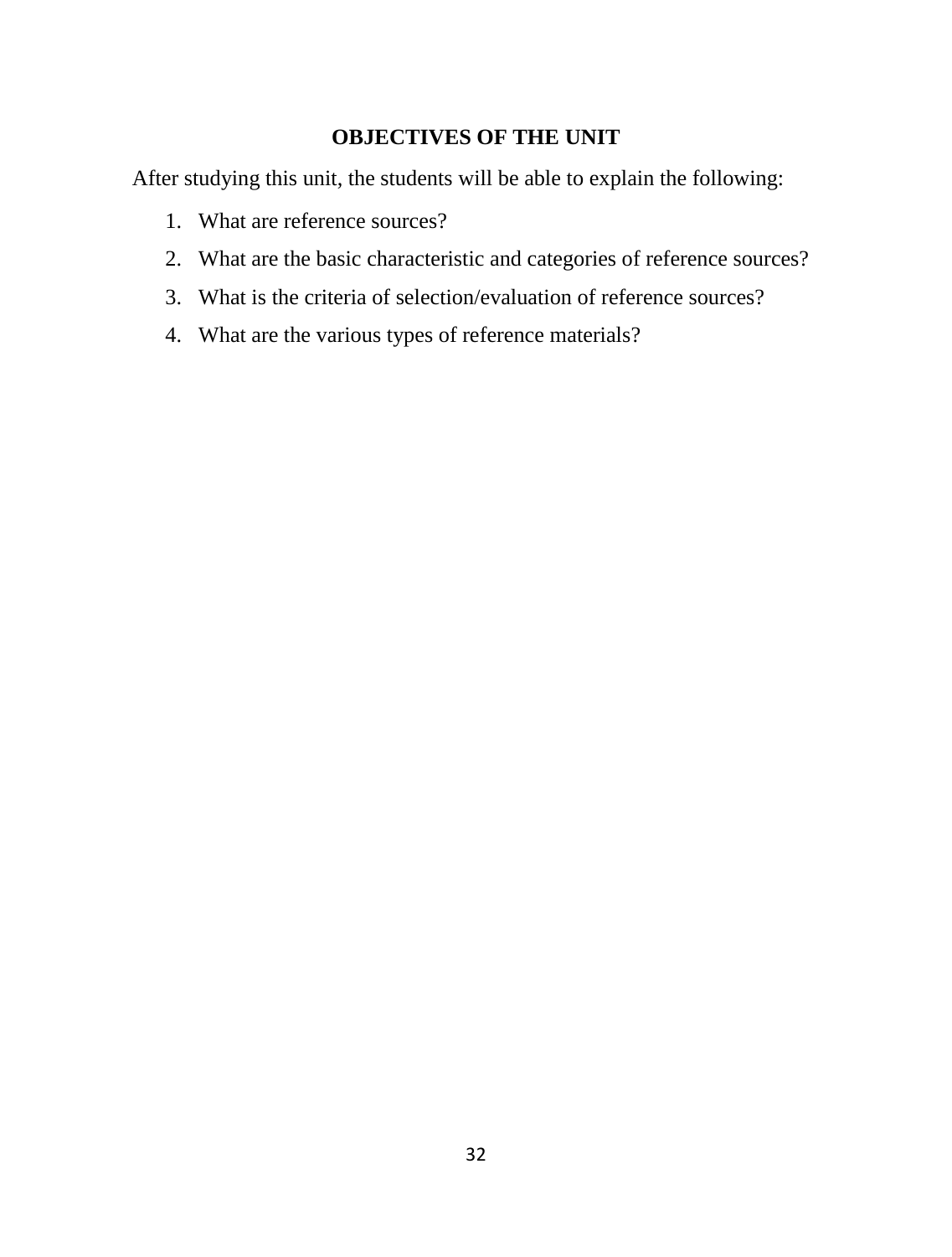## OBJECTIVES OF THE UNIT

After studying this unit, the students will be able to explain the following:

1. What are reference sources?
2. What are the basic characteristic and categories of reference sources?
3. What is the criteria of selection/evaluation of reference sources?
4. What are the various types of reference materials?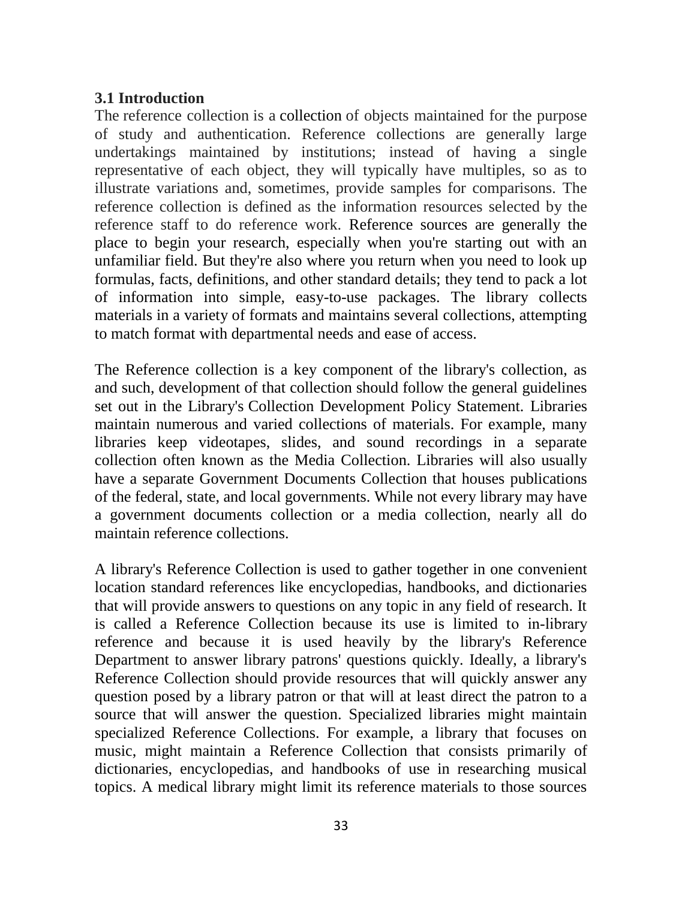### 3.1 Introduction

The reference collection is a collection of objects maintained for the purpose of study and authentication. Reference collections are generally large undertakings maintained by institutions; instead of having a single representative of each object, they will typically have multiples, so as to illustrate variations and, sometimes, provide samples for comparisons. The reference collection is defined as the information resources selected by the reference staff to do reference work. Reference sources are generally the place to begin your research, especially when you're starting out with an unfamiliar field. But they're also where you return when you need to look up formulas, facts, definitions, and other standard details; they tend to pack a lot of information into simple, easy-to-use packages. The library collects materials in a variety of formats and maintains several collections, attempting to match format with departmental needs and ease of access.

The Reference collection is a key component of the library's collection, as and such, development of that collection should follow the general guidelines set out in the Library's Collection Development Policy Statement. Libraries maintain numerous and varied collections of materials. For example, many libraries keep videotapes, slides, and sound recordings in a separate collection often known as the Media Collection. Libraries will also usually have a separate Government Documents Collection that houses publications of the federal, state, and local governments. While not every library may have a government documents collection or a media collection, nearly all do maintain reference collections.

A library's Reference Collection is used to gather together in one convenient location standard references like encyclopedias, handbooks, and dictionaries that will provide answers to questions on any topic in any field of research. It is called a Reference Collection because its use is limited to in-library reference and because it is used heavily by the library's Reference Department to answer library patrons' questions quickly. Ideally, a library's Reference Collection should provide resources that will quickly answer any question posed by a library patron or that will at least direct the patron to a source that will answer the question. Specialized libraries might maintain specialized Reference Collections. For example, a library that focuses on music, might maintain a Reference Collection that consists primarily of dictionaries, encyclopedias, and handbooks of use in researching musical topics. A medical library might limit its reference materials to those sources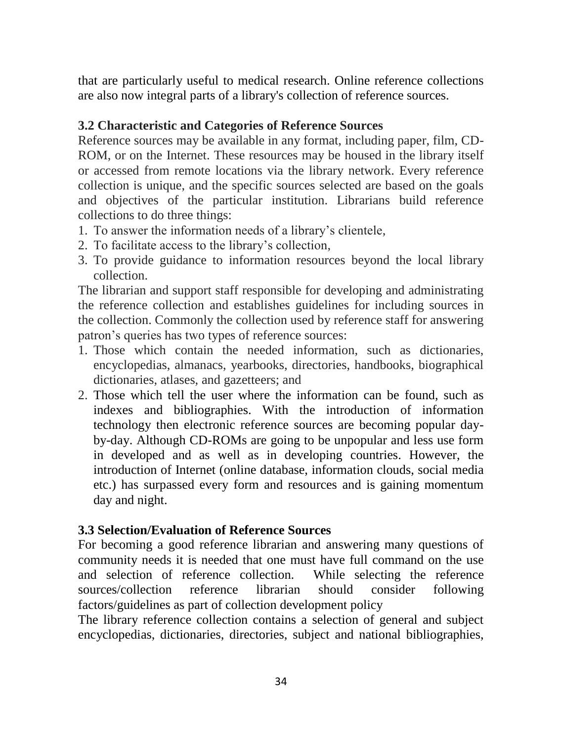that are particularly useful to medical research. Online reference collections are also now integral parts of a library's collection of reference sources.

### 3.2 Characteristic and Categories of Reference Sources

Reference sources may be available in any format, including paper, film, CD-ROM, or on the Internet. These resources may be housed in the library itself or accessed from remote locations via the library network. Every reference collection is unique, and the specific sources selected are based on the goals and objectives of the particular institution. Librarians build reference collections to do three things:

1. To answer the information needs of a library's clientele,
2. To facilitate access to the library's collection,
3. To provide guidance to information resources beyond the local library collection.

The librarian and support staff responsible for developing and administrating the reference collection and establishes guidelines for including sources in the collection. Commonly the collection used by reference staff for answering patron's queries has two types of reference sources:

1. Those which contain the needed information, such as dictionaries, encyclopedias, almanacs, yearbooks, directories, handbooks, biographical dictionaries, atlases, and gazetteers; and
2. Those which tell the user where the information can be found, such as indexes and bibliographies. With the introduction of information technology then electronic reference sources are becoming popular day-by-day. Although CD-ROMs are going to be unpopular and less use form in developed and as well as in developing countries. However, the introduction of Internet (online database, information clouds, social media etc.) has surpassed every form and resources and is gaining momentum day and night.

### 3.3 Selection/Evaluation of Reference Sources

For becoming a good reference librarian and answering many questions of community needs it is needed that one must have full command on the use and selection of reference collection. While selecting the reference sources/collection reference librarian should consider following factors/guidelines as part of collection development policy

The library reference collection contains a selection of general and subject encyclopedias, dictionaries, directories, subject and national bibliographies,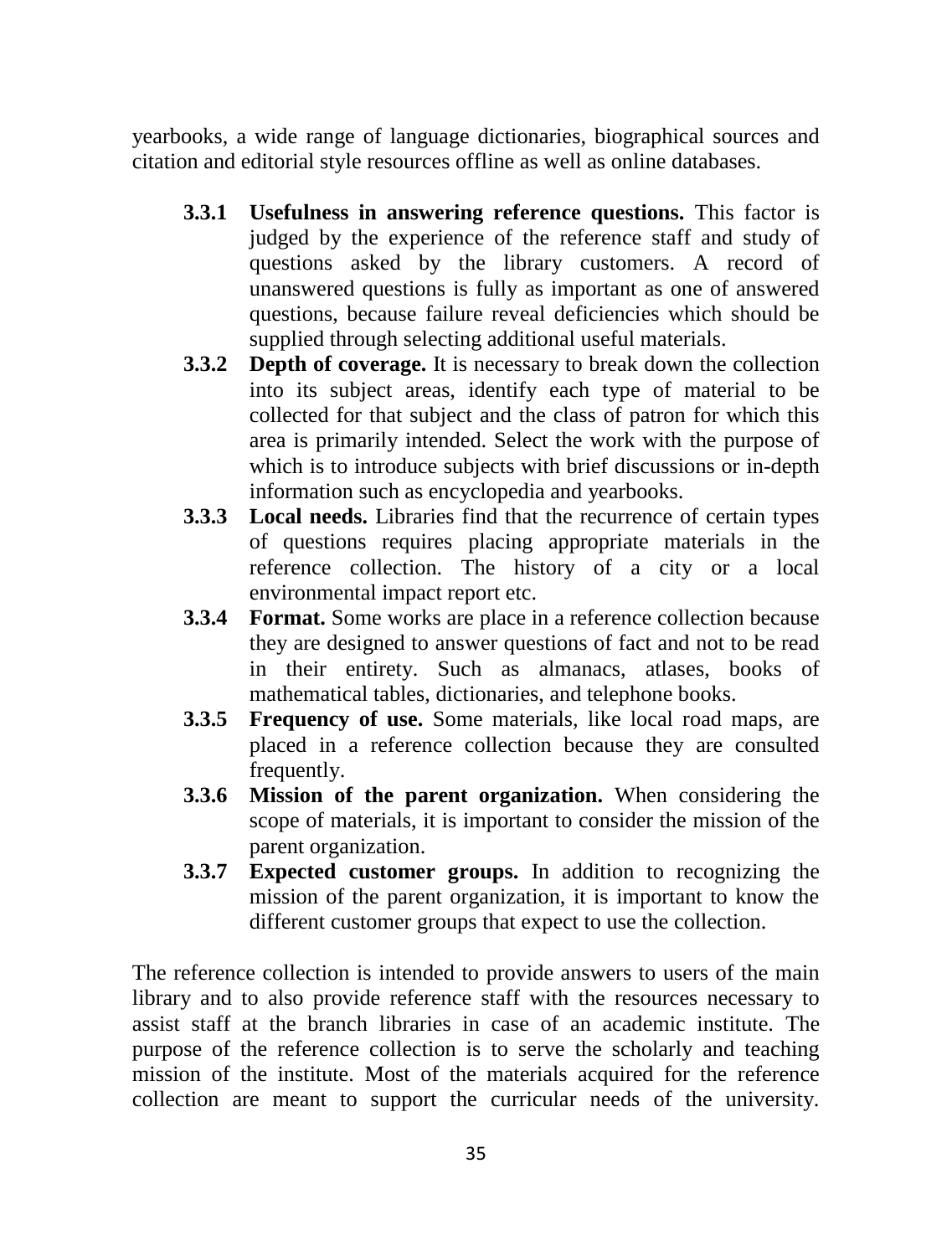yearbooks, a wide range of language dictionaries, biographical sources and citation and editorial style resources offline as well as online databases.

- **3.3.1 Usefulness in answering reference questions.** This factor is judged by the experience of the reference staff and study of questions asked by the library customers. A record of unanswered questions is fully as important as one of answered questions, because failure reveal deficiencies which should be supplied through selecting additional useful materials.
- **3.3.2 Depth of coverage.** It is necessary to break down the collection into its subject areas, identify each type of material to be collected for that subject and the class of patron for which this area is primarily intended. Select the work with the purpose of which is to introduce subjects with brief discussions or in-depth information such as encyclopedia and yearbooks.
- **3.3.3 Local needs.** Libraries find that the recurrence of certain types of questions requires placing appropriate materials in the reference collection. The history of a city or a local environmental impact report etc.
- **3.3.4 Format.** Some works are place in a reference collection because they are designed to answer questions of fact and not to be read in their entirety. Such as almanacs, atlases, books of mathematical tables, dictionaries, and telephone books.
- **3.3.5 Frequency of use.** Some materials, like local road maps, are placed in a reference collection because they are consulted frequently.
- **3.3.6 Mission of the parent organization.** When considering the scope of materials, it is important to consider the mission of the parent organization.
- **3.3.7 Expected customer groups.** In addition to recognizing the mission of the parent organization, it is important to know the different customer groups that expect to use the collection.

The reference collection is intended to provide answers to users of the main library and to also provide reference staff with the resources necessary to assist staff at the branch libraries in case of an academic institute. The purpose of the reference collection is to serve the scholarly and teaching mission of the institute. Most of the materials acquired for the reference collection are meant to support the curricular needs of the university.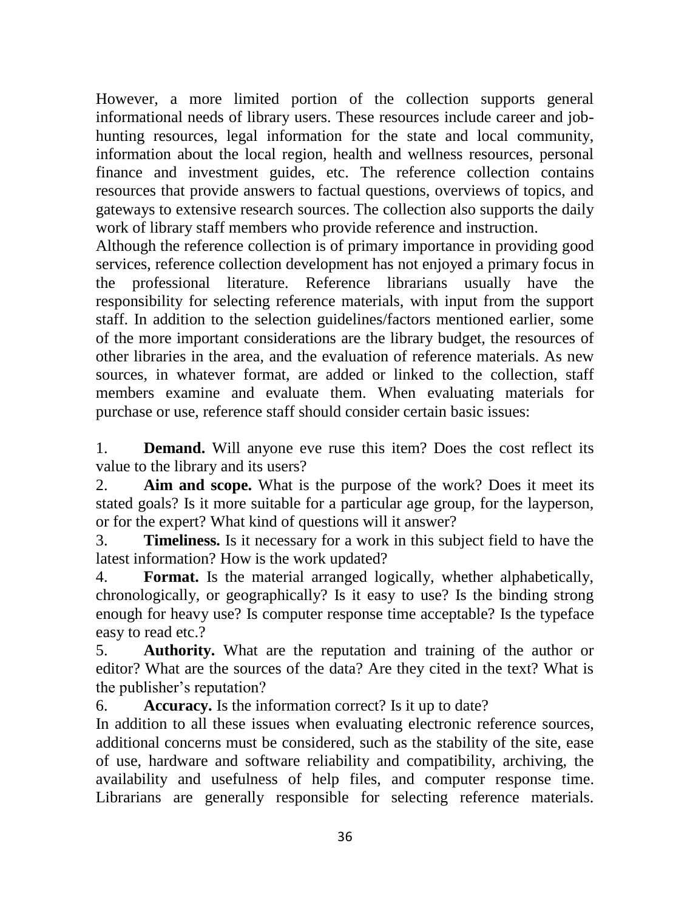However, a more limited portion of the collection supports general informational needs of library users. These resources include career and job-hunting resources, legal information for the state and local community, information about the local region, health and wellness resources, personal finance and investment guides, etc. The reference collection contains resources that provide answers to factual questions, overviews of topics, and gateways to extensive research sources. The collection also supports the daily work of library staff members who provide reference and instruction.

Although the reference collection is of primary importance in providing good services, reference collection development has not enjoyed a primary focus in the professional literature. Reference librarians usually have the responsibility for selecting reference materials, with input from the support staff. In addition to the selection guidelines/factors mentioned earlier, some of the more important considerations are the library budget, the resources of other libraries in the area, and the evaluation of reference materials. As new sources, in whatever format, are added or linked to the collection, staff members examine and evaluate them. When evaluating materials for purchase or use, reference staff should consider certain basic issues:

1. **Demand.** Will anyone eve ruse this item? Does the cost reflect its value to the library and its users?
2. **Aim and scope.** What is the purpose of the work? Does it meet its stated goals? Is it more suitable for a particular age group, for the layperson, or for the expert? What kind of questions will it answer?
3. **Timeliness.** Is it necessary for a work in this subject field to have the latest information? How is the work updated?
4. **Format.** Is the material arranged logically, whether alphabetically, chronologically, or geographically? Is it easy to use? Is the binding strong enough for heavy use? Is computer response time acceptable? Is the typeface easy to read etc.?
5. **Authority.** What are the reputation and training of the author or editor? What are the sources of the data? Are they cited in the text? What is the publisher's reputation?
6. **Accuracy.** Is the information correct? Is it up to date?

In addition to all these issues when evaluating electronic reference sources, additional concerns must be considered, such as the stability of the site, ease of use, hardware and software reliability and compatibility, archiving, the availability and usefulness of help files, and computer response time. Librarians are generally responsible for selecting reference materials.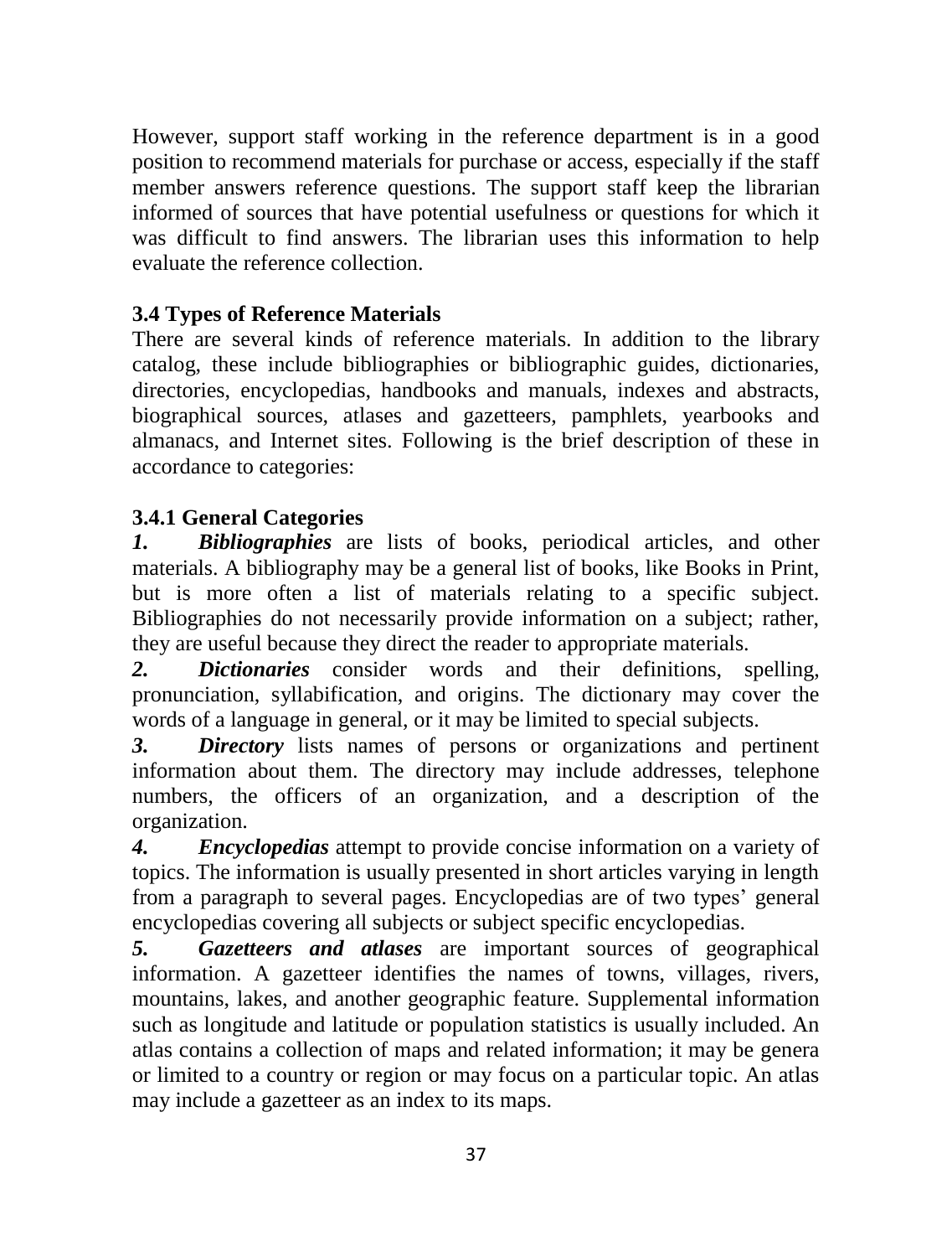However, support staff working in the reference department is in a good position to recommend materials for purchase or access, especially if the staff member answers reference questions. The support staff keep the librarian informed of sources that have potential usefulness or questions for which it was difficult to find answers. The librarian uses this information to help evaluate the reference collection.

### 3.4 Types of Reference Materials

There are several kinds of reference materials. In addition to the library catalog, these include bibliographies or bibliographic guides, dictionaries, directories, encyclopedias, handbooks and manuals, indexes and abstracts, biographical sources, atlases and gazetteers, pamphlets, yearbooks and almanacs, and Internet sites. Following is the brief description of these in accordance to categories:

#### 3.4.1 General Categories

***1.*** ***Bibliographies*** are lists of books, periodical articles, and other materials. A bibliography may be a general list of books, like Books in Print, but is more often a list of materials relating to a specific subject. Bibliographies do not necessarily provide information on a subject; rather, they are useful because they direct the reader to appropriate materials.

***2.*** ***Dictionaries*** consider words and their definitions, spelling, pronunciation, syllabification, and origins. The dictionary may cover the words of a language in general, or it may be limited to special subjects.

***3.*** ***Directory*** lists names of persons or organizations and pertinent information about them. The directory may include addresses, telephone numbers, the officers of an organization, and a description of the organization.

***4.*** ***Encyclopedias*** attempt to provide concise information on a variety of topics. The information is usually presented in short articles varying in length from a paragraph to several pages. Encyclopedias are of two types' general encyclopedias covering all subjects or subject specific encyclopedias.

***5.*** ***Gazetteers and atlases*** are important sources of geographical information. A gazetteer identifies the names of towns, villages, rivers, mountains, lakes, and another geographic feature. Supplemental information such as longitude and latitude or population statistics is usually included. An atlas contains a collection of maps and related information; it may be genera or limited to a country or region or may focus on a particular topic. An atlas may include a gazetteer as an index to its maps.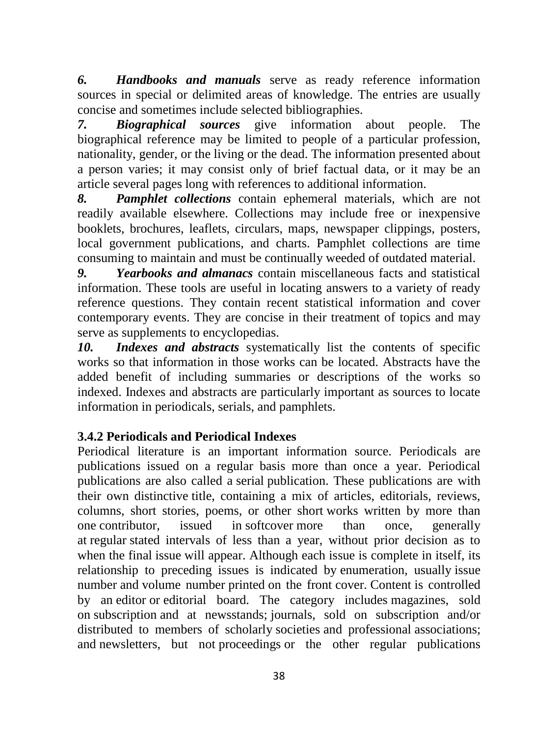*6.* ***Handbooks and manuals*** serve as ready reference information sources in special or delimited areas of knowledge. The entries are usually concise and sometimes include selected bibliographies.

*7.* ***Biographical sources*** give information about people. The biographical reference may be limited to people of a particular profession, nationality, gender, or the living or the dead. The information presented about a person varies; it may consist only of brief factual data, or it may be an article several pages long with references to additional information.

*8.* ***Pamphlet collections*** contain ephemeral materials, which are not readily available elsewhere. Collections may include free or inexpensive booklets, brochures, leaflets, circulars, maps, newspaper clippings, posters, local government publications, and charts. Pamphlet collections are time consuming to maintain and must be continually weeded of outdated material.

*9.* ***Yearbooks and almanacs*** contain miscellaneous facts and statistical information. These tools are useful in locating answers to a variety of ready reference questions. They contain recent statistical information and cover contemporary events. They are concise in their treatment of topics and may serve as supplements to encyclopedias.

*10.* ***Indexes and abstracts*** systematically list the contents of specific works so that information in those works can be located. Abstracts have the added benefit of including summaries or descriptions of the works so indexed. Indexes and abstracts are particularly important as sources to locate information in periodicals, serials, and pamphlets.

### 3.4.2 Periodicals and Periodical Indexes

Periodical literature is an important information source. Periodicals are publications issued on a regular basis more than once a year. Periodical publications are also called a serial publication. These publications are with their own distinctive title, containing a mix of articles, editorials, reviews, columns, short stories, poems, or other short works written by more than one contributor, issued in softcover more than once, generally at regular stated intervals of less than a year, without prior decision as to when the final issue will appear. Although each issue is complete in itself, its relationship to preceding issues is indicated by enumeration, usually issue number and volume number printed on the front cover. Content is controlled by an editor or editorial board. The category includes magazines, sold on subscription and at newsstands; journals, sold on subscription and/or distributed to members of scholarly societies and professional associations; and newsletters, but not proceedings or the other regular publications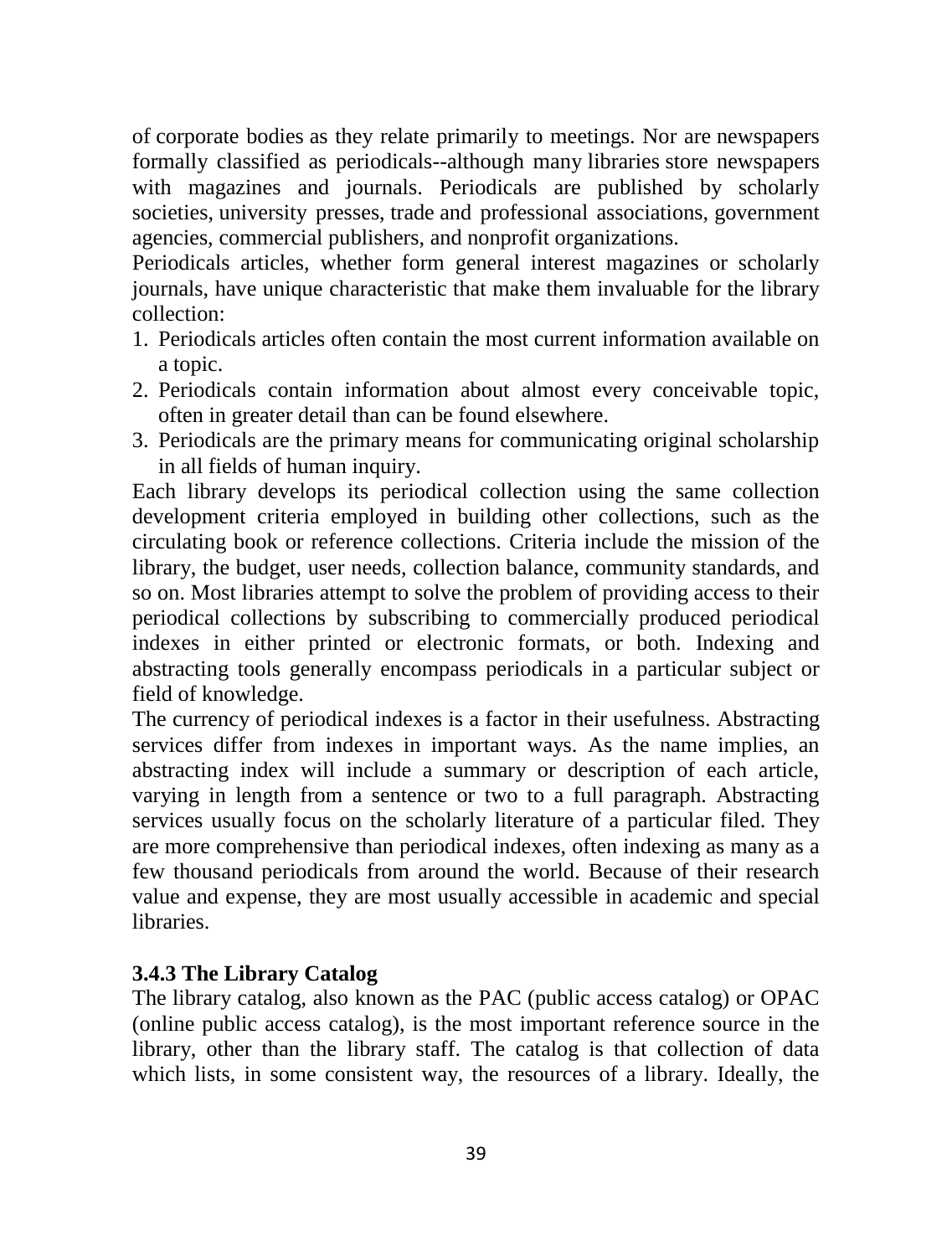of corporate bodies as they relate primarily to meetings. Nor are newspapers formally classified as periodicals--although many libraries store newspapers with magazines and journals. Periodicals are published by scholarly societies, university presses, trade and professional associations, government agencies, commercial publishers, and nonprofit organizations.

Periodicals articles, whether form general interest magazines or scholarly journals, have unique characteristic that make them invaluable for the library collection:

1. Periodicals articles often contain the most current information available on a topic.
2. Periodicals contain information about almost every conceivable topic, often in greater detail than can be found elsewhere.
3. Periodicals are the primary means for communicating original scholarship in all fields of human inquiry.

Each library develops its periodical collection using the same collection development criteria employed in building other collections, such as the circulating book or reference collections. Criteria include the mission of the library, the budget, user needs, collection balance, community standards, and so on. Most libraries attempt to solve the problem of providing access to their periodical collections by subscribing to commercially produced periodical indexes in either printed or electronic formats, or both. Indexing and abstracting tools generally encompass periodicals in a particular subject or field of knowledge.

The currency of periodical indexes is a factor in their usefulness. Abstracting services differ from indexes in important ways. As the name implies, an abstracting index will include a summary or description of each article, varying in length from a sentence or two to a full paragraph. Abstracting services usually focus on the scholarly literature of a particular filed. They are more comprehensive than periodical indexes, often indexing as many as a few thousand periodicals from around the world. Because of their research value and expense, they are most usually accessible in academic and special libraries.

### 3.4.3 The Library Catalog

The library catalog, also known as the PAC (public access catalog) or OPAC (online public access catalog), is the most important reference source in the library, other than the library staff. The catalog is that collection of data which lists, in some consistent way, the resources of a library. Ideally, the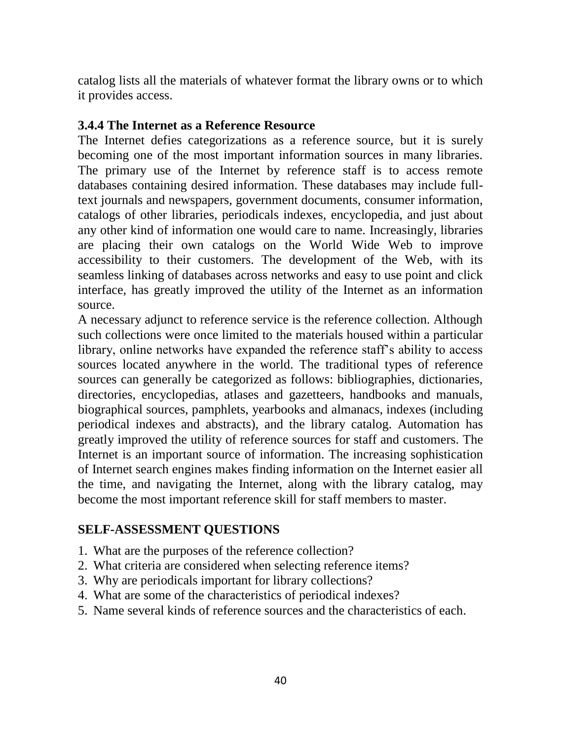catalog lists all the materials of whatever format the library owns or to which it provides access.

### 3.4.4 The Internet as a Reference Resource

The Internet defies categorizations as a reference source, but it is surely becoming one of the most important information sources in many libraries. The primary use of the Internet by reference staff is to access remote databases containing desired information. These databases may include full-text journals and newspapers, government documents, consumer information, catalogs of other libraries, periodicals indexes, encyclopedia, and just about any other kind of information one would care to name. Increasingly, libraries are placing their own catalogs on the World Wide Web to improve accessibility to their customers. The development of the Web, with its seamless linking of databases across networks and easy to use point and click interface, has greatly improved the utility of the Internet as an information source.

A necessary adjunct to reference service is the reference collection. Although such collections were once limited to the materials housed within a particular library, online networks have expanded the reference staff's ability to access sources located anywhere in the world. The traditional types of reference sources can generally be categorized as follows: bibliographies, dictionaries, directories, encyclopedias, atlases and gazetteers, handbooks and manuals, biographical sources, pamphlets, yearbooks and almanacs, indexes (including periodical indexes and abstracts), and the library catalog. Automation has greatly improved the utility of reference sources for staff and customers. The Internet is an important source of information. The increasing sophistication of Internet search engines makes finding information on the Internet easier all the time, and navigating the Internet, along with the library catalog, may become the most important reference skill for staff members to master.

### SELF-ASSESSMENT QUESTIONS

1. What are the purposes of the reference collection?
2. What criteria are considered when selecting reference items?
3. Why are periodicals important for library collections?
4. What are some of the characteristics of periodical indexes?
5. Name several kinds of reference sources and the characteristics of each.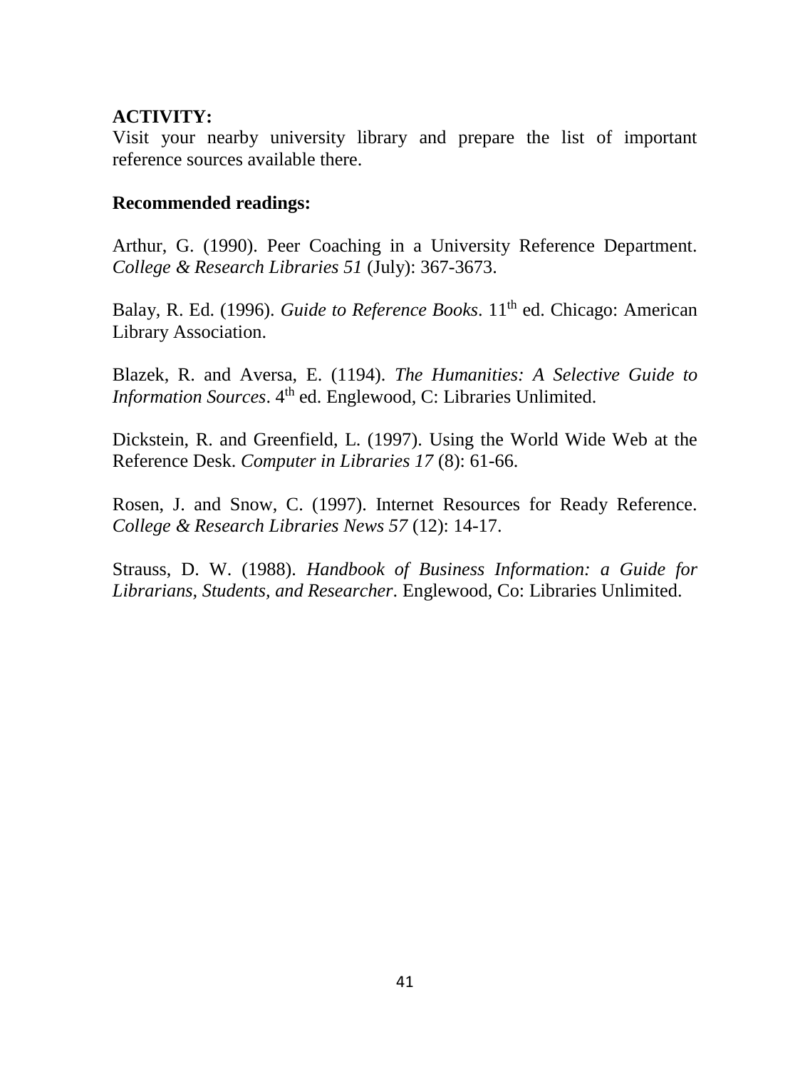**ACTIVITY:**

Visit your nearby university library and prepare the list of important reference sources available there.

**Recommended readings:**

Arthur, G. (1990). Peer Coaching in a University Reference Department. *College & Research Libraries 51* (July): 367-3673.

Balay, R. Ed. (1996). *Guide to Reference Books*. 11th ed. Chicago: American Library Association.

Blazek, R. and Aversa, E. (1194). *The Humanities: A Selective Guide to Information Sources*. 4th ed. Englewood, C: Libraries Unlimited.

Dickstein, R. and Greenfield, L. (1997). Using the World Wide Web at the Reference Desk. *Computer in Libraries 17* (8): 61-66.

Rosen, J. and Snow, C. (1997). Internet Resources for Ready Reference. *College & Research Libraries News 57* (12): 14-17.

Strauss, D. W. (1988). *Handbook of Business Information: a Guide for Librarians, Students, and Researcher*. Englewood, Co: Libraries Unlimited.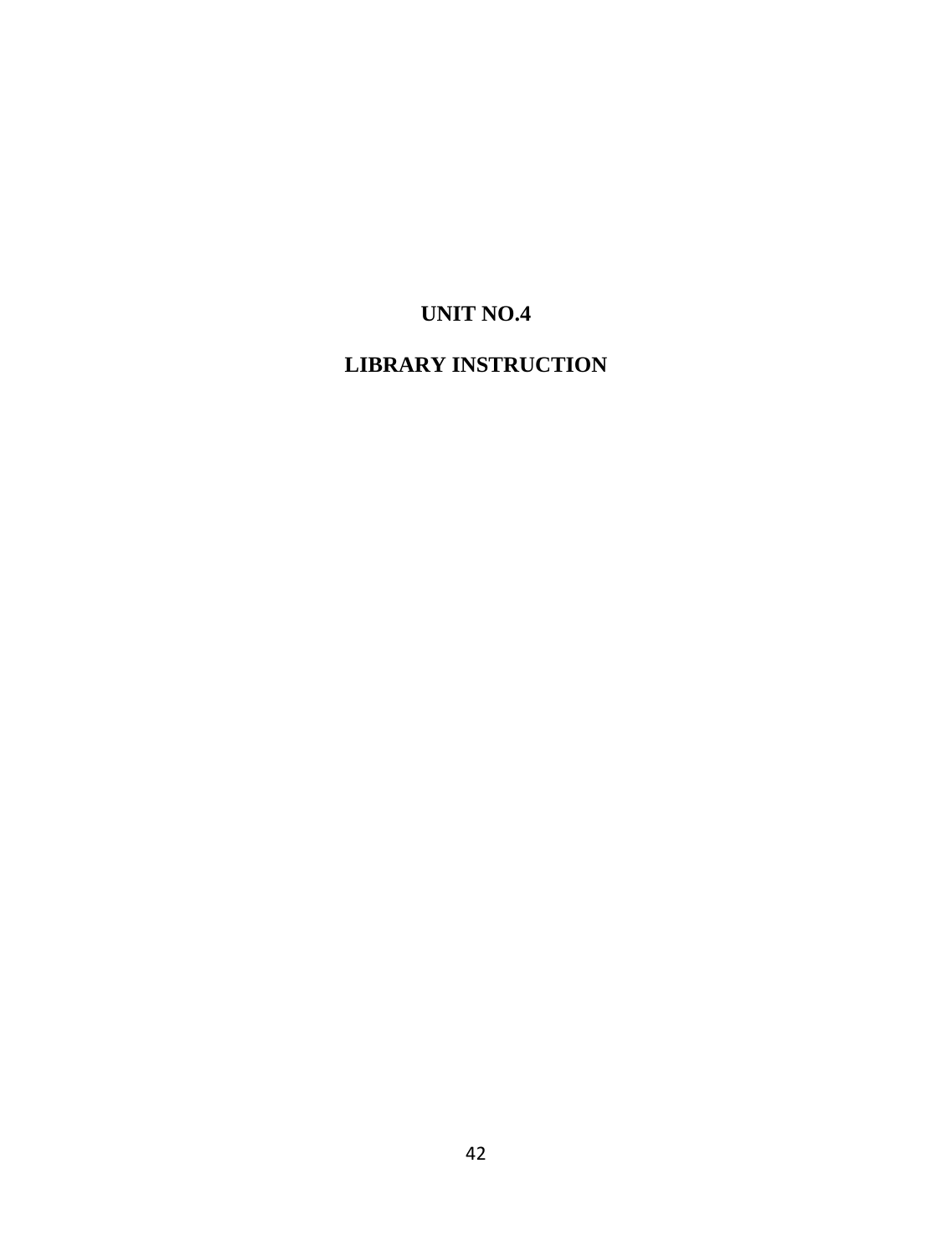# UNIT NO.4

# LIBRARY INSTRUCTION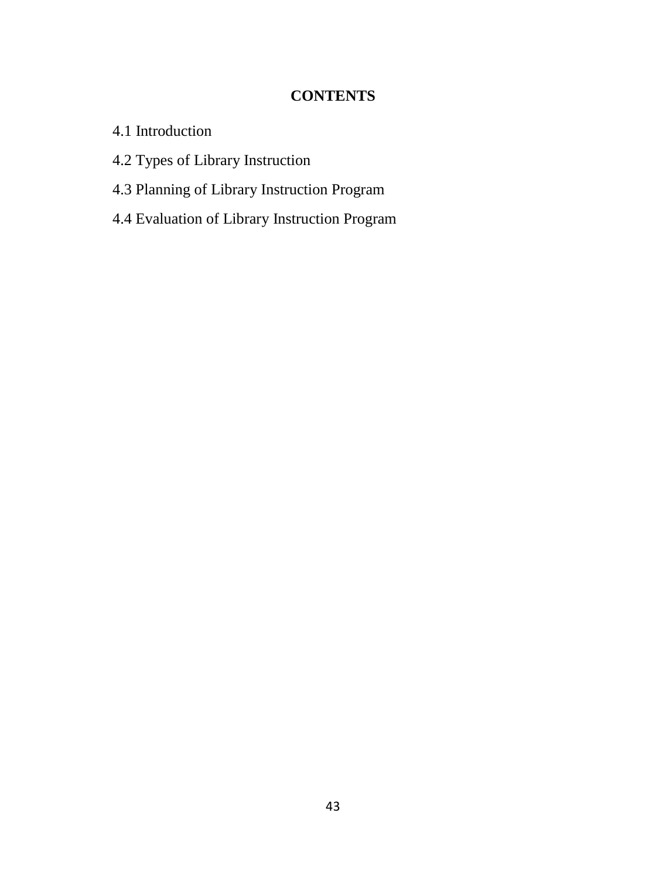## CONTENTS

4.1 Introduction

4.2 Types of Library Instruction

4.3 Planning of Library Instruction Program

4.4 Evaluation of Library Instruction Program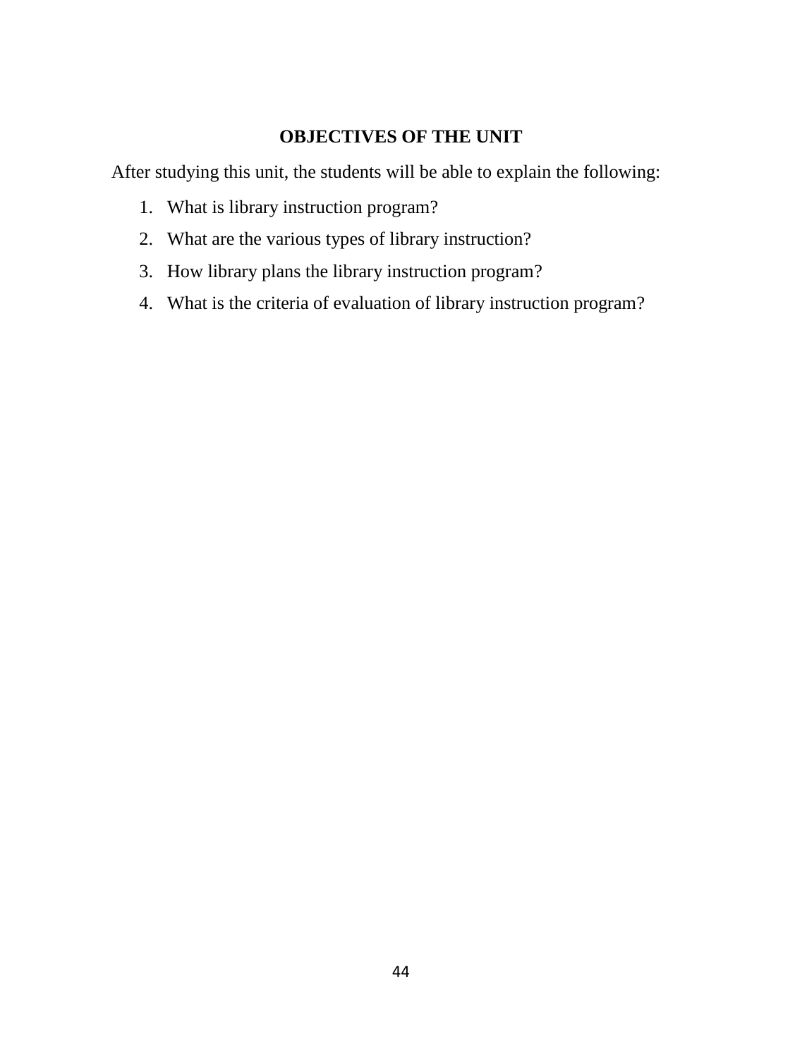## OBJECTIVES OF THE UNIT

After studying this unit, the students will be able to explain the following:

1. What is library instruction program?
2. What are the various types of library instruction?
3. How library plans the library instruction program?
4. What is the criteria of evaluation of library instruction program?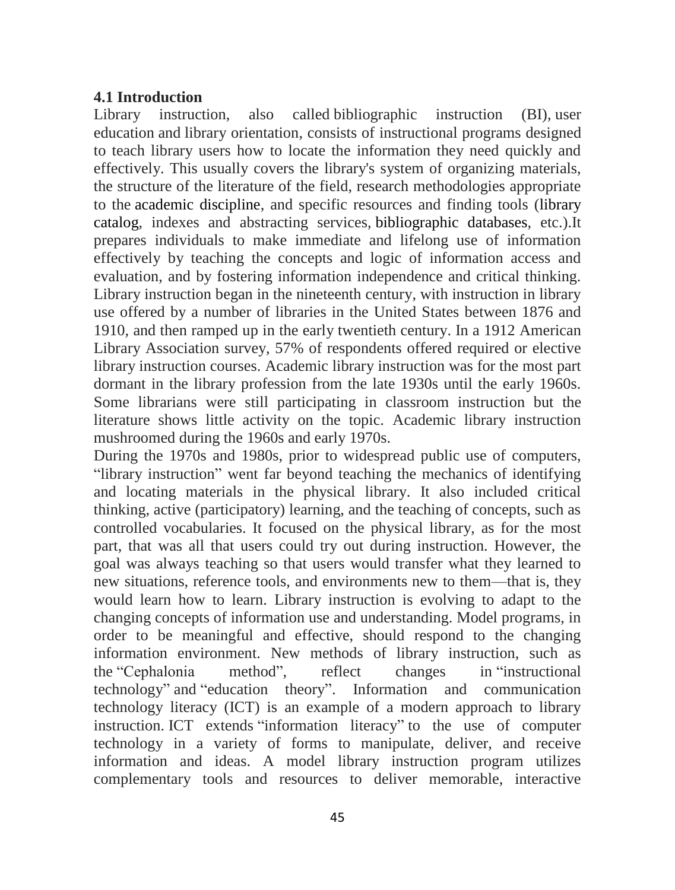## 4.1 Introduction

Library instruction, also called bibliographic instruction (BI), user education and library orientation, consists of instructional programs designed to teach library users how to locate the information they need quickly and effectively. This usually covers the library's system of organizing materials, the structure of the literature of the field, research methodologies appropriate to the academic discipline, and specific resources and finding tools (library catalog, indexes and abstracting services, bibliographic databases, etc.).It prepares individuals to make immediate and lifelong use of information effectively by teaching the concepts and logic of information access and evaluation, and by fostering information independence and critical thinking. Library instruction began in the nineteenth century, with instruction in library use offered by a number of libraries in the United States between 1876 and 1910, and then ramped up in the early twentieth century. In a 1912 American Library Association survey, 57% of respondents offered required or elective library instruction courses. Academic library instruction was for the most part dormant in the library profession from the late 1930s until the early 1960s. Some librarians were still participating in classroom instruction but the literature shows little activity on the topic. Academic library instruction mushroomed during the 1960s and early 1970s.

During the 1970s and 1980s, prior to widespread public use of computers, "library instruction" went far beyond teaching the mechanics of identifying and locating materials in the physical library. It also included critical thinking, active (participatory) learning, and the teaching of concepts, such as controlled vocabularies. It focused on the physical library, as for the most part, that was all that users could try out during instruction. However, the goal was always teaching so that users would transfer what they learned to new situations, reference tools, and environments new to them—that is, they would learn how to learn. Library instruction is evolving to adapt to the changing concepts of information use and understanding. Model programs, in order to be meaningful and effective, should respond to the changing information environment. New methods of library instruction, such as the "Cephalonia method", reflect changes in "instructional technology" and "education theory". Information and communication technology literacy (ICT) is an example of a modern approach to library instruction. ICT extends "information literacy" to the use of computer technology in a variety of forms to manipulate, deliver, and receive information and ideas. A model library instruction program utilizes complementary tools and resources to deliver memorable, interactive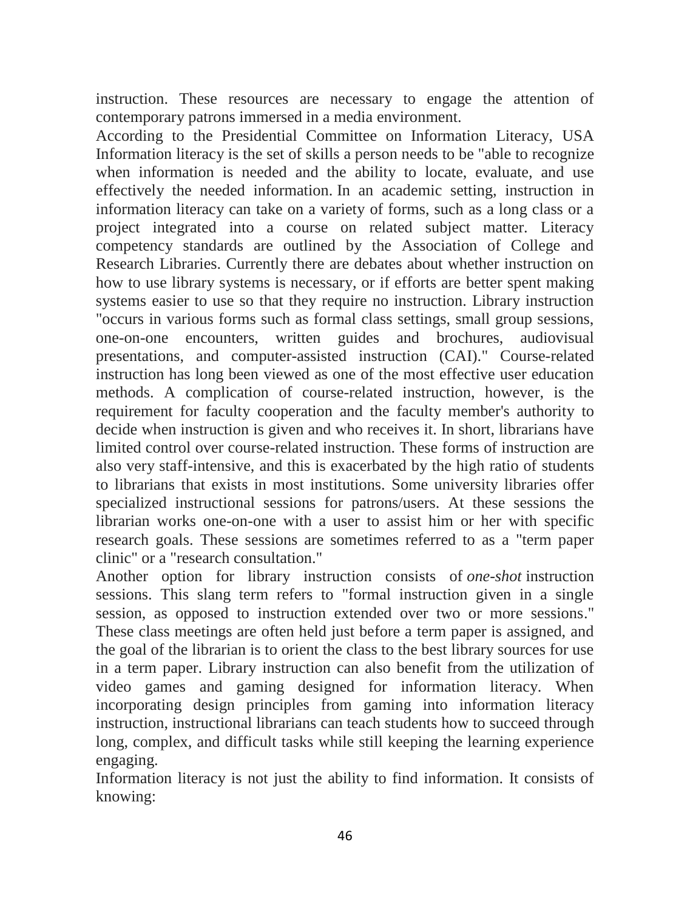instruction. These resources are necessary to engage the attention of contemporary patrons immersed in a media environment.

According to the Presidential Committee on Information Literacy, USA Information literacy is the set of skills a person needs to be "able to recognize when information is needed and the ability to locate, evaluate, and use effectively the needed information. In an academic setting, instruction in information literacy can take on a variety of forms, such as a long class or a project integrated into a course on related subject matter. Literacy competency standards are outlined by the Association of College and Research Libraries. Currently there are debates about whether instruction on how to use library systems is necessary, or if efforts are better spent making systems easier to use so that they require no instruction. Library instruction "occurs in various forms such as formal class settings, small group sessions, one-on-one encounters, written guides and brochures, audiovisual presentations, and computer-assisted instruction (CAI)." Course-related instruction has long been viewed as one of the most effective user education methods. A complication of course-related instruction, however, is the requirement for faculty cooperation and the faculty member's authority to decide when instruction is given and who receives it. In short, librarians have limited control over course-related instruction. These forms of instruction are also very staff-intensive, and this is exacerbated by the high ratio of students to librarians that exists in most institutions. Some university libraries offer specialized instructional sessions for patrons/users. At these sessions the librarian works one-on-one with a user to assist him or her with specific research goals. These sessions are sometimes referred to as a "term paper clinic" or a "research consultation."

Another option for library instruction consists of *one-shot* instruction sessions. This slang term refers to "formal instruction given in a single session, as opposed to instruction extended over two or more sessions." These class meetings are often held just before a term paper is assigned, and the goal of the librarian is to orient the class to the best library sources for use in a term paper. Library instruction can also benefit from the utilization of video games and gaming designed for information literacy. When incorporating design principles from gaming into information literacy instruction, instructional librarians can teach students how to succeed through long, complex, and difficult tasks while still keeping the learning experience engaging.

Information literacy is not just the ability to find information. It consists of knowing: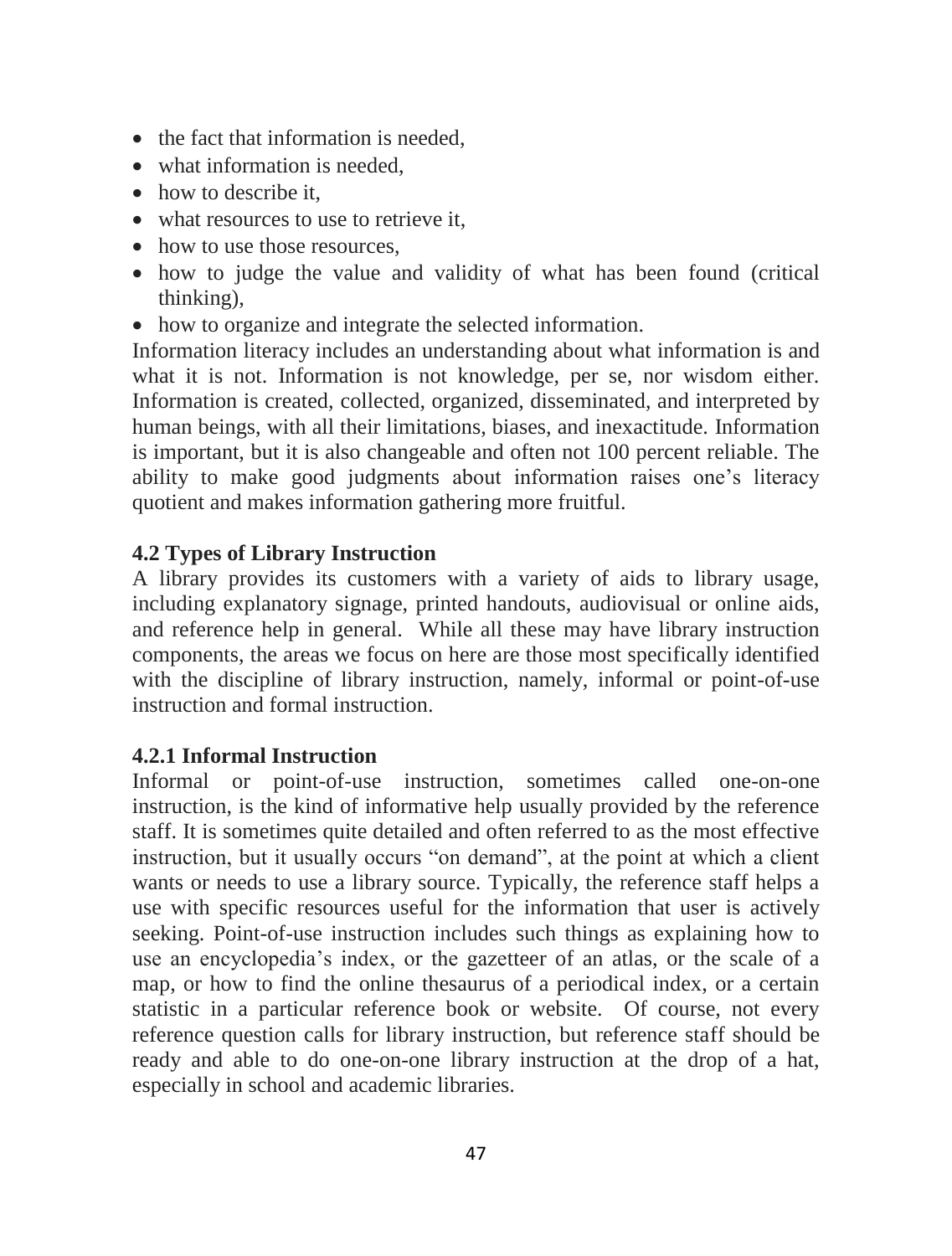- the fact that information is needed,
- what information is needed,
- how to describe it,
- what resources to use to retrieve it,
- how to use those resources,
- how to judge the value and validity of what has been found (critical thinking),
- how to organize and integrate the selected information.

Information literacy includes an understanding about what information is and what it is not. Information is not knowledge, per se, nor wisdom either. Information is created, collected, organized, disseminated, and interpreted by human beings, with all their limitations, biases, and inexactitude. Information is important, but it is also changeable and often not 100 percent reliable. The ability to make good judgments about information raises one's literacy quotient and makes information gathering more fruitful.

### 4.2 Types of Library Instruction

A library provides its customers with a variety of aids to library usage, including explanatory signage, printed handouts, audiovisual or online aids, and reference help in general. While all these may have library instruction components, the areas we focus on here are those most specifically identified with the discipline of library instruction, namely, informal or point-of-use instruction and formal instruction.

#### 4.2.1 Informal Instruction

Informal or point-of-use instruction, sometimes called one-on-one instruction, is the kind of informative help usually provided by the reference staff. It is sometimes quite detailed and often referred to as the most effective instruction, but it usually occurs "on demand", at the point at which a client wants or needs to use a library source. Typically, the reference staff helps a use with specific resources useful for the information that user is actively seeking. Point-of-use instruction includes such things as explaining how to use an encyclopedia's index, or the gazetteer of an atlas, or the scale of a map, or how to find the online thesaurus of a periodical index, or a certain statistic in a particular reference book or website. Of course, not every reference question calls for library instruction, but reference staff should be ready and able to do one-on-one library instruction at the drop of a hat, especially in school and academic libraries.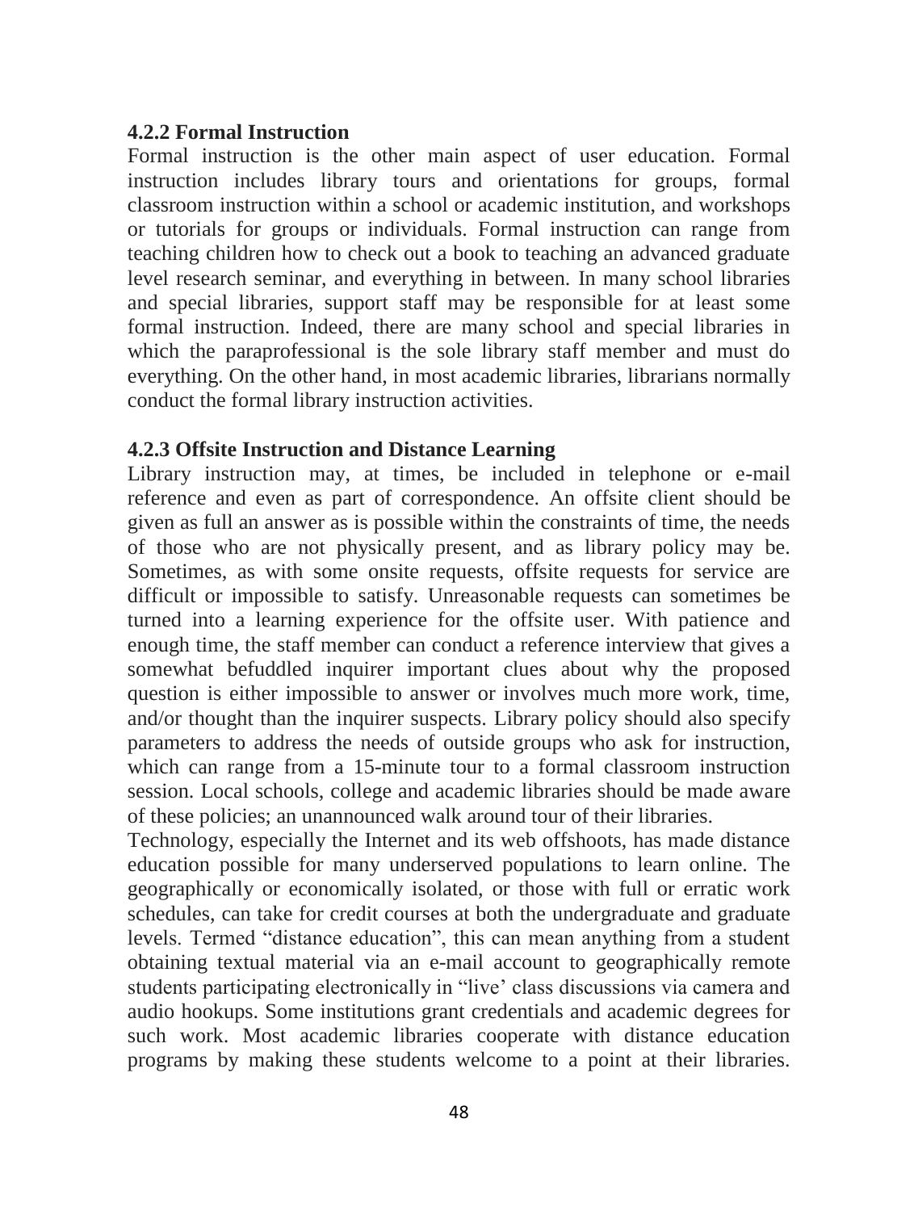### 4.2.2 Formal Instruction

Formal instruction is the other main aspect of user education. Formal instruction includes library tours and orientations for groups, formal classroom instruction within a school or academic institution, and workshops or tutorials for groups or individuals. Formal instruction can range from teaching children how to check out a book to teaching an advanced graduate level research seminar, and everything in between. In many school libraries and special libraries, support staff may be responsible for at least some formal instruction. Indeed, there are many school and special libraries in which the paraprofessional is the sole library staff member and must do everything. On the other hand, in most academic libraries, librarians normally conduct the formal library instruction activities.

### 4.2.3 Offsite Instruction and Distance Learning

Library instruction may, at times, be included in telephone or e-mail reference and even as part of correspondence. An offsite client should be given as full an answer as is possible within the constraints of time, the needs of those who are not physically present, and as library policy may be. Sometimes, as with some onsite requests, offsite requests for service are difficult or impossible to satisfy. Unreasonable requests can sometimes be turned into a learning experience for the offsite user. With patience and enough time, the staff member can conduct a reference interview that gives a somewhat befuddled inquirer important clues about why the proposed question is either impossible to answer or involves much more work, time, and/or thought than the inquirer suspects. Library policy should also specify parameters to address the needs of outside groups who ask for instruction, which can range from a 15-minute tour to a formal classroom instruction session. Local schools, college and academic libraries should be made aware of these policies; an unannounced walk around tour of their libraries.

Technology, especially the Internet and its web offshoots, has made distance education possible for many underserved populations to learn online. The geographically or economically isolated, or those with full or erratic work schedules, can take for credit courses at both the undergraduate and graduate levels. Termed "distance education", this can mean anything from a student obtaining textual material via an e-mail account to geographically remote students participating electronically in "live' class discussions via camera and audio hookups. Some institutions grant credentials and academic degrees for such work. Most academic libraries cooperate with distance education programs by making these students welcome to a point at their libraries.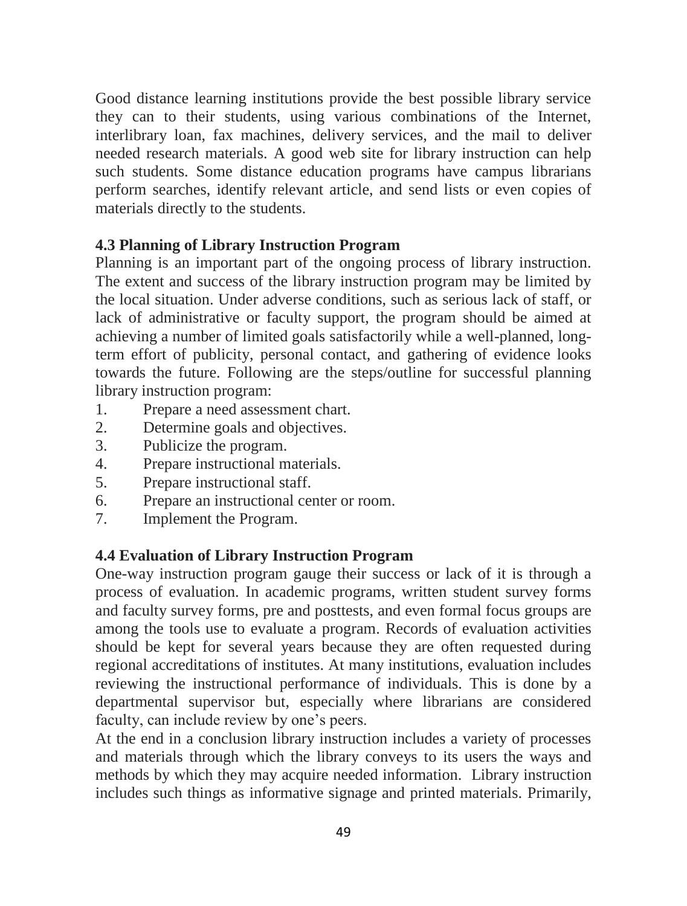Good distance learning institutions provide the best possible library service they can to their students, using various combinations of the Internet, interlibrary loan, fax machines, delivery services, and the mail to deliver needed research materials. A good web site for library instruction can help such students. Some distance education programs have campus librarians perform searches, identify relevant article, and send lists or even copies of materials directly to the students.

### 4.3 Planning of Library Instruction Program

Planning is an important part of the ongoing process of library instruction. The extent and success of the library instruction program may be limited by the local situation. Under adverse conditions, such as serious lack of staff, or lack of administrative or faculty support, the program should be aimed at achieving a number of limited goals satisfactorily while a well-planned, long-term effort of publicity, personal contact, and gathering of evidence looks towards the future. Following are the steps/outline for successful planning library instruction program:

1. Prepare a need assessment chart.
2. Determine goals and objectives.
3. Publicize the program.
4. Prepare instructional materials.
5. Prepare instructional staff.
6. Prepare an instructional center or room.
7. Implement the Program.

### 4.4 Evaluation of Library Instruction Program

One-way instruction program gauge their success or lack of it is through a process of evaluation. In academic programs, written student survey forms and faculty survey forms, pre and posttests, and even formal focus groups are among the tools use to evaluate a program. Records of evaluation activities should be kept for several years because they are often requested during regional accreditations of institutes. At many institutions, evaluation includes reviewing the instructional performance of individuals. This is done by a departmental supervisor but, especially where librarians are considered faculty, can include review by one's peers.

At the end in a conclusion library instruction includes a variety of processes and materials through which the library conveys to its users the ways and methods by which they may acquire needed information. Library instruction includes such things as informative signage and printed materials. Primarily,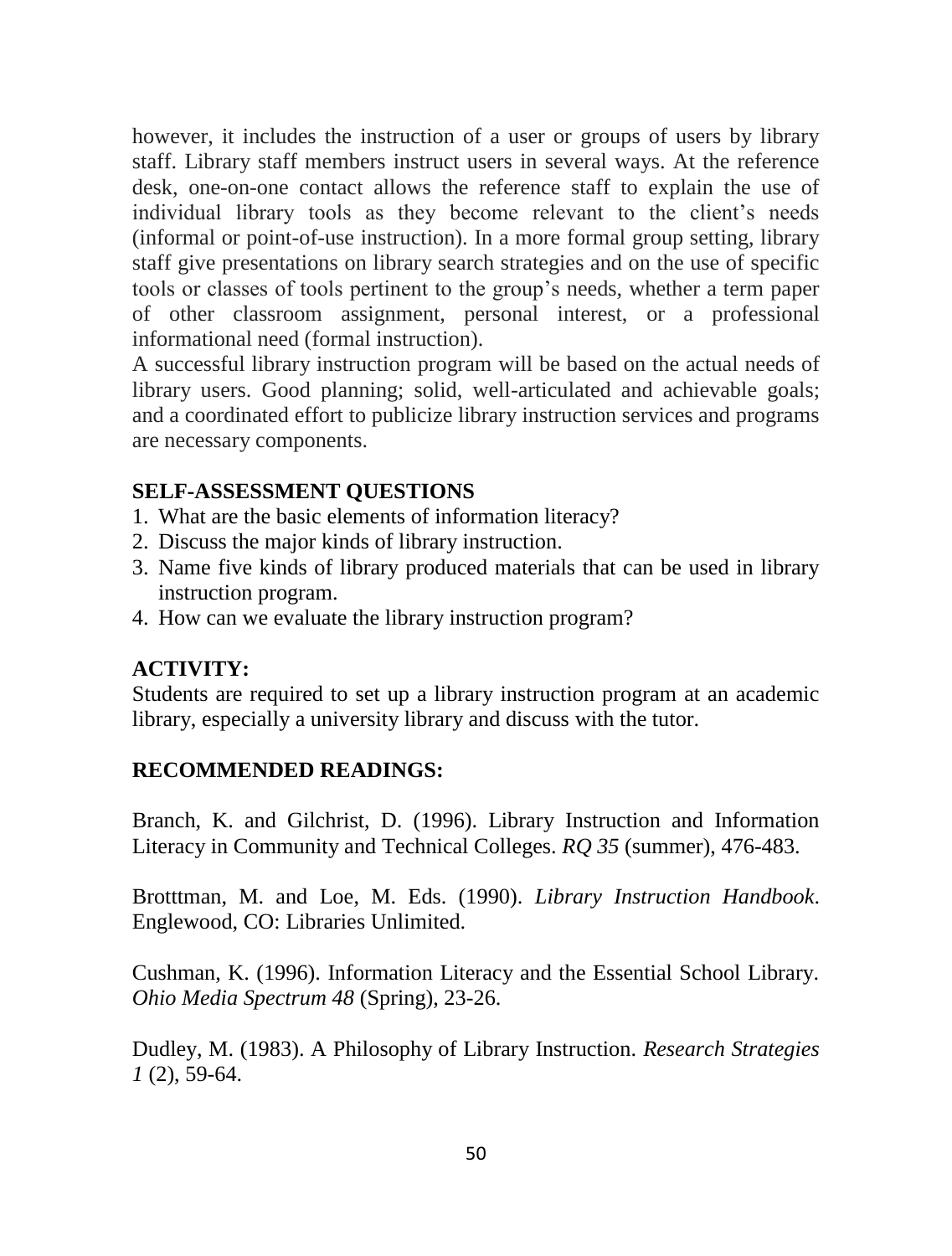however, it includes the instruction of a user or groups of users by library staff. Library staff members instruct users in several ways. At the reference desk, one-on-one contact allows the reference staff to explain the use of individual library tools as they become relevant to the client's needs (informal or point-of-use instruction). In a more formal group setting, library staff give presentations on library search strategies and on the use of specific tools or classes of tools pertinent to the group's needs, whether a term paper of other classroom assignment, personal interest, or a professional informational need (formal instruction).

A successful library instruction program will be based on the actual needs of library users. Good planning; solid, well-articulated and achievable goals; and a coordinated effort to publicize library instruction services and programs are necessary components.

## SELF-ASSESSMENT QUESTIONS

1. What are the basic elements of information literacy?
2. Discuss the major kinds of library instruction.
3. Name five kinds of library produced materials that can be used in library instruction program.
4. How can we evaluate the library instruction program?

## ACTIVITY:

Students are required to set up a library instruction program at an academic library, especially a university library and discuss with the tutor.

## RECOMMENDED READINGS:

Branch, K. and Gilchrist, D. (1996). Library Instruction and Information Literacy in Community and Technical Colleges. *RQ 35* (summer), 476-483.

Brotttman, M. and Loe, M. Eds. (1990). *Library Instruction Handbook*. Englewood, CO: Libraries Unlimited.

Cushman, K. (1996). Information Literacy and the Essential School Library. *Ohio Media Spectrum 48* (Spring), 23-26.

Dudley, M. (1983). A Philosophy of Library Instruction. *Research Strategies 1* (2), 59-64.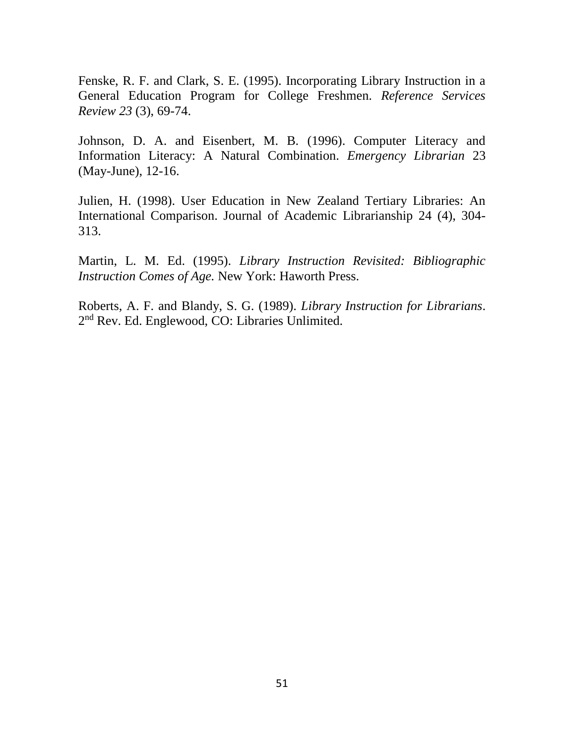Fenske, R. F. and Clark, S. E. (1995). Incorporating Library Instruction in a General Education Program for College Freshmen. *Reference Services Review 23* (3), 69-74.

Johnson, D. A. and Eisenbert, M. B. (1996). Computer Literacy and Information Literacy: A Natural Combination. *Emergency Librarian* 23 (May-June), 12-16.

Julien, H. (1998). User Education in New Zealand Tertiary Libraries: An International Comparison. Journal of Academic Librarianship 24 (4), 304-313.

Martin, L. M. Ed. (1995). *Library Instruction Revisited: Bibliographic Instruction Comes of Age.* New York: Haworth Press.

Roberts, A. F. and Blandy, S. G. (1989). *Library Instruction for Librarians*. 2nd Rev. Ed. Englewood, CO: Libraries Unlimited.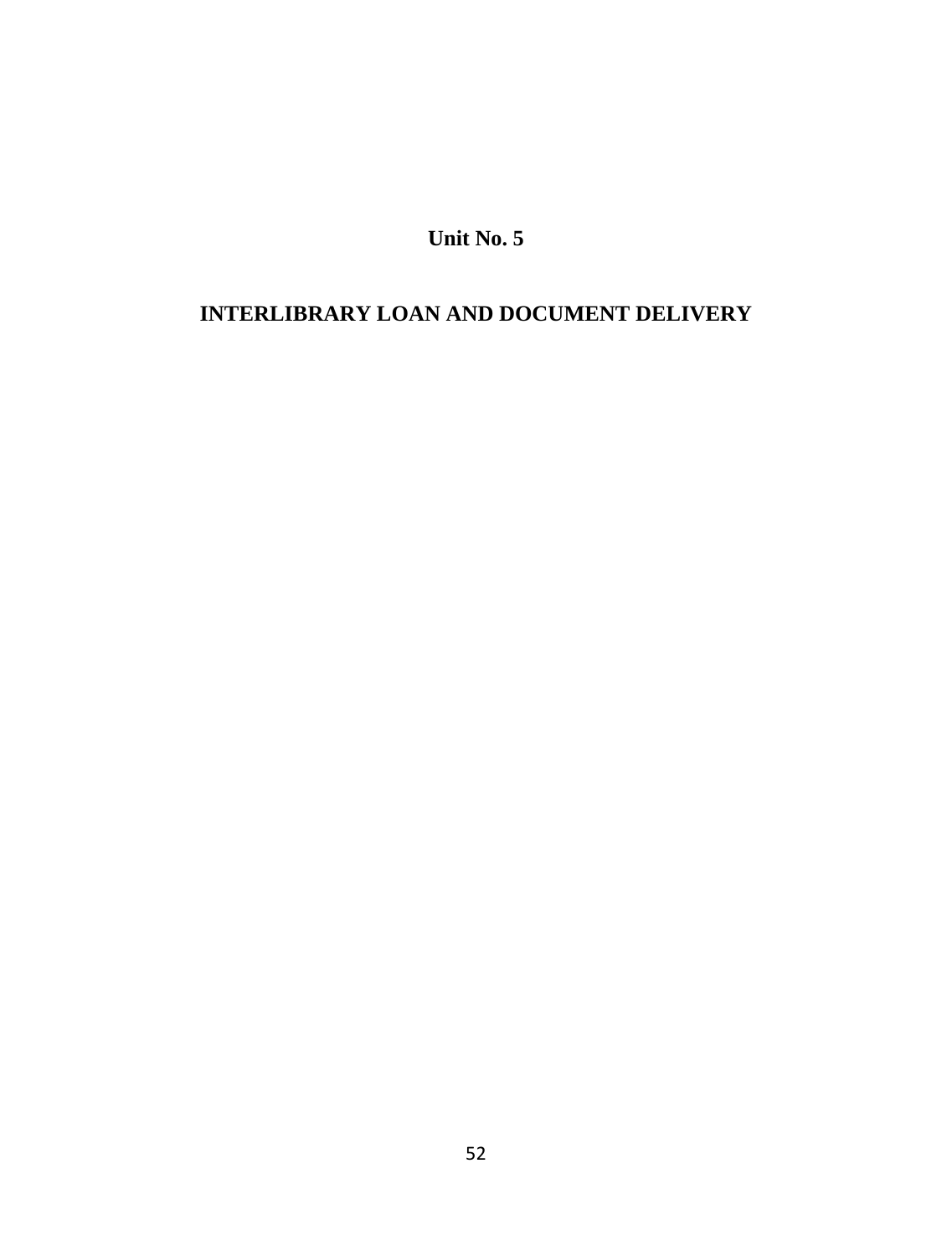# Unit No. 5

# INTERLIBRARY LOAN AND DOCUMENT DELIVERY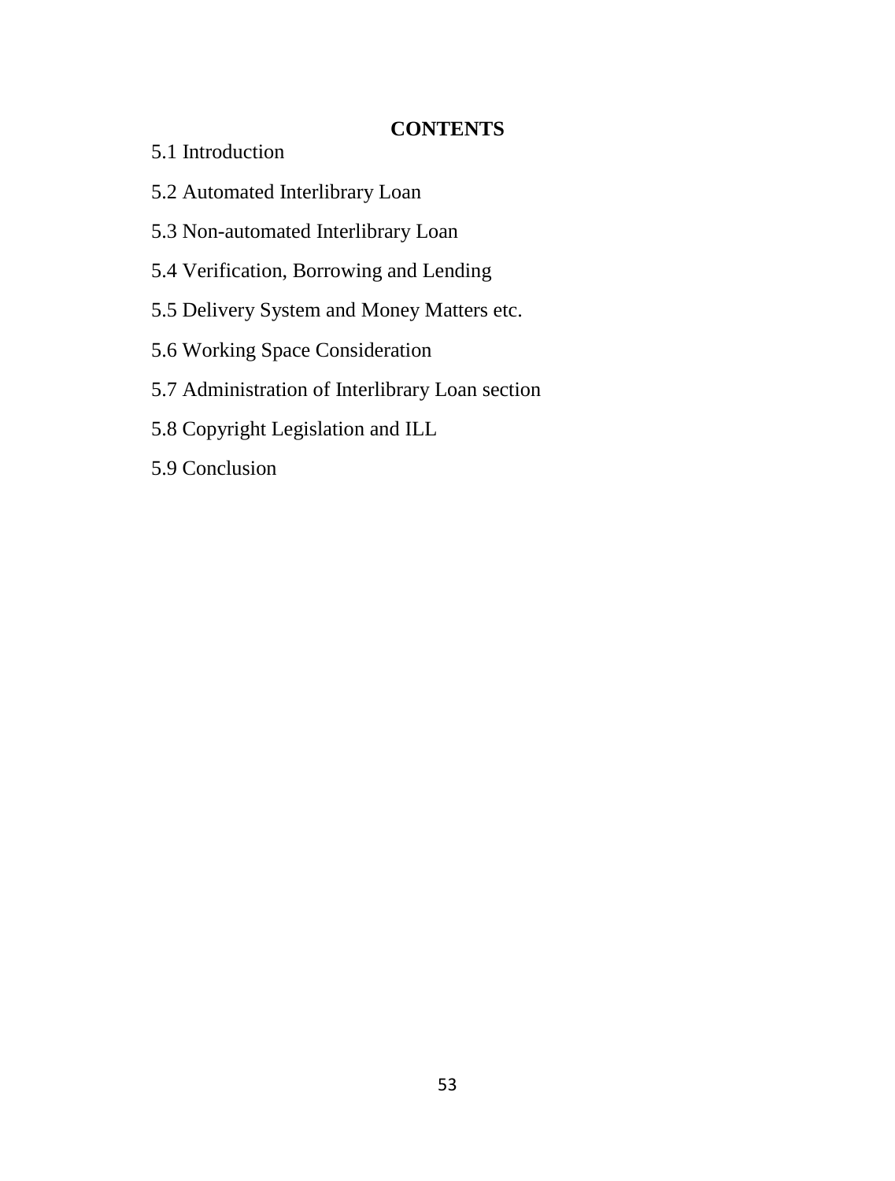**CONTENTS**

5.1 Introduction

5.2 Automated Interlibrary Loan

5.3 Non-automated Interlibrary Loan

5.4 Verification, Borrowing and Lending

5.5 Delivery System and Money Matters etc.

5.6 Working Space Consideration

5.7 Administration of Interlibrary Loan section

5.8 Copyright Legislation and ILL

5.9 Conclusion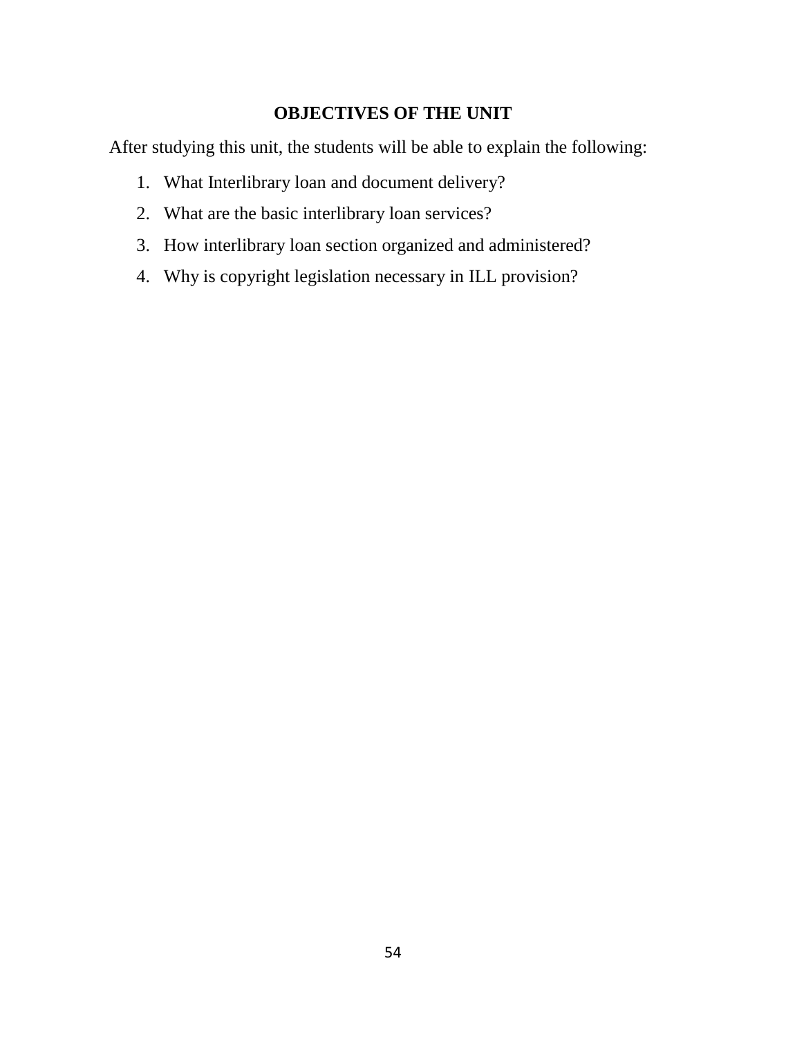## OBJECTIVES OF THE UNIT

After studying this unit, the students will be able to explain the following:

1. What Interlibrary loan and document delivery?
2. What are the basic interlibrary loan services?
3. How interlibrary loan section organized and administered?
4. Why is copyright legislation necessary in ILL provision?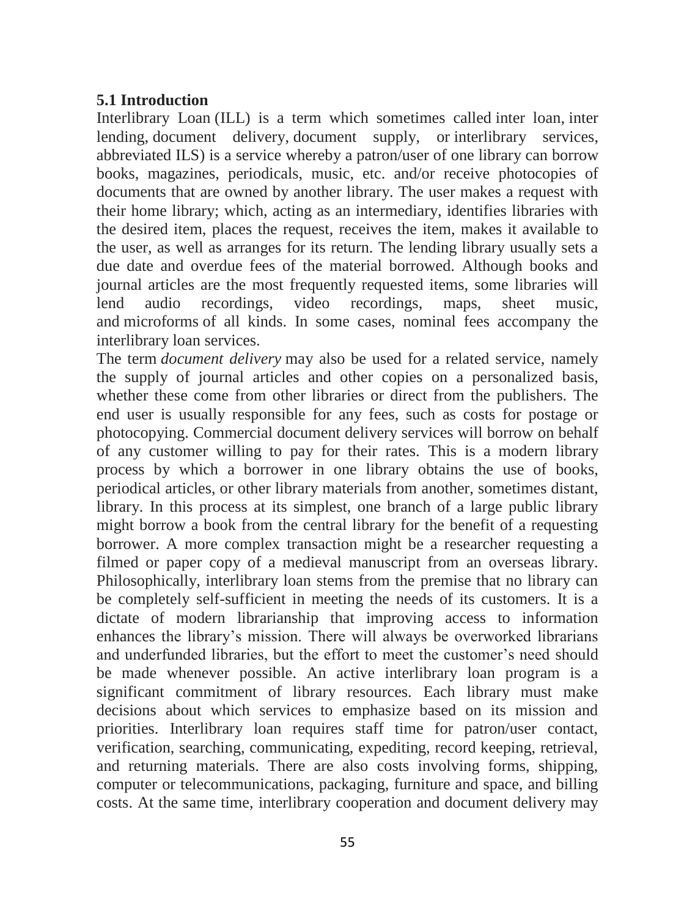**5.1 Introduction**

Interlibrary Loan (ILL) is a term which sometimes called inter loan, inter lending, document delivery, document supply, or interlibrary services, abbreviated ILS) is a service whereby a patron/user of one library can borrow books, magazines, periodicals, music, etc. and/or receive photocopies of documents that are owned by another library. The user makes a request with their home library; which, acting as an intermediary, identifies libraries with the desired item, places the request, receives the item, makes it available to the user, as well as arranges for its return. The lending library usually sets a due date and overdue fees of the material borrowed. Although books and journal articles are the most frequently requested items, some libraries will lend audio recordings, video recordings, maps, sheet music, and microforms of all kinds. In some cases, nominal fees accompany the interlibrary loan services.

The term *document delivery* may also be used for a related service, namely the supply of journal articles and other copies on a personalized basis, whether these come from other libraries or direct from the publishers. The end user is usually responsible for any fees, such as costs for postage or photocopying. Commercial document delivery services will borrow on behalf of any customer willing to pay for their rates. This is a modern library process by which a borrower in one library obtains the use of books, periodical articles, or other library materials from another, sometimes distant, library. In this process at its simplest, one branch of a large public library might borrow a book from the central library for the benefit of a requesting borrower. A more complex transaction might be a researcher requesting a filmed or paper copy of a medieval manuscript from an overseas library. Philosophically, interlibrary loan stems from the premise that no library can be completely self-sufficient in meeting the needs of its customers. It is a dictate of modern librarianship that improving access to information enhances the library's mission. There will always be overworked librarians and underfunded libraries, but the effort to meet the customer's need should be made whenever possible. An active interlibrary loan program is a significant commitment of library resources. Each library must make decisions about which services to emphasize based on its mission and priorities. Interlibrary loan requires staff time for patron/user contact, verification, searching, communicating, expediting, record keeping, retrieval, and returning materials. There are also costs involving forms, shipping, computer or telecommunications, packaging, furniture and space, and billing costs. At the same time, interlibrary cooperation and document delivery may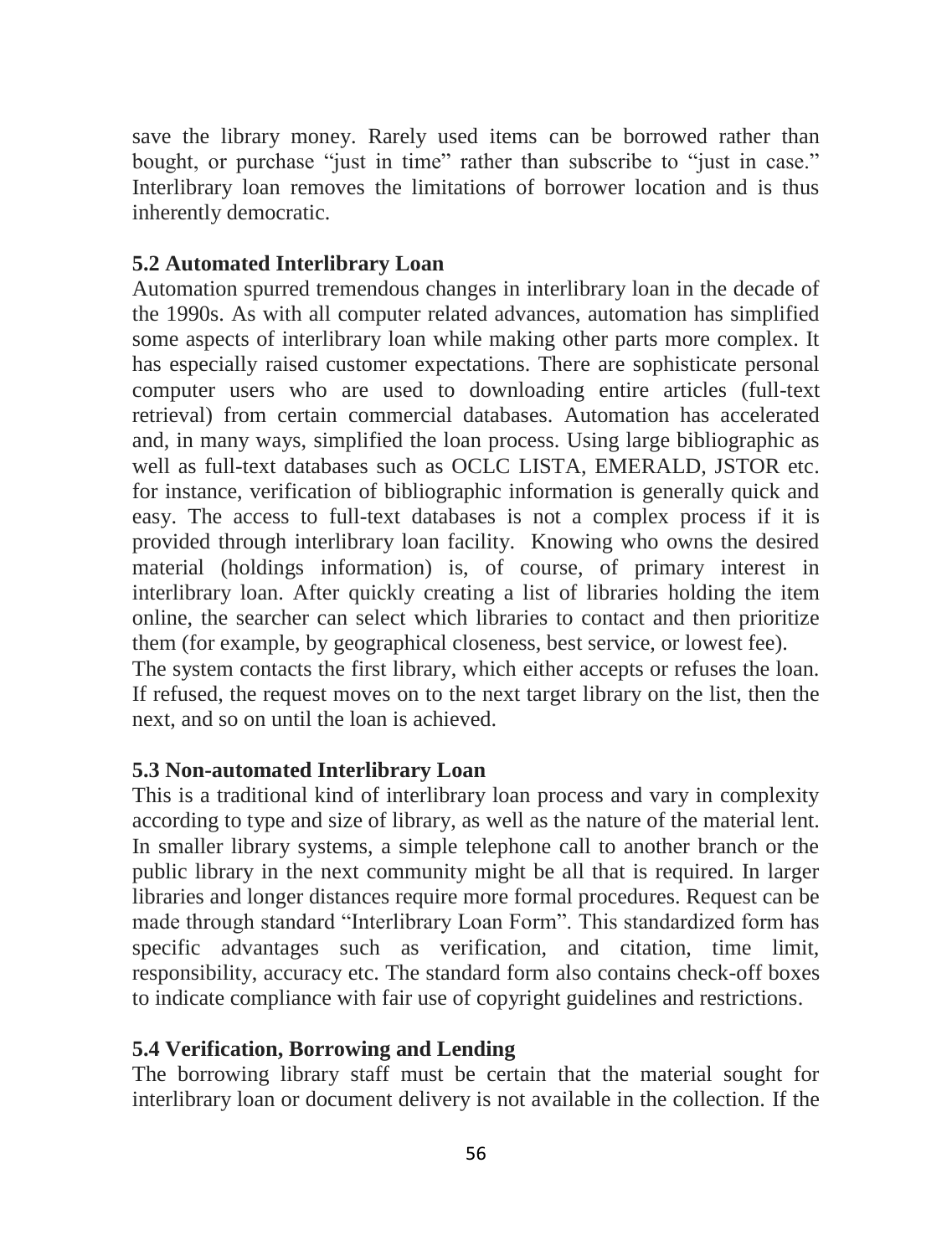save the library money. Rarely used items can be borrowed rather than bought, or purchase "just in time" rather than subscribe to "just in case." Interlibrary loan removes the limitations of borrower location and is thus inherently democratic.

### 5.2 Automated Interlibrary Loan

Automation spurred tremendous changes in interlibrary loan in the decade of the 1990s. As with all computer related advances, automation has simplified some aspects of interlibrary loan while making other parts more complex. It has especially raised customer expectations. There are sophisticate personal computer users who are used to downloading entire articles (full-text retrieval) from certain commercial databases. Automation has accelerated and, in many ways, simplified the loan process. Using large bibliographic as well as full-text databases such as OCLC LISTA, EMERALD, JSTOR etc. for instance, verification of bibliographic information is generally quick and easy. The access to full-text databases is not a complex process if it is provided through interlibrary loan facility. Knowing who owns the desired material (holdings information) is, of course, of primary interest in interlibrary loan. After quickly creating a list of libraries holding the item online, the searcher can select which libraries to contact and then prioritize them (for example, by geographical closeness, best service, or lowest fee).
The system contacts the first library, which either accepts or refuses the loan. If refused, the request moves on to the next target library on the list, then the next, and so on until the loan is achieved.

### 5.3 Non-automated Interlibrary Loan

This is a traditional kind of interlibrary loan process and vary in complexity according to type and size of library, as well as the nature of the material lent. In smaller library systems, a simple telephone call to another branch or the public library in the next community might be all that is required. In larger libraries and longer distances require more formal procedures. Request can be made through standard "Interlibrary Loan Form". This standardized form has specific advantages such as verification, and citation, time limit, responsibility, accuracy etc. The standard form also contains check-off boxes to indicate compliance with fair use of copyright guidelines and restrictions.

### 5.4 Verification, Borrowing and Lending

The borrowing library staff must be certain that the material sought for interlibrary loan or document delivery is not available in the collection. If the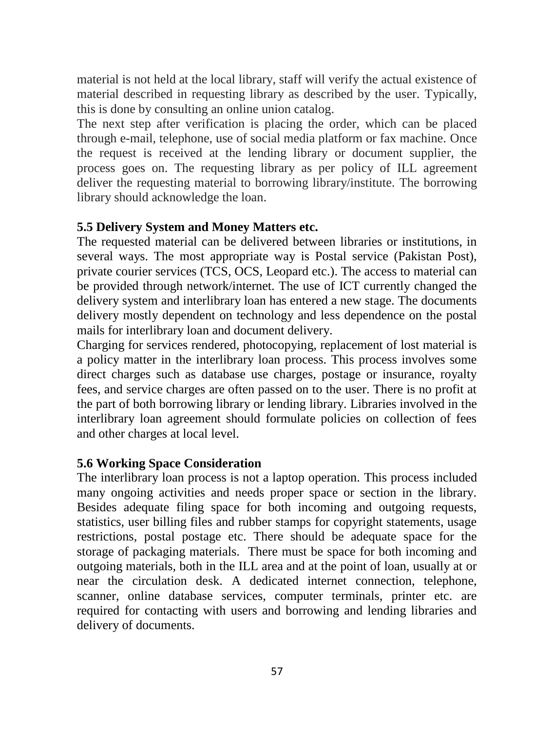material is not held at the local library, staff will verify the actual existence of material described in requesting library as described by the user. Typically, this is done by consulting an online union catalog.

The next step after verification is placing the order, which can be placed through e-mail, telephone, use of social media platform or fax machine. Once the request is received at the lending library or document supplier, the process goes on. The requesting library as per policy of ILL agreement deliver the requesting material to borrowing library/institute. The borrowing library should acknowledge the loan.

### 5.5 Delivery System and Money Matters etc.

The requested material can be delivered between libraries or institutions, in several ways. The most appropriate way is Postal service (Pakistan Post), private courier services (TCS, OCS, Leopard etc.). The access to material can be provided through network/internet. The use of ICT currently changed the delivery system and interlibrary loan has entered a new stage. The documents delivery mostly dependent on technology and less dependence on the postal mails for interlibrary loan and document delivery.

Charging for services rendered, photocopying, replacement of lost material is a policy matter in the interlibrary loan process. This process involves some direct charges such as database use charges, postage or insurance, royalty fees, and service charges are often passed on to the user. There is no profit at the part of both borrowing library or lending library. Libraries involved in the interlibrary loan agreement should formulate policies on collection of fees and other charges at local level.

### 5.6 Working Space Consideration

The interlibrary loan process is not a laptop operation. This process included many ongoing activities and needs proper space or section in the library. Besides adequate filing space for both incoming and outgoing requests, statistics, user billing files and rubber stamps for copyright statements, usage restrictions, postal postage etc. There should be adequate space for the storage of packaging materials. There must be space for both incoming and outgoing materials, both in the ILL area and at the point of loan, usually at or near the circulation desk. A dedicated internet connection, telephone, scanner, online database services, computer terminals, printer etc. are required for contacting with users and borrowing and lending libraries and delivery of documents.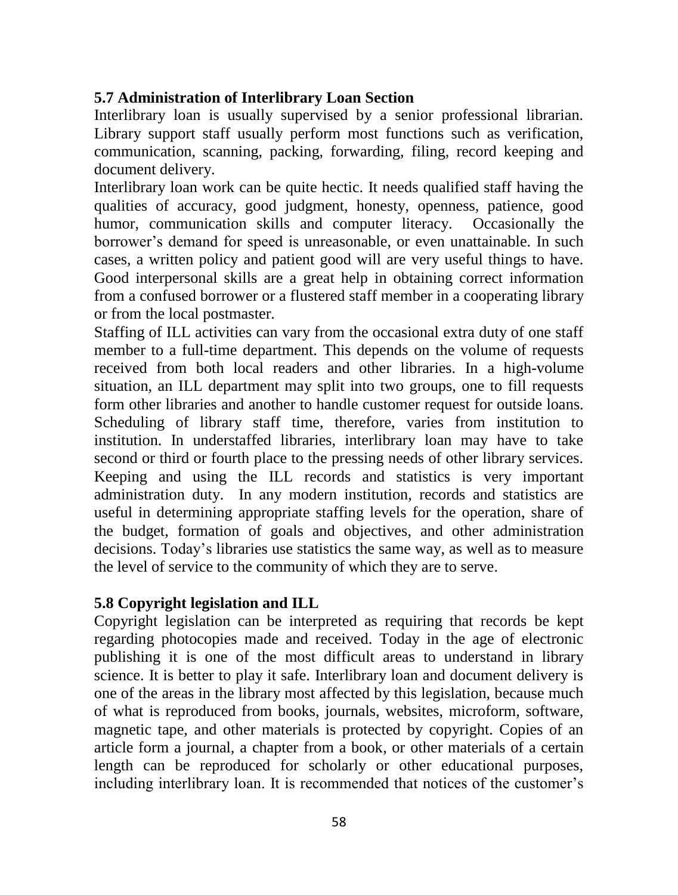### 5.7 Administration of Interlibrary Loan Section

Interlibrary loan is usually supervised by a senior professional librarian. Library support staff usually perform most functions such as verification, communication, scanning, packing, forwarding, filing, record keeping and document delivery.

Interlibrary loan work can be quite hectic. It needs qualified staff having the qualities of accuracy, good judgment, honesty, openness, patience, good humor, communication skills and computer literacy. Occasionally the borrower's demand for speed is unreasonable, or even unattainable. In such cases, a written policy and patient good will are very useful things to have. Good interpersonal skills are a great help in obtaining correct information from a confused borrower or a flustered staff member in a cooperating library or from the local postmaster.

Staffing of ILL activities can vary from the occasional extra duty of one staff member to a full-time department. This depends on the volume of requests received from both local readers and other libraries. In a high-volume situation, an ILL department may split into two groups, one to fill requests form other libraries and another to handle customer request for outside loans. Scheduling of library staff time, therefore, varies from institution to institution. In understaffed libraries, interlibrary loan may have to take second or third or fourth place to the pressing needs of other library services.

Keeping and using the ILL records and statistics is very important administration duty. In any modern institution, records and statistics are useful in determining appropriate staffing levels for the operation, share of the budget, formation of goals and objectives, and other administration decisions. Today's libraries use statistics the same way, as well as to measure the level of service to the community of which they are to serve.

### 5.8 Copyright legislation and ILL

Copyright legislation can be interpreted as requiring that records be kept regarding photocopies made and received. Today in the age of electronic publishing it is one of the most difficult areas to understand in library science. It is better to play it safe. Interlibrary loan and document delivery is one of the areas in the library most affected by this legislation, because much of what is reproduced from books, journals, websites, microform, software, magnetic tape, and other materials is protected by copyright. Copies of an article form a journal, a chapter from a book, or other materials of a certain length can be reproduced for scholarly or other educational purposes, including interlibrary loan. It is recommended that notices of the customer's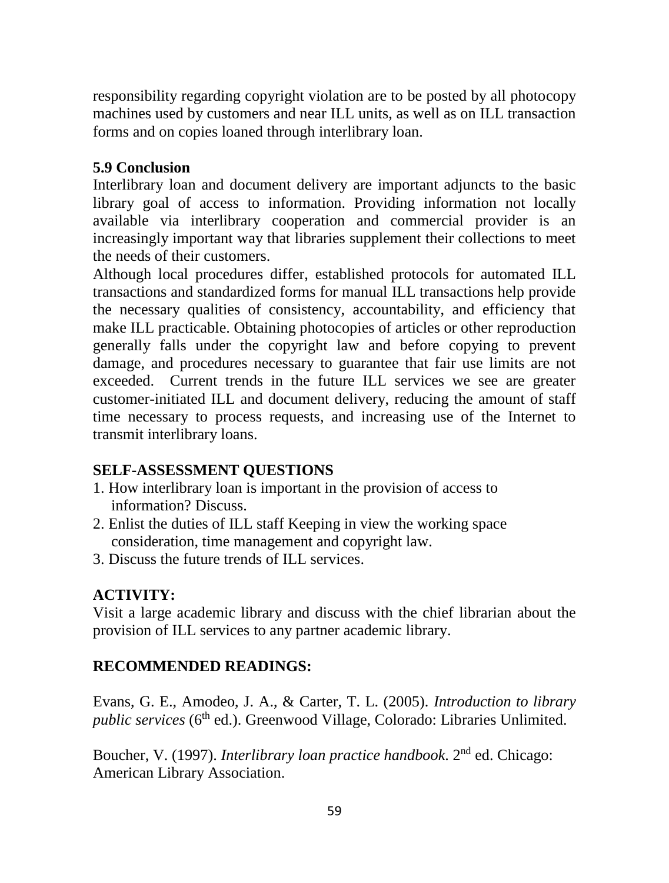responsibility regarding copyright violation are to be posted by all photocopy machines used by customers and near ILL units, as well as on ILL transaction forms and on copies loaned through interlibrary loan.

### 5.9 Conclusion

Interlibrary loan and document delivery are important adjuncts to the basic library goal of access to information. Providing information not locally available via interlibrary cooperation and commercial provider is an increasingly important way that libraries supplement their collections to meet the needs of their customers.

Although local procedures differ, established protocols for automated ILL transactions and standardized forms for manual ILL transactions help provide the necessary qualities of consistency, accountability, and efficiency that make ILL practicable. Obtaining photocopies of articles or other reproduction generally falls under the copyright law and before copying to prevent damage, and procedures necessary to guarantee that fair use limits are not exceeded. Current trends in the future ILL services we see are greater customer-initiated ILL and document delivery, reducing the amount of staff time necessary to process requests, and increasing use of the Internet to transmit interlibrary loans.

## SELF-ASSESSMENT QUESTIONS

1. How interlibrary loan is important in the provision of access to information? Discuss.
2. Enlist the duties of ILL staff Keeping in view the working space consideration, time management and copyright law.
3. Discuss the future trends of ILL services.

## ACTIVITY:

Visit a large academic library and discuss with the chief librarian about the provision of ILL services to any partner academic library.

## RECOMMENDED READINGS:

Evans, G. E., Amodeo, J. A., & Carter, T. L. (2005). *Introduction to library public services* (6th ed.). Greenwood Village, Colorado: Libraries Unlimited.

Boucher, V. (1997). *Interlibrary loan practice handbook.* 2nd ed. Chicago: American Library Association.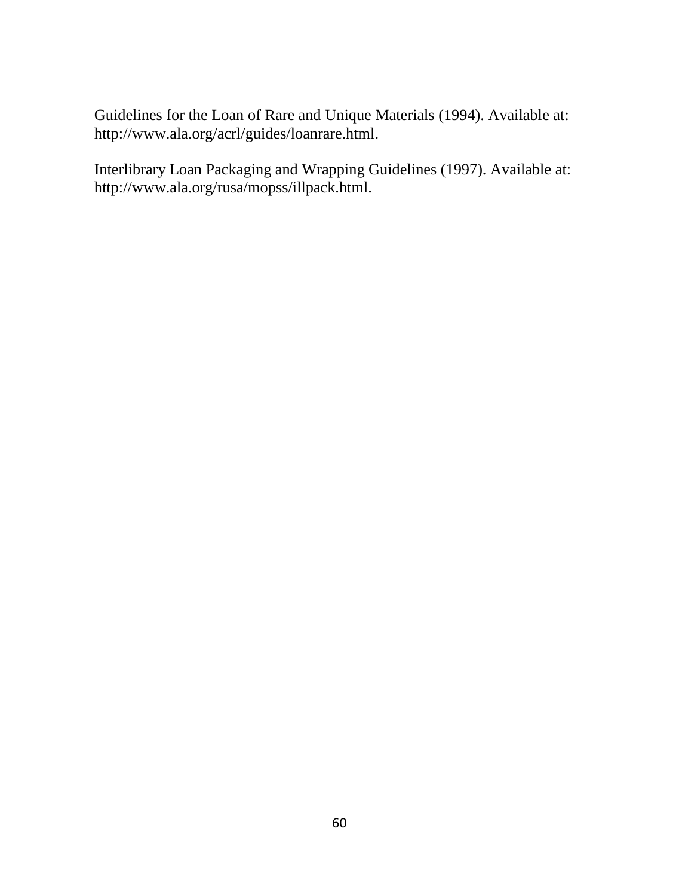Guidelines for the Loan of Rare and Unique Materials (1994). Available at: http://www.ala.org/acrl/guides/loanrare.html.

Interlibrary Loan Packaging and Wrapping Guidelines (1997). Available at: http://www.ala.org/rusa/mopss/illpack.html.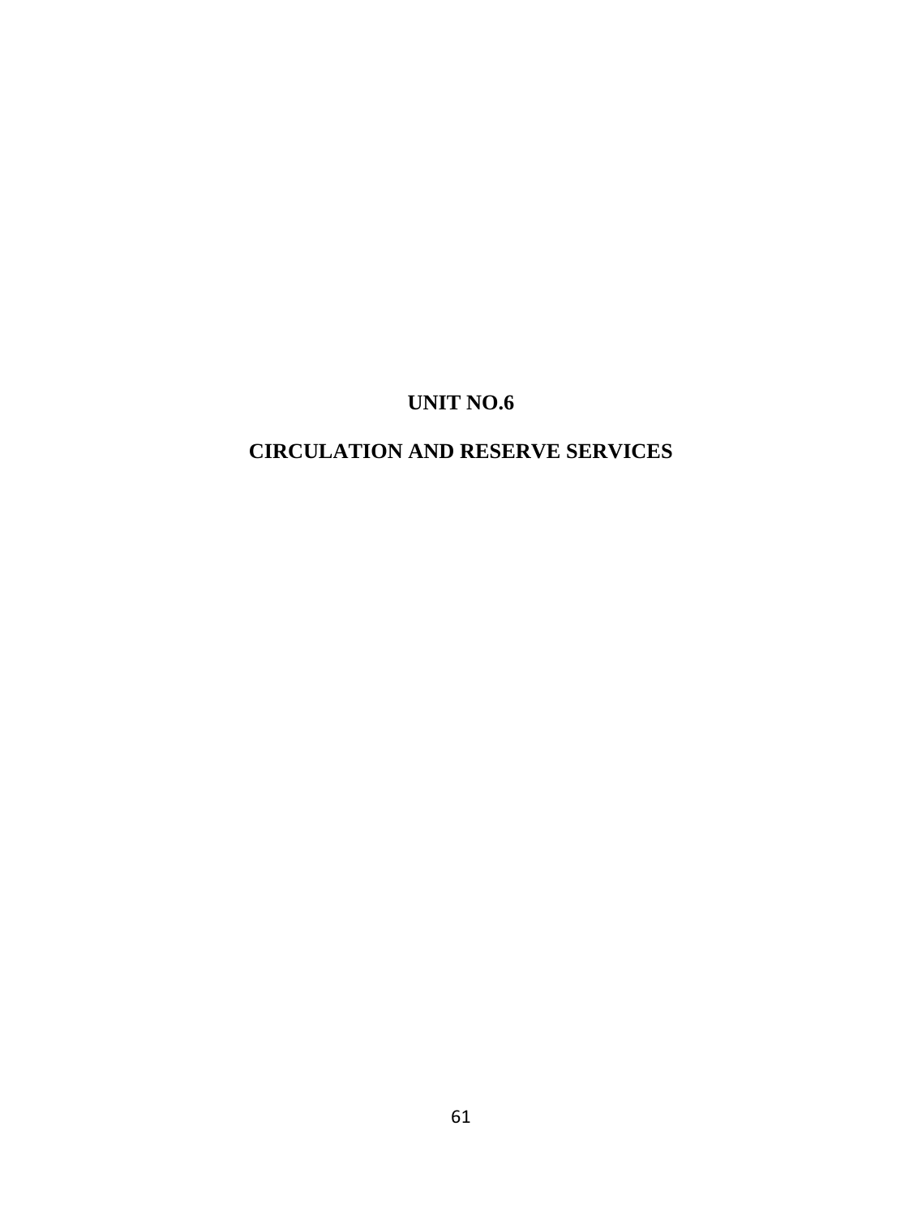# UNIT NO.6

# CIRCULATION AND RESERVE SERVICES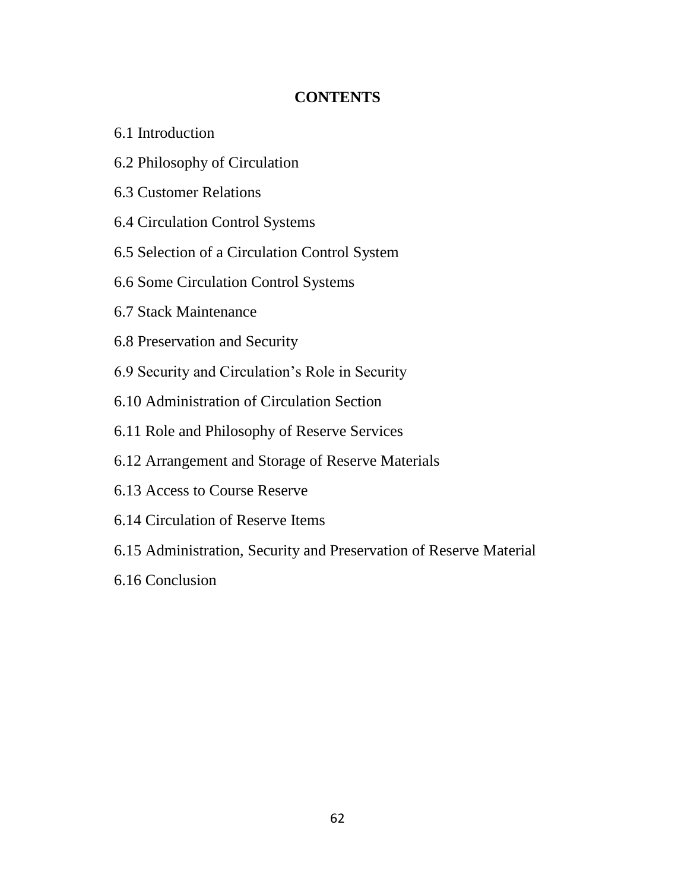## CONTENTS

6.1 Introduction

6.2 Philosophy of Circulation

6.3 Customer Relations

6.4 Circulation Control Systems

6.5 Selection of a Circulation Control System

6.6 Some Circulation Control Systems

6.7 Stack Maintenance

6.8 Preservation and Security

6.9 Security and Circulation's Role in Security

6.10 Administration of Circulation Section

6.11 Role and Philosophy of Reserve Services

6.12 Arrangement and Storage of Reserve Materials

6.13 Access to Course Reserve

6.14 Circulation of Reserve Items

6.15 Administration, Security and Preservation of Reserve Material

6.16 Conclusion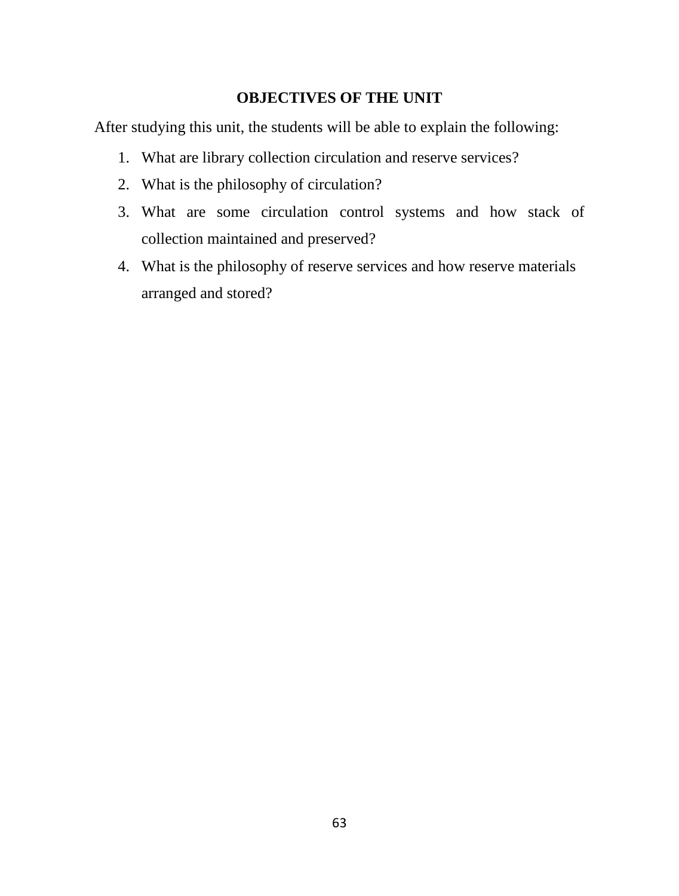## OBJECTIVES OF THE UNIT

After studying this unit, the students will be able to explain the following:

1. What are library collection circulation and reserve services?
2. What is the philosophy of circulation?
3. What are some circulation control systems and how stack of collection maintained and preserved?
4. What is the philosophy of reserve services and how reserve materials arranged and stored?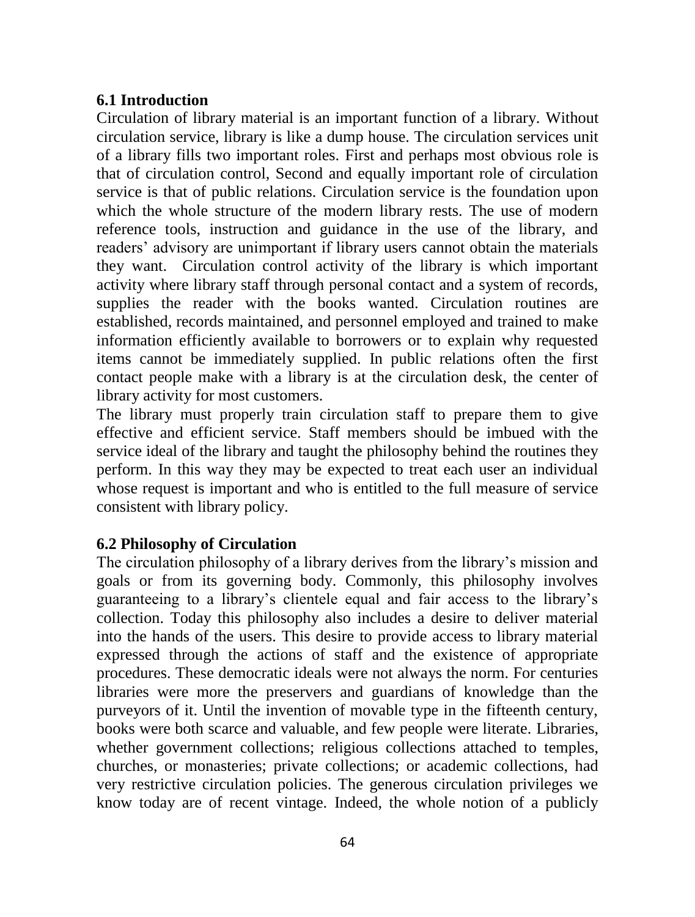## 6.1 Introduction

Circulation of library material is an important function of a library. Without circulation service, library is like a dump house. The circulation services unit of a library fills two important roles. First and perhaps most obvious role is that of circulation control, Second and equally important role of circulation service is that of public relations. Circulation service is the foundation upon which the whole structure of the modern library rests. The use of modern reference tools, instruction and guidance in the use of the library, and readers' advisory are unimportant if library users cannot obtain the materials they want. Circulation control activity of the library is which important activity where library staff through personal contact and a system of records, supplies the reader with the books wanted. Circulation routines are established, records maintained, and personnel employed and trained to make information efficiently available to borrowers or to explain why requested items cannot be immediately supplied. In public relations often the first contact people make with a library is at the circulation desk, the center of library activity for most customers.

The library must properly train circulation staff to prepare them to give effective and efficient service. Staff members should be imbued with the service ideal of the library and taught the philosophy behind the routines they perform. In this way they may be expected to treat each user an individual whose request is important and who is entitled to the full measure of service consistent with library policy.

## 6.2 Philosophy of Circulation

The circulation philosophy of a library derives from the library's mission and goals or from its governing body. Commonly, this philosophy involves guaranteeing to a library's clientele equal and fair access to the library's collection. Today this philosophy also includes a desire to deliver material into the hands of the users. This desire to provide access to library material expressed through the actions of staff and the existence of appropriate procedures. These democratic ideals were not always the norm. For centuries libraries were more the preservers and guardians of knowledge than the purveyors of it. Until the invention of movable type in the fifteenth century, books were both scarce and valuable, and few people were literate. Libraries, whether government collections; religious collections attached to temples, churches, or monasteries; private collections; or academic collections, had very restrictive circulation policies. The generous circulation privileges we know today are of recent vintage. Indeed, the whole notion of a publicly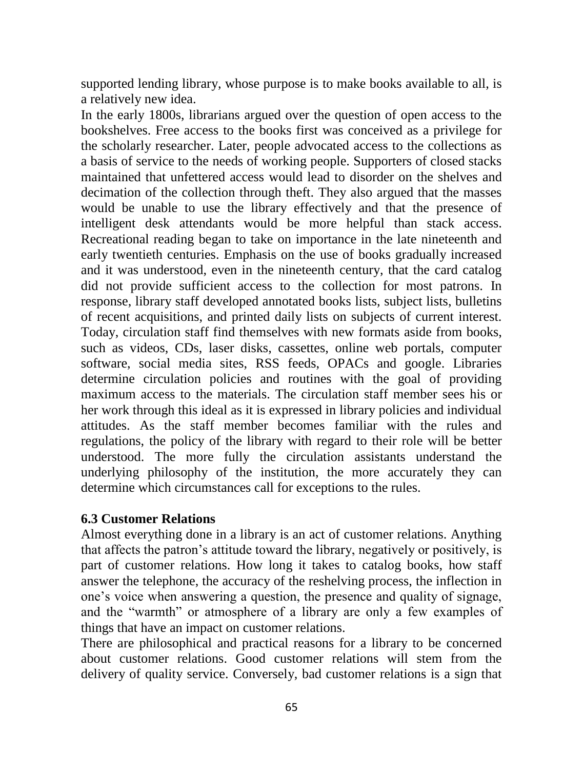supported lending library, whose purpose is to make books available to all, is a relatively new idea.

In the early 1800s, librarians argued over the question of open access to the bookshelves. Free access to the books first was conceived as a privilege for the scholarly researcher. Later, people advocated access to the collections as a basis of service to the needs of working people. Supporters of closed stacks maintained that unfettered access would lead to disorder on the shelves and decimation of the collection through theft. They also argued that the masses would be unable to use the library effectively and that the presence of intelligent desk attendants would be more helpful than stack access. Recreational reading began to take on importance in the late nineteenth and early twentieth centuries. Emphasis on the use of books gradually increased and it was understood, even in the nineteenth century, that the card catalog did not provide sufficient access to the collection for most patrons. In response, library staff developed annotated books lists, subject lists, bulletins of recent acquisitions, and printed daily lists on subjects of current interest. Today, circulation staff find themselves with new formats aside from books, such as videos, CDs, laser disks, cassettes, online web portals, computer software, social media sites, RSS feeds, OPACs and google. Libraries determine circulation policies and routines with the goal of providing maximum access to the materials. The circulation staff member sees his or her work through this ideal as it is expressed in library policies and individual attitudes. As the staff member becomes familiar with the rules and regulations, the policy of the library with regard to their role will be better understood. The more fully the circulation assistants understand the underlying philosophy of the institution, the more accurately they can determine which circumstances call for exceptions to the rules.

## 6.3 Customer Relations

Almost everything done in a library is an act of customer relations. Anything that affects the patron's attitude toward the library, negatively or positively, is part of customer relations. How long it takes to catalog books, how staff answer the telephone, the accuracy of the reshelving process, the inflection in one's voice when answering a question, the presence and quality of signage, and the "warmth" or atmosphere of a library are only a few examples of things that have an impact on customer relations.

There are philosophical and practical reasons for a library to be concerned about customer relations. Good customer relations will stem from the delivery of quality service. Conversely, bad customer relations is a sign that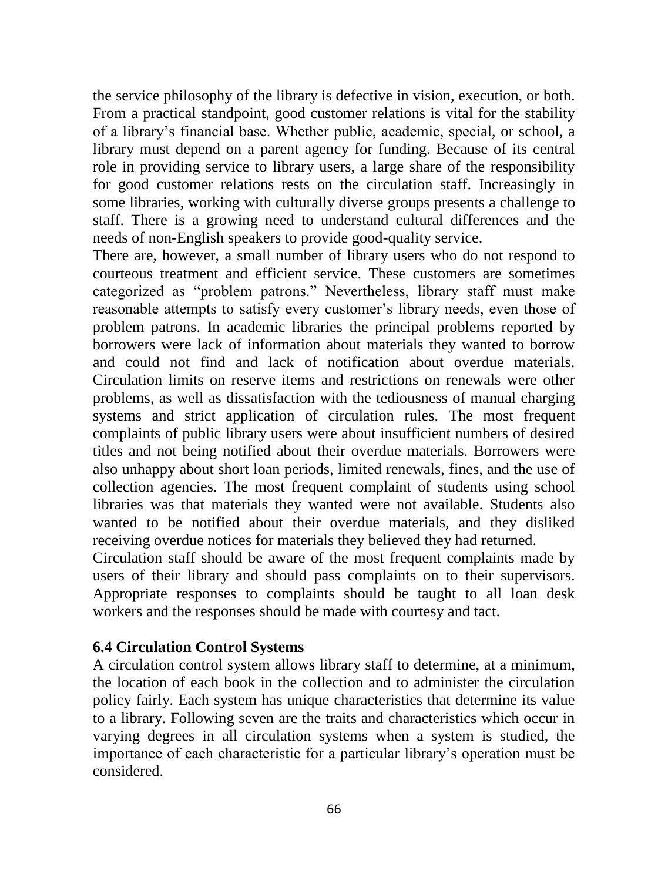the service philosophy of the library is defective in vision, execution, or both. From a practical standpoint, good customer relations is vital for the stability of a library's financial base. Whether public, academic, special, or school, a library must depend on a parent agency for funding. Because of its central role in providing service to library users, a large share of the responsibility for good customer relations rests on the circulation staff. Increasingly in some libraries, working with culturally diverse groups presents a challenge to staff. There is a growing need to understand cultural differences and the needs of non-English speakers to provide good-quality service.

There are, however, a small number of library users who do not respond to courteous treatment and efficient service. These customers are sometimes categorized as "problem patrons." Nevertheless, library staff must make reasonable attempts to satisfy every customer's library needs, even those of problem patrons. In academic libraries the principal problems reported by borrowers were lack of information about materials they wanted to borrow and could not find and lack of notification about overdue materials. Circulation limits on reserve items and restrictions on renewals were other problems, as well as dissatisfaction with the tediousness of manual charging systems and strict application of circulation rules. The most frequent complaints of public library users were about insufficient numbers of desired titles and not being notified about their overdue materials. Borrowers were also unhappy about short loan periods, limited renewals, fines, and the use of collection agencies. The most frequent complaint of students using school libraries was that materials they wanted were not available. Students also wanted to be notified about their overdue materials, and they disliked receiving overdue notices for materials they believed they had returned.

Circulation staff should be aware of the most frequent complaints made by users of their library and should pass complaints on to their supervisors. Appropriate responses to complaints should be taught to all loan desk workers and the responses should be made with courtesy and tact.

## 6.4 Circulation Control Systems

A circulation control system allows library staff to determine, at a minimum, the location of each book in the collection and to administer the circulation policy fairly. Each system has unique characteristics that determine its value to a library. Following seven are the traits and characteristics which occur in varying degrees in all circulation systems when a system is studied, the importance of each characteristic for a particular library's operation must be considered.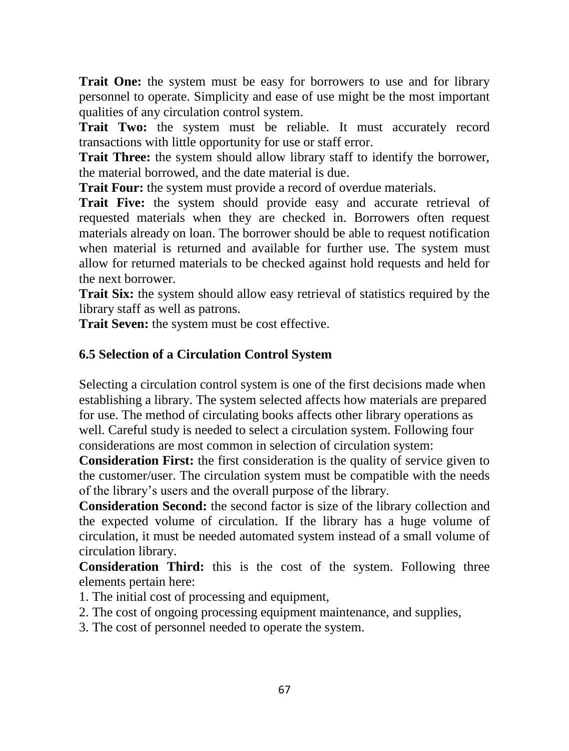**Trait One:** the system must be easy for borrowers to use and for library personnel to operate. Simplicity and ease of use might be the most important qualities of any circulation control system.

**Trait Two:** the system must be reliable. It must accurately record transactions with little opportunity for use or staff error.

**Trait Three:** the system should allow library staff to identify the borrower, the material borrowed, and the date material is due.

**Trait Four:** the system must provide a record of overdue materials.

**Trait Five:** the system should provide easy and accurate retrieval of requested materials when they are checked in. Borrowers often request materials already on loan. The borrower should be able to request notification when material is returned and available for further use. The system must allow for returned materials to be checked against hold requests and held for the next borrower.

**Trait Six:** the system should allow easy retrieval of statistics required by the library staff as well as patrons.

**Trait Seven:** the system must be cost effective.

### 6.5 Selection of a Circulation Control System

Selecting a circulation control system is one of the first decisions made when establishing a library. The system selected affects how materials are prepared for use. The method of circulating books affects other library operations as well. Careful study is needed to select a circulation system. Following four considerations are most common in selection of circulation system:

**Consideration First:** the first consideration is the quality of service given to the customer/user. The circulation system must be compatible with the needs of the library's users and the overall purpose of the library.

**Consideration Second:** the second factor is size of the library collection and the expected volume of circulation. If the library has a huge volume of circulation, it must be needed automated system instead of a small volume of circulation library.

**Consideration Third:** this is the cost of the system. Following three elements pertain here:

1. The initial cost of processing and equipment,
2. The cost of ongoing processing equipment maintenance, and supplies,
3. The cost of personnel needed to operate the system.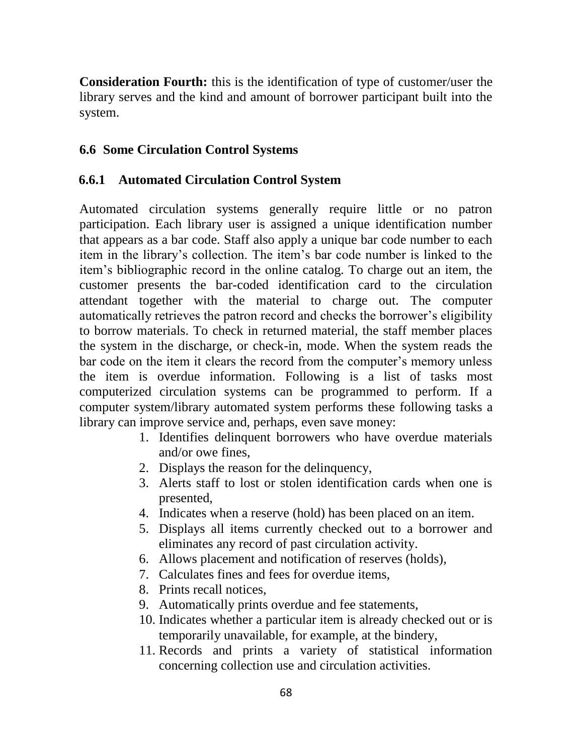**Consideration Fourth:** this is the identification of type of customer/user the library serves and the kind and amount of borrower participant built into the system.

## 6.6 Some Circulation Control Systems

### 6.6.1 Automated Circulation Control System

Automated circulation systems generally require little or no patron participation. Each library user is assigned a unique identification number that appears as a bar code. Staff also apply a unique bar code number to each item in the library's collection. The item's bar code number is linked to the item's bibliographic record in the online catalog. To charge out an item, the customer presents the bar-coded identification card to the circulation attendant together with the material to charge out. The computer automatically retrieves the patron record and checks the borrower's eligibility to borrow materials. To check in returned material, the staff member places the system in the discharge, or check-in, mode. When the system reads the bar code on the item it clears the record from the computer's memory unless the item is overdue information. Following is a list of tasks most computerized circulation systems can be programmed to perform. If a computer system/library automated system performs these following tasks a library can improve service and, perhaps, even save money:

1. Identifies delinquent borrowers who have overdue materials and/or owe fines,
2. Displays the reason for the delinquency,
3. Alerts staff to lost or stolen identification cards when one is presented,
4. Indicates when a reserve (hold) has been placed on an item.
5. Displays all items currently checked out to a borrower and eliminates any record of past circulation activity.
6. Allows placement and notification of reserves (holds),
7. Calculates fines and fees for overdue items,
8. Prints recall notices,
9. Automatically prints overdue and fee statements,
10. Indicates whether a particular item is already checked out or is temporarily unavailable, for example, at the bindery,
11. Records and prints a variety of statistical information concerning collection use and circulation activities.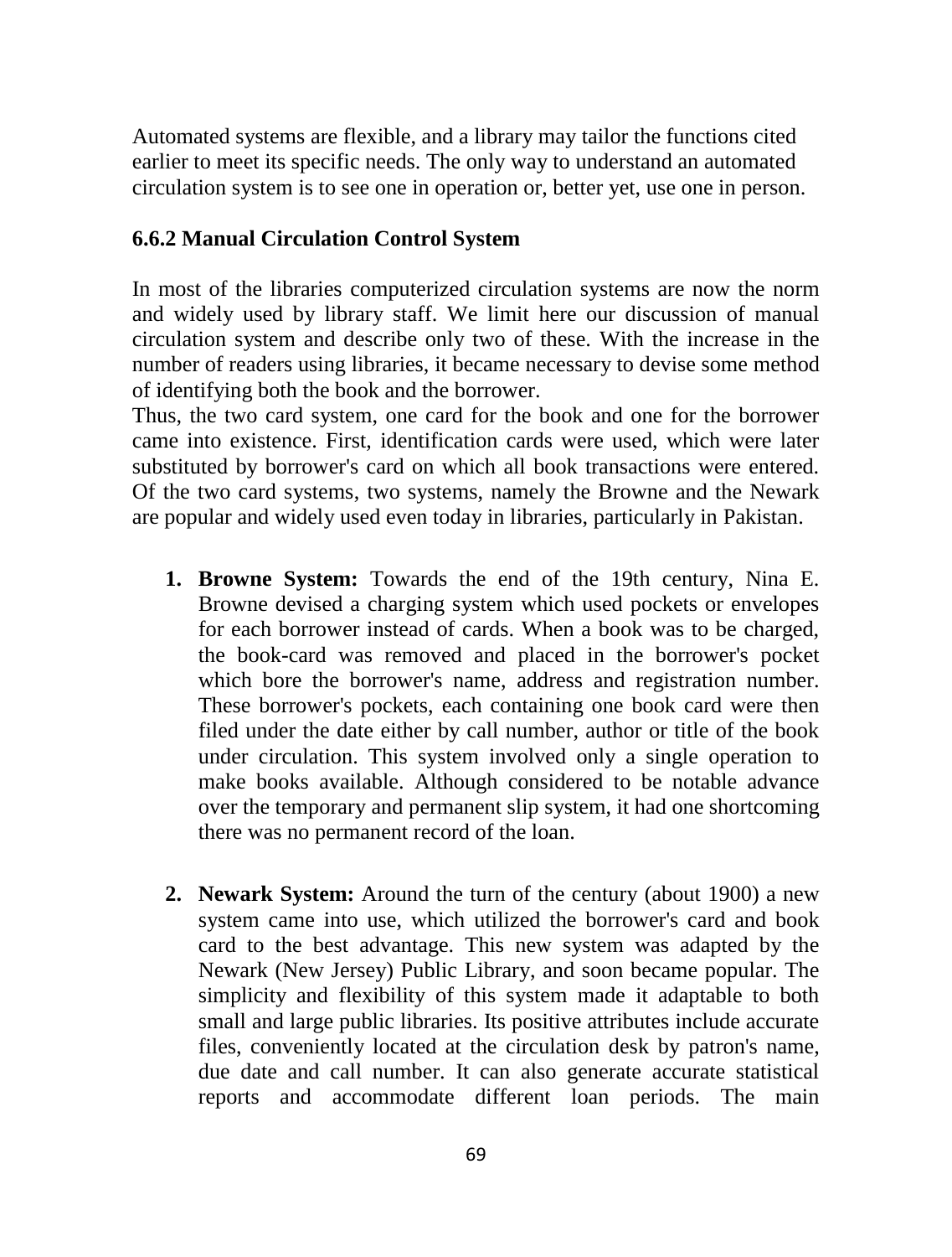Automated systems are flexible, and a library may tailor the functions cited earlier to meet its specific needs. The only way to understand an automated circulation system is to see one in operation or, better yet, use one in person.

### 6.6.2 Manual Circulation Control System

In most of the libraries computerized circulation systems are now the norm and widely used by library staff. We limit here our discussion of manual circulation system and describe only two of these. With the increase in the number of readers using libraries, it became necessary to devise some method of identifying both the book and the borrower.
Thus, the two card system, one card for the book and one for the borrower came into existence. First, identification cards were used, which were later substituted by borrower's card on which all book transactions were entered. Of the two card systems, two systems, namely the Browne and the Newark are popular and widely used even today in libraries, particularly in Pakistan.

1. **Browne System:** Towards the end of the 19th century, Nina E. Browne devised a charging system which used pockets or envelopes for each borrower instead of cards. When a book was to be charged, the book-card was removed and placed in the borrower's pocket which bore the borrower's name, address and registration number. These borrower's pockets, each containing one book card were then filed under the date either by call number, author or title of the book under circulation. This system involved only a single operation to make books available. Although considered to be notable advance over the temporary and permanent slip system, it had one shortcoming there was no permanent record of the loan.

2. **Newark System:** Around the turn of the century (about 1900) a new system came into use, which utilized the borrower's card and book card to the best advantage. This new system was adapted by the Newark (New Jersey) Public Library, and soon became popular. The simplicity and flexibility of this system made it adaptable to both small and large public libraries. Its positive attributes include accurate files, conveniently located at the circulation desk by patron's name, due date and call number. It can also generate accurate statistical reports and accommodate different loan periods. The main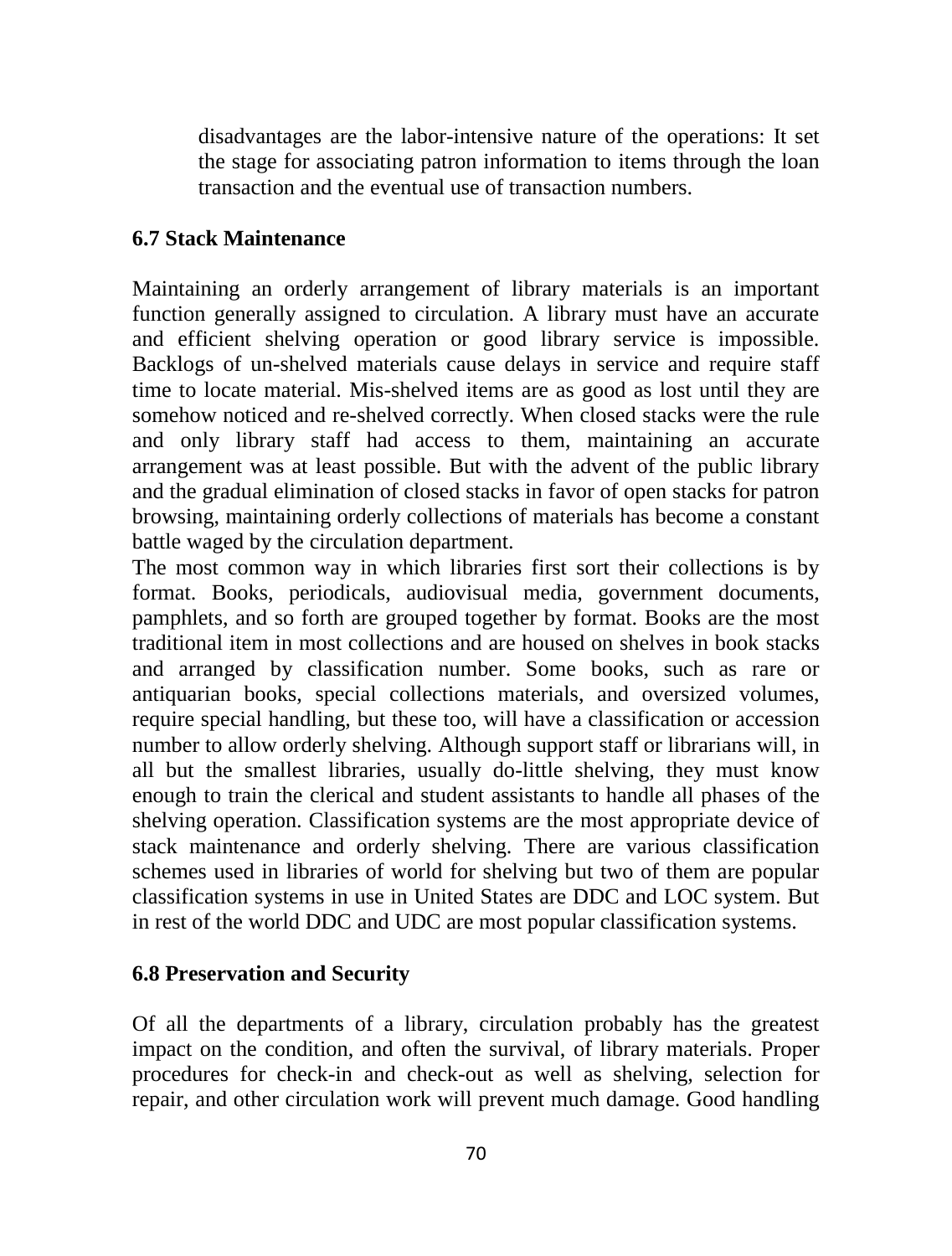disadvantages are the labor-intensive nature of the operations: It set the stage for associating patron information to items through the loan transaction and the eventual use of transaction numbers.

### 6.7 Stack Maintenance

Maintaining an orderly arrangement of library materials is an important function generally assigned to circulation. A library must have an accurate and efficient shelving operation or good library service is impossible. Backlogs of un-shelved materials cause delays in service and require staff time to locate material. Mis-shelved items are as good as lost until they are somehow noticed and re-shelved correctly. When closed stacks were the rule and only library staff had access to them, maintaining an accurate arrangement was at least possible. But with the advent of the public library and the gradual elimination of closed stacks in favor of open stacks for patron browsing, maintaining orderly collections of materials has become a constant battle waged by the circulation department.

The most common way in which libraries first sort their collections is by format. Books, periodicals, audiovisual media, government documents, pamphlets, and so forth are grouped together by format. Books are the most traditional item in most collections and are housed on shelves in book stacks and arranged by classification number. Some books, such as rare or antiquarian books, special collections materials, and oversized volumes, require special handling, but these too, will have a classification or accession number to allow orderly shelving. Although support staff or librarians will, in all but the smallest libraries, usually do-little shelving, they must know enough to train the clerical and student assistants to handle all phases of the shelving operation. Classification systems are the most appropriate device of stack maintenance and orderly shelving. There are various classification schemes used in libraries of world for shelving but two of them are popular classification systems in use in United States are DDC and LOC system. But in rest of the world DDC and UDC are most popular classification systems.

### 6.8 Preservation and Security

Of all the departments of a library, circulation probably has the greatest impact on the condition, and often the survival, of library materials. Proper procedures for check-in and check-out as well as shelving, selection for repair, and other circulation work will prevent much damage. Good handling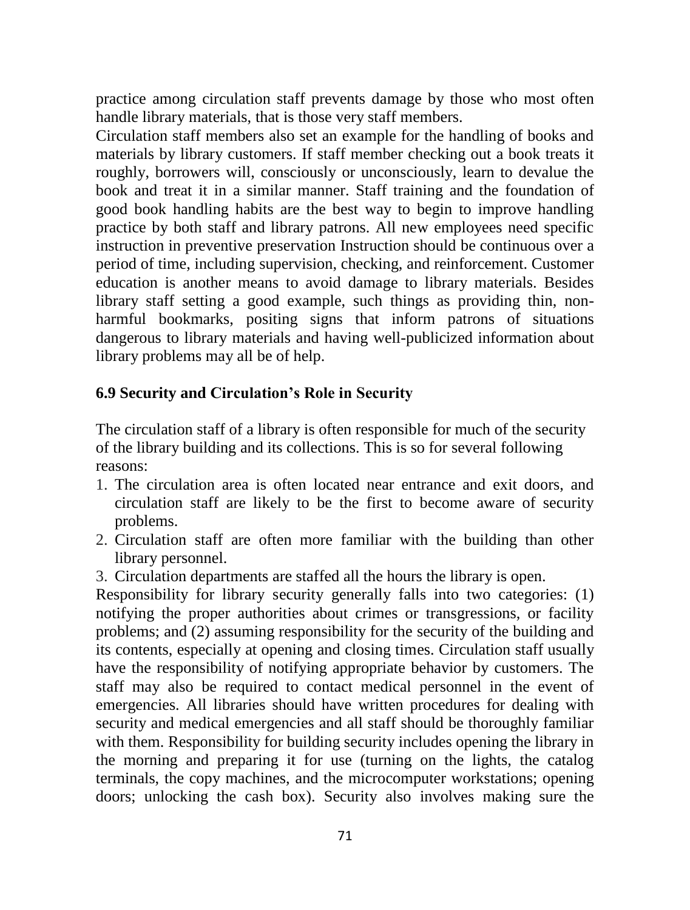practice among circulation staff prevents damage by those who most often handle library materials, that is those very staff members.

Circulation staff members also set an example for the handling of books and materials by library customers. If staff member checking out a book treats it roughly, borrowers will, consciously or unconsciously, learn to devalue the book and treat it in a similar manner. Staff training and the foundation of good book handling habits are the best way to begin to improve handling practice by both staff and library patrons. All new employees need specific instruction in preventive preservation Instruction should be continuous over a period of time, including supervision, checking, and reinforcement. Customer education is another means to avoid damage to library materials. Besides library staff setting a good example, such things as providing thin, non-harmful bookmarks, positing signs that inform patrons of situations dangerous to library materials and having well-publicized information about library problems may all be of help.

### 6.9 Security and Circulation's Role in Security

The circulation staff of a library is often responsible for much of the security of the library building and its collections. This is so for several following reasons:

1. The circulation area is often located near entrance and exit doors, and circulation staff are likely to be the first to become aware of security problems.
2. Circulation staff are often more familiar with the building than other library personnel.
3. Circulation departments are staffed all the hours the library is open.

Responsibility for library security generally falls into two categories: (1) notifying the proper authorities about crimes or transgressions, or facility problems; and (2) assuming responsibility for the security of the building and its contents, especially at opening and closing times. Circulation staff usually have the responsibility of notifying appropriate behavior by customers. The staff may also be required to contact medical personnel in the event of emergencies. All libraries should have written procedures for dealing with security and medical emergencies and all staff should be thoroughly familiar with them. Responsibility for building security includes opening the library in the morning and preparing it for use (turning on the lights, the catalog terminals, the copy machines, and the microcomputer workstations; opening doors; unlocking the cash box). Security also involves making sure the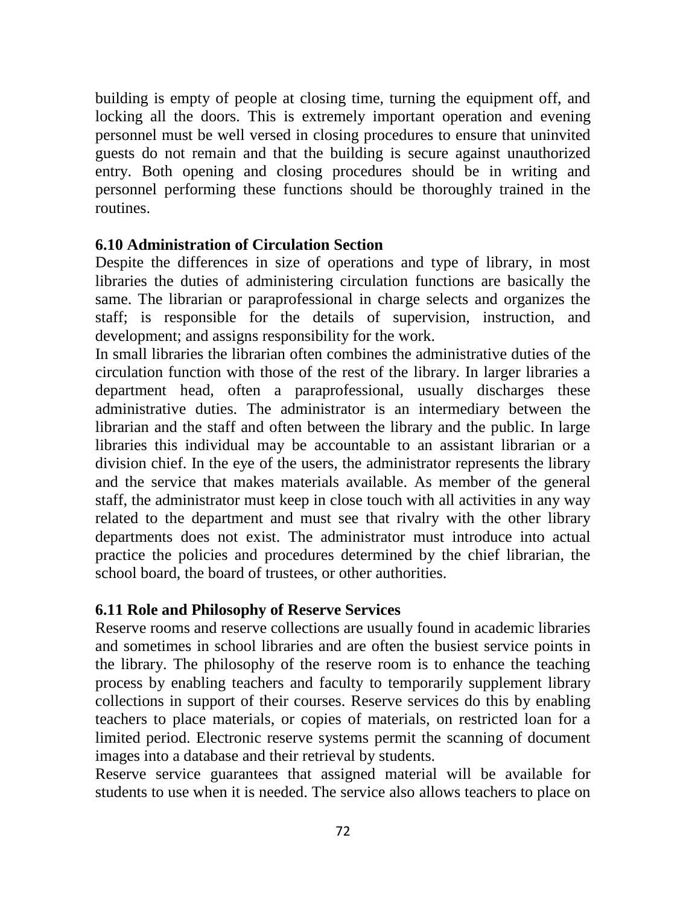building is empty of people at closing time, turning the equipment off, and locking all the doors. This is extremely important operation and evening personnel must be well versed in closing procedures to ensure that uninvited guests do not remain and that the building is secure against unauthorized entry. Both opening and closing procedures should be in writing and personnel performing these functions should be thoroughly trained in the routines.

### 6.10 Administration of Circulation Section

Despite the differences in size of operations and type of library, in most libraries the duties of administering circulation functions are basically the same. The librarian or paraprofessional in charge selects and organizes the staff; is responsible for the details of supervision, instruction, and development; and assigns responsibility for the work.

In small libraries the librarian often combines the administrative duties of the circulation function with those of the rest of the library. In larger libraries a department head, often a paraprofessional, usually discharges these administrative duties. The administrator is an intermediary between the librarian and the staff and often between the library and the public. In large libraries this individual may be accountable to an assistant librarian or a division chief. In the eye of the users, the administrator represents the library and the service that makes materials available. As member of the general staff, the administrator must keep in close touch with all activities in any way related to the department and must see that rivalry with the other library departments does not exist. The administrator must introduce into actual practice the policies and procedures determined by the chief librarian, the school board, the board of trustees, or other authorities.

### 6.11 Role and Philosophy of Reserve Services

Reserve rooms and reserve collections are usually found in academic libraries and sometimes in school libraries and are often the busiest service points in the library. The philosophy of the reserve room is to enhance the teaching process by enabling teachers and faculty to temporarily supplement library collections in support of their courses. Reserve services do this by enabling teachers to place materials, or copies of materials, on restricted loan for a limited period. Electronic reserve systems permit the scanning of document images into a database and their retrieval by students.

Reserve service guarantees that assigned material will be available for students to use when it is needed. The service also allows teachers to place on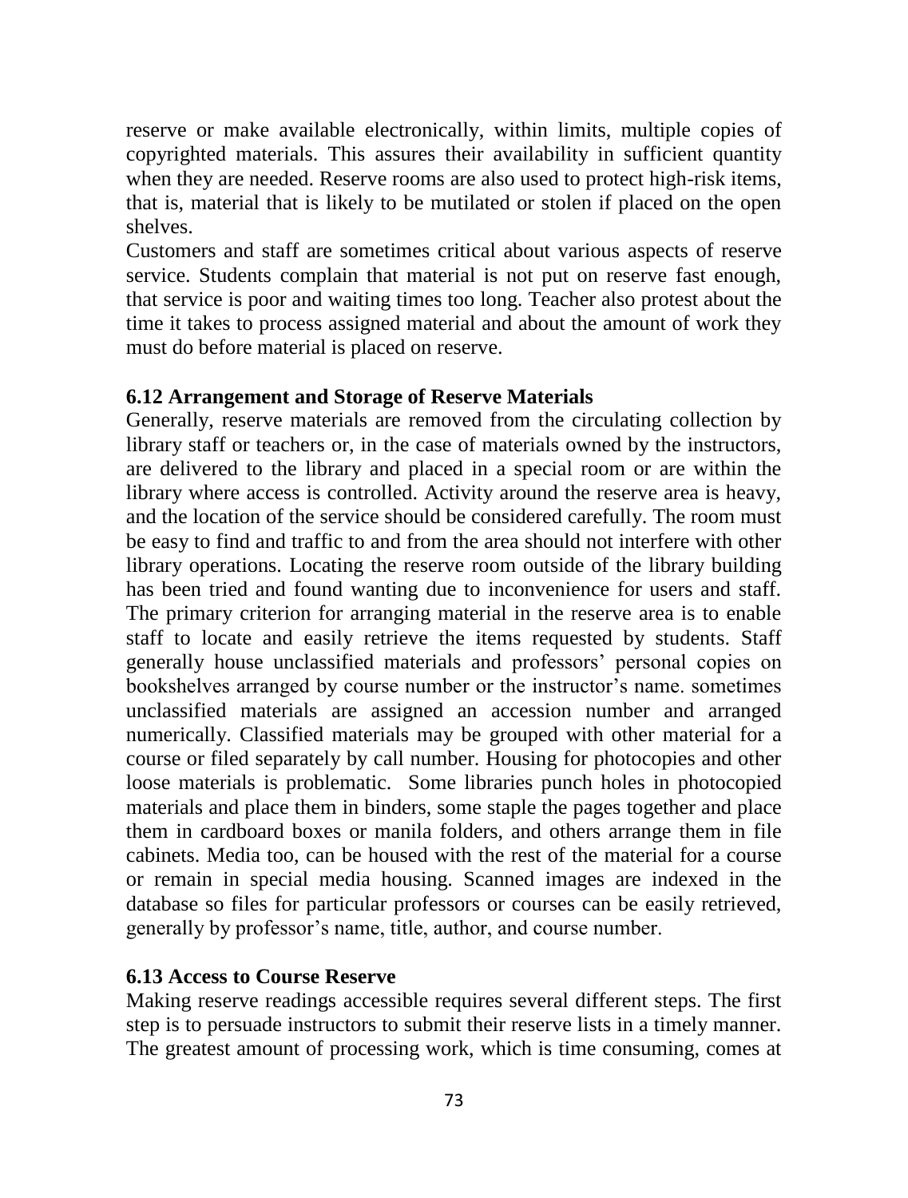reserve or make available electronically, within limits, multiple copies of copyrighted materials. This assures their availability in sufficient quantity when they are needed. Reserve rooms are also used to protect high-risk items, that is, material that is likely to be mutilated or stolen if placed on the open shelves.

Customers and staff are sometimes critical about various aspects of reserve service. Students complain that material is not put on reserve fast enough, that service is poor and waiting times too long. Teacher also protest about the time it takes to process assigned material and about the amount of work they must do before material is placed on reserve.

### 6.12 Arrangement and Storage of Reserve Materials

Generally, reserve materials are removed from the circulating collection by library staff or teachers or, in the case of materials owned by the instructors, are delivered to the library and placed in a special room or are within the library where access is controlled. Activity around the reserve area is heavy, and the location of the service should be considered carefully. The room must be easy to find and traffic to and from the area should not interfere with other library operations. Locating the reserve room outside of the library building has been tried and found wanting due to inconvenience for users and staff. The primary criterion for arranging material in the reserve area is to enable staff to locate and easily retrieve the items requested by students. Staff generally house unclassified materials and professors' personal copies on bookshelves arranged by course number or the instructor's name. sometimes unclassified materials are assigned an accession number and arranged numerically. Classified materials may be grouped with other material for a course or filed separately by call number. Housing for photocopies and other loose materials is problematic. Some libraries punch holes in photocopied materials and place them in binders, some staple the pages together and place them in cardboard boxes or manila folders, and others arrange them in file cabinets. Media too, can be housed with the rest of the material for a course or remain in special media housing. Scanned images are indexed in the database so files for particular professors or courses can be easily retrieved, generally by professor's name, title, author, and course number.

### 6.13 Access to Course Reserve

Making reserve readings accessible requires several different steps. The first step is to persuade instructors to submit their reserve lists in a timely manner. The greatest amount of processing work, which is time consuming, comes at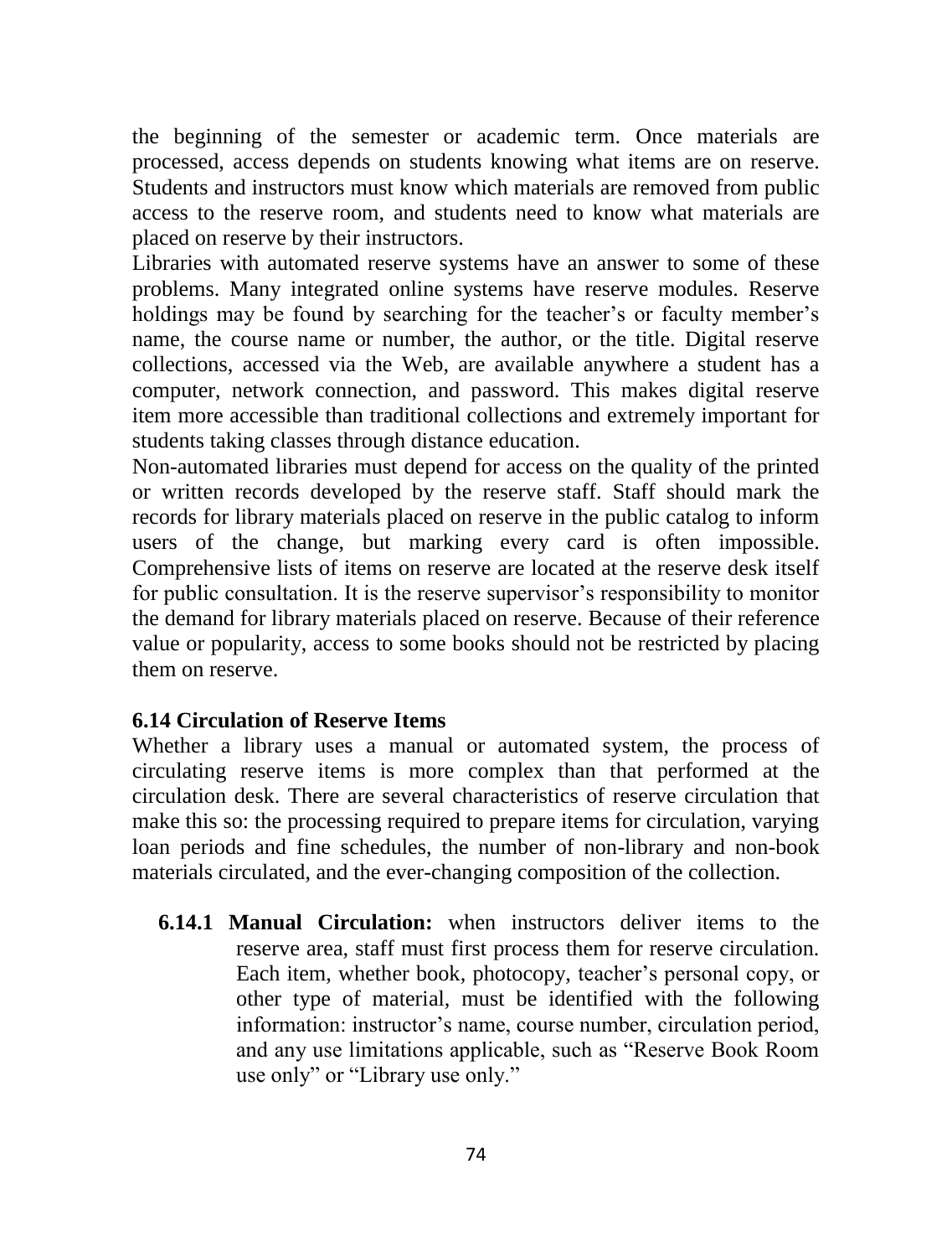the beginning of the semester or academic term. Once materials are processed, access depends on students knowing what items are on reserve. Students and instructors must know which materials are removed from public access to the reserve room, and students need to know what materials are placed on reserve by their instructors.

Libraries with automated reserve systems have an answer to some of these problems. Many integrated online systems have reserve modules. Reserve holdings may be found by searching for the teacher's or faculty member's name, the course name or number, the author, or the title. Digital reserve collections, accessed via the Web, are available anywhere a student has a computer, network connection, and password. This makes digital reserve item more accessible than traditional collections and extremely important for students taking classes through distance education.

Non-automated libraries must depend for access on the quality of the printed or written records developed by the reserve staff. Staff should mark the records for library materials placed on reserve in the public catalog to inform users of the change, but marking every card is often impossible. Comprehensive lists of items on reserve are located at the reserve desk itself for public consultation. It is the reserve supervisor's responsibility to monitor the demand for library materials placed on reserve. Because of their reference value or popularity, access to some books should not be restricted by placing them on reserve.

### 6.14 Circulation of Reserve Items

Whether a library uses a manual or automated system, the process of circulating reserve items is more complex than that performed at the circulation desk. There are several characteristics of reserve circulation that make this so: the processing required to prepare items for circulation, varying loan periods and fine schedules, the number of non-library and non-book materials circulated, and the ever-changing composition of the collection.

**6.14.1 Manual Circulation:** when instructors deliver items to the reserve area, staff must first process them for reserve circulation. Each item, whether book, photocopy, teacher's personal copy, or other type of material, must be identified with the following information: instructor's name, course number, circulation period, and any use limitations applicable, such as "Reserve Book Room use only" or "Library use only."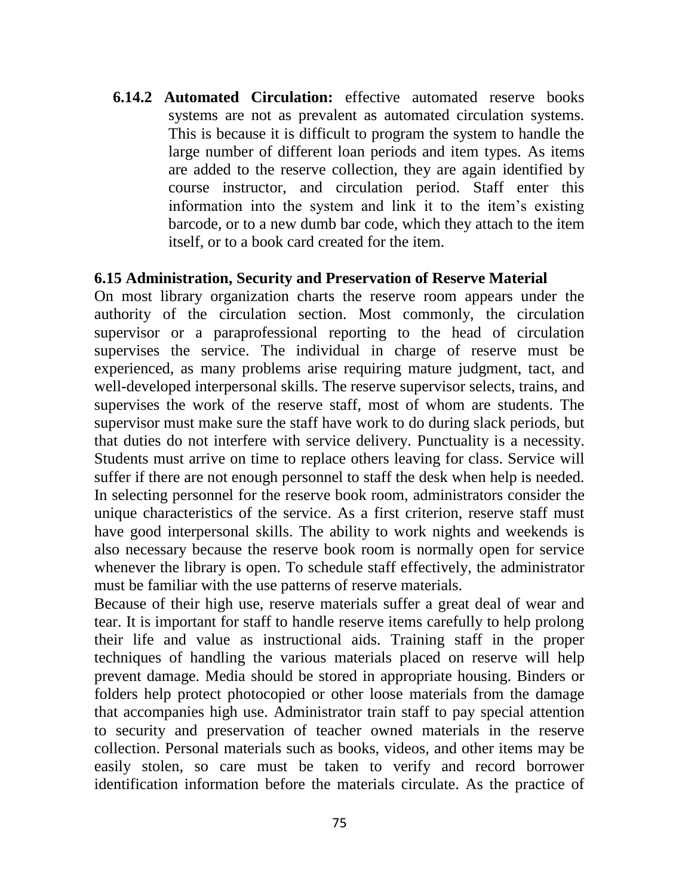**6.14.2 Automated Circulation:** effective automated reserve books systems are not as prevalent as automated circulation systems. This is because it is difficult to program the system to handle the large number of different loan periods and item types. As items are added to the reserve collection, they are again identified by course instructor, and circulation period. Staff enter this information into the system and link it to the item's existing barcode, or to a new dumb bar code, which they attach to the item itself, or to a book card created for the item.

### 6.15 Administration, Security and Preservation of Reserve Material

On most library organization charts the reserve room appears under the authority of the circulation section. Most commonly, the circulation supervisor or a paraprofessional reporting to the head of circulation supervises the service. The individual in charge of reserve must be experienced, as many problems arise requiring mature judgment, tact, and well-developed interpersonal skills. The reserve supervisor selects, trains, and supervises the work of the reserve staff, most of whom are students. The supervisor must make sure the staff have work to do during slack periods, but that duties do not interfere with service delivery. Punctuality is a necessity. Students must arrive on time to replace others leaving for class. Service will suffer if there are not enough personnel to staff the desk when help is needed. In selecting personnel for the reserve book room, administrators consider the unique characteristics of the service. As a first criterion, reserve staff must have good interpersonal skills. The ability to work nights and weekends is also necessary because the reserve book room is normally open for service whenever the library is open. To schedule staff effectively, the administrator must be familiar with the use patterns of reserve materials.

Because of their high use, reserve materials suffer a great deal of wear and tear. It is important for staff to handle reserve items carefully to help prolong their life and value as instructional aids. Training staff in the proper techniques of handling the various materials placed on reserve will help prevent damage. Media should be stored in appropriate housing. Binders or folders help protect photocopied or other loose materials from the damage that accompanies high use. Administrator train staff to pay special attention to security and preservation of teacher owned materials in the reserve collection. Personal materials such as books, videos, and other items may be easily stolen, so care must be taken to verify and record borrower identification information before the materials circulate. As the practice of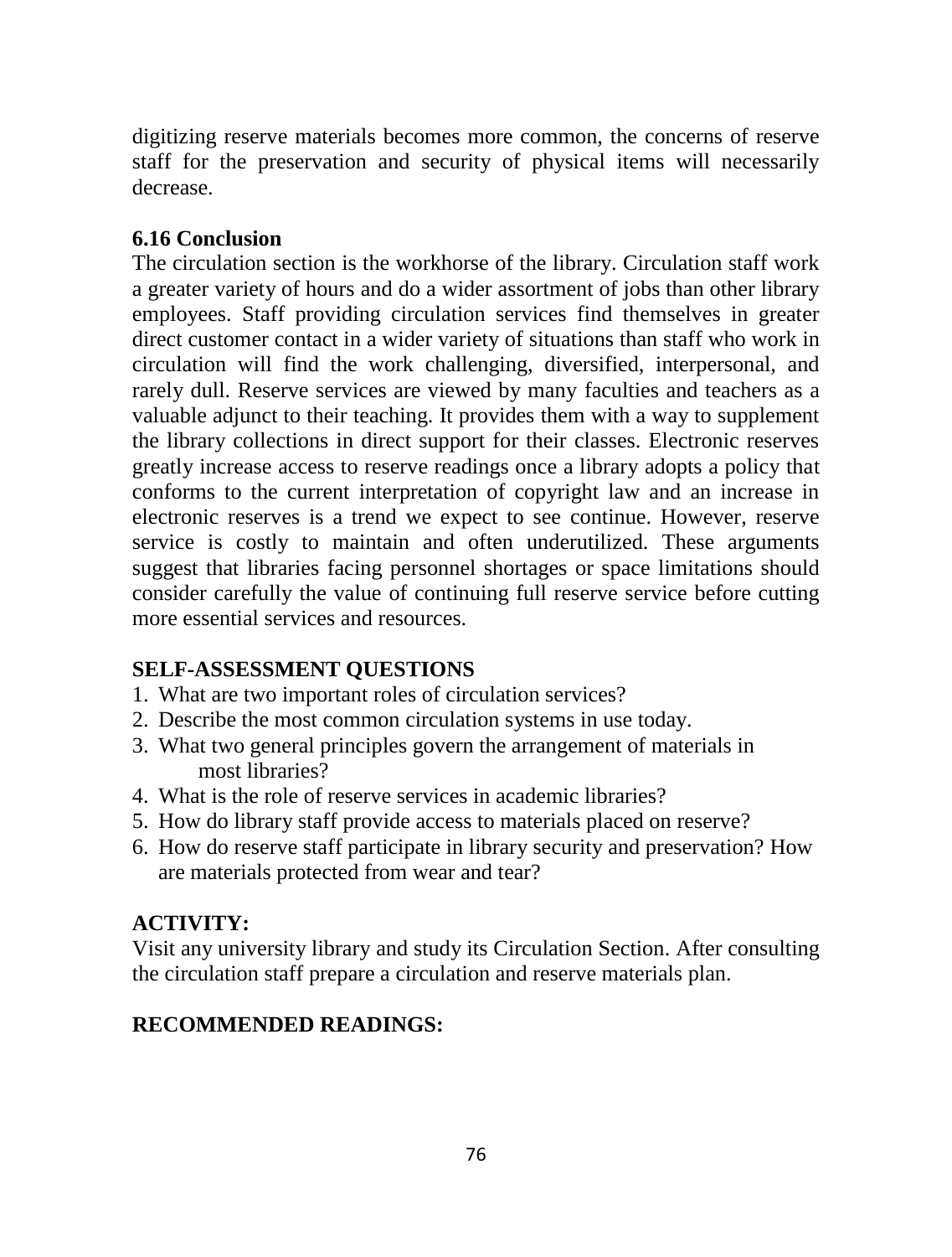digitizing reserve materials becomes more common, the concerns of reserve staff for the preservation and security of physical items will necessarily decrease.

### 6.16 Conclusion

The circulation section is the workhorse of the library. Circulation staff work a greater variety of hours and do a wider assortment of jobs than other library employees. Staff providing circulation services find themselves in greater direct customer contact in a wider variety of situations than staff who work in circulation will find the work challenging, diversified, interpersonal, and rarely dull. Reserve services are viewed by many faculties and teachers as a valuable adjunct to their teaching. It provides them with a way to supplement the library collections in direct support for their classes. Electronic reserves greatly increase access to reserve readings once a library adopts a policy that conforms to the current interpretation of copyright law and an increase in electronic reserves is a trend we expect to see continue. However, reserve service is costly to maintain and often underutilized. These arguments suggest that libraries facing personnel shortages or space limitations should consider carefully the value of continuing full reserve service before cutting more essential services and resources.

### SELF-ASSESSMENT QUESTIONS

1. What are two important roles of circulation services?
2. Describe the most common circulation systems in use today.
3. What two general principles govern the arrangement of materials in most libraries?
4. What is the role of reserve services in academic libraries?
5. How do library staff provide access to materials placed on reserve?
6. How do reserve staff participate in library security and preservation? How are materials protected from wear and tear?

### ACTIVITY:

Visit any university library and study its Circulation Section. After consulting the circulation staff prepare a circulation and reserve materials plan.

### RECOMMENDED READINGS: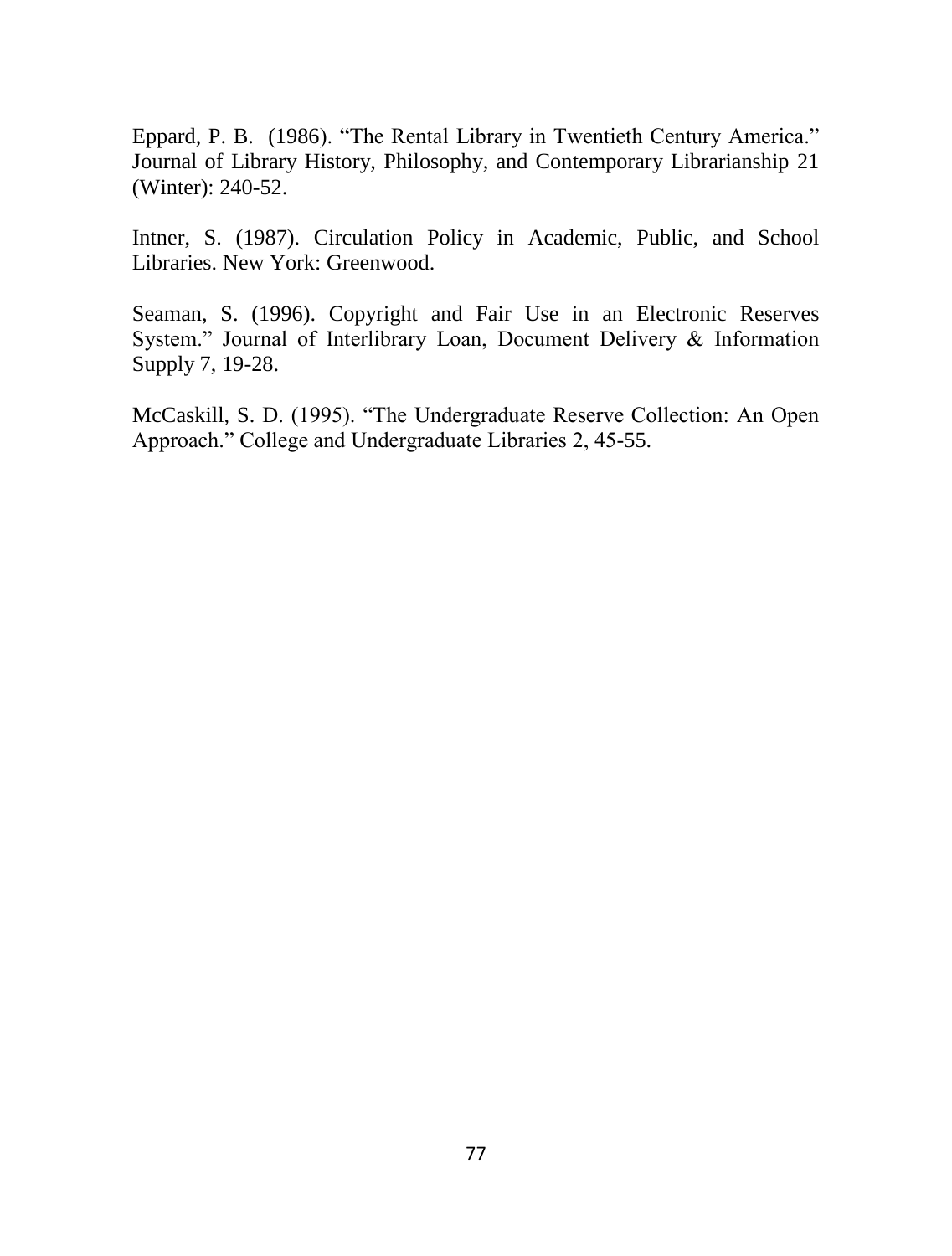Eppard, P. B. (1986). "The Rental Library in Twentieth Century America." Journal of Library History, Philosophy, and Contemporary Librarianship 21 (Winter): 240-52.

Intner, S. (1987). Circulation Policy in Academic, Public, and School Libraries. New York: Greenwood.

Seaman, S. (1996). Copyright and Fair Use in an Electronic Reserves System." Journal of Interlibrary Loan, Document Delivery & Information Supply 7, 19-28.

McCaskill, S. D. (1995). "The Undergraduate Reserve Collection: An Open Approach." College and Undergraduate Libraries 2, 45-55.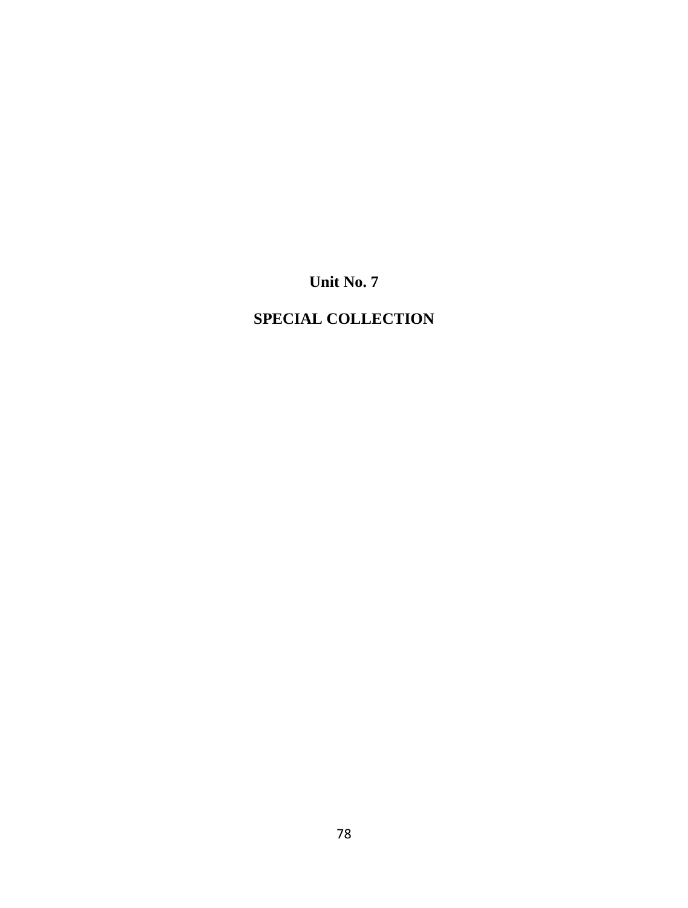# Unit No. 7

# SPECIAL COLLECTION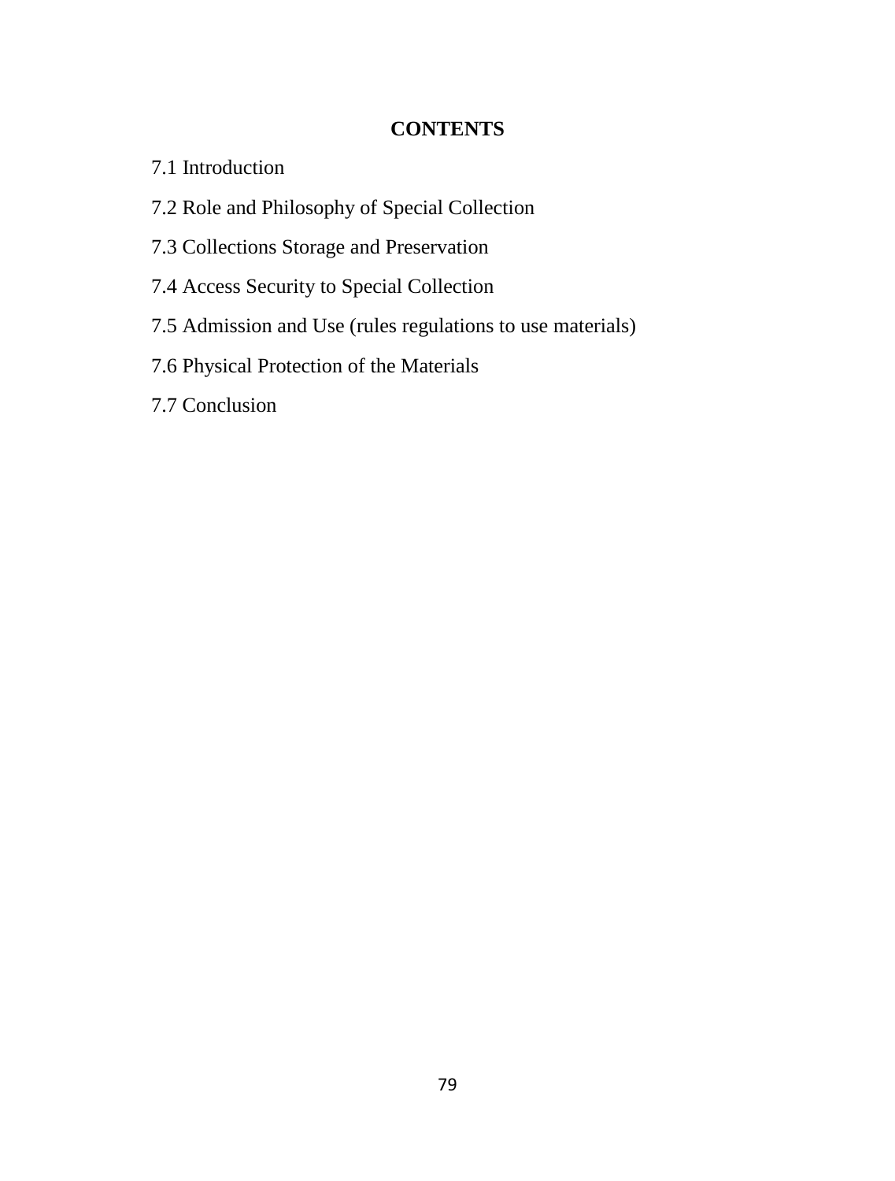## CONTENTS

7.1 Introduction

7.2 Role and Philosophy of Special Collection

7.3 Collections Storage and Preservation

7.4 Access Security to Special Collection

7.5 Admission and Use (rules regulations to use materials)

7.6 Physical Protection of the Materials

7.7 Conclusion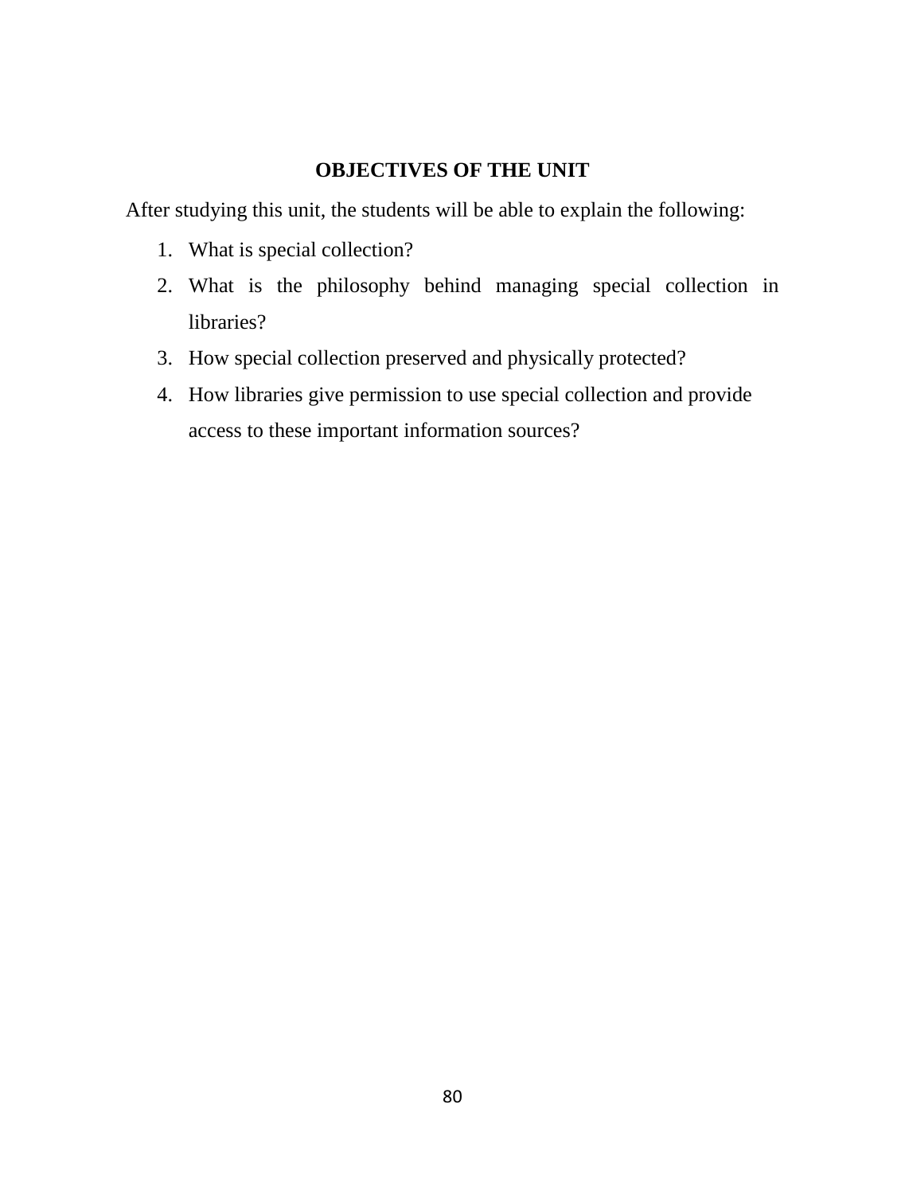## OBJECTIVES OF THE UNIT

After studying this unit, the students will be able to explain the following:

1. What is special collection?
2. What is the philosophy behind managing special collection in libraries?
3. How special collection preserved and physically protected?
4. How libraries give permission to use special collection and provide access to these important information sources?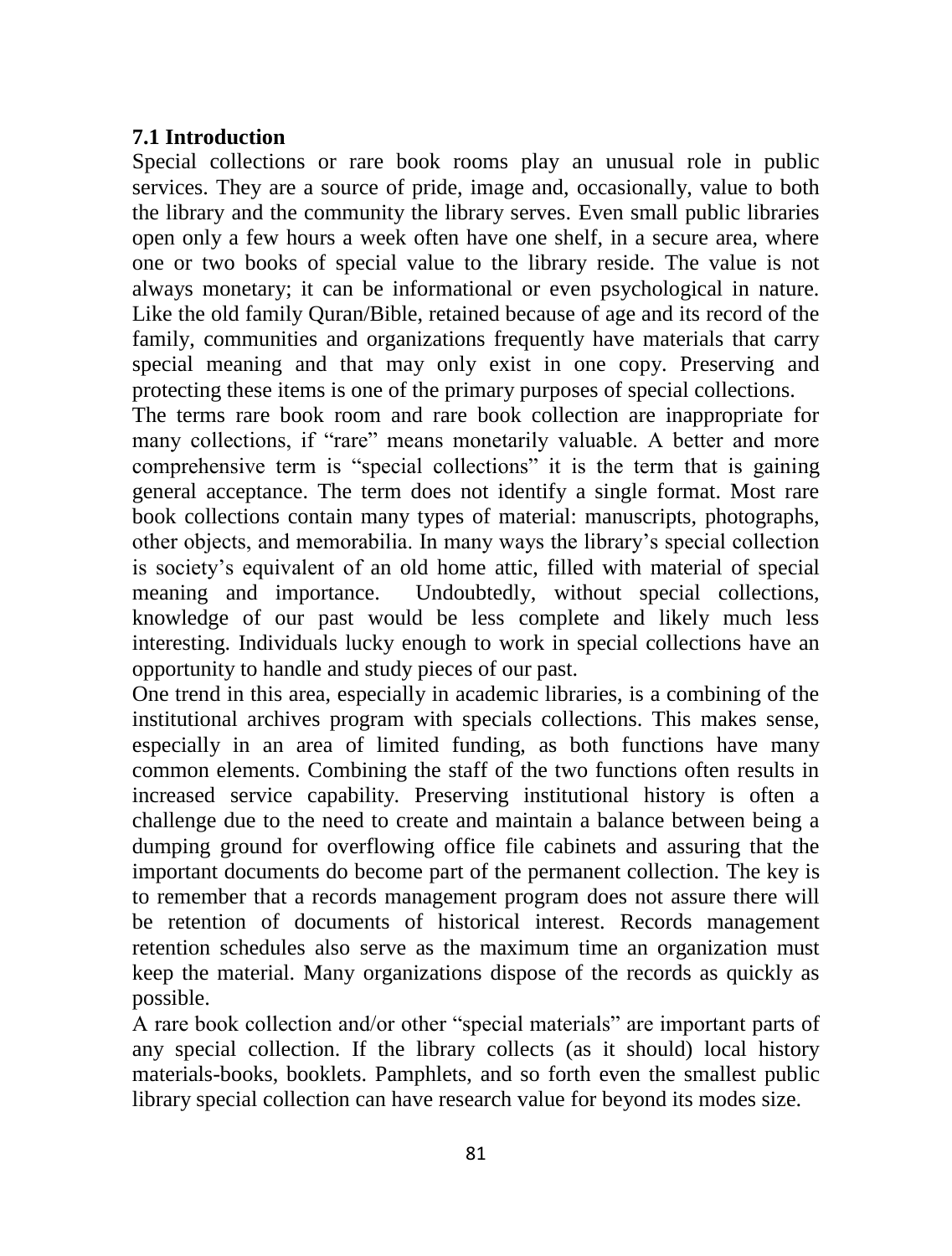## 7.1 Introduction

Special collections or rare book rooms play an unusual role in public services. They are a source of pride, image and, occasionally, value to both the library and the community the library serves. Even small public libraries open only a few hours a week often have one shelf, in a secure area, where one or two books of special value to the library reside. The value is not always monetary; it can be informational or even psychological in nature. Like the old family Quran/Bible, retained because of age and its record of the family, communities and organizations frequently have materials that carry special meaning and that may only exist in one copy. Preserving and protecting these items is one of the primary purposes of special collections.

The terms rare book room and rare book collection are inappropriate for many collections, if "rare" means monetarily valuable. A better and more comprehensive term is "special collections" it is the term that is gaining general acceptance. The term does not identify a single format. Most rare book collections contain many types of material: manuscripts, photographs, other objects, and memorabilia. In many ways the library's special collection is society's equivalent of an old home attic, filled with material of special meaning and importance. Undoubtedly, without special collections, knowledge of our past would be less complete and likely much less interesting. Individuals lucky enough to work in special collections have an opportunity to handle and study pieces of our past.

One trend in this area, especially in academic libraries, is a combining of the institutional archives program with specials collections. This makes sense, especially in an area of limited funding, as both functions have many common elements. Combining the staff of the two functions often results in increased service capability. Preserving institutional history is often a challenge due to the need to create and maintain a balance between being a dumping ground for overflowing office file cabinets and assuring that the important documents do become part of the permanent collection. The key is to remember that a records management program does not assure there will be retention of documents of historical interest. Records management retention schedules also serve as the maximum time an organization must keep the material. Many organizations dispose of the records as quickly as possible.

A rare book collection and/or other "special materials" are important parts of any special collection. If the library collects (as it should) local history materials-books, booklets. Pamphlets, and so forth even the smallest public library special collection can have research value for beyond its modes size.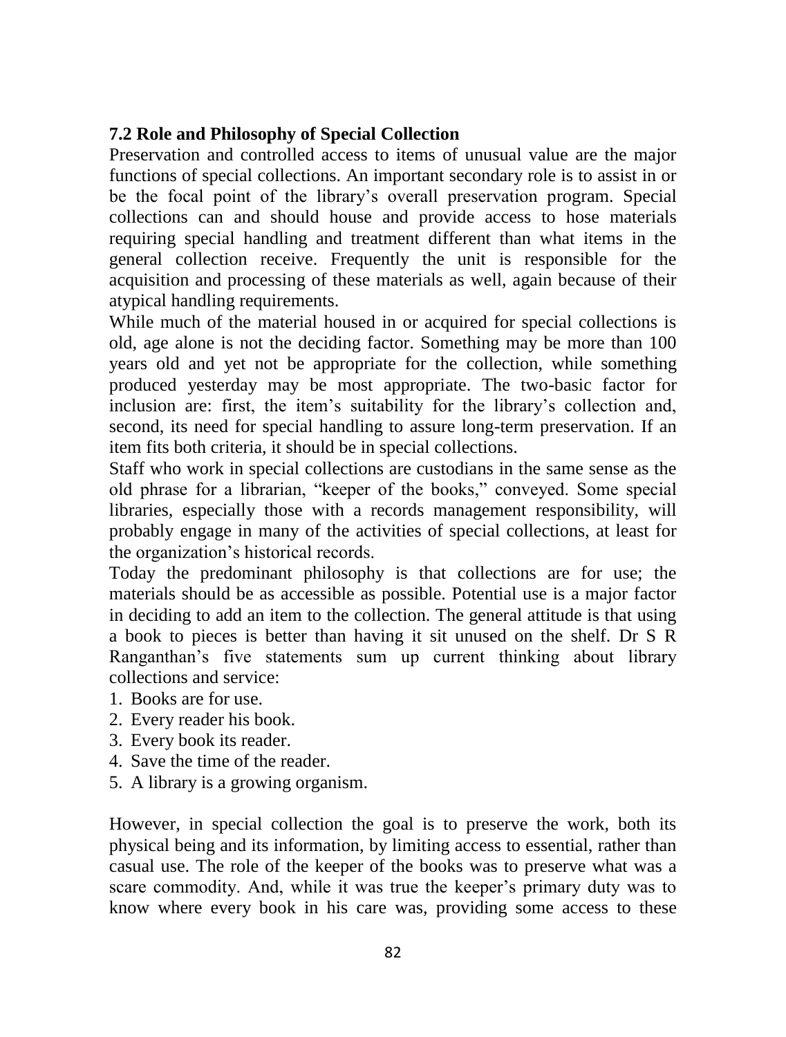**7.2 Role and Philosophy of Special Collection**

Preservation and controlled access to items of unusual value are the major functions of special collections. An important secondary role is to assist in or be the focal point of the library's overall preservation program. Special collections can and should house and provide access to hose materials requiring special handling and treatment different than what items in the general collection receive. Frequently the unit is responsible for the acquisition and processing of these materials as well, again because of their atypical handling requirements.

While much of the material housed in or acquired for special collections is old, age alone is not the deciding factor. Something may be more than 100 years old and yet not be appropriate for the collection, while something produced yesterday may be most appropriate. The two-basic factor for inclusion are: first, the item's suitability for the library's collection and, second, its need for special handling to assure long-term preservation. If an item fits both criteria, it should be in special collections.

Staff who work in special collections are custodians in the same sense as the old phrase for a librarian, "keeper of the books," conveyed. Some special libraries, especially those with a records management responsibility, will probably engage in many of the activities of special collections, at least for the organization's historical records.

Today the predominant philosophy is that collections are for use; the materials should be as accessible as possible. Potential use is a major factor in deciding to add an item to the collection. The general attitude is that using a book to pieces is better than having it sit unused on the shelf. Dr S R Ranganthan's five statements sum up current thinking about library collections and service:

1. Books are for use.
2. Every reader his book.
3. Every book its reader.
4. Save the time of the reader.
5. A library is a growing organism.

However, in special collection the goal is to preserve the work, both its physical being and its information, by limiting access to essential, rather than casual use. The role of the keeper of the books was to preserve what was a scare commodity. And, while it was true the keeper's primary duty was to know where every book in his care was, providing some access to these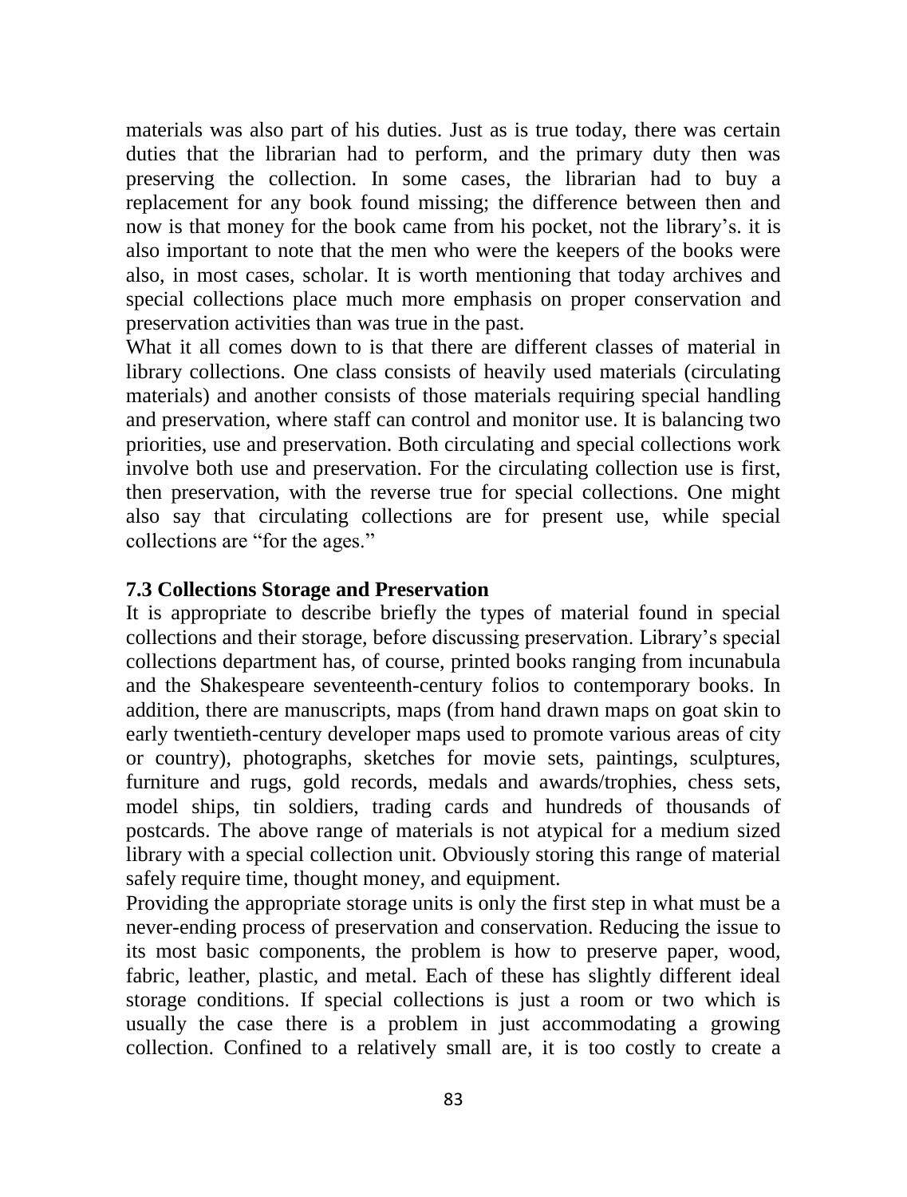materials was also part of his duties. Just as is true today, there was certain duties that the librarian had to perform, and the primary duty then was preserving the collection. In some cases, the librarian had to buy a replacement for any book found missing; the difference between then and now is that money for the book came from his pocket, not the library's. it is also important to note that the men who were the keepers of the books were also, in most cases, scholar. It is worth mentioning that today archives and special collections place much more emphasis on proper conservation and preservation activities than was true in the past.

What it all comes down to is that there are different classes of material in library collections. One class consists of heavily used materials (circulating materials) and another consists of those materials requiring special handling and preservation, where staff can control and monitor use. It is balancing two priorities, use and preservation. Both circulating and special collections work involve both use and preservation. For the circulating collection use is first, then preservation, with the reverse true for special collections. One might also say that circulating collections are for present use, while special collections are "for the ages."

### 7.3 Collections Storage and Preservation

It is appropriate to describe briefly the types of material found in special collections and their storage, before discussing preservation. Library's special collections department has, of course, printed books ranging from incunabula and the Shakespeare seventeenth-century folios to contemporary books. In addition, there are manuscripts, maps (from hand drawn maps on goat skin to early twentieth-century developer maps used to promote various areas of city or country), photographs, sketches for movie sets, paintings, sculptures, furniture and rugs, gold records, medals and awards/trophies, chess sets, model ships, tin soldiers, trading cards and hundreds of thousands of postcards. The above range of materials is not atypical for a medium sized library with a special collection unit. Obviously storing this range of material safely require time, thought money, and equipment.

Providing the appropriate storage units is only the first step in what must be a never-ending process of preservation and conservation. Reducing the issue to its most basic components, the problem is how to preserve paper, wood, fabric, leather, plastic, and metal. Each of these has slightly different ideal storage conditions. If special collections is just a room or two which is usually the case there is a problem in just accommodating a growing collection. Confined to a relatively small are, it is too costly to create a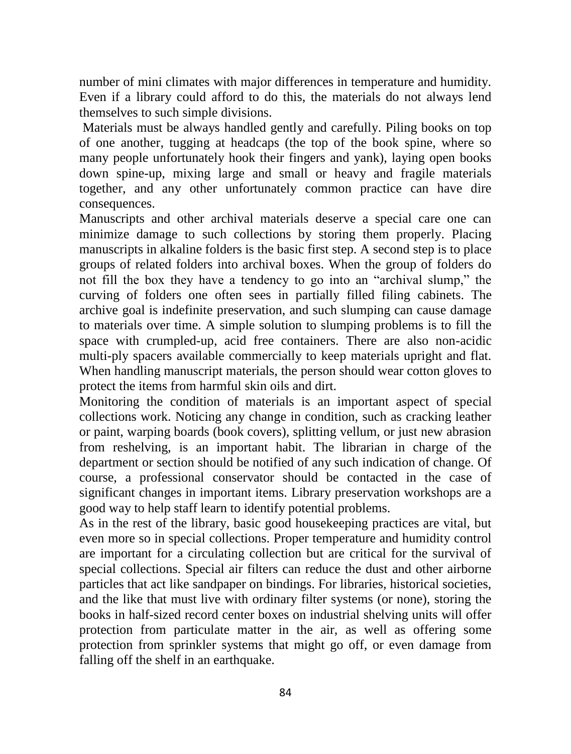number of mini climates with major differences in temperature and humidity. Even if a library could afford to do this, the materials do not always lend themselves to such simple divisions.

Materials must be always handled gently and carefully. Piling books on top of one another, tugging at headcaps (the top of the book spine, where so many people unfortunately hook their fingers and yank), laying open books down spine-up, mixing large and small or heavy and fragile materials together, and any other unfortunately common practice can have dire consequences.

Manuscripts and other archival materials deserve a special care one can minimize damage to such collections by storing them properly. Placing manuscripts in alkaline folders is the basic first step. A second step is to place groups of related folders into archival boxes. When the group of folders do not fill the box they have a tendency to go into an "archival slump," the curving of folders one often sees in partially filled filing cabinets. The archive goal is indefinite preservation, and such slumping can cause damage to materials over time. A simple solution to slumping problems is to fill the space with crumpled-up, acid free containers. There are also non-acidic multi-ply spacers available commercially to keep materials upright and flat. When handling manuscript materials, the person should wear cotton gloves to protect the items from harmful skin oils and dirt.

Monitoring the condition of materials is an important aspect of special collections work. Noticing any change in condition, such as cracking leather or paint, warping boards (book covers), splitting vellum, or just new abrasion from reshelving, is an important habit. The librarian in charge of the department or section should be notified of any such indication of change. Of course, a professional conservator should be contacted in the case of significant changes in important items. Library preservation workshops are a good way to help staff learn to identify potential problems.

As in the rest of the library, basic good housekeeping practices are vital, but even more so in special collections. Proper temperature and humidity control are important for a circulating collection but are critical for the survival of special collections. Special air filters can reduce the dust and other airborne particles that act like sandpaper on bindings. For libraries, historical societies, and the like that must live with ordinary filter systems (or none), storing the books in half-sized record center boxes on industrial shelving units will offer protection from particulate matter in the air, as well as offering some protection from sprinkler systems that might go off, or even damage from falling off the shelf in an earthquake.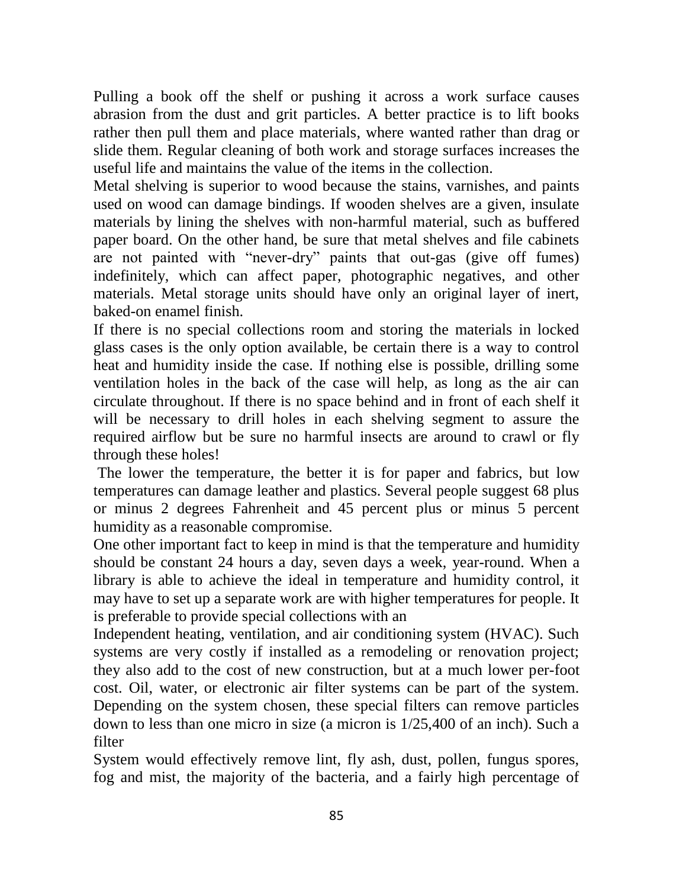Pulling a book off the shelf or pushing it across a work surface causes abrasion from the dust and grit particles. A better practice is to lift books rather then pull them and place materials, where wanted rather than drag or slide them. Regular cleaning of both work and storage surfaces increases the useful life and maintains the value of the items in the collection.

Metal shelving is superior to wood because the stains, varnishes, and paints used on wood can damage bindings. If wooden shelves are a given, insulate materials by lining the shelves with non-harmful material, such as buffered paper board. On the other hand, be sure that metal shelves and file cabinets are not painted with "never-dry" paints that out-gas (give off fumes) indefinitely, which can affect paper, photographic negatives, and other materials. Metal storage units should have only an original layer of inert, baked-on enamel finish.

If there is no special collections room and storing the materials in locked glass cases is the only option available, be certain there is a way to control heat and humidity inside the case. If nothing else is possible, drilling some ventilation holes in the back of the case will help, as long as the air can circulate throughout. If there is no space behind and in front of each shelf it will be necessary to drill holes in each shelving segment to assure the required airflow but be sure no harmful insects are around to crawl or fly through these holes!

The lower the temperature, the better it is for paper and fabrics, but low temperatures can damage leather and plastics. Several people suggest 68 plus or minus 2 degrees Fahrenheit and 45 percent plus or minus 5 percent humidity as a reasonable compromise.

One other important fact to keep in mind is that the temperature and humidity should be constant 24 hours a day, seven days a week, year-round. When a library is able to achieve the ideal in temperature and humidity control, it may have to set up a separate work are with higher temperatures for people. It is preferable to provide special collections with an Independent heating, ventilation, and air conditioning system (HVAC). Such systems are very costly if installed as a remodeling or renovation project; they also add to the cost of new construction, but at a much lower per-foot cost. Oil, water, or electronic air filter systems can be part of the system. Depending on the system chosen, these special filters can remove particles down to less than one micro in size (a micron is 1/25,400 of an inch). Such a filter System would effectively remove lint, fly ash, dust, pollen, fungus spores, fog and mist, the majority of the bacteria, and a fairly high percentage of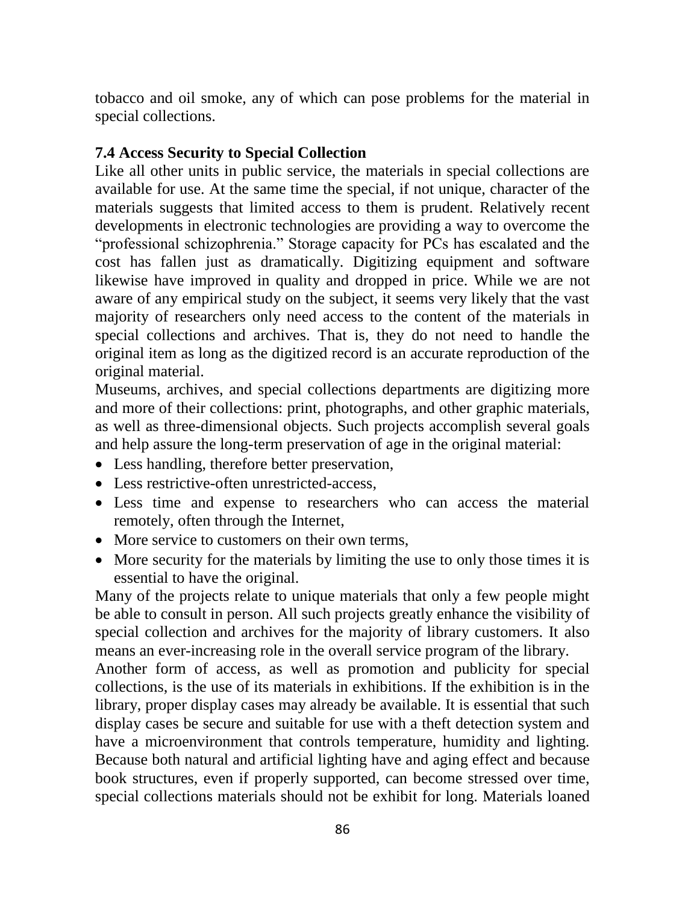tobacco and oil smoke, any of which can pose problems for the material in special collections.

**7.4 Access Security to Special Collection**

Like all other units in public service, the materials in special collections are available for use. At the same time the special, if not unique, character of the materials suggests that limited access to them is prudent. Relatively recent developments in electronic technologies are providing a way to overcome the "professional schizophrenia." Storage capacity for PCs has escalated and the cost has fallen just as dramatically. Digitizing equipment and software likewise have improved in quality and dropped in price. While we are not aware of any empirical study on the subject, it seems very likely that the vast majority of researchers only need access to the content of the materials in special collections and archives. That is, they do not need to handle the original item as long as the digitized record is an accurate reproduction of the original material.

Museums, archives, and special collections departments are digitizing more and more of their collections: print, photographs, and other graphic materials, as well as three-dimensional objects. Such projects accomplish several goals and help assure the long-term preservation of age in the original material:

- Less handling, therefore better preservation,
- Less restrictive-often unrestricted-access,
- Less time and expense to researchers who can access the material remotely, often through the Internet,
- More service to customers on their own terms,
- More security for the materials by limiting the use to only those times it is essential to have the original.

Many of the projects relate to unique materials that only a few people might be able to consult in person. All such projects greatly enhance the visibility of special collection and archives for the majority of library customers. It also means an ever-increasing role in the overall service program of the library.

Another form of access, as well as promotion and publicity for special collections, is the use of its materials in exhibitions. If the exhibition is in the library, proper display cases may already be available. It is essential that such display cases be secure and suitable for use with a theft detection system and have a microenvironment that controls temperature, humidity and lighting. Because both natural and artificial lighting have and aging effect and because book structures, even if properly supported, can become stressed over time, special collections materials should not be exhibit for long. Materials loaned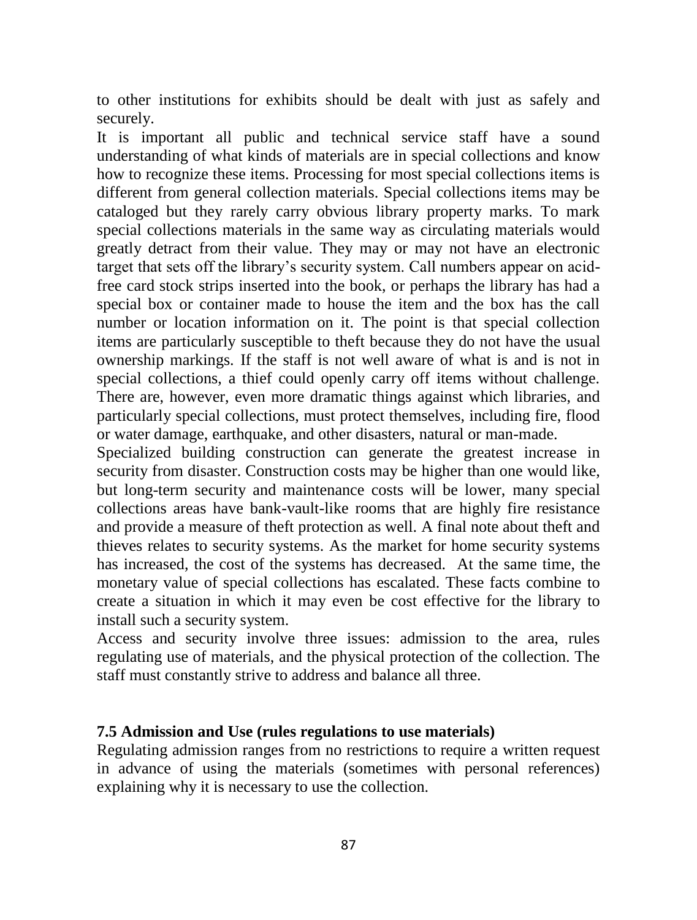to other institutions for exhibits should be dealt with just as safely and securely.

It is important all public and technical service staff have a sound understanding of what kinds of materials are in special collections and know how to recognize these items. Processing for most special collections items is different from general collection materials. Special collections items may be cataloged but they rarely carry obvious library property marks. To mark special collections materials in the same way as circulating materials would greatly detract from their value. They may or may not have an electronic target that sets off the library's security system. Call numbers appear on acid-free card stock strips inserted into the book, or perhaps the library has had a special box or container made to house the item and the box has the call number or location information on it. The point is that special collection items are particularly susceptible to theft because they do not have the usual ownership markings. If the staff is not well aware of what is and is not in special collections, a thief could openly carry off items without challenge. There are, however, even more dramatic things against which libraries, and particularly special collections, must protect themselves, including fire, flood or water damage, earthquake, and other disasters, natural or man-made.

Specialized building construction can generate the greatest increase in security from disaster. Construction costs may be higher than one would like, but long-term security and maintenance costs will be lower, many special collections areas have bank-vault-like rooms that are highly fire resistance and provide a measure of theft protection as well. A final note about theft and thieves relates to security systems. As the market for home security systems has increased, the cost of the systems has decreased. At the same time, the monetary value of special collections has escalated. These facts combine to create a situation in which it may even be cost effective for the library to install such a security system.

Access and security involve three issues: admission to the area, rules regulating use of materials, and the physical protection of the collection. The staff must constantly strive to address and balance all three.

### 7.5 Admission and Use (rules regulations to use materials)

Regulating admission ranges from no restrictions to require a written request in advance of using the materials (sometimes with personal references) explaining why it is necessary to use the collection.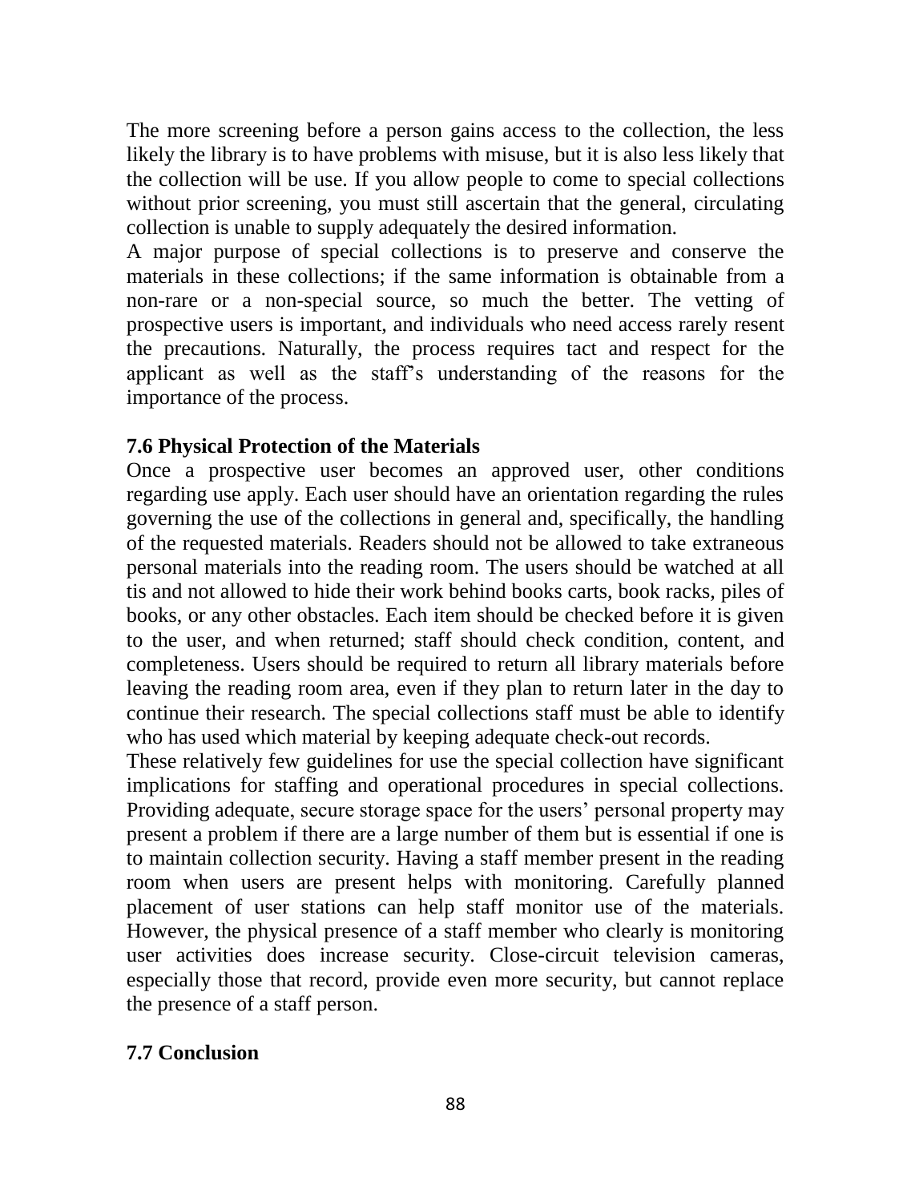The more screening before a person gains access to the collection, the less likely the library is to have problems with misuse, but it is also less likely that the collection will be use. If you allow people to come to special collections without prior screening, you must still ascertain that the general, circulating collection is unable to supply adequately the desired information.

A major purpose of special collections is to preserve and conserve the materials in these collections; if the same information is obtainable from a non-rare or a non-special source, so much the better. The vetting of prospective users is important, and individuals who need access rarely resent the precautions. Naturally, the process requires tact and respect for the applicant as well as the staff's understanding of the reasons for the importance of the process.

### 7.6 Physical Protection of the Materials

Once a prospective user becomes an approved user, other conditions regarding use apply. Each user should have an orientation regarding the rules governing the use of the collections in general and, specifically, the handling of the requested materials. Readers should not be allowed to take extraneous personal materials into the reading room. The users should be watched at all tis and not allowed to hide their work behind books carts, book racks, piles of books, or any other obstacles. Each item should be checked before it is given to the user, and when returned; staff should check condition, content, and completeness. Users should be required to return all library materials before leaving the reading room area, even if they plan to return later in the day to continue their research. The special collections staff must be able to identify who has used which material by keeping adequate check-out records.

These relatively few guidelines for use the special collection have significant implications for staffing and operational procedures in special collections. Providing adequate, secure storage space for the users' personal property may present a problem if there are a large number of them but is essential if one is to maintain collection security. Having a staff member present in the reading room when users are present helps with monitoring. Carefully planned placement of user stations can help staff monitor use of the materials. However, the physical presence of a staff member who clearly is monitoring user activities does increase security. Close-circuit television cameras, especially those that record, provide even more security, but cannot replace the presence of a staff person.

### 7.7 Conclusion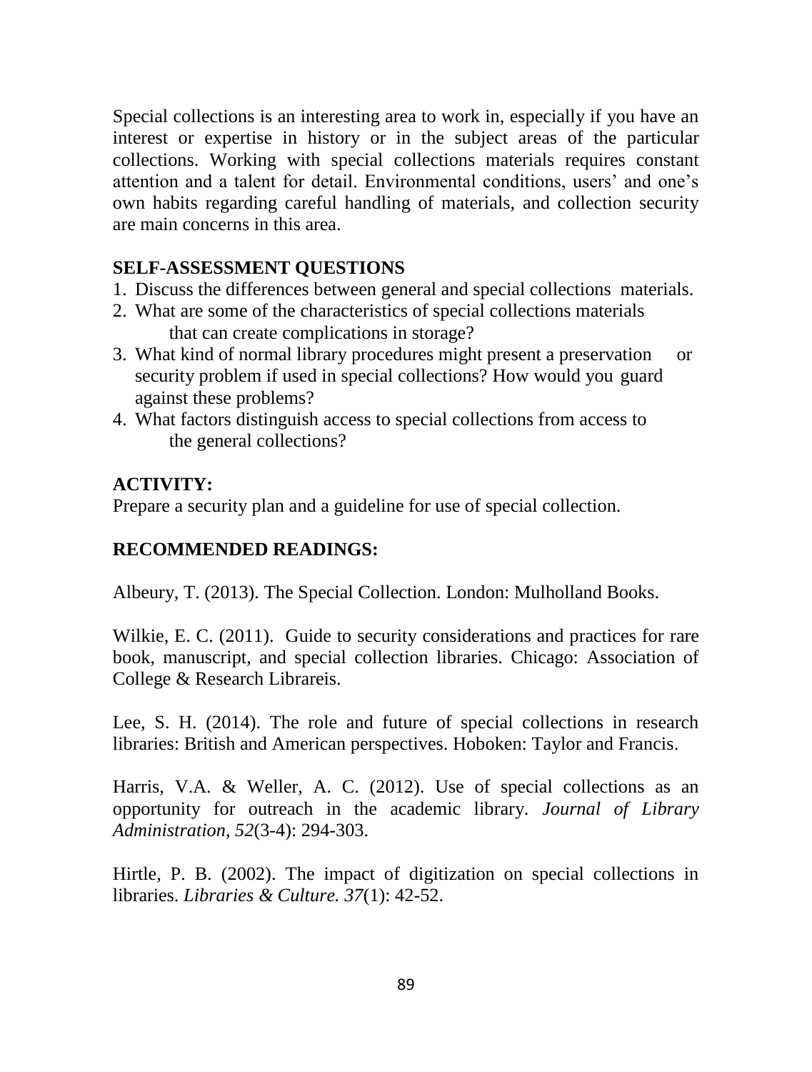Special collections is an interesting area to work in, especially if you have an interest or expertise in history or in the subject areas of the particular collections. Working with special collections materials requires constant attention and a talent for detail. Environmental conditions, users' and one's own habits regarding careful handling of materials, and collection security are main concerns in this area.

## SELF-ASSESSMENT QUESTIONS

1. Discuss the differences between general and special collections materials.
2. What are some of the characteristics of special collections materials that can create complications in storage?
3. What kind of normal library procedures might present a preservation or security problem if used in special collections? How would you guard against these problems?
4. What factors distinguish access to special collections from access to the general collections?

## ACTIVITY:

Prepare a security plan and a guideline for use of special collection.

## RECOMMENDED READINGS:

Albeury, T. (2013). The Special Collection. London: Mulholland Books.

Wilkie, E. C. (2011). Guide to security considerations and practices for rare book, manuscript, and special collection libraries. Chicago: Association of College & Research Librareis.

Lee, S. H. (2014). The role and future of special collections in research libraries: British and American perspectives. Hoboken: Taylor and Francis.

Harris, V.A. & Weller, A. C. (2012). Use of special collections as an opportunity for outreach in the academic library. *Journal of Library Administration*, *52*(3-4): 294-303.

Hirtle, P. B. (2002). The impact of digitization on special collections in libraries. *Libraries & Culture. 37*(1): 42-52.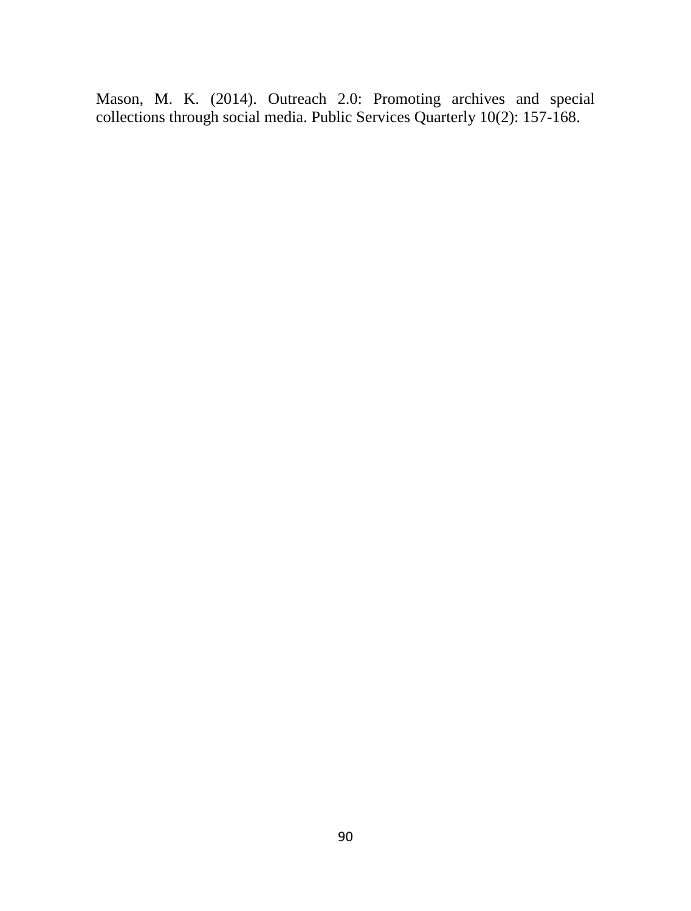Mason, M. K. (2014). Outreach 2.0: Promoting archives and special collections through social media. Public Services Quarterly 10(2): 157-168.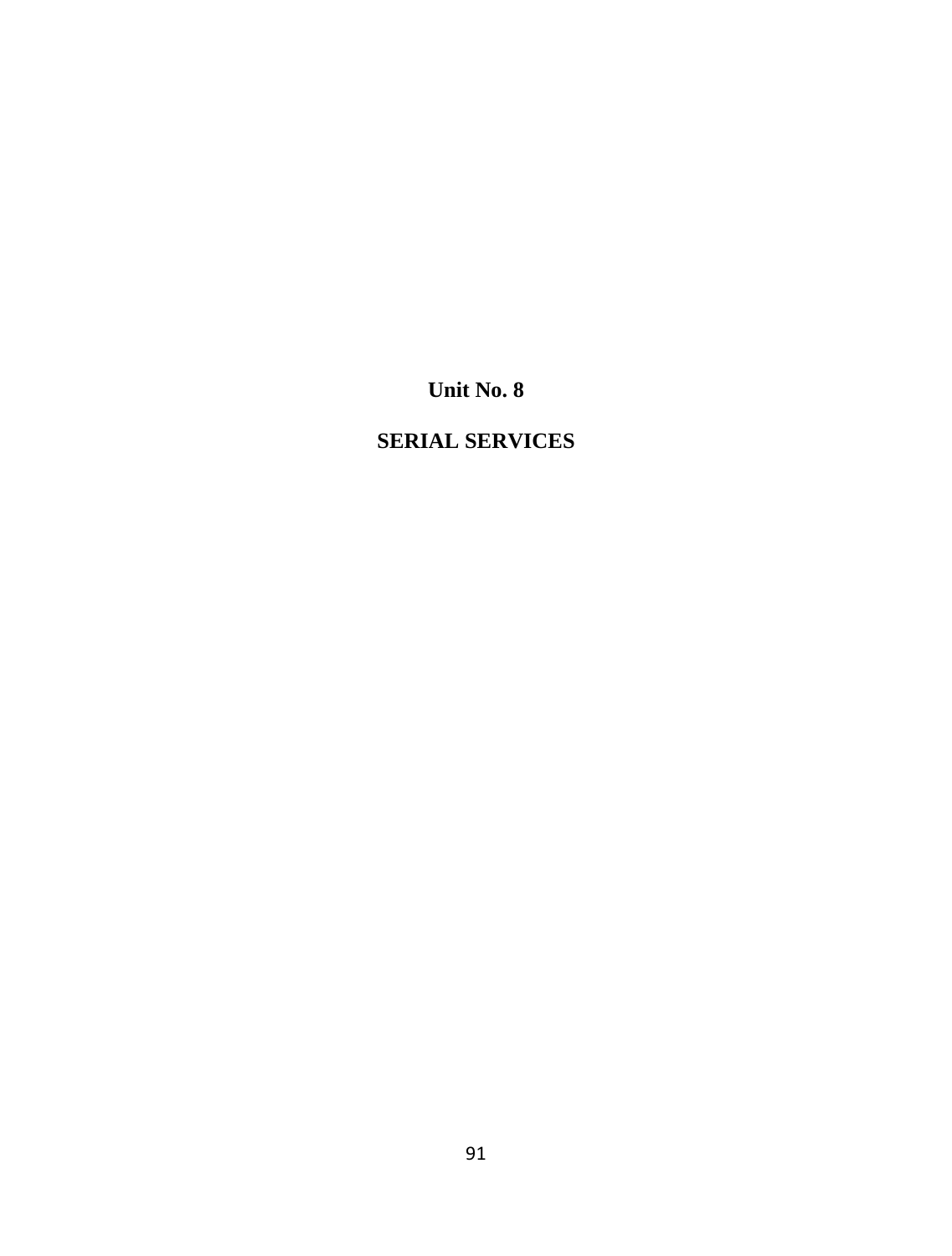# Unit No. 8

# SERIAL SERVICES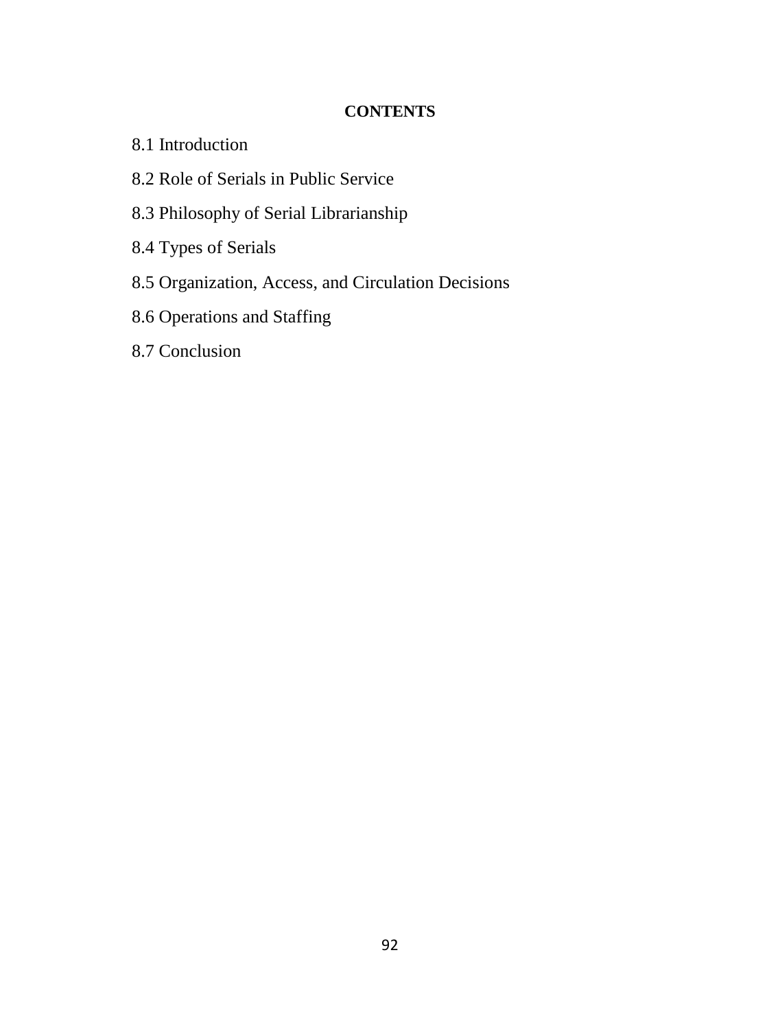**CONTENTS**

8.1 Introduction

8.2 Role of Serials in Public Service

8.3 Philosophy of Serial Librarianship

8.4 Types of Serials

8.5 Organization, Access, and Circulation Decisions

8.6 Operations and Staffing

8.7 Conclusion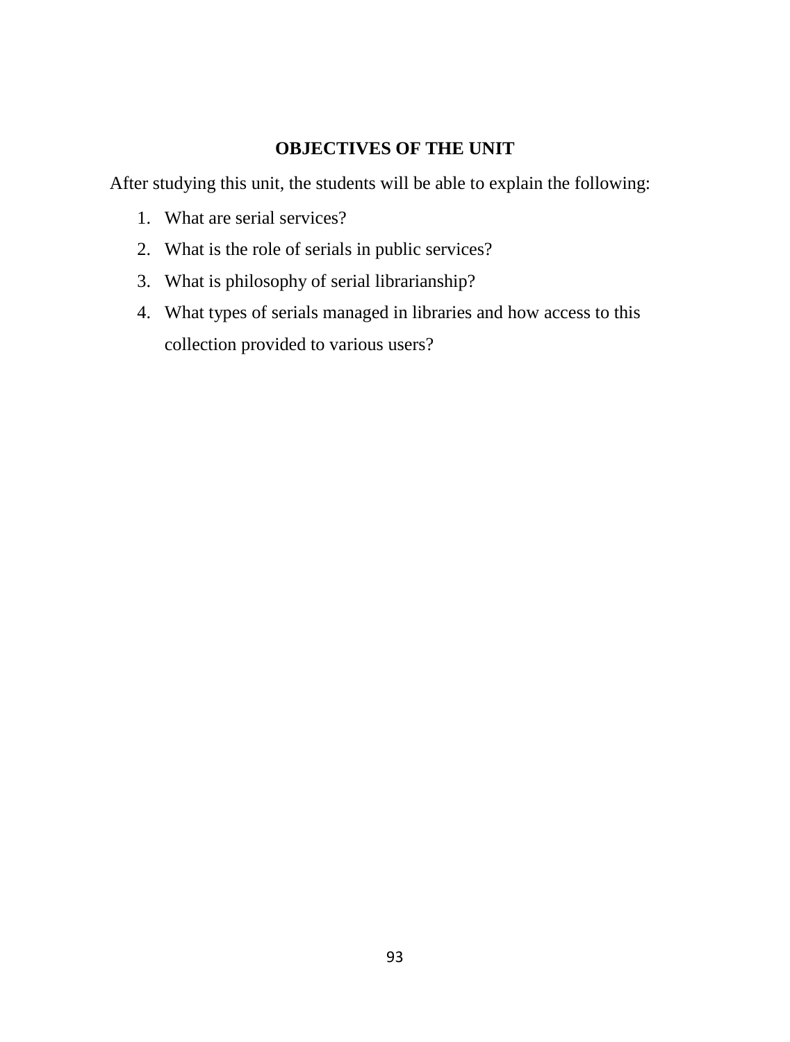## OBJECTIVES OF THE UNIT

After studying this unit, the students will be able to explain the following:

1. What are serial services?
2. What is the role of serials in public services?
3. What is philosophy of serial librarianship?
4. What types of serials managed in libraries and how access to this collection provided to various users?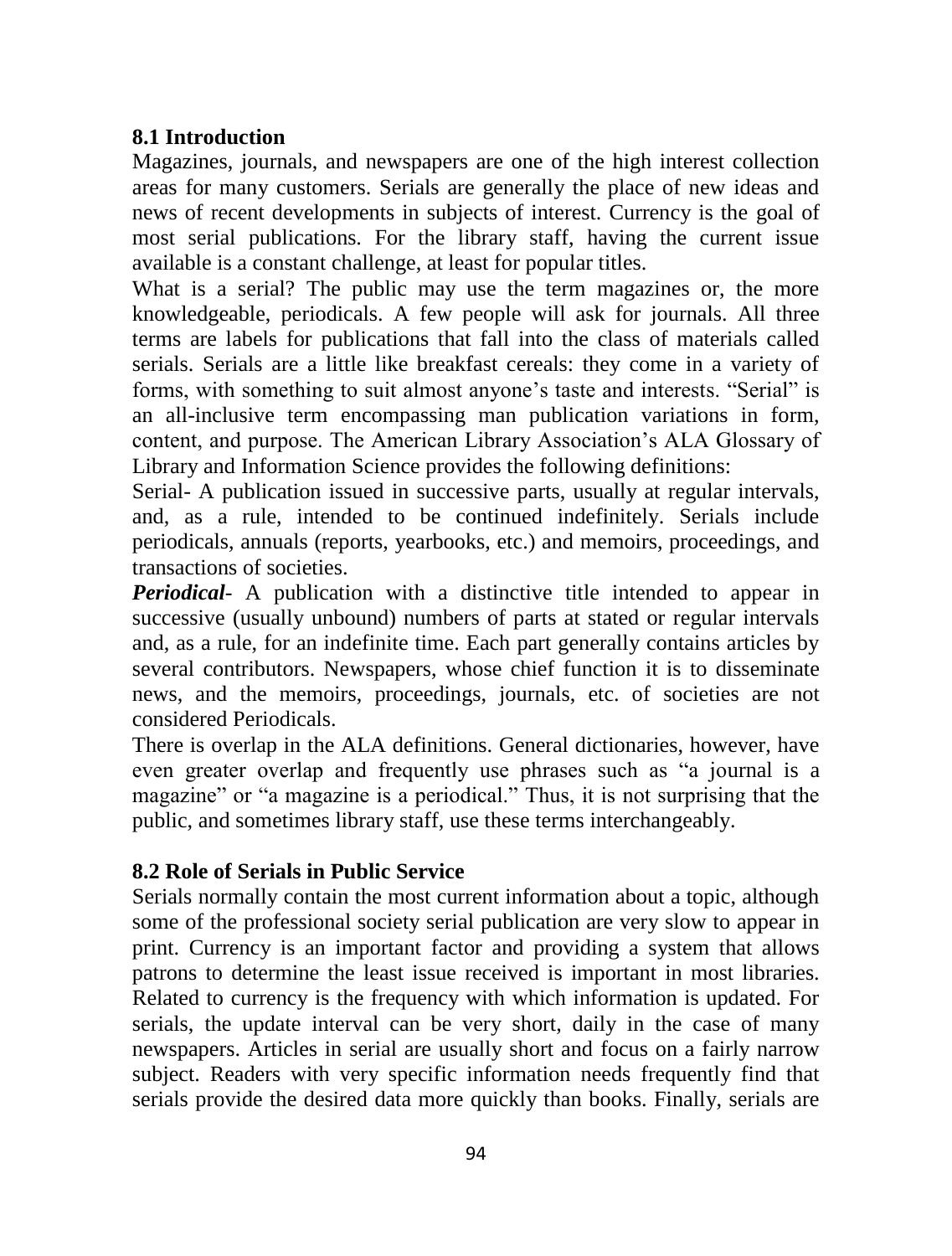## 8.1 Introduction

Magazines, journals, and newspapers are one of the high interest collection areas for many customers. Serials are generally the place of new ideas and news of recent developments in subjects of interest. Currency is the goal of most serial publications. For the library staff, having the current issue available is a constant challenge, at least for popular titles.

What is a serial? The public may use the term magazines or, the more knowledgeable, periodicals. A few people will ask for journals. All three terms are labels for publications that fall into the class of materials called serials. Serials are a little like breakfast cereals: they come in a variety of forms, with something to suit almost anyone's taste and interests. "Serial" is an all-inclusive term encompassing man publication variations in form, content, and purpose. The American Library Association's ALA Glossary of Library and Information Science provides the following definitions:

Serial- A publication issued in successive parts, usually at regular intervals, and, as a rule, intended to be continued indefinitely. Serials include periodicals, annuals (reports, yearbooks, etc.) and memoirs, proceedings, and transactions of societies.

***Periodical***- A publication with a distinctive title intended to appear in successive (usually unbound) numbers of parts at stated or regular intervals and, as a rule, for an indefinite time. Each part generally contains articles by several contributors. Newspapers, whose chief function it is to disseminate news, and the memoirs, proceedings, journals, etc. of societies are not considered Periodicals.

There is overlap in the ALA definitions. General dictionaries, however, have even greater overlap and frequently use phrases such as "a journal is a magazine" or "a magazine is a periodical." Thus, it is not surprising that the public, and sometimes library staff, use these terms interchangeably.

## 8.2 Role of Serials in Public Service

Serials normally contain the most current information about a topic, although some of the professional society serial publication are very slow to appear in print. Currency is an important factor and providing a system that allows patrons to determine the least issue received is important in most libraries. Related to currency is the frequency with which information is updated. For serials, the update interval can be very short, daily in the case of many newspapers. Articles in serial are usually short and focus on a fairly narrow subject. Readers with very specific information needs frequently find that serials provide the desired data more quickly than books. Finally, serials are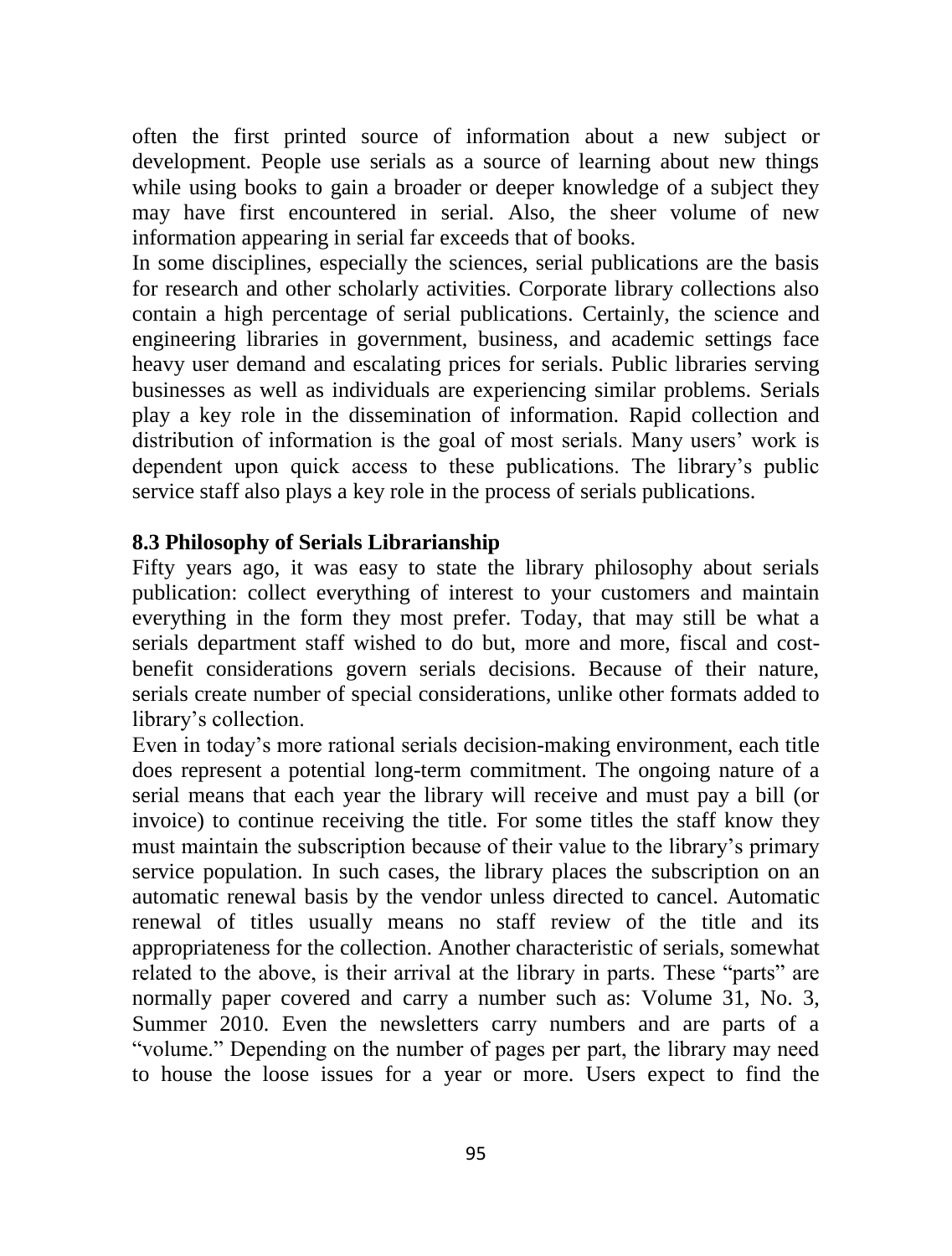often the first printed source of information about a new subject or development. People use serials as a source of learning about new things while using books to gain a broader or deeper knowledge of a subject they may have first encountered in serial. Also, the sheer volume of new information appearing in serial far exceeds that of books.

In some disciplines, especially the sciences, serial publications are the basis for research and other scholarly activities. Corporate library collections also contain a high percentage of serial publications. Certainly, the science and engineering libraries in government, business, and academic settings face heavy user demand and escalating prices for serials. Public libraries serving businesses as well as individuals are experiencing similar problems. Serials play a key role in the dissemination of information. Rapid collection and distribution of information is the goal of most serials. Many users' work is dependent upon quick access to these publications. The library's public service staff also plays a key role in the process of serials publications.

### 8.3 Philosophy of Serials Librarianship

Fifty years ago, it was easy to state the library philosophy about serials publication: collect everything of interest to your customers and maintain everything in the form they most prefer. Today, that may still be what a serials department staff wished to do but, more and more, fiscal and cost-benefit considerations govern serials decisions. Because of their nature, serials create number of special considerations, unlike other formats added to library's collection.

Even in today's more rational serials decision-making environment, each title does represent a potential long-term commitment. The ongoing nature of a serial means that each year the library will receive and must pay a bill (or invoice) to continue receiving the title. For some titles the staff know they must maintain the subscription because of their value to the library's primary service population. In such cases, the library places the subscription on an automatic renewal basis by the vendor unless directed to cancel. Automatic renewal of titles usually means no staff review of the title and its appropriateness for the collection. Another characteristic of serials, somewhat related to the above, is their arrival at the library in parts. These "parts" are normally paper covered and carry a number such as: Volume 31, No. 3, Summer 2010. Even the newsletters carry numbers and are parts of a "volume." Depending on the number of pages per part, the library may need to house the loose issues for a year or more. Users expect to find the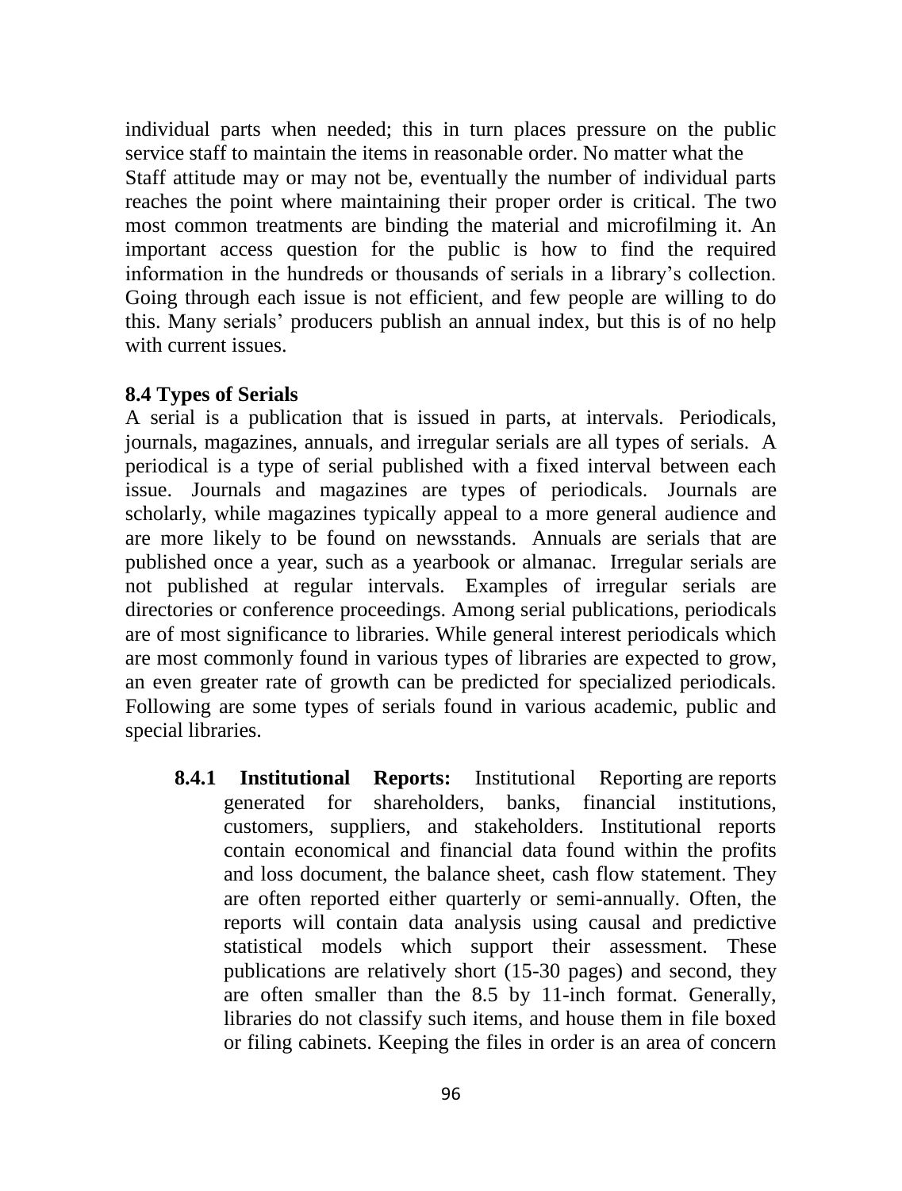individual parts when needed; this in turn places pressure on the public service staff to maintain the items in reasonable order. No matter what the Staff attitude may or may not be, eventually the number of individual parts reaches the point where maintaining their proper order is critical. The two most common treatments are binding the material and microfilming it. An important access question for the public is how to find the required information in the hundreds or thousands of serials in a library's collection. Going through each issue is not efficient, and few people are willing to do this. Many serials' producers publish an annual index, but this is of no help with current issues.

### 8.4 Types of Serials

A serial is a publication that is issued in parts, at intervals. Periodicals, journals, magazines, annuals, and irregular serials are all types of serials. A periodical is a type of serial published with a fixed interval between each issue. Journals and magazines are types of periodicals. Journals are scholarly, while magazines typically appeal to a more general audience and are more likely to be found on newsstands. Annuals are serials that are published once a year, such as a yearbook or almanac. Irregular serials are not published at regular intervals. Examples of irregular serials are directories or conference proceedings. Among serial publications, periodicals are of most significance to libraries. While general interest periodicals which are most commonly found in various types of libraries are expected to grow, an even greater rate of growth can be predicted for specialized periodicals. Following are some types of serials found in various academic, public and special libraries.

**8.4.1 Institutional Reports:** Institutional Reporting are reports generated for shareholders, banks, financial institutions, customers, suppliers, and stakeholders. Institutional reports contain economical and financial data found within the profits and loss document, the balance sheet, cash flow statement. They are often reported either quarterly or semi-annually. Often, the reports will contain data analysis using causal and predictive statistical models which support their assessment. These publications are relatively short (15-30 pages) and second, they are often smaller than the 8.5 by 11-inch format. Generally, libraries do not classify such items, and house them in file boxed or filing cabinets. Keeping the files in order is an area of concern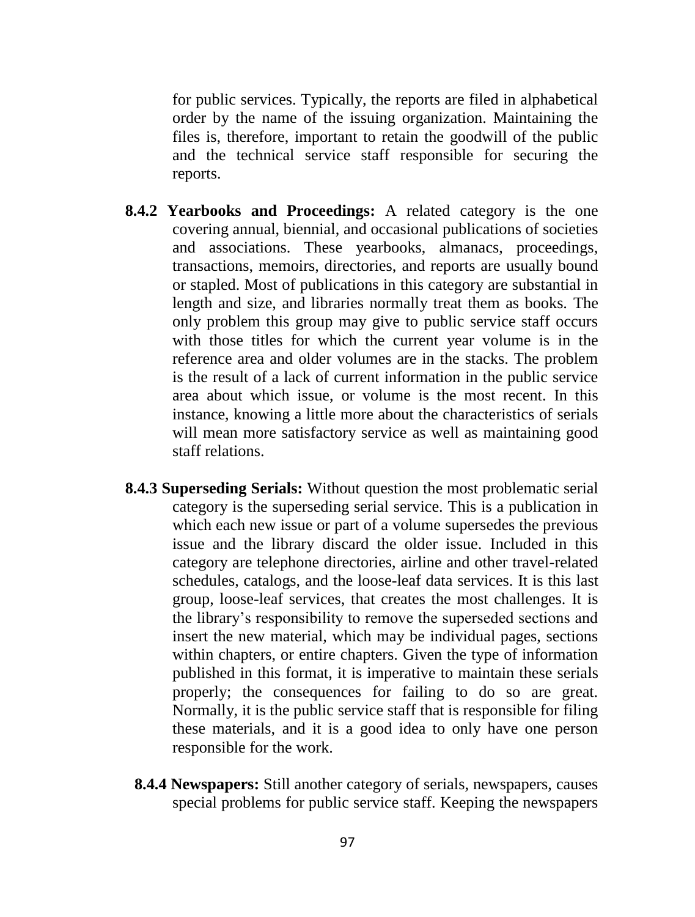for public services. Typically, the reports are filed in alphabetical order by the name of the issuing organization. Maintaining the files is, therefore, important to retain the goodwill of the public and the technical service staff responsible for securing the reports.

**8.4.2 Yearbooks and Proceedings:** A related category is the one covering annual, biennial, and occasional publications of societies and associations. These yearbooks, almanacs, proceedings, transactions, memoirs, directories, and reports are usually bound or stapled. Most of publications in this category are substantial in length and size, and libraries normally treat them as books. The only problem this group may give to public service staff occurs with those titles for which the current year volume is in the reference area and older volumes are in the stacks. The problem is the result of a lack of current information in the public service area about which issue, or volume is the most recent. In this instance, knowing a little more about the characteristics of serials will mean more satisfactory service as well as maintaining good staff relations.

**8.4.3 Superseding Serials:** Without question the most problematic serial category is the superseding serial service. This is a publication in which each new issue or part of a volume supersedes the previous issue and the library discard the older issue. Included in this category are telephone directories, airline and other travel-related schedules, catalogs, and the loose-leaf data services. It is this last group, loose-leaf services, that creates the most challenges. It is the library's responsibility to remove the superseded sections and insert the new material, which may be individual pages, sections within chapters, or entire chapters. Given the type of information published in this format, it is imperative to maintain these serials properly; the consequences for failing to do so are great. Normally, it is the public service staff that is responsible for filing these materials, and it is a good idea to only have one person responsible for the work.

**8.4.4 Newspapers:** Still another category of serials, newspapers, causes special problems for public service staff. Keeping the newspapers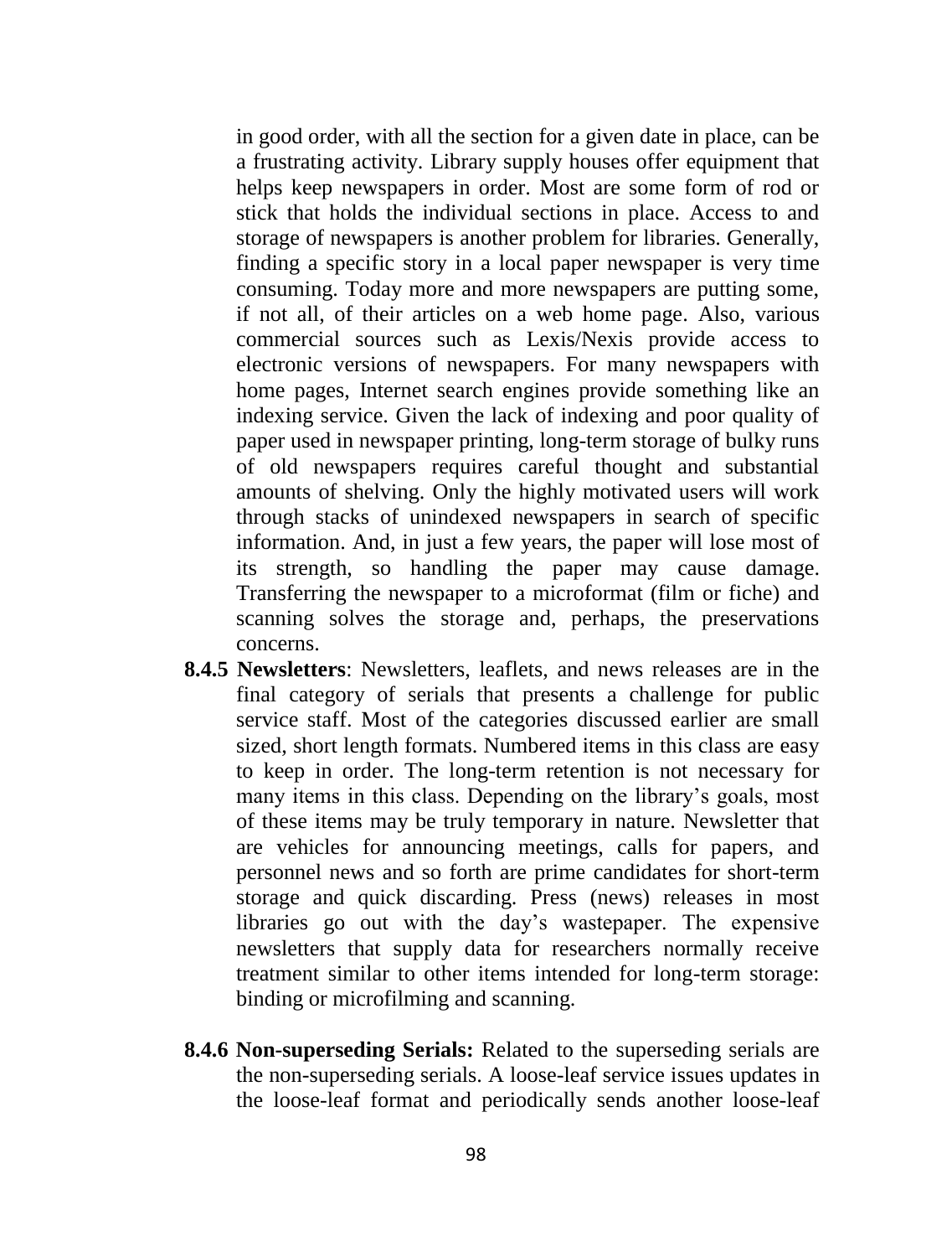in good order, with all the section for a given date in place, can be a frustrating activity. Library supply houses offer equipment that helps keep newspapers in order. Most are some form of rod or stick that holds the individual sections in place. Access to and storage of newspapers is another problem for libraries. Generally, finding a specific story in a local paper newspaper is very time consuming. Today more and more newspapers are putting some, if not all, of their articles on a web home page. Also, various commercial sources such as Lexis/Nexis provide access to electronic versions of newspapers. For many newspapers with home pages, Internet search engines provide something like an indexing service. Given the lack of indexing and poor quality of paper used in newspaper printing, long-term storage of bulky runs of old newspapers requires careful thought and substantial amounts of shelving. Only the highly motivated users will work through stacks of unindexed newspapers in search of specific information. And, in just a few years, the paper will lose most of its strength, so handling the paper may cause damage. Transferring the newspaper to a microformat (film or fiche) and scanning solves the storage and, perhaps, the preservations concerns.

**8.4.5 Newsletters**: Newsletters, leaflets, and news releases are in the final category of serials that presents a challenge for public service staff. Most of the categories discussed earlier are small sized, short length formats. Numbered items in this class are easy to keep in order. The long-term retention is not necessary for many items in this class. Depending on the library's goals, most of these items may be truly temporary in nature. Newsletter that are vehicles for announcing meetings, calls for papers, and personnel news and so forth are prime candidates for short-term storage and quick discarding. Press (news) releases in most libraries go out with the day's wastepaper. The expensive newsletters that supply data for researchers normally receive treatment similar to other items intended for long-term storage: binding or microfilming and scanning.

**8.4.6 Non-superseding Serials:** Related to the superseding serials are the non-superseding serials. A loose-leaf service issues updates in the loose-leaf format and periodically sends another loose-leaf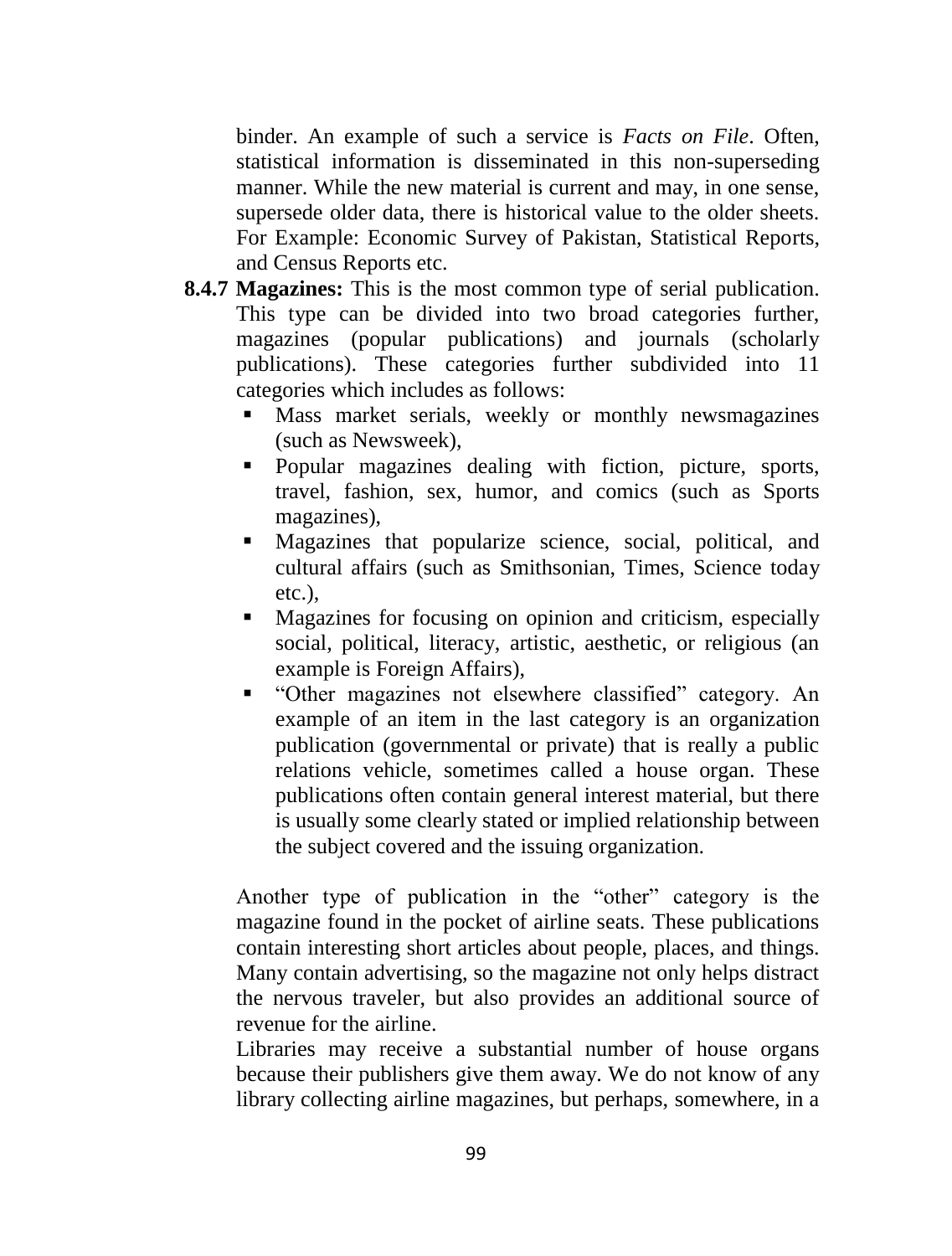binder. An example of such a service is *Facts on File*. Often, statistical information is disseminated in this non-superseding manner. While the new material is current and may, in one sense, supersede older data, there is historical value to the older sheets. For Example: Economic Survey of Pakistan, Statistical Reports, and Census Reports etc.

**8.4.7 Magazines:** This is the most common type of serial publication. This type can be divided into two broad categories further, magazines (popular publications) and journals (scholarly publications). These categories further subdivided into 11 categories which includes as follows:

- Mass market serials, weekly or monthly newsmagazines (such as Newsweek),
- Popular magazines dealing with fiction, picture, sports, travel, fashion, sex, humor, and comics (such as Sports magazines),
- Magazines that popularize science, social, political, and cultural affairs (such as Smithsonian, Times, Science today etc.),
- Magazines for focusing on opinion and criticism, especially social, political, literacy, artistic, aesthetic, or religious (an example is Foreign Affairs),
- "Other magazines not elsewhere classified" category. An example of an item in the last category is an organization publication (governmental or private) that is really a public relations vehicle, sometimes called a house organ. These publications often contain general interest material, but there is usually some clearly stated or implied relationship between the subject covered and the issuing organization.

Another type of publication in the "other" category is the magazine found in the pocket of airline seats. These publications contain interesting short articles about people, places, and things. Many contain advertising, so the magazine not only helps distract the nervous traveler, but also provides an additional source of revenue for the airline.

Libraries may receive a substantial number of house organs because their publishers give them away. We do not know of any library collecting airline magazines, but perhaps, somewhere, in a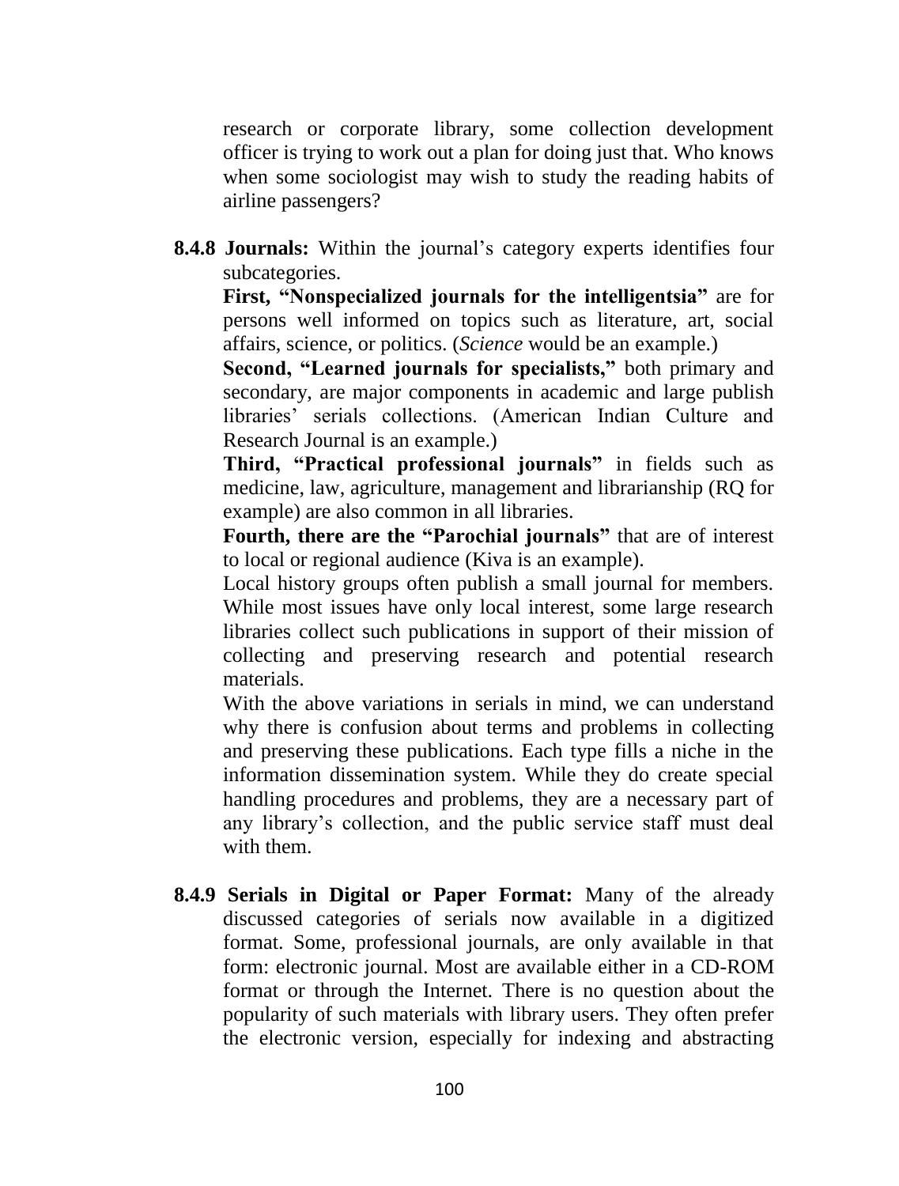research or corporate library, some collection development officer is trying to work out a plan for doing just that. Who knows when some sociologist may wish to study the reading habits of airline passengers?

**8.4.8 Journals:** Within the journal's category experts identifies four subcategories.

**First, "Nonspecialized journals for the intelligentsia"** are for persons well informed on topics such as literature, art, social affairs, science, or politics. (*Science* would be an example.)

**Second, "Learned journals for specialists,"** both primary and secondary, are major components in academic and large publish libraries' serials collections. (American Indian Culture and Research Journal is an example.)

**Third, "Practical professional journals"** in fields such as medicine, law, agriculture, management and librarianship (RQ for example) are also common in all libraries.

**Fourth, there are the "Parochial journals"** that are of interest to local or regional audience (Kiva is an example).

Local history groups often publish a small journal for members. While most issues have only local interest, some large research libraries collect such publications in support of their mission of collecting and preserving research and potential research materials.

With the above variations in serials in mind, we can understand why there is confusion about terms and problems in collecting and preserving these publications. Each type fills a niche in the information dissemination system. While they do create special handling procedures and problems, they are a necessary part of any library's collection, and the public service staff must deal with them.

**8.4.9 Serials in Digital or Paper Format:** Many of the already discussed categories of serials now available in a digitized format. Some, professional journals, are only available in that form: electronic journal. Most are available either in a CD-ROM format or through the Internet. There is no question about the popularity of such materials with library users. They often prefer the electronic version, especially for indexing and abstracting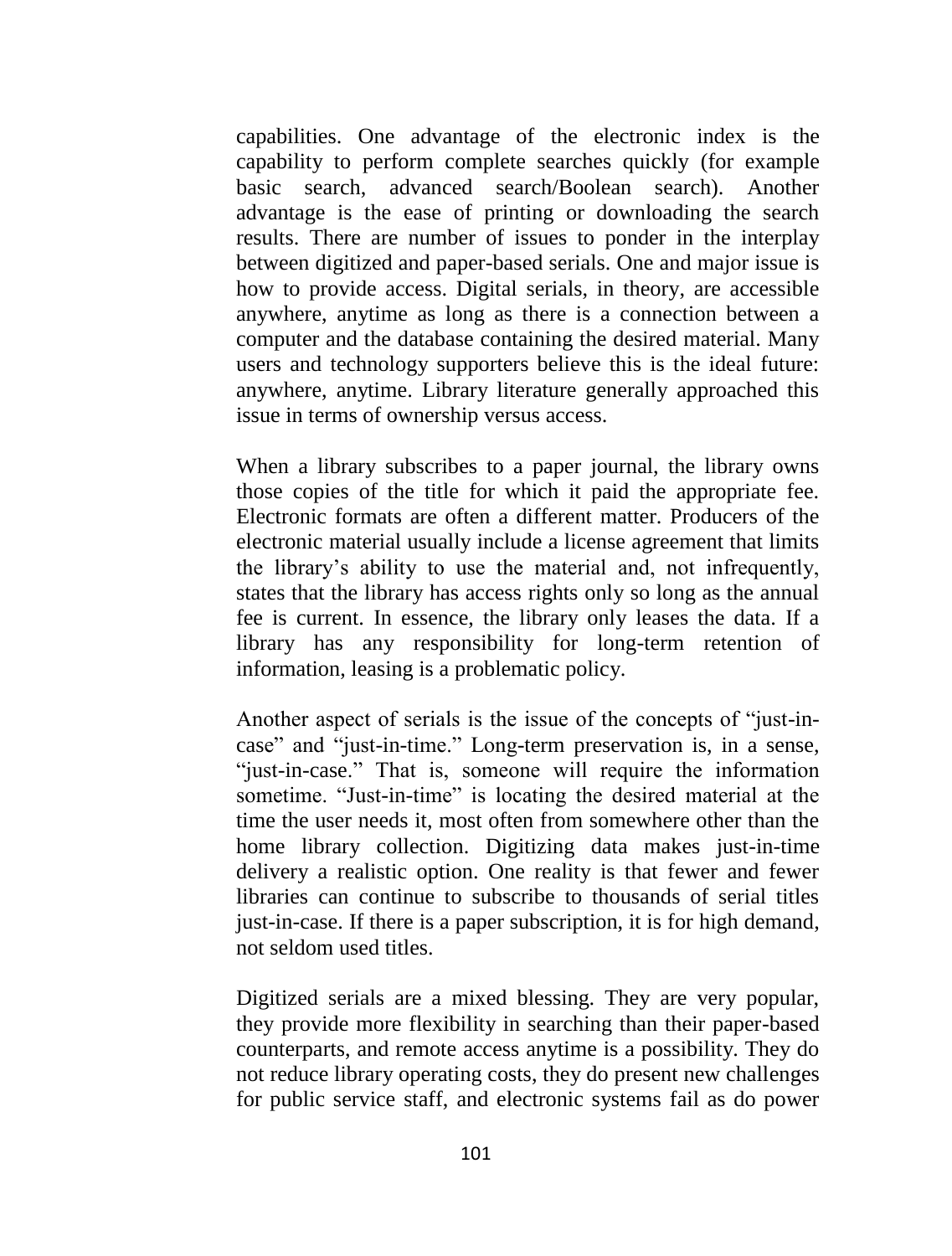capabilities. One advantage of the electronic index is the capability to perform complete searches quickly (for example basic search, advanced search/Boolean search). Another advantage is the ease of printing or downloading the search results. There are number of issues to ponder in the interplay between digitized and paper-based serials. One and major issue is how to provide access. Digital serials, in theory, are accessible anywhere, anytime as long as there is a connection between a computer and the database containing the desired material. Many users and technology supporters believe this is the ideal future: anywhere, anytime. Library literature generally approached this issue in terms of ownership versus access.

When a library subscribes to a paper journal, the library owns those copies of the title for which it paid the appropriate fee. Electronic formats are often a different matter. Producers of the electronic material usually include a license agreement that limits the library's ability to use the material and, not infrequently, states that the library has access rights only so long as the annual fee is current. In essence, the library only leases the data. If a library has any responsibility for long-term retention of information, leasing is a problematic policy.

Another aspect of serials is the issue of the concepts of "just-in-case" and "just-in-time." Long-term preservation is, in a sense, "just-in-case." That is, someone will require the information sometime. "Just-in-time" is locating the desired material at the time the user needs it, most often from somewhere other than the home library collection. Digitizing data makes just-in-time delivery a realistic option. One reality is that fewer and fewer libraries can continue to subscribe to thousands of serial titles just-in-case. If there is a paper subscription, it is for high demand, not seldom used titles.

Digitized serials are a mixed blessing. They are very popular, they provide more flexibility in searching than their paper-based counterparts, and remote access anytime is a possibility. They do not reduce library operating costs, they do present new challenges for public service staff, and electronic systems fail as do power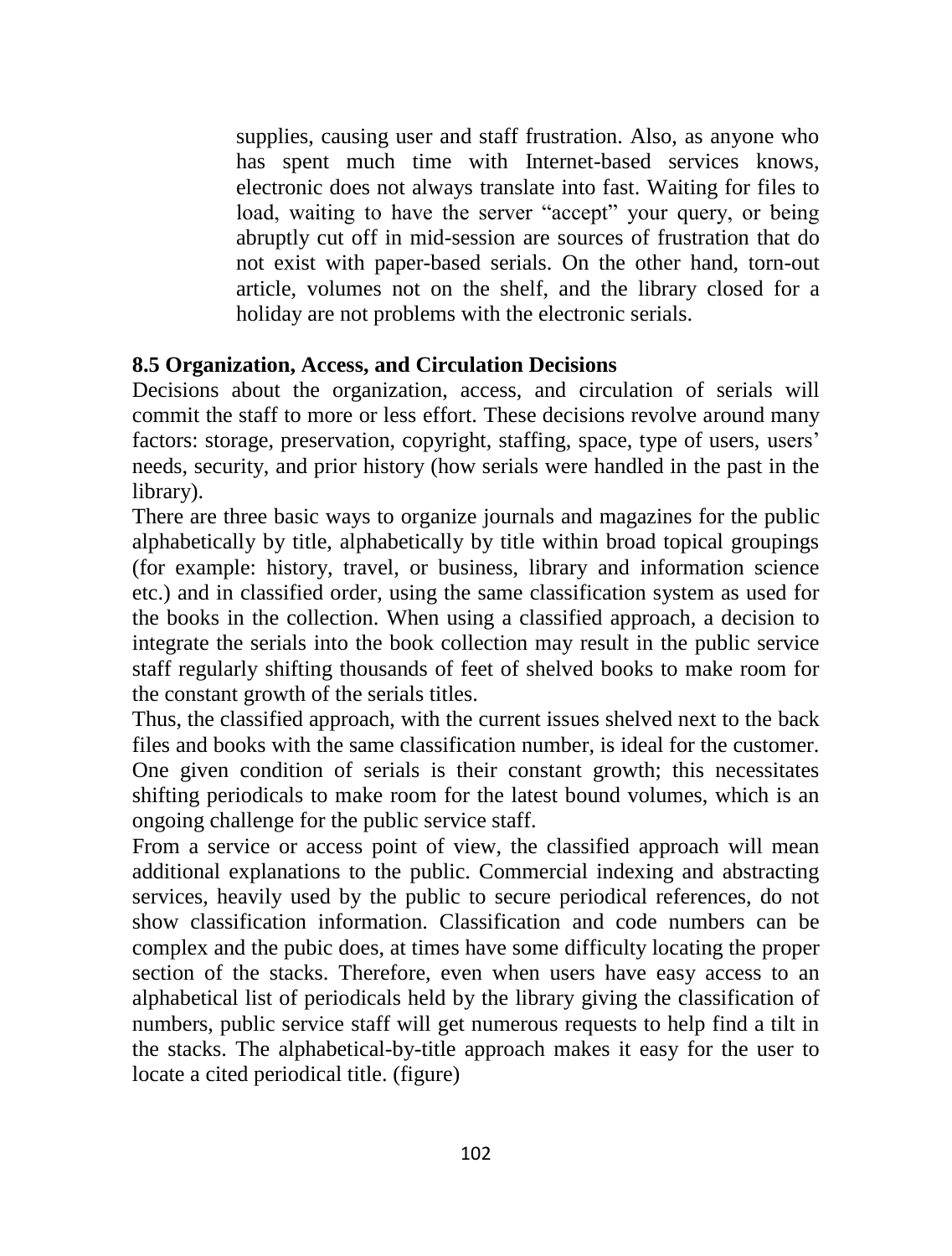supplies, causing user and staff frustration. Also, as anyone who has spent much time with Internet-based services knows, electronic does not always translate into fast. Waiting for files to load, waiting to have the server "accept" your query, or being abruptly cut off in mid-session are sources of frustration that do not exist with paper-based serials. On the other hand, torn-out article, volumes not on the shelf, and the library closed for a holiday are not problems with the electronic serials.

**8.5 Organization, Access, and Circulation Decisions**

Decisions about the organization, access, and circulation of serials will commit the staff to more or less effort. These decisions revolve around many factors: storage, preservation, copyright, staffing, space, type of users, users' needs, security, and prior history (how serials were handled in the past in the library).

There are three basic ways to organize journals and magazines for the public alphabetically by title, alphabetically by title within broad topical groupings (for example: history, travel, or business, library and information science etc.) and in classified order, using the same classification system as used for the books in the collection. When using a classified approach, a decision to integrate the serials into the book collection may result in the public service staff regularly shifting thousands of feet of shelved books to make room for the constant growth of the serials titles.

Thus, the classified approach, with the current issues shelved next to the back files and books with the same classification number, is ideal for the customer. One given condition of serials is their constant growth; this necessitates shifting periodicals to make room for the latest bound volumes, which is an ongoing challenge for the public service staff.

From a service or access point of view, the classified approach will mean additional explanations to the public. Commercial indexing and abstracting services, heavily used by the public to secure periodical references, do not show classification information. Classification and code numbers can be complex and the pubic does, at times have some difficulty locating the proper section of the stacks. Therefore, even when users have easy access to an alphabetical list of periodicals held by the library giving the classification of numbers, public service staff will get numerous requests to help find a tilt in the stacks. The alphabetical-by-title approach makes it easy for the user to locate a cited periodical title. (figure)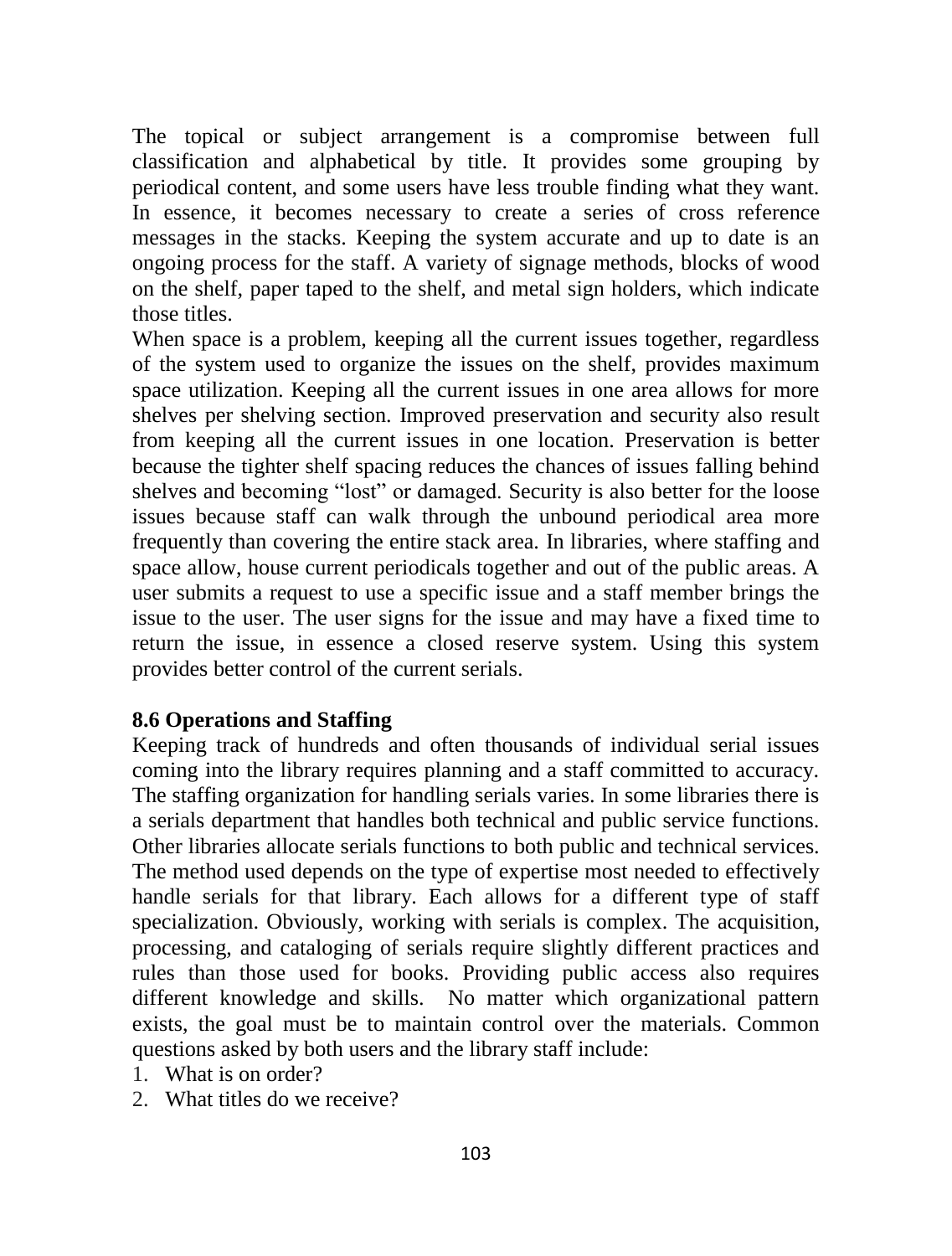The topical or subject arrangement is a compromise between full classification and alphabetical by title. It provides some grouping by periodical content, and some users have less trouble finding what they want. In essence, it becomes necessary to create a series of cross reference messages in the stacks. Keeping the system accurate and up to date is an ongoing process for the staff. A variety of signage methods, blocks of wood on the shelf, paper taped to the shelf, and metal sign holders, which indicate those titles.

When space is a problem, keeping all the current issues together, regardless of the system used to organize the issues on the shelf, provides maximum space utilization. Keeping all the current issues in one area allows for more shelves per shelving section. Improved preservation and security also result from keeping all the current issues in one location. Preservation is better because the tighter shelf spacing reduces the chances of issues falling behind shelves and becoming "lost" or damaged. Security is also better for the loose issues because staff can walk through the unbound periodical area more frequently than covering the entire stack area. In libraries, where staffing and space allow, house current periodicals together and out of the public areas. A user submits a request to use a specific issue and a staff member brings the issue to the user. The user signs for the issue and may have a fixed time to return the issue, in essence a closed reserve system. Using this system provides better control of the current serials.

### 8.6 Operations and Staffing

Keeping track of hundreds and often thousands of individual serial issues coming into the library requires planning and a staff committed to accuracy. The staffing organization for handling serials varies. In some libraries there is a serials department that handles both technical and public service functions. Other libraries allocate serials functions to both public and technical services. The method used depends on the type of expertise most needed to effectively handle serials for that library. Each allows for a different type of staff specialization. Obviously, working with serials is complex. The acquisition, processing, and cataloging of serials require slightly different practices and rules than those used for books. Providing public access also requires different knowledge and skills. No matter which organizational pattern exists, the goal must be to maintain control over the materials. Common questions asked by both users and the library staff include:

1. What is on order?
2. What titles do we receive?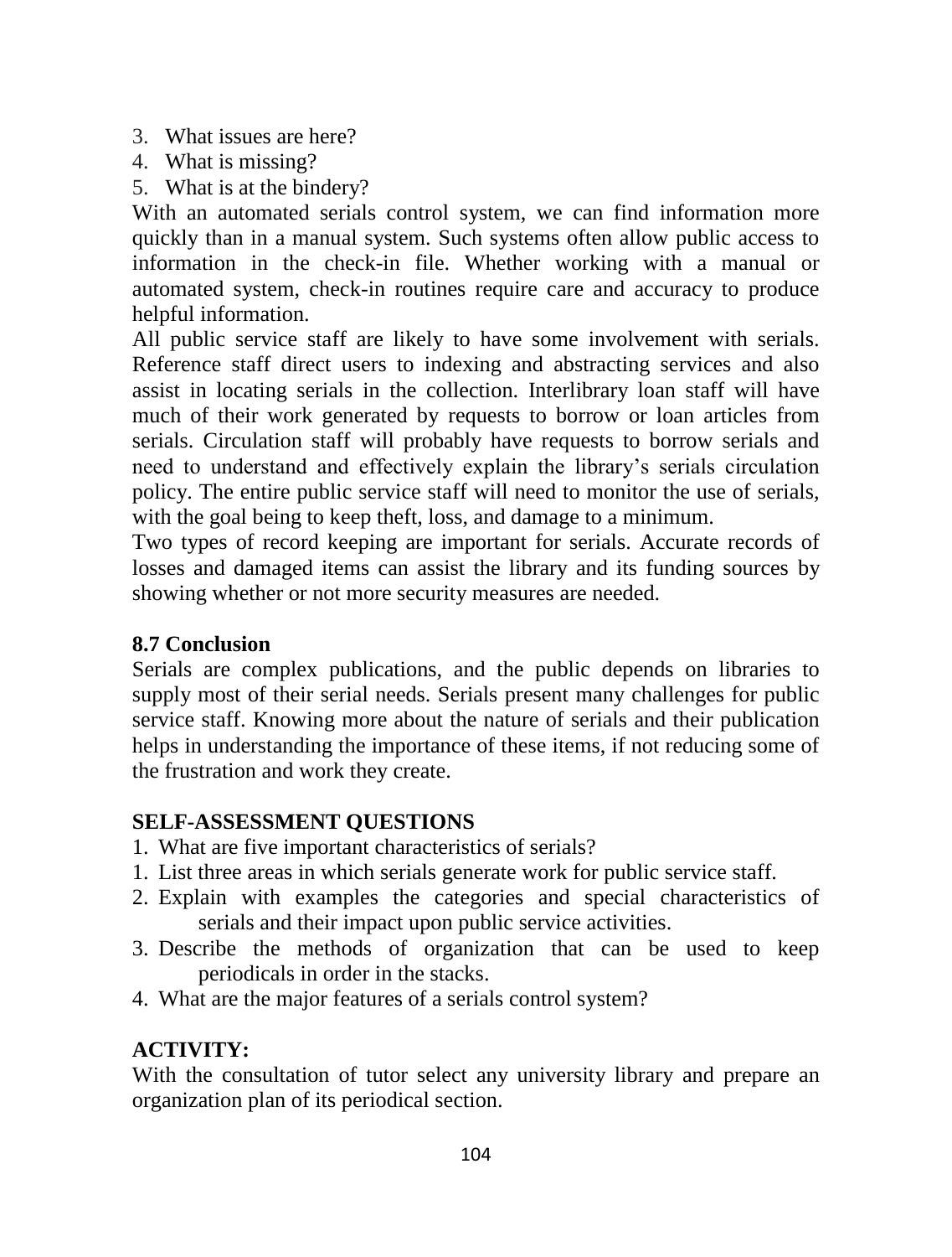3. What issues are here?
4. What is missing?
5. What is at the bindery?

With an automated serials control system, we can find information more quickly than in a manual system. Such systems often allow public access to information in the check-in file. Whether working with a manual or automated system, check-in routines require care and accuracy to produce helpful information.

All public service staff are likely to have some involvement with serials. Reference staff direct users to indexing and abstracting services and also assist in locating serials in the collection. Interlibrary loan staff will have much of their work generated by requests to borrow or loan articles from serials. Circulation staff will probably have requests to borrow serials and need to understand and effectively explain the library's serials circulation policy. The entire public service staff will need to monitor the use of serials, with the goal being to keep theft, loss, and damage to a minimum.

Two types of record keeping are important for serials. Accurate records of losses and damaged items can assist the library and its funding sources by showing whether or not more security measures are needed.

**8.7 Conclusion**

Serials are complex publications, and the public depends on libraries to supply most of their serial needs. Serials present many challenges for public service staff. Knowing more about the nature of serials and their publication helps in understanding the importance of these items, if not reducing some of the frustration and work they create.

**SELF-ASSESSMENT QUESTIONS**

1. What are five important characteristics of serials?
1. List three areas in which serials generate work for public service staff.
2. Explain with examples the categories and special characteristics of serials and their impact upon public service activities.
3. Describe the methods of organization that can be used to keep periodicals in order in the stacks.
4. What are the major features of a serials control system?

**ACTIVITY:**

With the consultation of tutor select any university library and prepare an organization plan of its periodical section.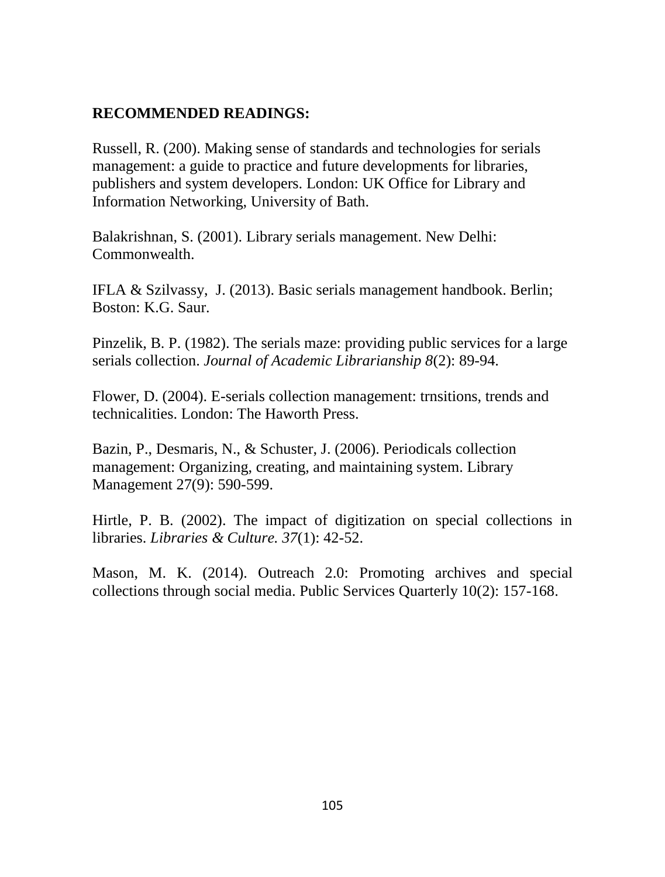**RECOMMENDED READINGS:**

Russell, R. (200). Making sense of standards and technologies for serials management: a guide to practice and future developments for libraries, publishers and system developers. London: UK Office for Library and Information Networking, University of Bath.

Balakrishnan, S. (2001). Library serials management. New Delhi: Commonwealth.

IFLA & Szilvassy, J. (2013). Basic serials management handbook. Berlin; Boston: K.G. Saur.

Pinzelik, B. P. (1982). The serials maze: providing public services for a large serials collection. *Journal of Academic Librarianship 8*(2): 89-94.

Flower, D. (2004). E-serials collection management: trnsitions, trends and technicalities. London: The Haworth Press.

Bazin, P., Desmaris, N., & Schuster, J. (2006). Periodicals collection management: Organizing, creating, and maintaining system. Library Management 27(9): 590-599.

Hirtle, P. B. (2002). The impact of digitization on special collections in libraries. *Libraries & Culture. 37*(1): 42-52.

Mason, M. K. (2014). Outreach 2.0: Promoting archives and special collections through social media. Public Services Quarterly 10(2): 157-168.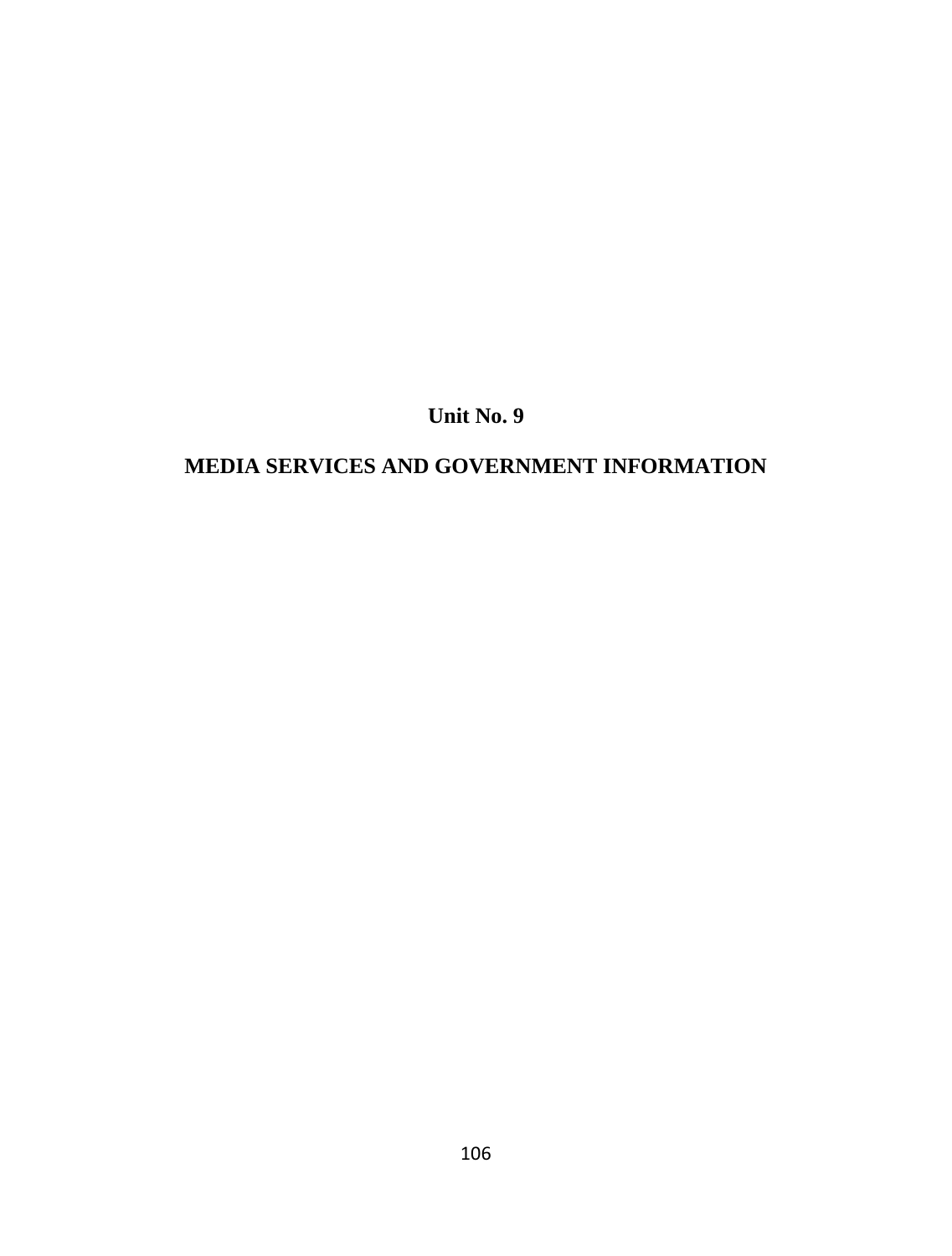# Unit No. 9

# MEDIA SERVICES AND GOVERNMENT INFORMATION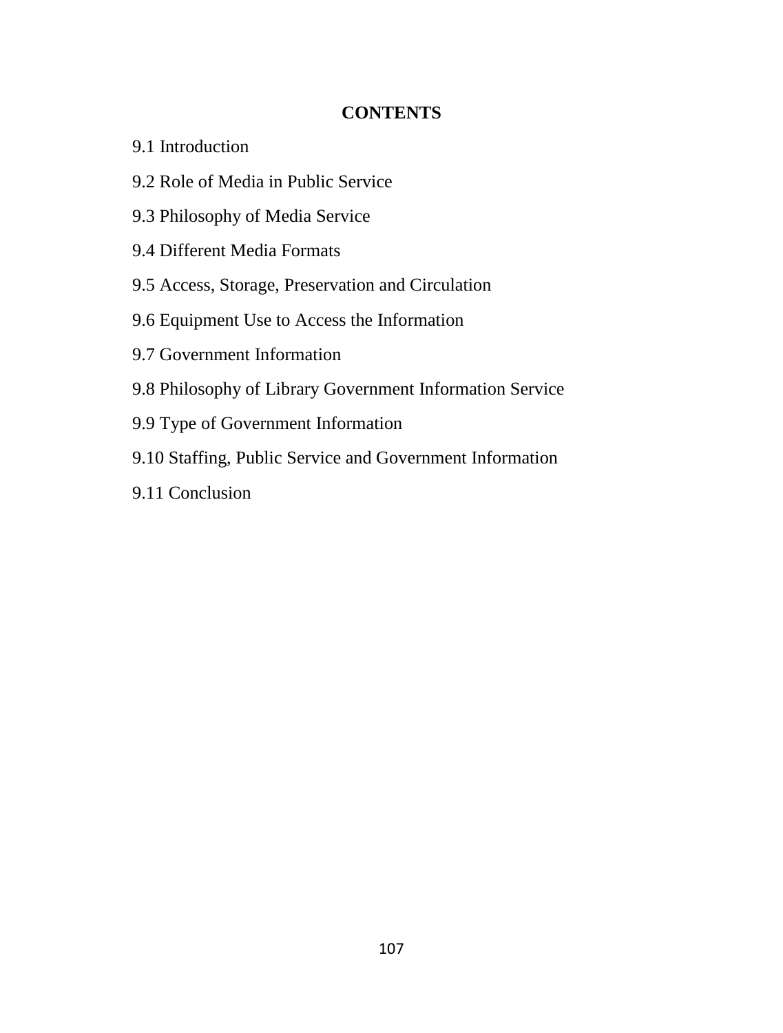## CONTENTS

9.1 Introduction

9.2 Role of Media in Public Service

9.3 Philosophy of Media Service

9.4 Different Media Formats

9.5 Access, Storage, Preservation and Circulation

9.6 Equipment Use to Access the Information

9.7 Government Information

9.8 Philosophy of Library Government Information Service

9.9 Type of Government Information

9.10 Staffing, Public Service and Government Information

9.11 Conclusion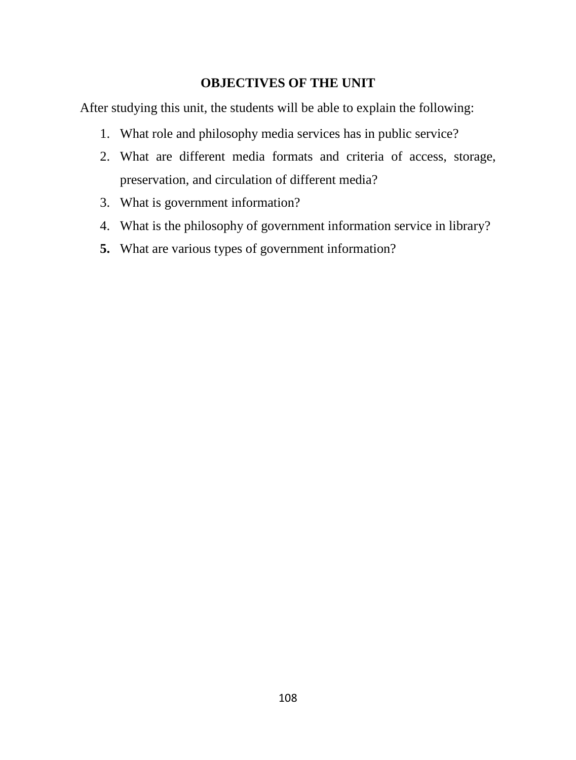## OBJECTIVES OF THE UNIT

After studying this unit, the students will be able to explain the following:

1. What role and philosophy media services has in public service?
2. What are different media formats and criteria of access, storage, preservation, and circulation of different media?
3. What is government information?
4. What is the philosophy of government information service in library?
5. What are various types of government information?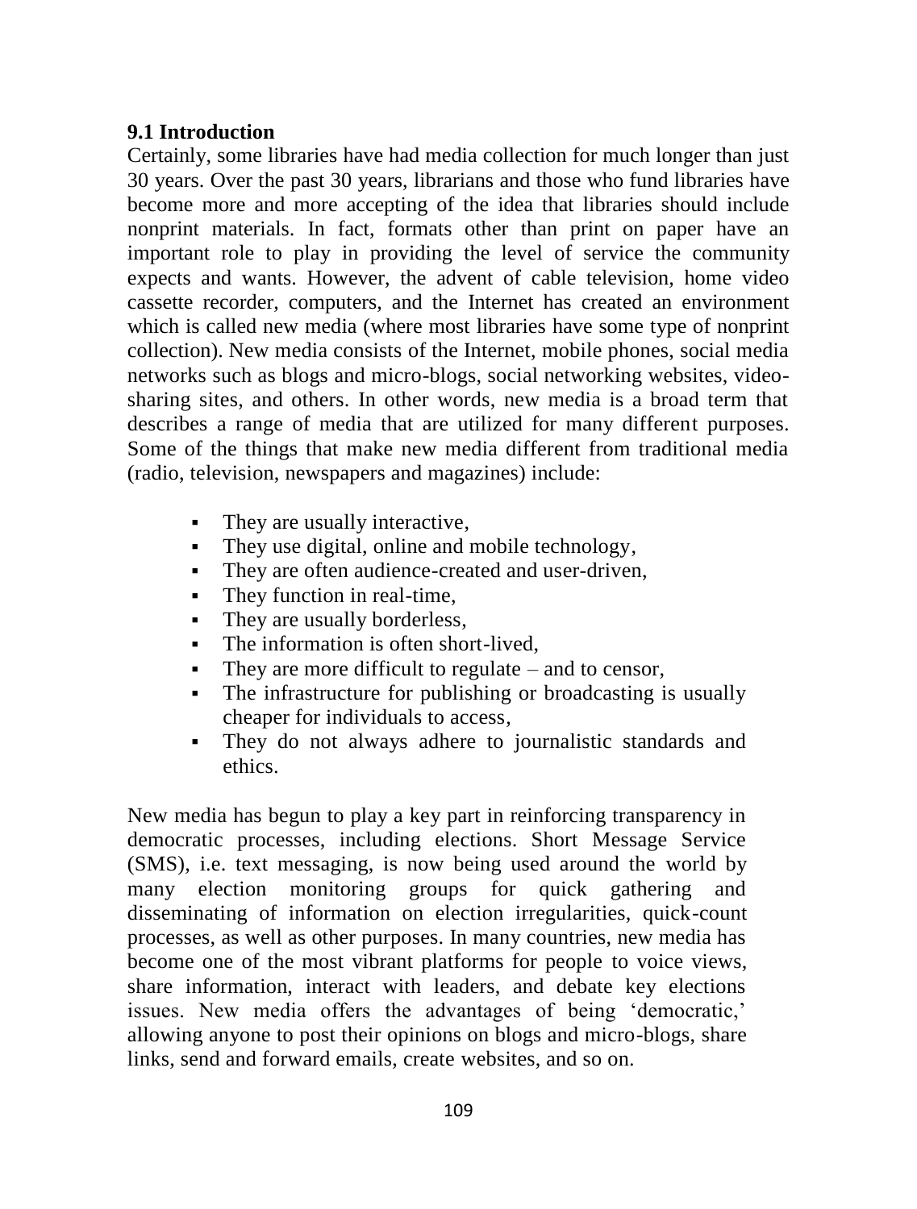## 9.1 Introduction

Certainly, some libraries have had media collection for much longer than just 30 years. Over the past 30 years, librarians and those who fund libraries have become more and more accepting of the idea that libraries should include nonprint materials. In fact, formats other than print on paper have an important role to play in providing the level of service the community expects and wants. However, the advent of cable television, home video cassette recorder, computers, and the Internet has created an environment which is called new media (where most libraries have some type of nonprint collection). New media consists of the Internet, mobile phones, social media networks such as blogs and micro-blogs, social networking websites, video-sharing sites, and others. In other words, new media is a broad term that describes a range of media that are utilized for many different purposes. Some of the things that make new media different from traditional media (radio, television, newspapers and magazines) include:

- They are usually interactive,
- They use digital, online and mobile technology,
- They are often audience-created and user-driven,
- They function in real-time,
- They are usually borderless,
- The information is often short-lived,
- They are more difficult to regulate – and to censor,
- The infrastructure for publishing or broadcasting is usually cheaper for individuals to access,
- They do not always adhere to journalistic standards and ethics.

New media has begun to play a key part in reinforcing transparency in democratic processes, including elections. Short Message Service (SMS), i.e. text messaging, is now being used around the world by many election monitoring groups for quick gathering and disseminating of information on election irregularities, quick-count processes, as well as other purposes. In many countries, new media has become one of the most vibrant platforms for people to voice views, share information, interact with leaders, and debate key elections issues. New media offers the advantages of being 'democratic,' allowing anyone to post their opinions on blogs and micro-blogs, share links, send and forward emails, create websites, and so on.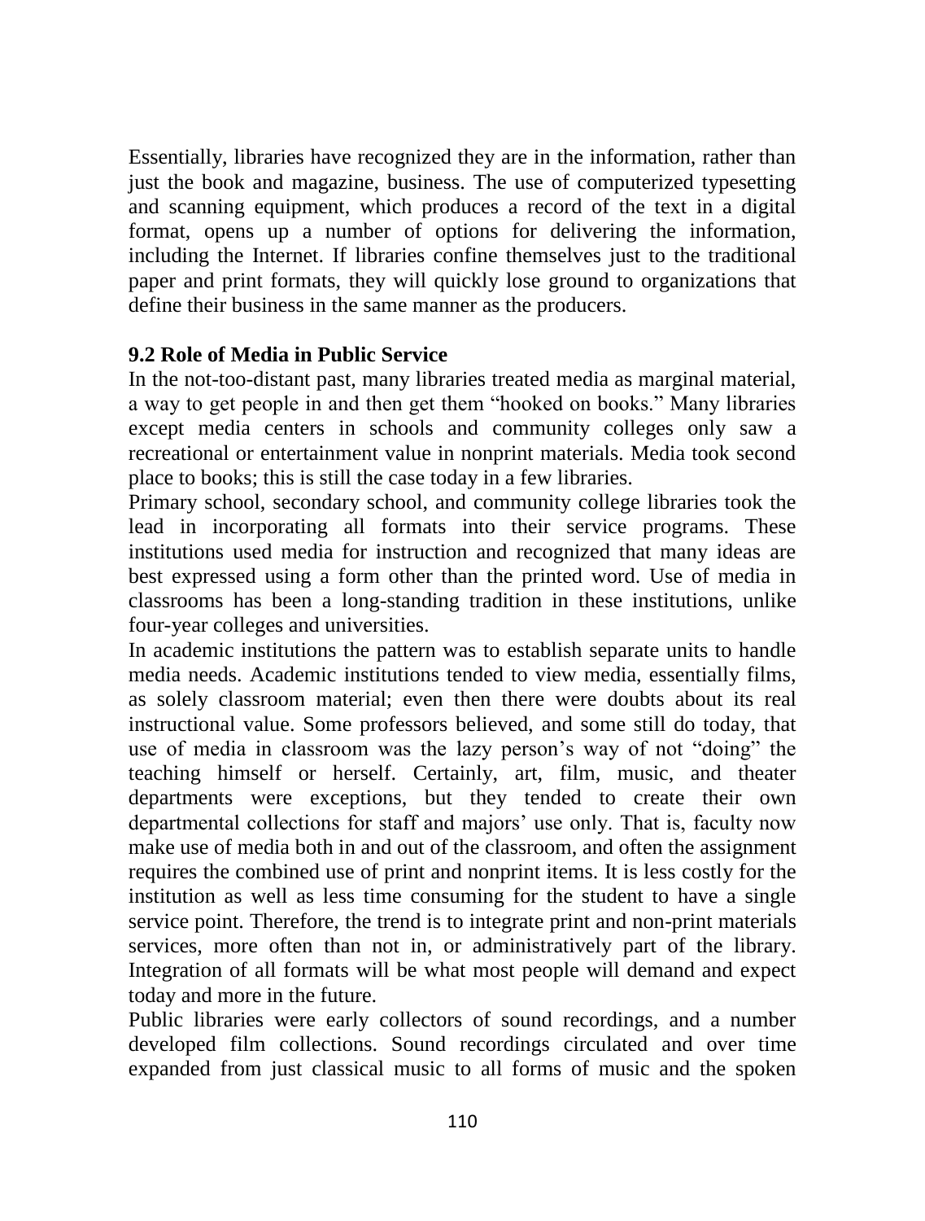Essentially, libraries have recognized they are in the information, rather than just the book and magazine, business. The use of computerized typesetting and scanning equipment, which produces a record of the text in a digital format, opens up a number of options for delivering the information, including the Internet. If libraries confine themselves just to the traditional paper and print formats, they will quickly lose ground to organizations that define their business in the same manner as the producers.

### 9.2 Role of Media in Public Service

In the not-too-distant past, many libraries treated media as marginal material, a way to get people in and then get them "hooked on books." Many libraries except media centers in schools and community colleges only saw a recreational or entertainment value in nonprint materials. Media took second place to books; this is still the case today in a few libraries.

Primary school, secondary school, and community college libraries took the lead in incorporating all formats into their service programs. These institutions used media for instruction and recognized that many ideas are best expressed using a form other than the printed word. Use of media in classrooms has been a long-standing tradition in these institutions, unlike four-year colleges and universities.

In academic institutions the pattern was to establish separate units to handle media needs. Academic institutions tended to view media, essentially films, as solely classroom material; even then there were doubts about its real instructional value. Some professors believed, and some still do today, that use of media in classroom was the lazy person's way of not "doing" the teaching himself or herself. Certainly, art, film, music, and theater departments were exceptions, but they tended to create their own departmental collections for staff and majors' use only. That is, faculty now make use of media both in and out of the classroom, and often the assignment requires the combined use of print and nonprint items. It is less costly for the institution as well as less time consuming for the student to have a single service point. Therefore, the trend is to integrate print and non-print materials services, more often than not in, or administratively part of the library. Integration of all formats will be what most people will demand and expect today and more in the future.

Public libraries were early collectors of sound recordings, and a number developed film collections. Sound recordings circulated and over time expanded from just classical music to all forms of music and the spoken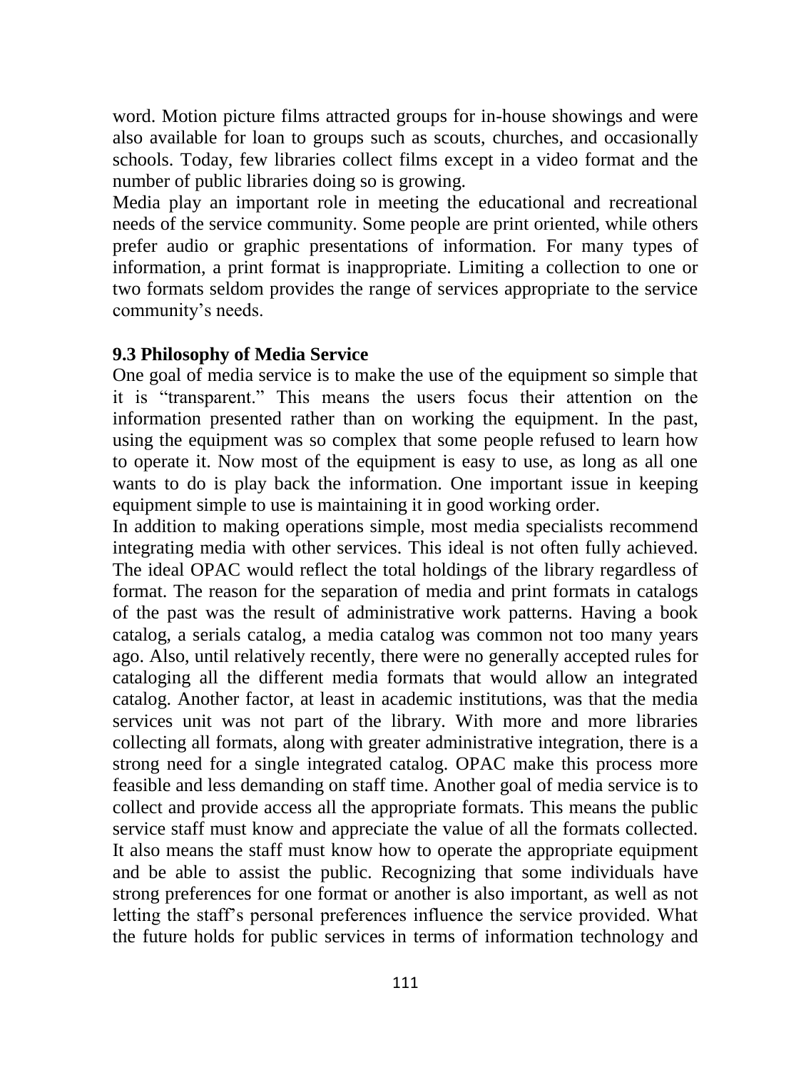word. Motion picture films attracted groups for in-house showings and were also available for loan to groups such as scouts, churches, and occasionally schools. Today, few libraries collect films except in a video format and the number of public libraries doing so is growing.

Media play an important role in meeting the educational and recreational needs of the service community. Some people are print oriented, while others prefer audio or graphic presentations of information. For many types of information, a print format is inappropriate. Limiting a collection to one or two formats seldom provides the range of services appropriate to the service community's needs.

### 9.3 Philosophy of Media Service

One goal of media service is to make the use of the equipment so simple that it is "transparent." This means the users focus their attention on the information presented rather than on working the equipment. In the past, using the equipment was so complex that some people refused to learn how to operate it. Now most of the equipment is easy to use, as long as all one wants to do is play back the information. One important issue in keeping equipment simple to use is maintaining it in good working order.

In addition to making operations simple, most media specialists recommend integrating media with other services. This ideal is not often fully achieved. The ideal OPAC would reflect the total holdings of the library regardless of format. The reason for the separation of media and print formats in catalogs of the past was the result of administrative work patterns. Having a book catalog, a serials catalog, a media catalog was common not too many years ago. Also, until relatively recently, there were no generally accepted rules for cataloging all the different media formats that would allow an integrated catalog. Another factor, at least in academic institutions, was that the media services unit was not part of the library. With more and more libraries collecting all formats, along with greater administrative integration, there is a strong need for a single integrated catalog. OPAC make this process more feasible and less demanding on staff time. Another goal of media service is to collect and provide access all the appropriate formats. This means the public service staff must know and appreciate the value of all the formats collected. It also means the staff must know how to operate the appropriate equipment and be able to assist the public. Recognizing that some individuals have strong preferences for one format or another is also important, as well as not letting the staff's personal preferences influence the service provided. What the future holds for public services in terms of information technology and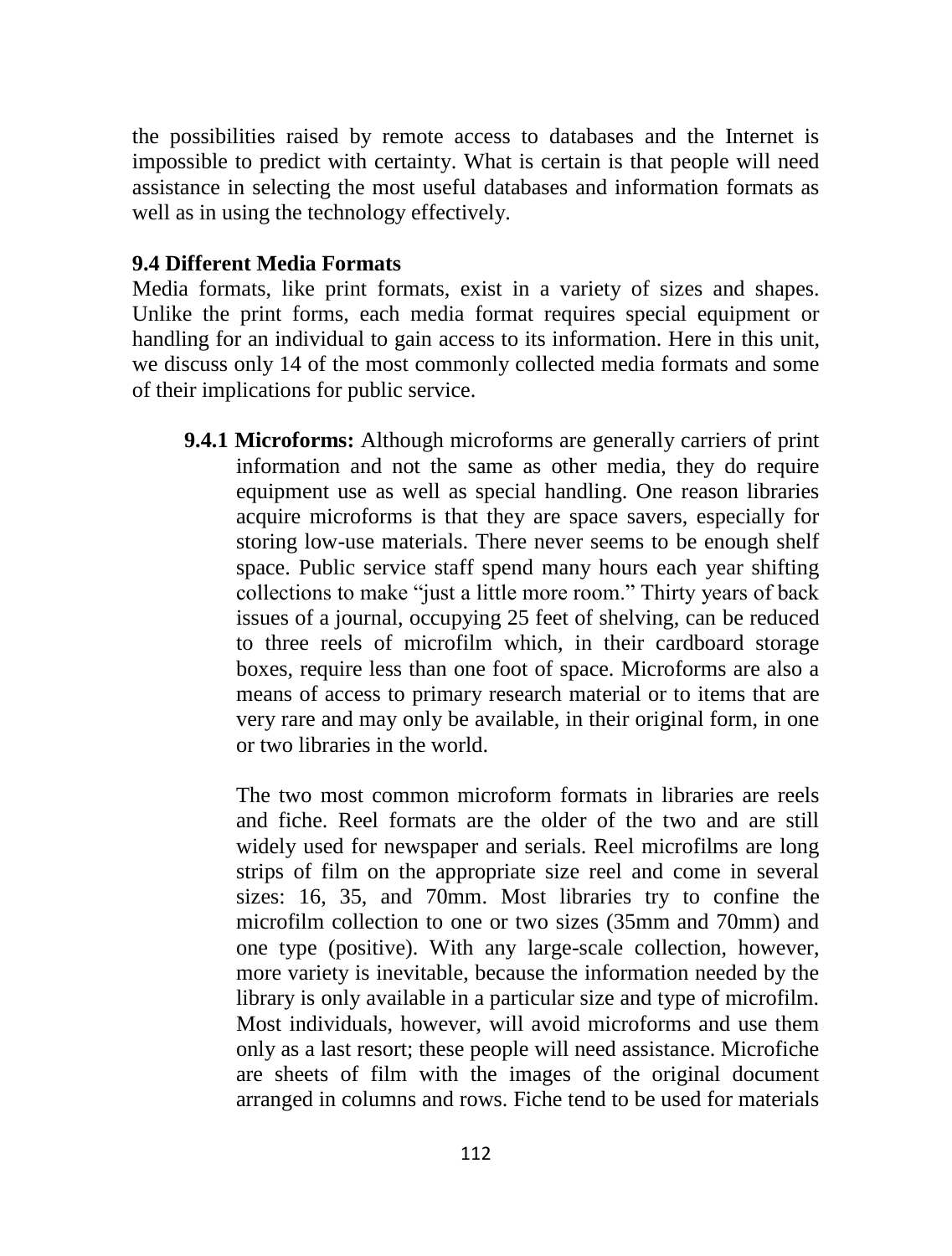the possibilities raised by remote access to databases and the Internet is impossible to predict with certainty. What is certain is that people will need assistance in selecting the most useful databases and information formats as well as in using the technology effectively.

### 9.4 Different Media Formats

Media formats, like print formats, exist in a variety of sizes and shapes. Unlike the print forms, each media format requires special equipment or handling for an individual to gain access to its information. Here in this unit, we discuss only 14 of the most commonly collected media formats and some of their implications for public service.

**9.4.1 Microforms:** Although microforms are generally carriers of print information and not the same as other media, they do require equipment use as well as special handling. One reason libraries acquire microforms is that they are space savers, especially for storing low-use materials. There never seems to be enough shelf space. Public service staff spend many hours each year shifting collections to make "just a little more room." Thirty years of back issues of a journal, occupying 25 feet of shelving, can be reduced to three reels of microfilm which, in their cardboard storage boxes, require less than one foot of space. Microforms are also a means of access to primary research material or to items that are very rare and may only be available, in their original form, in one or two libraries in the world.

The two most common microform formats in libraries are reels and fiche. Reel formats are the older of the two and are still widely used for newspaper and serials. Reel microfilms are long strips of film on the appropriate size reel and come in several sizes: 16, 35, and 70mm. Most libraries try to confine the microfilm collection to one or two sizes (35mm and 70mm) and one type (positive). With any large-scale collection, however, more variety is inevitable, because the information needed by the library is only available in a particular size and type of microfilm. Most individuals, however, will avoid microforms and use them only as a last resort; these people will need assistance. Microfiche are sheets of film with the images of the original document arranged in columns and rows. Fiche tend to be used for materials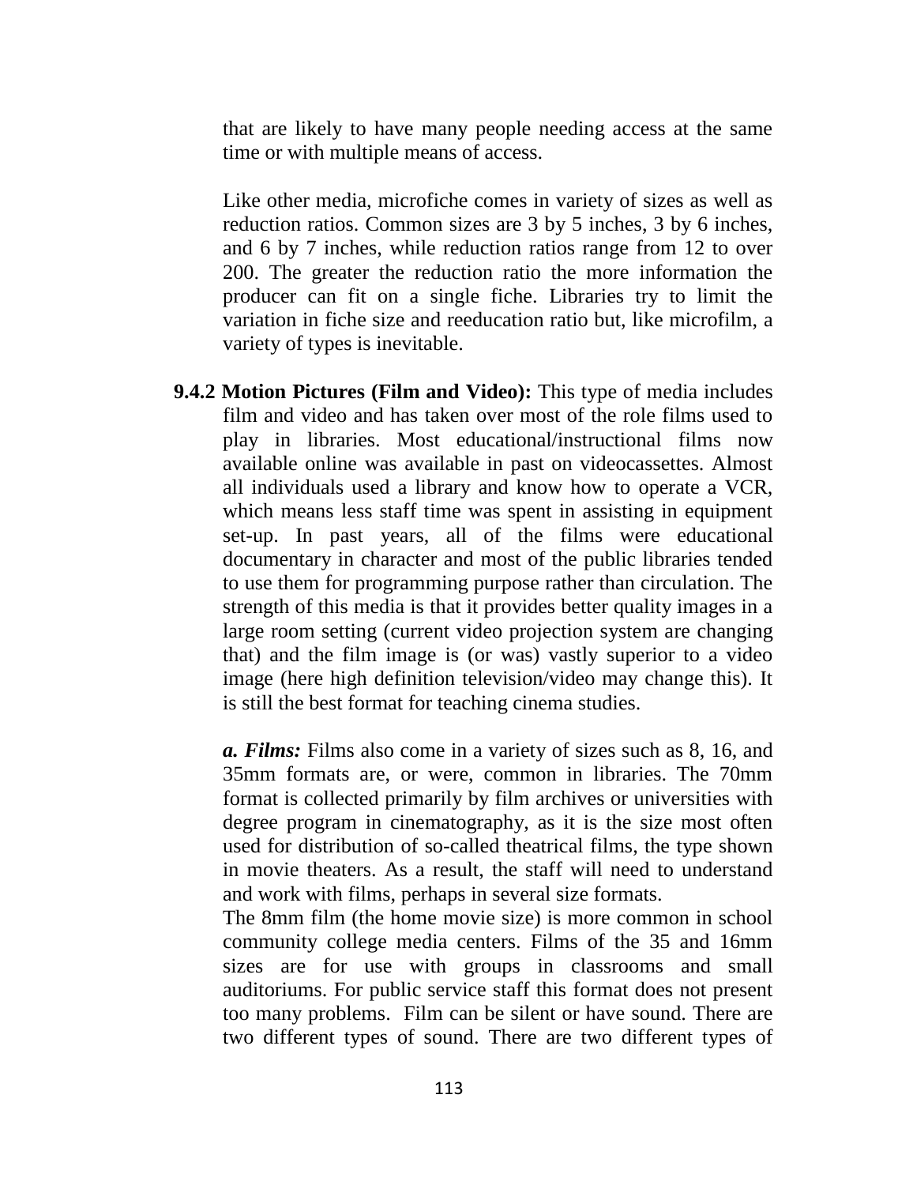that are likely to have many people needing access at the same time or with multiple means of access.

Like other media, microfiche comes in variety of sizes as well as reduction ratios. Common sizes are 3 by 5 inches, 3 by 6 inches, and 6 by 7 inches, while reduction ratios range from 12 to over 200. The greater the reduction ratio the more information the producer can fit on a single fiche. Libraries try to limit the variation in fiche size and reeducation ratio but, like microfilm, a variety of types is inevitable.

**9.4.2 Motion Pictures (Film and Video):** This type of media includes film and video and has taken over most of the role films used to play in libraries. Most educational/instructional films now available online was available in past on videocassettes. Almost all individuals used a library and know how to operate a VCR, which means less staff time was spent in assisting in equipment set-up. In past years, all of the films were educational documentary in character and most of the public libraries tended to use them for programming purpose rather than circulation. The strength of this media is that it provides better quality images in a large room setting (current video projection system are changing that) and the film image is (or was) vastly superior to a video image (here high definition television/video may change this). It is still the best format for teaching cinema studies.

***a. Films:*** Films also come in a variety of sizes such as 8, 16, and 35mm formats are, or were, common in libraries. The 70mm format is collected primarily by film archives or universities with degree program in cinematography, as it is the size most often used for distribution of so-called theatrical films, the type shown in movie theaters. As a result, the staff will need to understand and work with films, perhaps in several size formats.

The 8mm film (the home movie size) is more common in school community college media centers. Films of the 35 and 16mm sizes are for use with groups in classrooms and small auditoriums. For public service staff this format does not present too many problems. Film can be silent or have sound. There are two different types of sound. There are two different types of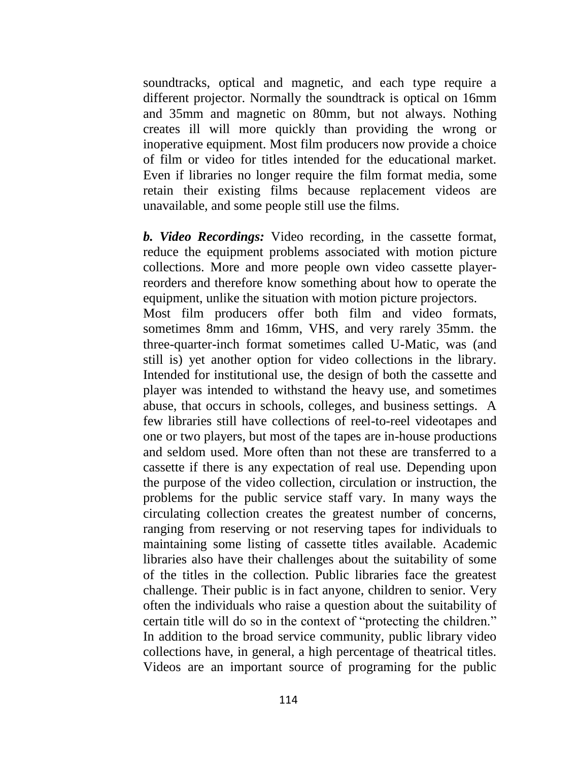soundtracks, optical and magnetic, and each type require a different projector. Normally the soundtrack is optical on 16mm and 35mm and magnetic on 80mm, but not always. Nothing creates ill will more quickly than providing the wrong or inoperative equipment. Most film producers now provide a choice of film or video for titles intended for the educational market. Even if libraries no longer require the film format media, some retain their existing films because replacement videos are unavailable, and some people still use the films.

***b. Video Recordings:*** Video recording, in the cassette format, reduce the equipment problems associated with motion picture collections. More and more people own video cassette player-reorders and therefore know something about how to operate the equipment, unlike the situation with motion picture projectors.
Most film producers offer both film and video formats, sometimes 8mm and 16mm, VHS, and very rarely 35mm. the three-quarter-inch format sometimes called U-Matic, was (and still is) yet another option for video collections in the library. Intended for institutional use, the design of both the cassette and player was intended to withstand the heavy use, and sometimes abuse, that occurs in schools, colleges, and business settings. A few libraries still have collections of reel-to-reel videotapes and one or two players, but most of the tapes are in-house productions and seldom used. More often than not these are transferred to a cassette if there is any expectation of real use. Depending upon the purpose of the video collection, circulation or instruction, the problems for the public service staff vary. In many ways the circulating collection creates the greatest number of concerns, ranging from reserving or not reserving tapes for individuals to maintaining some listing of cassette titles available. Academic libraries also have their challenges about the suitability of some of the titles in the collection. Public libraries face the greatest challenge. Their public is in fact anyone, children to senior. Very often the individuals who raise a question about the suitability of certain title will do so in the context of "protecting the children." In addition to the broad service community, public library video collections have, in general, a high percentage of theatrical titles. Videos are an important source of programing for the public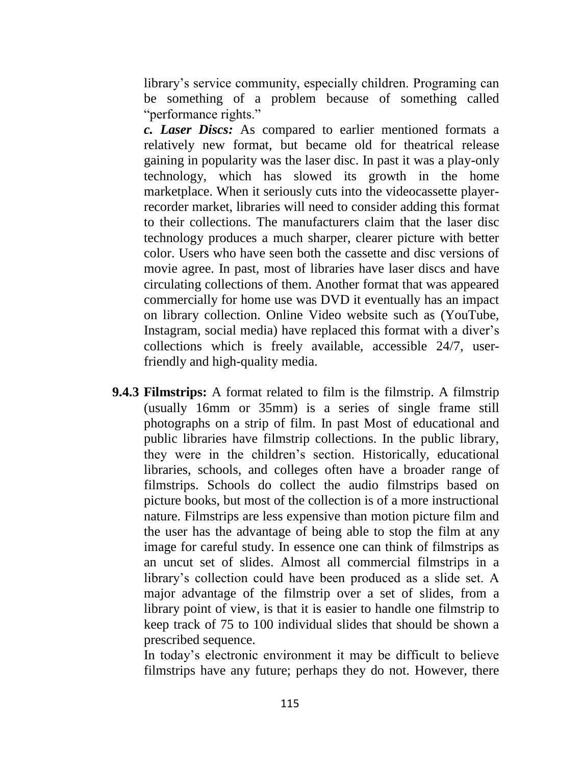library's service community, especially children. Programing can be something of a problem because of something called "performance rights."

***c. Laser Discs:*** As compared to earlier mentioned formats a relatively new format, but became old for theatrical release gaining in popularity was the laser disc. In past it was a play-only technology, which has slowed its growth in the home marketplace. When it seriously cuts into the videocassette player-recorder market, libraries will need to consider adding this format to their collections. The manufacturers claim that the laser disc technology produces a much sharper, clearer picture with better color. Users who have seen both the cassette and disc versions of movie agree. In past, most of libraries have laser discs and have circulating collections of them. Another format that was appeared commercially for home use was DVD it eventually has an impact on library collection. Online Video website such as (YouTube, Instagram, social media) have replaced this format with a diver's collections which is freely available, accessible 24/7, user-friendly and high-quality media.

**9.4.3 Filmstrips:** A format related to film is the filmstrip. A filmstrip (usually 16mm or 35mm) is a series of single frame still photographs on a strip of film. In past Most of educational and public libraries have filmstrip collections. In the public library, they were in the children's section. Historically, educational libraries, schools, and colleges often have a broader range of filmstrips. Schools do collect the audio filmstrips based on picture books, but most of the collection is of a more instructional nature. Filmstrips are less expensive than motion picture film and the user has the advantage of being able to stop the film at any image for careful study. In essence one can think of filmstrips as an uncut set of slides. Almost all commercial filmstrips in a library's collection could have been produced as a slide set. A major advantage of the filmstrip over a set of slides, from a library point of view, is that it is easier to handle one filmstrip to keep track of 75 to 100 individual slides that should be shown a prescribed sequence.

In today's electronic environment it may be difficult to believe filmstrips have any future; perhaps they do not. However, there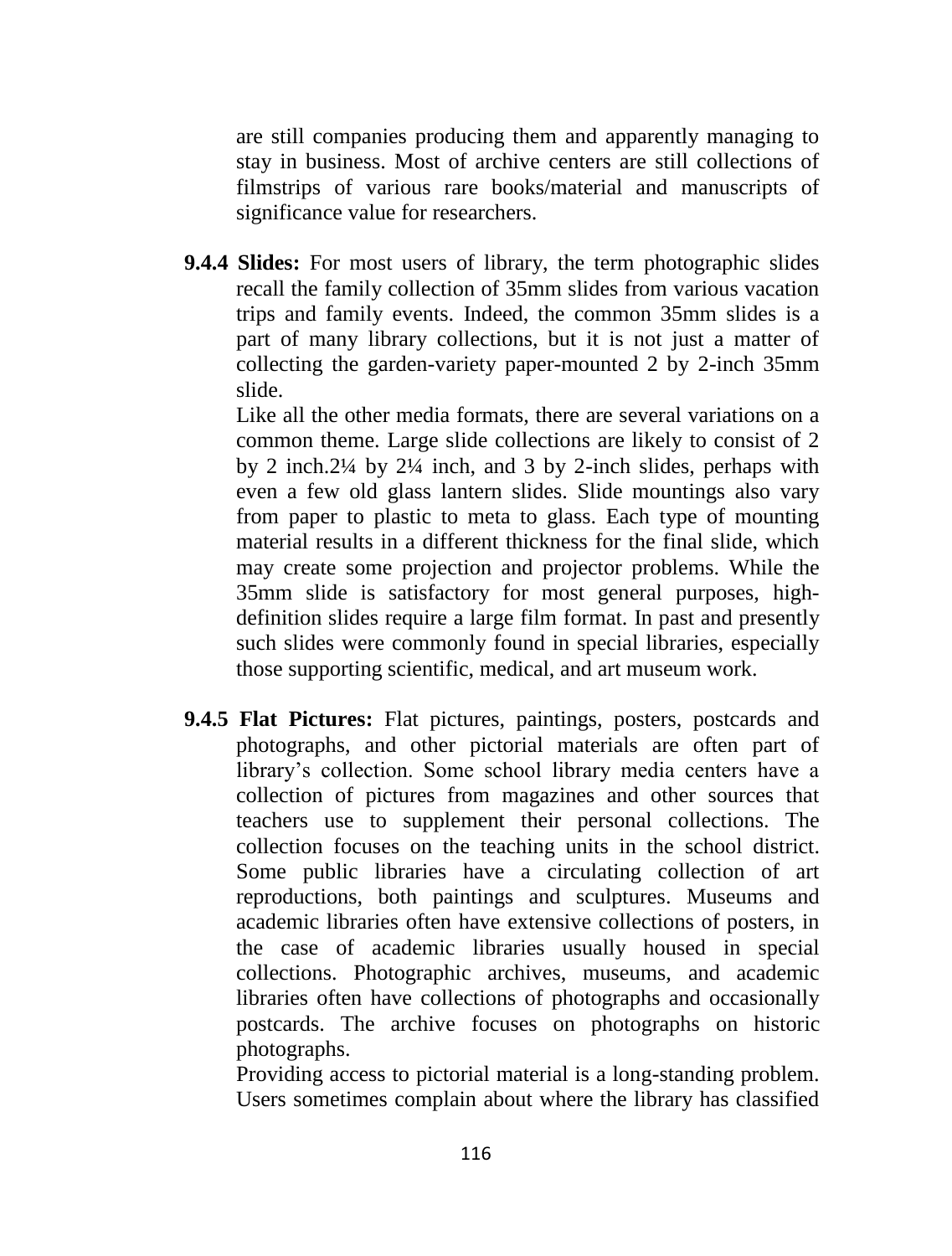are still companies producing them and apparently managing to stay in business. Most of archive centers are still collections of filmstrips of various rare books/material and manuscripts of significance value for researchers.

**9.4.4 Slides:** For most users of library, the term photographic slides recall the family collection of 35mm slides from various vacation trips and family events. Indeed, the common 35mm slides is a part of many library collections, but it is not just a matter of collecting the garden-variety paper-mounted 2 by 2-inch 35mm slide.

Like all the other media formats, there are several variations on a common theme. Large slide collections are likely to consist of 2 by 2 inch.2¼ by 2¼ inch, and 3 by 2-inch slides, perhaps with even a few old glass lantern slides. Slide mountings also vary from paper to plastic to meta to glass. Each type of mounting material results in a different thickness for the final slide, which may create some projection and projector problems. While the 35mm slide is satisfactory for most general purposes, high-definition slides require a large film format. In past and presently such slides were commonly found in special libraries, especially those supporting scientific, medical, and art museum work.

**9.4.5 Flat Pictures:** Flat pictures, paintings, posters, postcards and photographs, and other pictorial materials are often part of library's collection. Some school library media centers have a collection of pictures from magazines and other sources that teachers use to supplement their personal collections. The collection focuses on the teaching units in the school district. Some public libraries have a circulating collection of art reproductions, both paintings and sculptures. Museums and academic libraries often have extensive collections of posters, in the case of academic libraries usually housed in special collections. Photographic archives, museums, and academic libraries often have collections of photographs and occasionally postcards. The archive focuses on photographs on historic photographs.

Providing access to pictorial material is a long-standing problem. Users sometimes complain about where the library has classified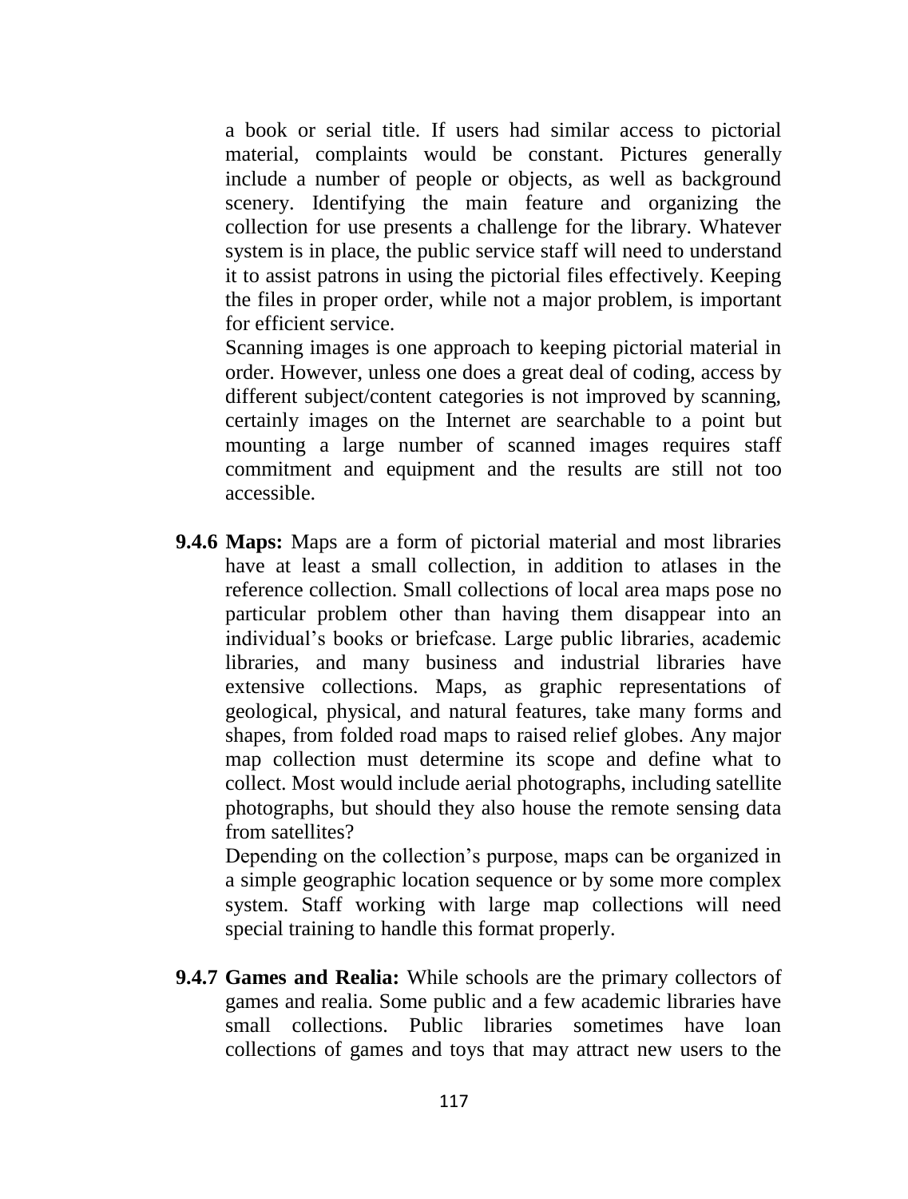a book or serial title. If users had similar access to pictorial material, complaints would be constant. Pictures generally include a number of people or objects, as well as background scenery. Identifying the main feature and organizing the collection for use presents a challenge for the library. Whatever system is in place, the public service staff will need to understand it to assist patrons in using the pictorial files effectively. Keeping the files in proper order, while not a major problem, is important for efficient service.

Scanning images is one approach to keeping pictorial material in order. However, unless one does a great deal of coding, access by different subject/content categories is not improved by scanning, certainly images on the Internet are searchable to a point but mounting a large number of scanned images requires staff commitment and equipment and the results are still not too accessible.

**9.4.6 Maps:** Maps are a form of pictorial material and most libraries have at least a small collection, in addition to atlases in the reference collection. Small collections of local area maps pose no particular problem other than having them disappear into an individual's books or briefcase. Large public libraries, academic libraries, and many business and industrial libraries have extensive collections. Maps, as graphic representations of geological, physical, and natural features, take many forms and shapes, from folded road maps to raised relief globes. Any major map collection must determine its scope and define what to collect. Most would include aerial photographs, including satellite photographs, but should they also house the remote sensing data from satellites?

Depending on the collection's purpose, maps can be organized in a simple geographic location sequence or by some more complex system. Staff working with large map collections will need special training to handle this format properly.

**9.4.7 Games and Realia:** While schools are the primary collectors of games and realia. Some public and a few academic libraries have small collections. Public libraries sometimes have loan collections of games and toys that may attract new users to the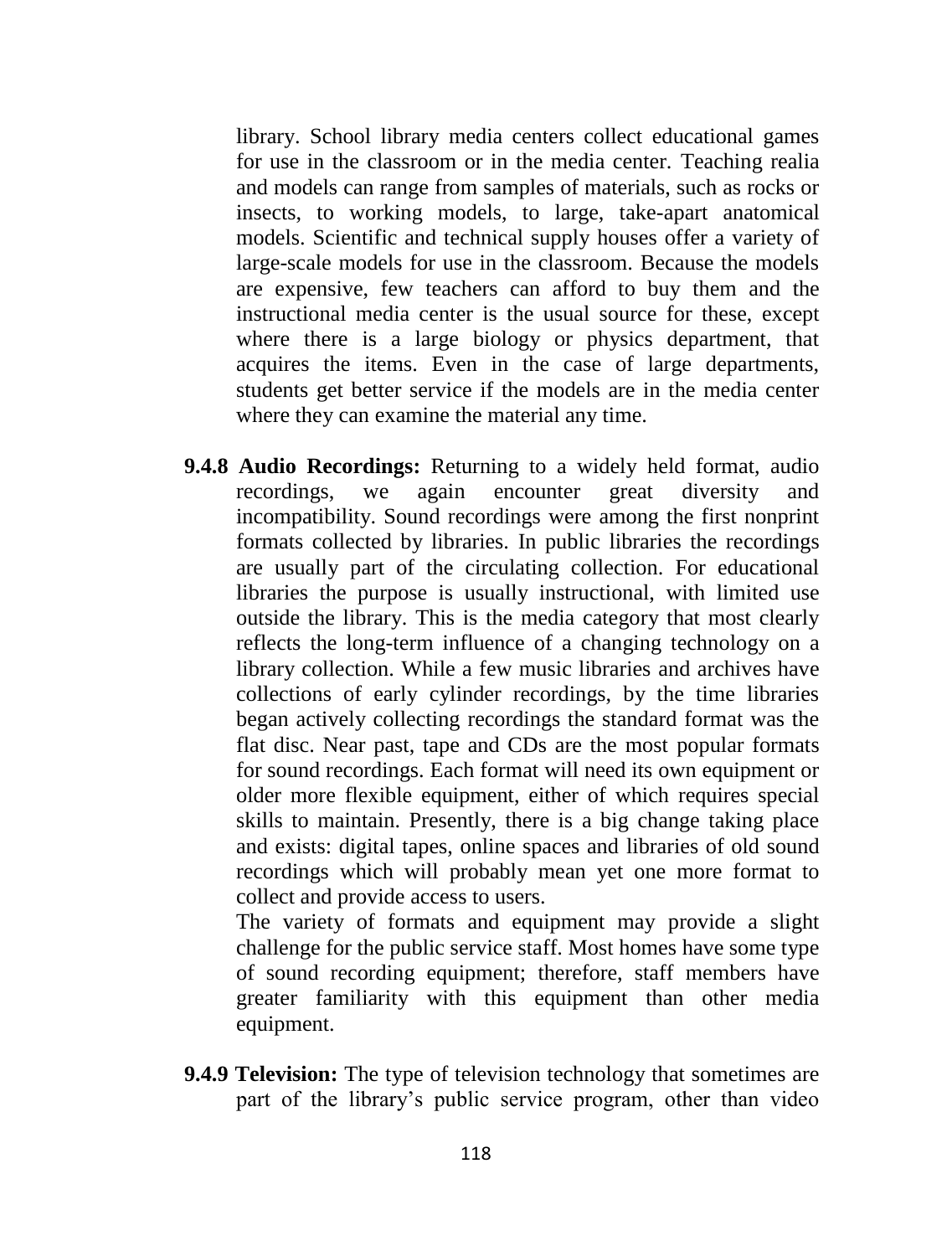library. School library media centers collect educational games for use in the classroom or in the media center. Teaching realia and models can range from samples of materials, such as rocks or insects, to working models, to large, take-apart anatomical models. Scientific and technical supply houses offer a variety of large-scale models for use in the classroom. Because the models are expensive, few teachers can afford to buy them and the instructional media center is the usual source for these, except where there is a large biology or physics department, that acquires the items. Even in the case of large departments, students get better service if the models are in the media center where they can examine the material any time.

**9.4.8 Audio Recordings:** Returning to a widely held format, audio recordings, we again encounter great diversity and incompatibility. Sound recordings were among the first nonprint formats collected by libraries. In public libraries the recordings are usually part of the circulating collection. For educational libraries the purpose is usually instructional, with limited use outside the library. This is the media category that most clearly reflects the long-term influence of a changing technology on a library collection. While a few music libraries and archives have collections of early cylinder recordings, by the time libraries began actively collecting recordings the standard format was the flat disc. Near past, tape and CDs are the most popular formats for sound recordings. Each format will need its own equipment or older more flexible equipment, either of which requires special skills to maintain. Presently, there is a big change taking place and exists: digital tapes, online spaces and libraries of old sound recordings which will probably mean yet one more format to collect and provide access to users.

The variety of formats and equipment may provide a slight challenge for the public service staff. Most homes have some type of sound recording equipment; therefore, staff members have greater familiarity with this equipment than other media equipment.

**9.4.9 Television:** The type of television technology that sometimes are part of the library's public service program, other than video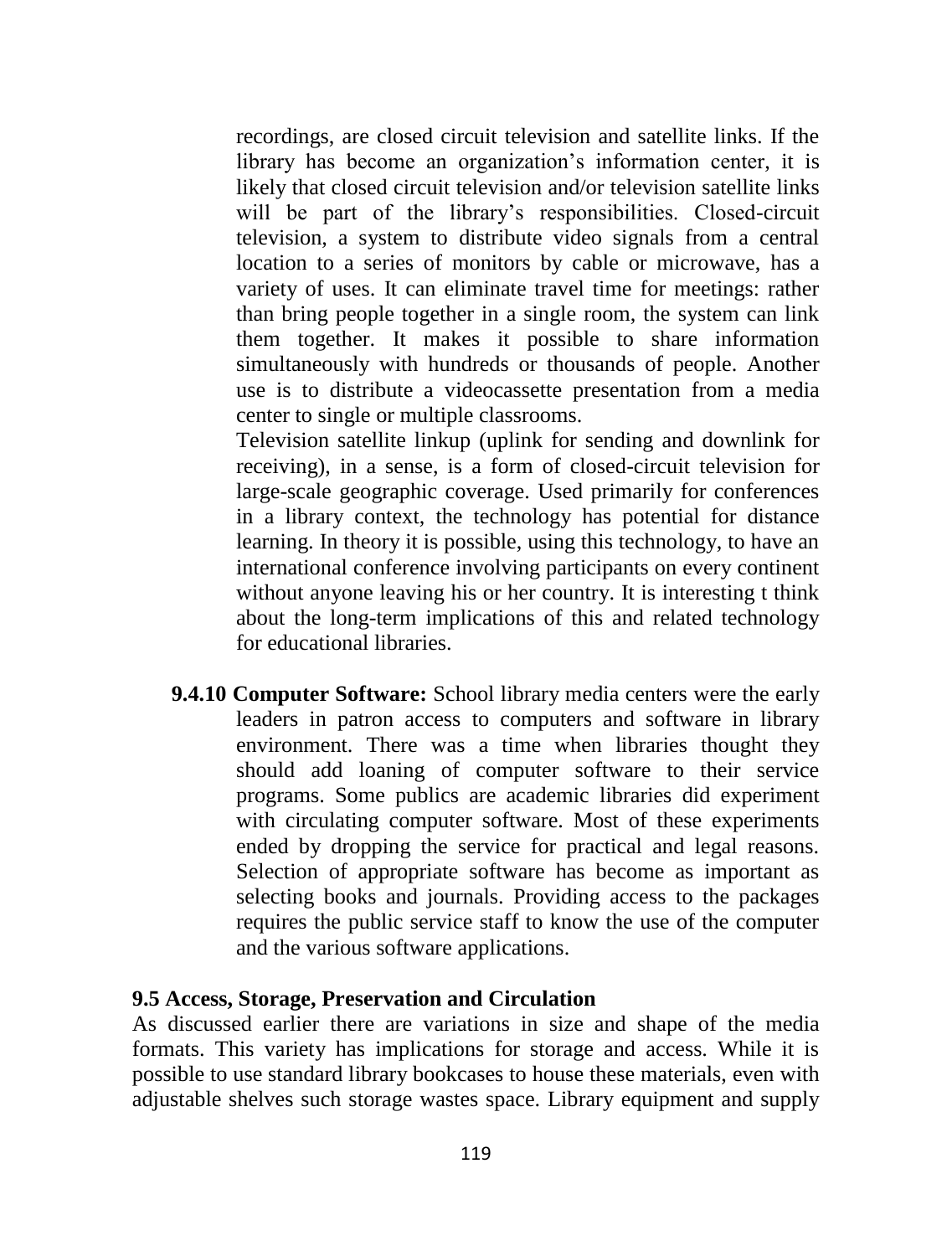recordings, are closed circuit television and satellite links. If the library has become an organization's information center, it is likely that closed circuit television and/or television satellite links will be part of the library's responsibilities. Closed-circuit television, a system to distribute video signals from a central location to a series of monitors by cable or microwave, has a variety of uses. It can eliminate travel time for meetings: rather than bring people together in a single room, the system can link them together. It makes it possible to share information simultaneously with hundreds or thousands of people. Another use is to distribute a videocassette presentation from a media center to single or multiple classrooms.

Television satellite linkup (uplink for sending and downlink for receiving), in a sense, is a form of closed-circuit television for large-scale geographic coverage. Used primarily for conferences in a library context, the technology has potential for distance learning. In theory it is possible, using this technology, to have an international conference involving participants on every continent without anyone leaving his or her country. It is interesting t think about the long-term implications of this and related technology for educational libraries.

**9.4.10 Computer Software:** School library media centers were the early leaders in patron access to computers and software in library environment. There was a time when libraries thought they should add loaning of computer software to their service programs. Some publics are academic libraries did experiment with circulating computer software. Most of these experiments ended by dropping the service for practical and legal reasons. Selection of appropriate software has become as important as selecting books and journals. Providing access to the packages requires the public service staff to know the use of the computer and the various software applications.

### 9.5 Access, Storage, Preservation and Circulation

As discussed earlier there are variations in size and shape of the media formats. This variety has implications for storage and access. While it is possible to use standard library bookcases to house these materials, even with adjustable shelves such storage wastes space. Library equipment and supply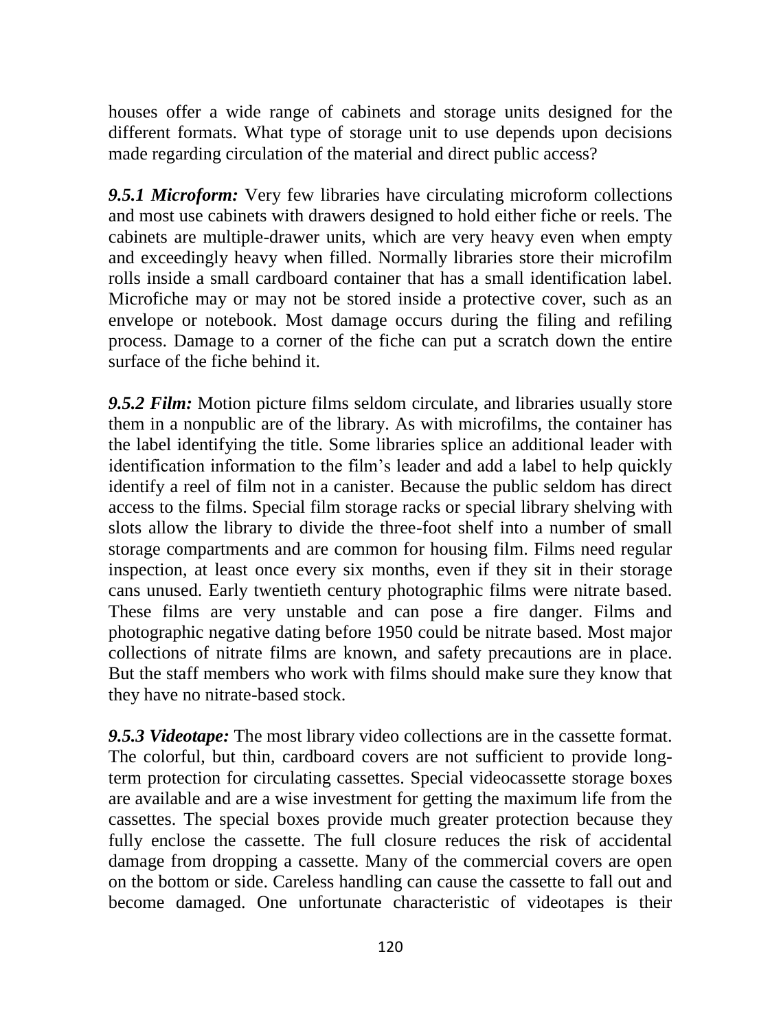houses offer a wide range of cabinets and storage units designed for the different formats. What type of storage unit to use depends upon decisions made regarding circulation of the material and direct public access?

***9.5.1 Microform:*** Very few libraries have circulating microform collections and most use cabinets with drawers designed to hold either fiche or reels. The cabinets are multiple-drawer units, which are very heavy even when empty and exceedingly heavy when filled. Normally libraries store their microfilm rolls inside a small cardboard container that has a small identification label. Microfiche may or may not be stored inside a protective cover, such as an envelope or notebook. Most damage occurs during the filing and refiling process. Damage to a corner of the fiche can put a scratch down the entire surface of the fiche behind it.

***9.5.2 Film:*** Motion picture films seldom circulate, and libraries usually store them in a nonpublic are of the library. As with microfilms, the container has the label identifying the title. Some libraries splice an additional leader with identification information to the film's leader and add a label to help quickly identify a reel of film not in a canister. Because the public seldom has direct access to the films. Special film storage racks or special library shelving with slots allow the library to divide the three-foot shelf into a number of small storage compartments and are common for housing film. Films need regular inspection, at least once every six months, even if they sit in their storage cans unused. Early twentieth century photographic films were nitrate based. These films are very unstable and can pose a fire danger. Films and photographic negative dating before 1950 could be nitrate based. Most major collections of nitrate films are known, and safety precautions are in place. But the staff members who work with films should make sure they know that they have no nitrate-based stock.

***9.5.3 Videotape:*** The most library video collections are in the cassette format. The colorful, but thin, cardboard covers are not sufficient to provide long-term protection for circulating cassettes. Special videocassette storage boxes are available and are a wise investment for getting the maximum life from the cassettes. The special boxes provide much greater protection because they fully enclose the cassette. The full closure reduces the risk of accidental damage from dropping a cassette. Many of the commercial covers are open on the bottom or side. Careless handling can cause the cassette to fall out and become damaged. One unfortunate characteristic of videotapes is their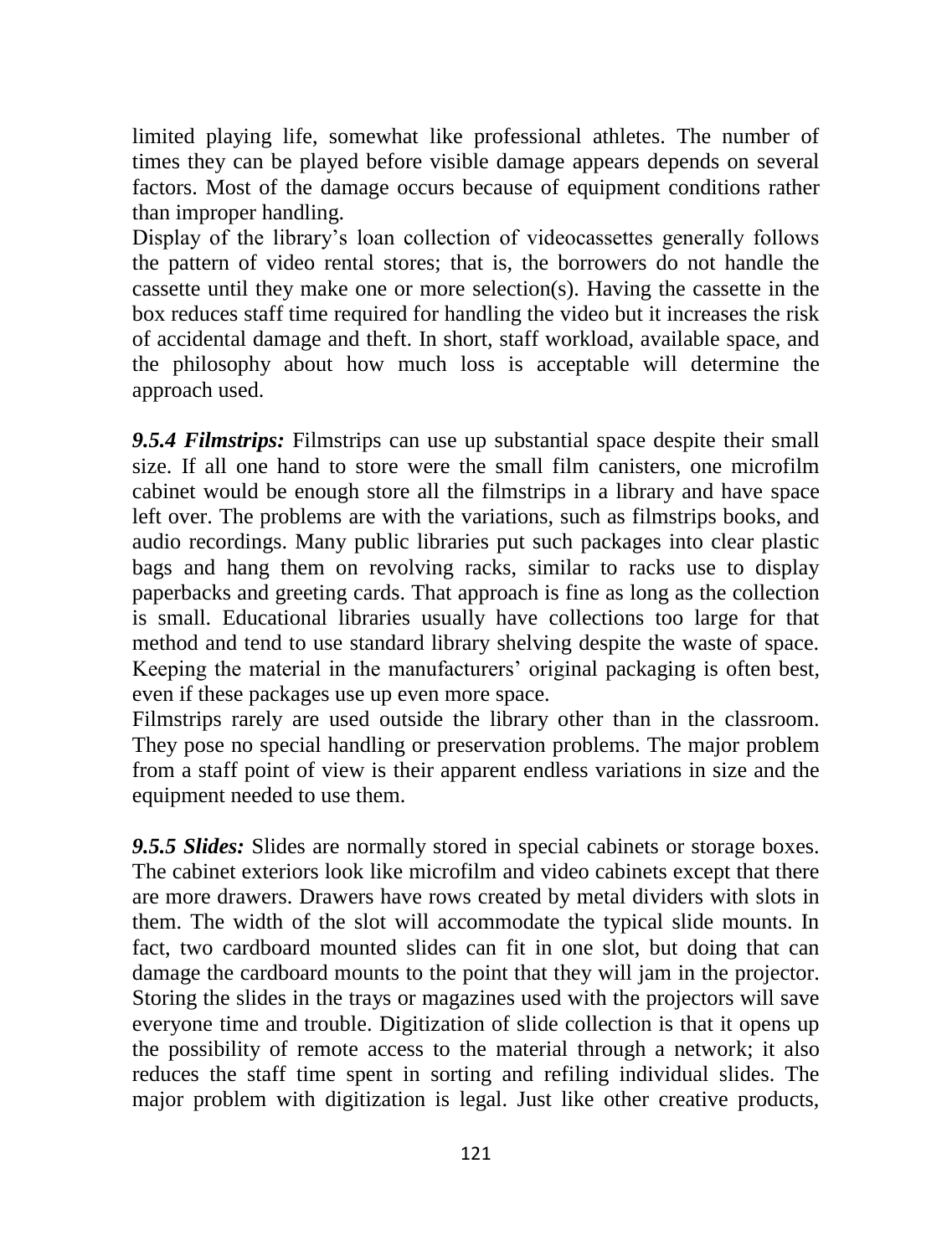limited playing life, somewhat like professional athletes. The number of times they can be played before visible damage appears depends on several factors. Most of the damage occurs because of equipment conditions rather than improper handling.

Display of the library's loan collection of videocassettes generally follows the pattern of video rental stores; that is, the borrowers do not handle the cassette until they make one or more selection(s). Having the cassette in the box reduces staff time required for handling the video but it increases the risk of accidental damage and theft. In short, staff workload, available space, and the philosophy about how much loss is acceptable will determine the approach used.

***9.5.4 Filmstrips:*** Filmstrips can use up substantial space despite their small size. If all one hand to store were the small film canisters, one microfilm cabinet would be enough store all the filmstrips in a library and have space left over. The problems are with the variations, such as filmstrips books, and audio recordings. Many public libraries put such packages into clear plastic bags and hang them on revolving racks, similar to racks use to display paperbacks and greeting cards. That approach is fine as long as the collection is small. Educational libraries usually have collections too large for that method and tend to use standard library shelving despite the waste of space. Keeping the material in the manufacturers' original packaging is often best, even if these packages use up even more space.

Filmstrips rarely are used outside the library other than in the classroom. They pose no special handling or preservation problems. The major problem from a staff point of view is their apparent endless variations in size and the equipment needed to use them.

***9.5.5 Slides:*** Slides are normally stored in special cabinets or storage boxes. The cabinet exteriors look like microfilm and video cabinets except that there are more drawers. Drawers have rows created by metal dividers with slots in them. The width of the slot will accommodate the typical slide mounts. In fact, two cardboard mounted slides can fit in one slot, but doing that can damage the cardboard mounts to the point that they will jam in the projector. Storing the slides in the trays or magazines used with the projectors will save everyone time and trouble. Digitization of slide collection is that it opens up the possibility of remote access to the material through a network; it also reduces the staff time spent in sorting and refiling individual slides. The major problem with digitization is legal. Just like other creative products,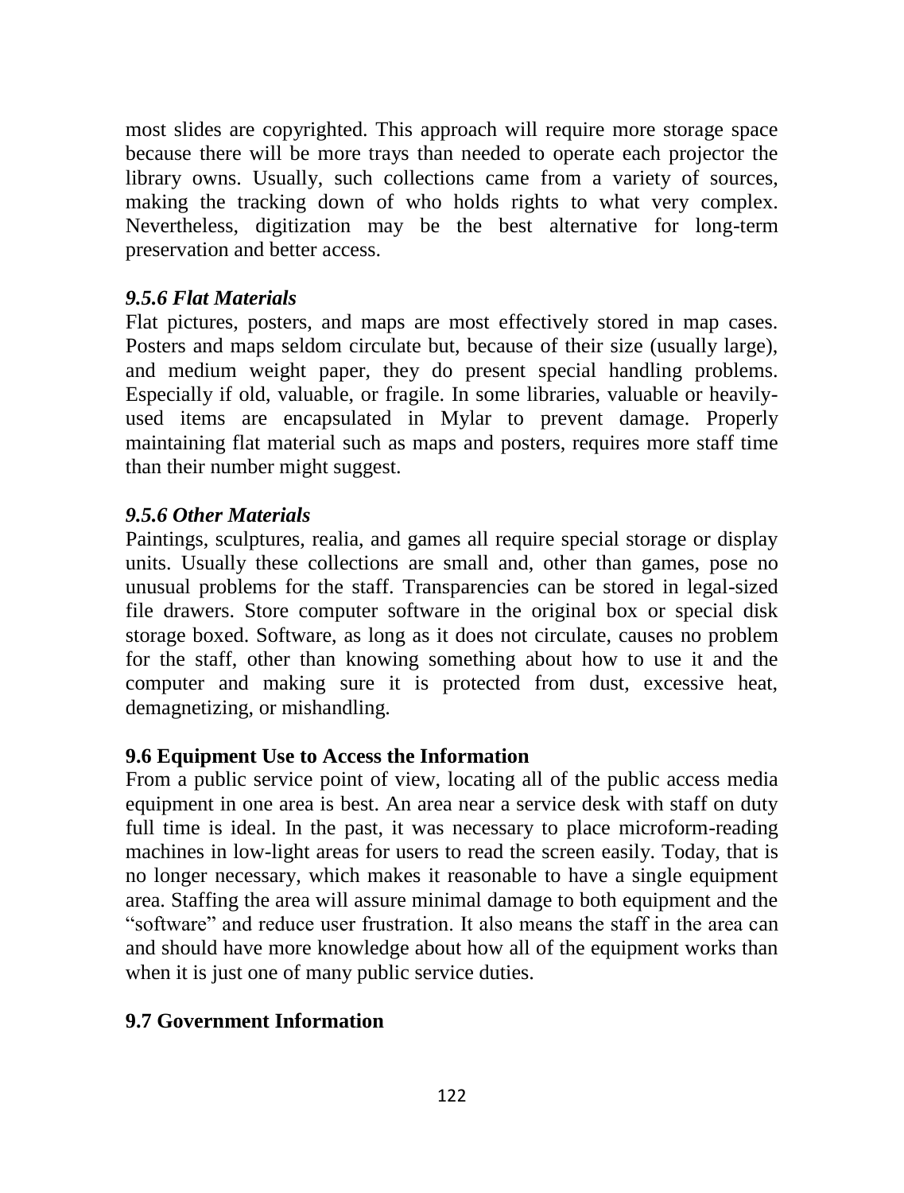most slides are copyrighted. This approach will require more storage space because there will be more trays than needed to operate each projector the library owns. Usually, such collections came from a variety of sources, making the tracking down of who holds rights to what very complex. Nevertheless, digitization may be the best alternative for long-term preservation and better access.

### *9.5.6 Flat Materials*

Flat pictures, posters, and maps are most effectively stored in map cases. Posters and maps seldom circulate but, because of their size (usually large), and medium weight paper, they do present special handling problems. Especially if old, valuable, or fragile. In some libraries, valuable or heavily-used items are encapsulated in Mylar to prevent damage. Properly maintaining flat material such as maps and posters, requires more staff time than their number might suggest.

### *9.5.6 Other Materials*

Paintings, sculptures, realia, and games all require special storage or display units. Usually these collections are small and, other than games, pose no unusual problems for the staff. Transparencies can be stored in legal-sized file drawers. Store computer software in the original box or special disk storage boxed. Software, as long as it does not circulate, causes no problem for the staff, other than knowing something about how to use it and the computer and making sure it is protected from dust, excessive heat, demagnetizing, or mishandling.

## 9.6 Equipment Use to Access the Information

From a public service point of view, locating all of the public access media equipment in one area is best. An area near a service desk with staff on duty full time is ideal. In the past, it was necessary to place microform-reading machines in low-light areas for users to read the screen easily. Today, that is no longer necessary, which makes it reasonable to have a single equipment area. Staffing the area will assure minimal damage to both equipment and the "software" and reduce user frustration. It also means the staff in the area can and should have more knowledge about how all of the equipment works than when it is just one of many public service duties.

## 9.7 Government Information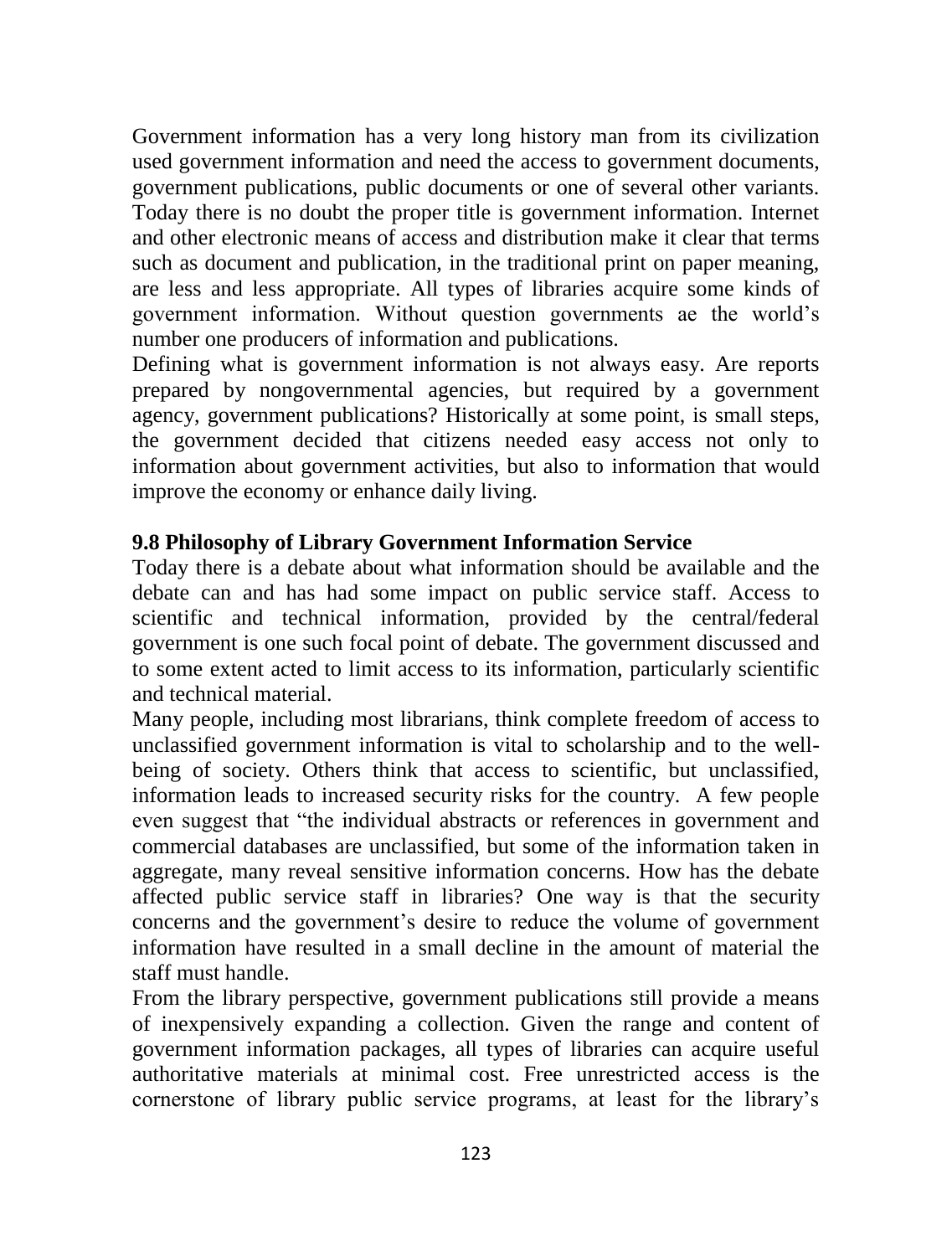Government information has a very long history man from its civilization used government information and need the access to government documents, government publications, public documents or one of several other variants. Today there is no doubt the proper title is government information. Internet and other electronic means of access and distribution make it clear that terms such as document and publication, in the traditional print on paper meaning, are less and less appropriate. All types of libraries acquire some kinds of government information. Without question governments ae the world's number one producers of information and publications.

Defining what is government information is not always easy. Are reports prepared by nongovernmental agencies, but required by a government agency, government publications? Historically at some point, is small steps, the government decided that citizens needed easy access not only to information about government activities, but also to information that would improve the economy or enhance daily living.

### 9.8 Philosophy of Library Government Information Service

Today there is a debate about what information should be available and the debate can and has had some impact on public service staff. Access to scientific and technical information, provided by the central/federal government is one such focal point of debate. The government discussed and to some extent acted to limit access to its information, particularly scientific and technical material.

Many people, including most librarians, think complete freedom of access to unclassified government information is vital to scholarship and to the well-being of society. Others think that access to scientific, but unclassified, information leads to increased security risks for the country. A few people even suggest that "the individual abstracts or references in government and commercial databases are unclassified, but some of the information taken in aggregate, many reveal sensitive information concerns. How has the debate affected public service staff in libraries? One way is that the security concerns and the government's desire to reduce the volume of government information have resulted in a small decline in the amount of material the staff must handle.

From the library perspective, government publications still provide a means of inexpensively expanding a collection. Given the range and content of government information packages, all types of libraries can acquire useful authoritative materials at minimal cost. Free unrestricted access is the cornerstone of library public service programs, at least for the library's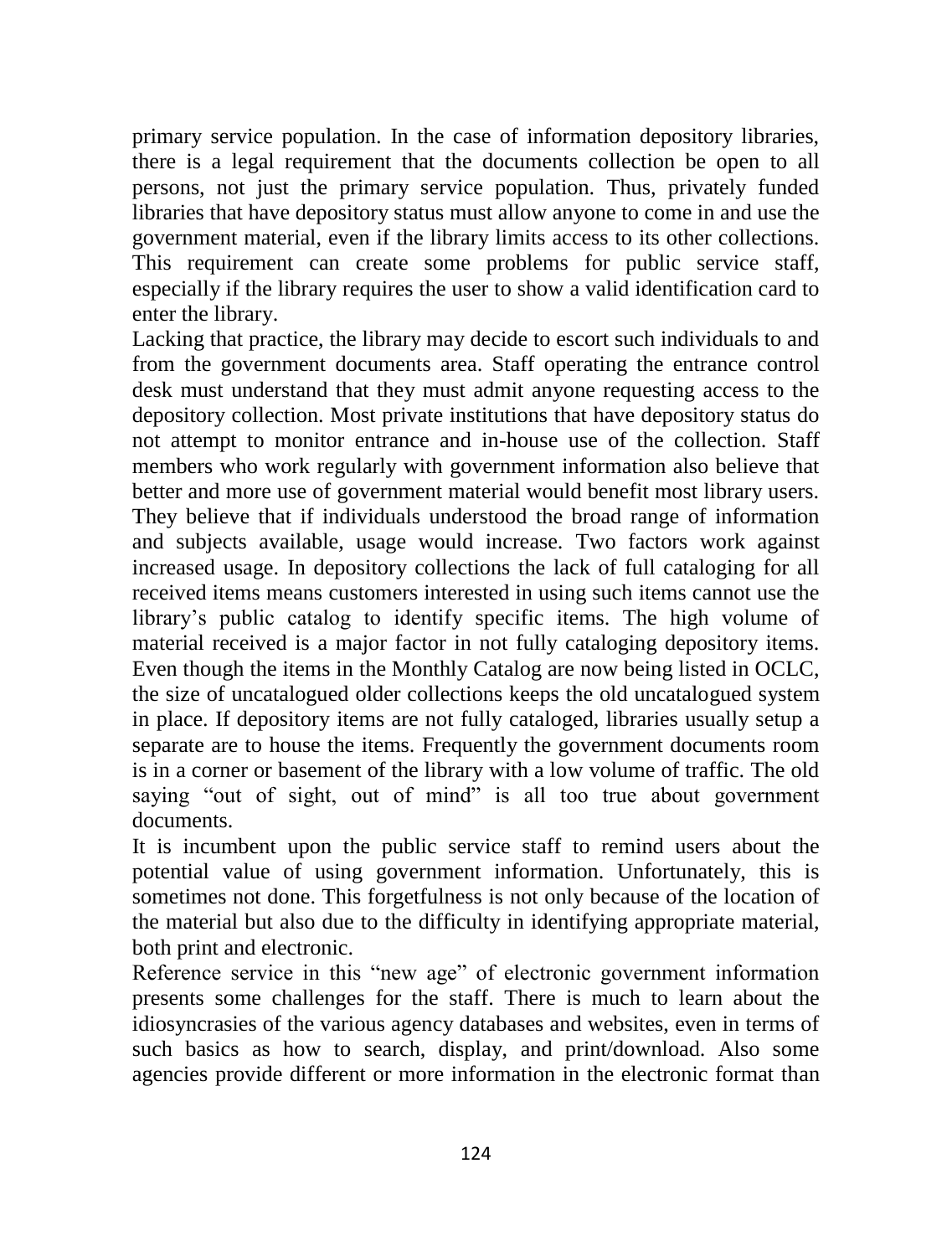primary service population. In the case of information depository libraries, there is a legal requirement that the documents collection be open to all persons, not just the primary service population. Thus, privately funded libraries that have depository status must allow anyone to come in and use the government material, even if the library limits access to its other collections. This requirement can create some problems for public service staff, especially if the library requires the user to show a valid identification card to enter the library.

Lacking that practice, the library may decide to escort such individuals to and from the government documents area. Staff operating the entrance control desk must understand that they must admit anyone requesting access to the depository collection. Most private institutions that have depository status do not attempt to monitor entrance and in-house use of the collection. Staff members who work regularly with government information also believe that better and more use of government material would benefit most library users. They believe that if individuals understood the broad range of information and subjects available, usage would increase. Two factors work against increased usage. In depository collections the lack of full cataloging for all received items means customers interested in using such items cannot use the library's public catalog to identify specific items. The high volume of material received is a major factor in not fully cataloging depository items. Even though the items in the Monthly Catalog are now being listed in OCLC, the size of uncatalogued older collections keeps the old uncatalogued system in place. If depository items are not fully cataloged, libraries usually setup a separate are to house the items. Frequently the government documents room is in a corner or basement of the library with a low volume of traffic. The old saying "out of sight, out of mind" is all too true about government documents.

It is incumbent upon the public service staff to remind users about the potential value of using government information. Unfortunately, this is sometimes not done. This forgetfulness is not only because of the location of the material but also due to the difficulty in identifying appropriate material, both print and electronic.

Reference service in this "new age" of electronic government information presents some challenges for the staff. There is much to learn about the idiosyncrasies of the various agency databases and websites, even in terms of such basics as how to search, display, and print/download. Also some agencies provide different or more information in the electronic format than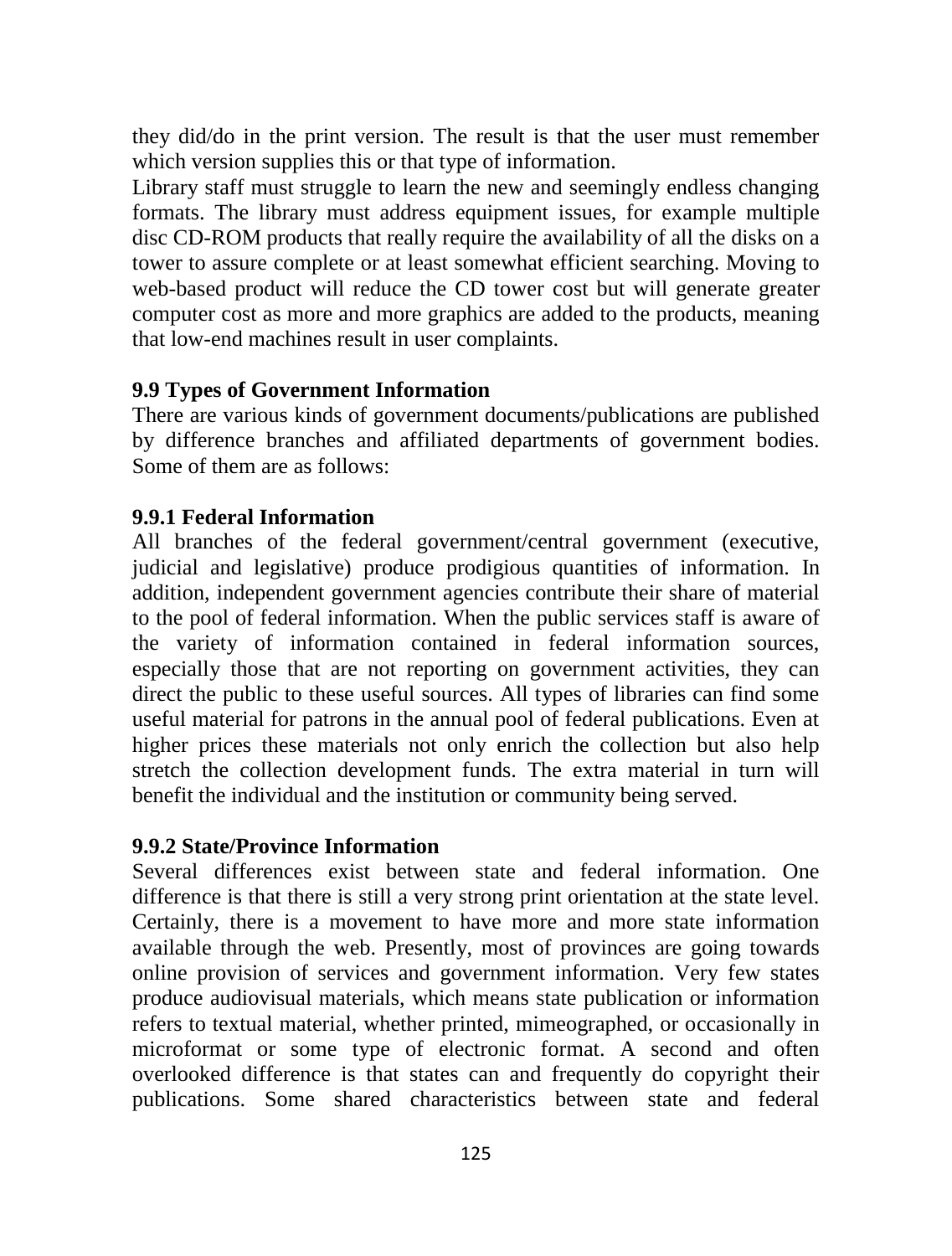they did/do in the print version. The result is that the user must remember which version supplies this or that type of information.

Library staff must struggle to learn the new and seemingly endless changing formats. The library must address equipment issues, for example multiple disc CD-ROM products that really require the availability of all the disks on a tower to assure complete or at least somewhat efficient searching. Moving to web-based product will reduce the CD tower cost but will generate greater computer cost as more and more graphics are added to the products, meaning that low-end machines result in user complaints.

### 9.9 Types of Government Information

There are various kinds of government documents/publications are published by difference branches and affiliated departments of government bodies. Some of them are as follows:

#### 9.9.1 Federal Information

All branches of the federal government/central government (executive, judicial and legislative) produce prodigious quantities of information. In addition, independent government agencies contribute their share of material to the pool of federal information. When the public services staff is aware of the variety of information contained in federal information sources, especially those that are not reporting on government activities, they can direct the public to these useful sources. All types of libraries can find some useful material for patrons in the annual pool of federal publications. Even at higher prices these materials not only enrich the collection but also help stretch the collection development funds. The extra material in turn will benefit the individual and the institution or community being served.

#### 9.9.2 State/Province Information

Several differences exist between state and federal information. One difference is that there is still a very strong print orientation at the state level. Certainly, there is a movement to have more and more state information available through the web. Presently, most of provinces are going towards online provision of services and government information. Very few states produce audiovisual materials, which means state publication or information refers to textual material, whether printed, mimeographed, or occasionally in microformat or some type of electronic format. A second and often overlooked difference is that states can and frequently do copyright their publications. Some shared characteristics between state and federal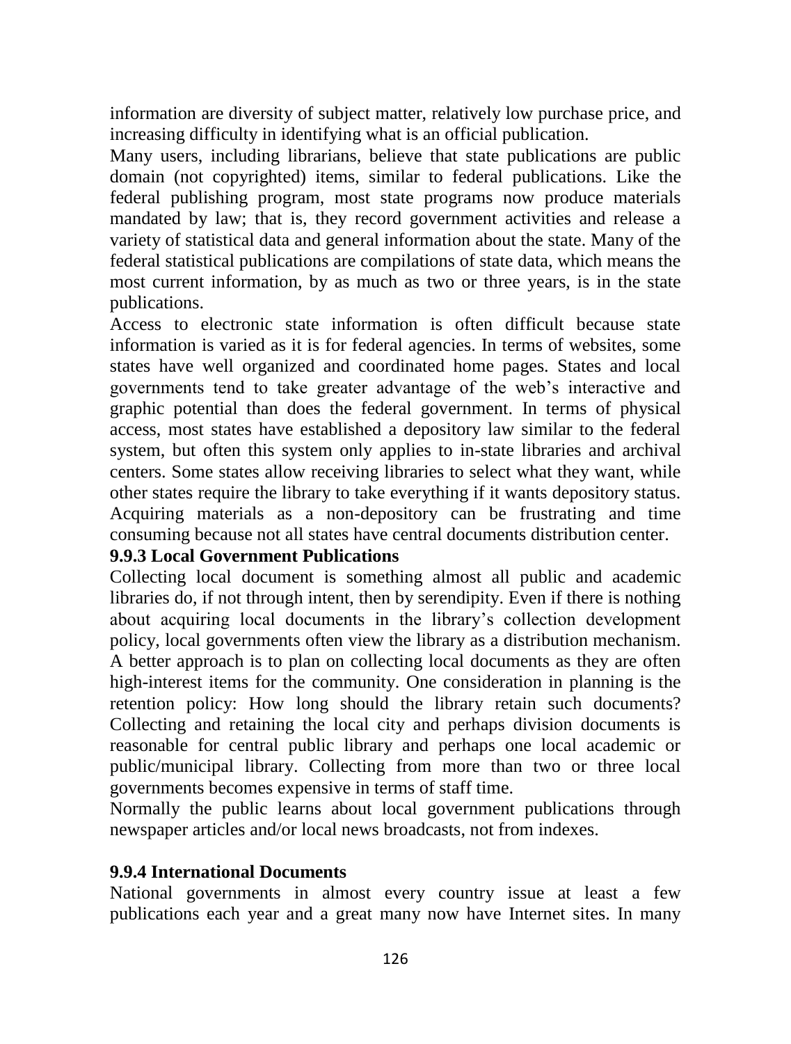information are diversity of subject matter, relatively low purchase price, and increasing difficulty in identifying what is an official publication.

Many users, including librarians, believe that state publications are public domain (not copyrighted) items, similar to federal publications. Like the federal publishing program, most state programs now produce materials mandated by law; that is, they record government activities and release a variety of statistical data and general information about the state. Many of the federal statistical publications are compilations of state data, which means the most current information, by as much as two or three years, is in the state publications.

Access to electronic state information is often difficult because state information is varied as it is for federal agencies. In terms of websites, some states have well organized and coordinated home pages. States and local governments tend to take greater advantage of the web's interactive and graphic potential than does the federal government. In terms of physical access, most states have established a depository law similar to the federal system, but often this system only applies to in-state libraries and archival centers. Some states allow receiving libraries to select what they want, while other states require the library to take everything if it wants depository status. Acquiring materials as a non-depository can be frustrating and time consuming because not all states have central documents distribution center.

### 9.9.3 Local Government Publications

Collecting local document is something almost all public and academic libraries do, if not through intent, then by serendipity. Even if there is nothing about acquiring local documents in the library's collection development policy, local governments often view the library as a distribution mechanism. A better approach is to plan on collecting local documents as they are often high-interest items for the community. One consideration in planning is the retention policy: How long should the library retain such documents? Collecting and retaining the local city and perhaps division documents is reasonable for central public library and perhaps one local academic or public/municipal library. Collecting from more than two or three local governments becomes expensive in terms of staff time.

Normally the public learns about local government publications through newspaper articles and/or local news broadcasts, not from indexes.

### 9.9.4 International Documents

National governments in almost every country issue at least a few publications each year and a great many now have Internet sites. In many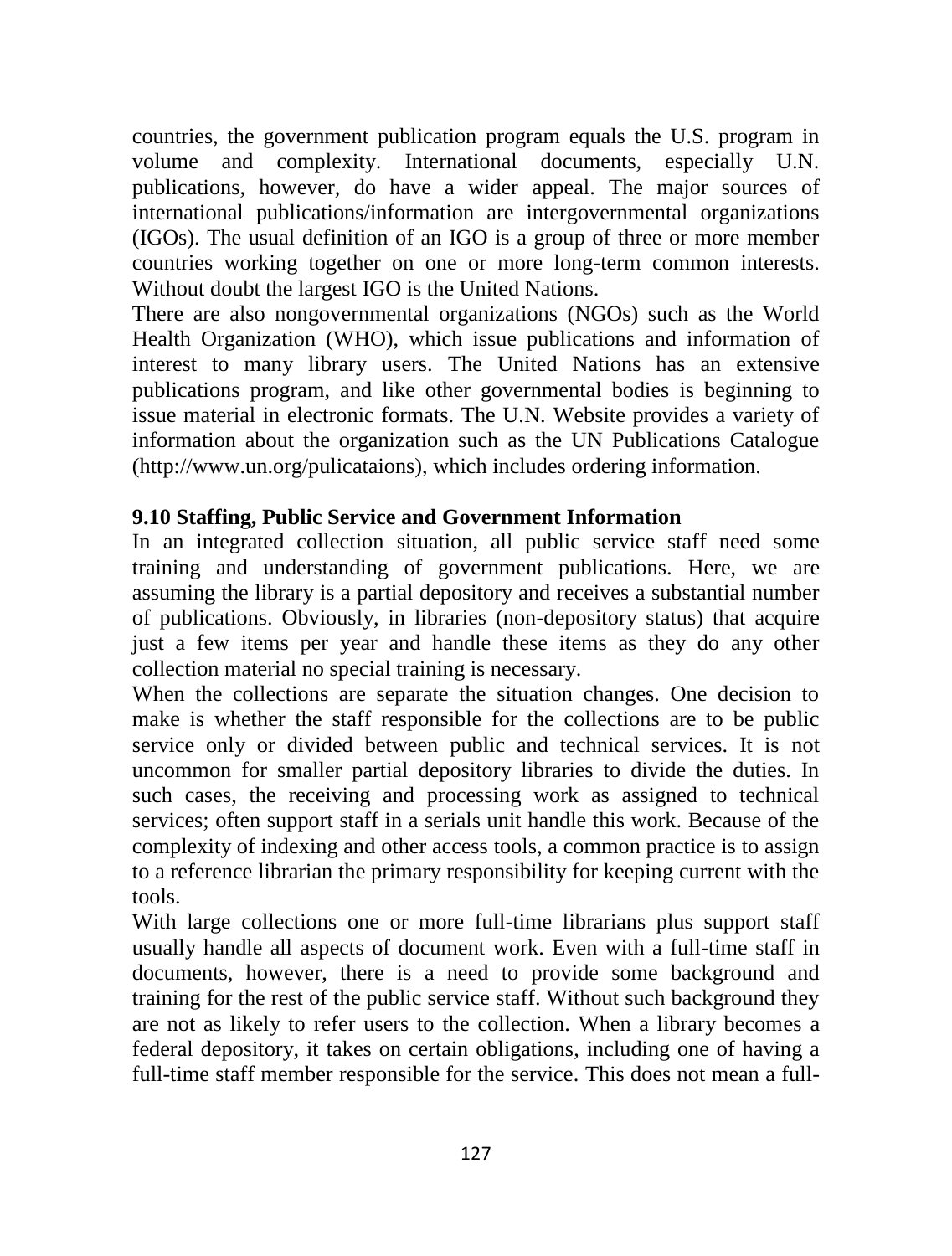countries, the government publication program equals the U.S. program in volume and complexity. International documents, especially U.N. publications, however, do have a wider appeal. The major sources of international publications/information are intergovernmental organizations (IGOs). The usual definition of an IGO is a group of three or more member countries working together on one or more long-term common interests. Without doubt the largest IGO is the United Nations.

There are also nongovernmental organizations (NGOs) such as the World Health Organization (WHO), which issue publications and information of interest to many library users. The United Nations has an extensive publications program, and like other governmental bodies is beginning to issue material in electronic formats. The U.N. Website provides a variety of information about the organization such as the UN Publications Catalogue (http://www.un.org/pulicataions), which includes ordering information.

### 9.10 Staffing, Public Service and Government Information

In an integrated collection situation, all public service staff need some training and understanding of government publications. Here, we are assuming the library is a partial depository and receives a substantial number of publications. Obviously, in libraries (non-depository status) that acquire just a few items per year and handle these items as they do any other collection material no special training is necessary.

When the collections are separate the situation changes. One decision to make is whether the staff responsible for the collections are to be public service only or divided between public and technical services. It is not uncommon for smaller partial depository libraries to divide the duties. In such cases, the receiving and processing work as assigned to technical services; often support staff in a serials unit handle this work. Because of the complexity of indexing and other access tools, a common practice is to assign to a reference librarian the primary responsibility for keeping current with the tools.

With large collections one or more full-time librarians plus support staff usually handle all aspects of document work. Even with a full-time staff in documents, however, there is a need to provide some background and training for the rest of the public service staff. Without such background they are not as likely to refer users to the collection. When a library becomes a federal depository, it takes on certain obligations, including one of having a full-time staff member responsible for the service. This does not mean a full-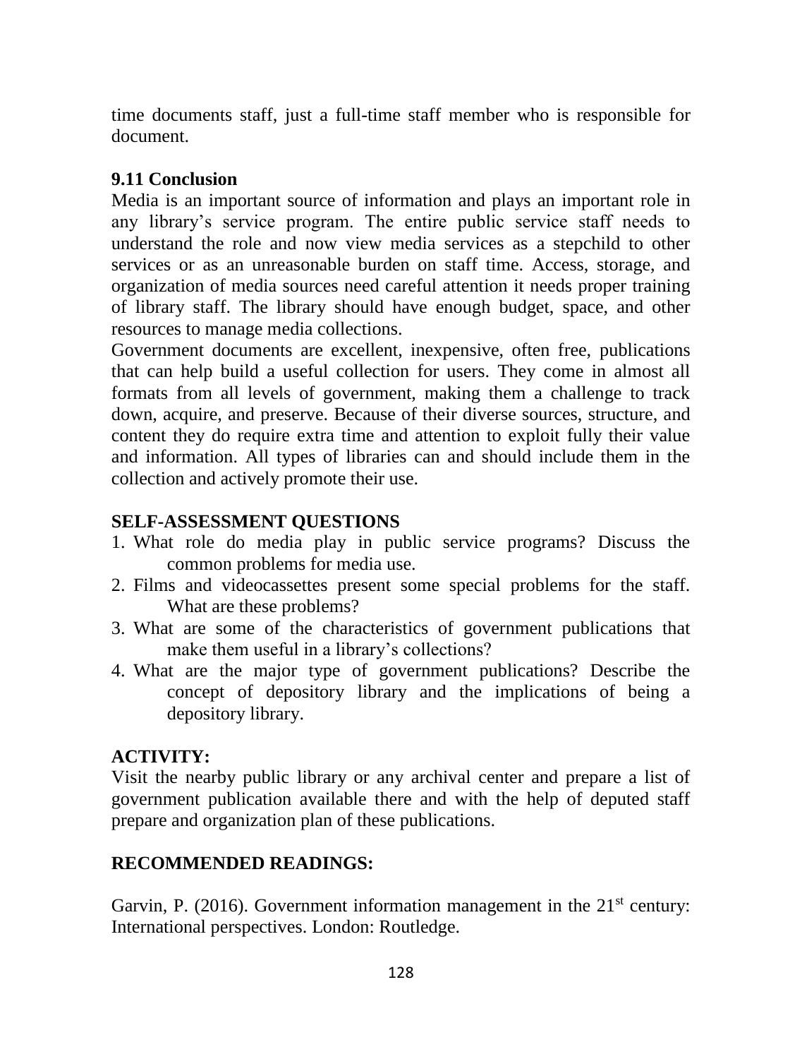time documents staff, just a full-time staff member who is responsible for document.

### 9.11 Conclusion

Media is an important source of information and plays an important role in any library's service program. The entire public service staff needs to understand the role and now view media services as a stepchild to other services or as an unreasonable burden on staff time. Access, storage, and organization of media sources need careful attention it needs proper training of library staff. The library should have enough budget, space, and other resources to manage media collections.

Government documents are excellent, inexpensive, often free, publications that can help build a useful collection for users. They come in almost all formats from all levels of government, making them a challenge to track down, acquire, and preserve. Because of their diverse sources, structure, and content they do require extra time and attention to exploit fully their value and information. All types of libraries can and should include them in the collection and actively promote their use.

### SELF-ASSESSMENT QUESTIONS

1. What role do media play in public service programs? Discuss the common problems for media use.
2. Films and videocassettes present some special problems for the staff. What are these problems?
3. What are some of the characteristics of government publications that make them useful in a library's collections?
4. What are the major type of government publications? Describe the concept of depository library and the implications of being a depository library.

### ACTIVITY:

Visit the nearby public library or any archival center and prepare a list of government publication available there and with the help of deputed staff prepare and organization plan of these publications.

### RECOMMENDED READINGS:

Garvin, P. (2016). Government information management in the 21st century: International perspectives. London: Routledge.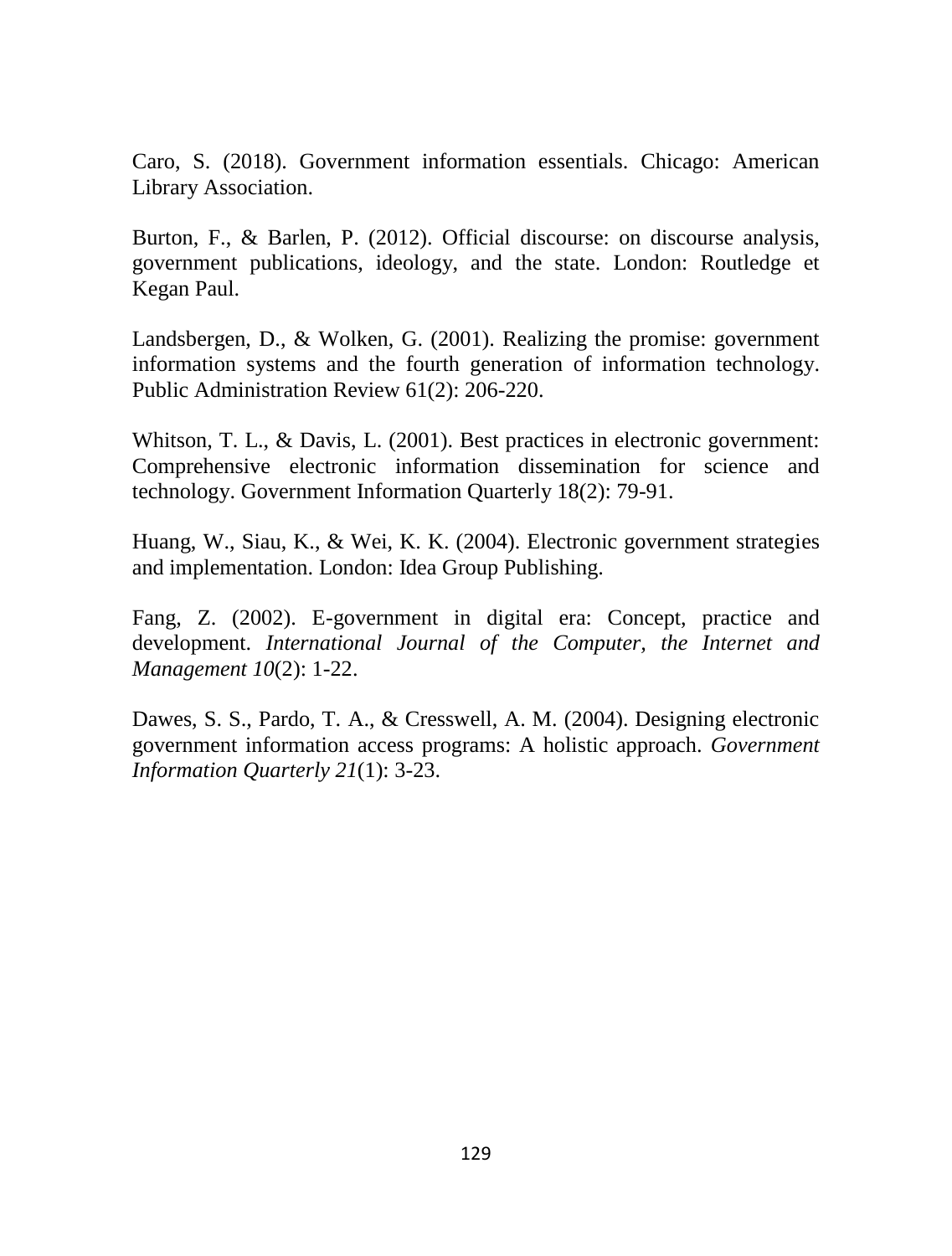Caro, S. (2018). Government information essentials. Chicago: American Library Association.

Burton, F., & Barlen, P. (2012). Official discourse: on discourse analysis, government publications, ideology, and the state. London: Routledge et Kegan Paul.

Landsbergen, D., & Wolken, G. (2001). Realizing the promise: government information systems and the fourth generation of information technology. Public Administration Review 61(2): 206-220.

Whitson, T. L., & Davis, L. (2001). Best practices in electronic government: Comprehensive electronic information dissemination for science and technology. Government Information Quarterly 18(2): 79-91.

Huang, W., Siau, K., & Wei, K. K. (2004). Electronic government strategies and implementation. London: Idea Group Publishing.

Fang, Z. (2002). E-government in digital era: Concept, practice and development. *International Journal of the Computer, the Internet and Management 10*(2): 1-22.

Dawes, S. S., Pardo, T. A., & Cresswell, A. M. (2004). Designing electronic government information access programs: A holistic approach. *Government Information Quarterly 21*(1): 3-23.